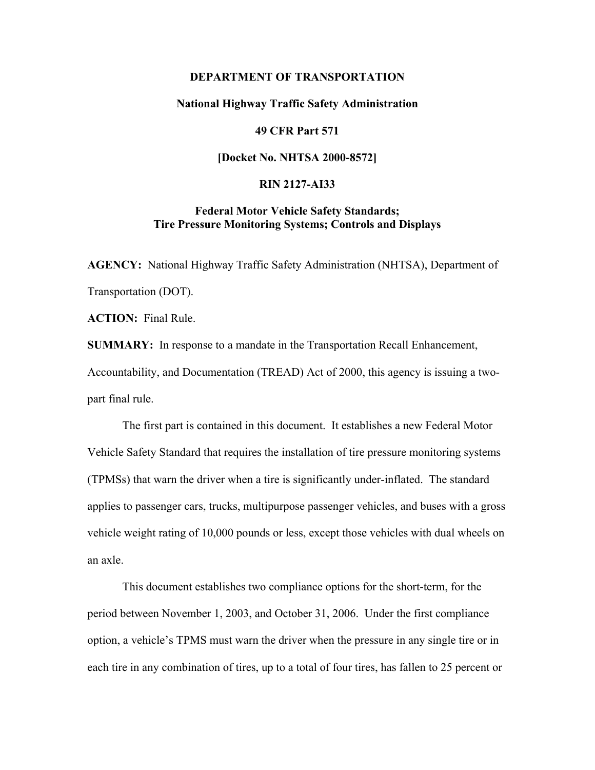**DEPARTMENT OF TRANSPORTATION**

**National Highway Traffic Safety Administration**

**49 CFR Part 571**

**[Docket No. NHTSA 2000-8572]**

**RIN 2127-AI33**

**Federal Motor Vehicle Safety Standards;
Tire Pressure Monitoring Systems; Controls and Displays**

**AGENCY:** National Highway Traffic Safety Administration (NHTSA), Department of Transportation (DOT).

**ACTION:** Final Rule.

**SUMMARY:** In response to a mandate in the Transportation Recall Enhancement, Accountability, and Documentation (TREAD) Act of 2000, this agency is issuing a two-part final rule.

The first part is contained in this document. It establishes a new Federal Motor Vehicle Safety Standard that requires the installation of tire pressure monitoring systems (TPMSs) that warn the driver when a tire is significantly under-inflated. The standard applies to passenger cars, trucks, multipurpose passenger vehicles, and buses with a gross vehicle weight rating of 10,000 pounds or less, except those vehicles with dual wheels on an axle.

This document establishes two compliance options for the short-term, for the period between November 1, 2003, and October 31, 2006. Under the first compliance option, a vehicle's TPMS must warn the driver when the pressure in any single tire or in each tire in any combination of tires, up to a total of four tires, has fallen to 25 percent or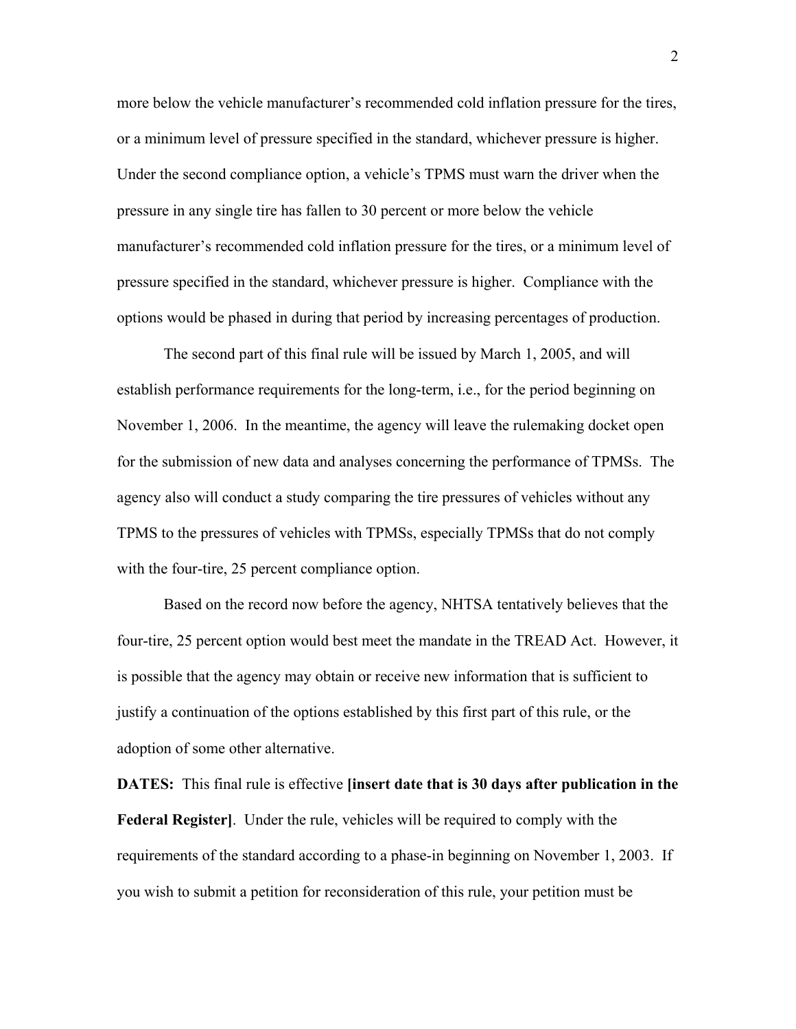more below the vehicle manufacturer's recommended cold inflation pressure for the tires, or a minimum level of pressure specified in the standard, whichever pressure is higher. Under the second compliance option, a vehicle's TPMS must warn the driver when the pressure in any single tire has fallen to 30 percent or more below the vehicle manufacturer's recommended cold inflation pressure for the tires, or a minimum level of pressure specified in the standard, whichever pressure is higher. Compliance with the options would be phased in during that period by increasing percentages of production.

The second part of this final rule will be issued by March 1, 2005, and will establish performance requirements for the long-term, i.e., for the period beginning on November 1, 2006. In the meantime, the agency will leave the rulemaking docket open for the submission of new data and analyses concerning the performance of TPMSs. The agency also will conduct a study comparing the tire pressures of vehicles without any TPMS to the pressures of vehicles with TPMSs, especially TPMSs that do not comply with the four-tire, 25 percent compliance option.

Based on the record now before the agency, NHTSA tentatively believes that the four-tire, 25 percent option would best meet the mandate in the TREAD Act. However, it is possible that the agency may obtain or receive new information that is sufficient to justify a continuation of the options established by this first part of this rule, or the adoption of some other alternative.

**DATES:** This final rule is effective **[insert date that is 30 days after publication in the Federal Register]**. Under the rule, vehicles will be required to comply with the requirements of the standard according to a phase-in beginning on November 1, 2003. If you wish to submit a petition for reconsideration of this rule, your petition must be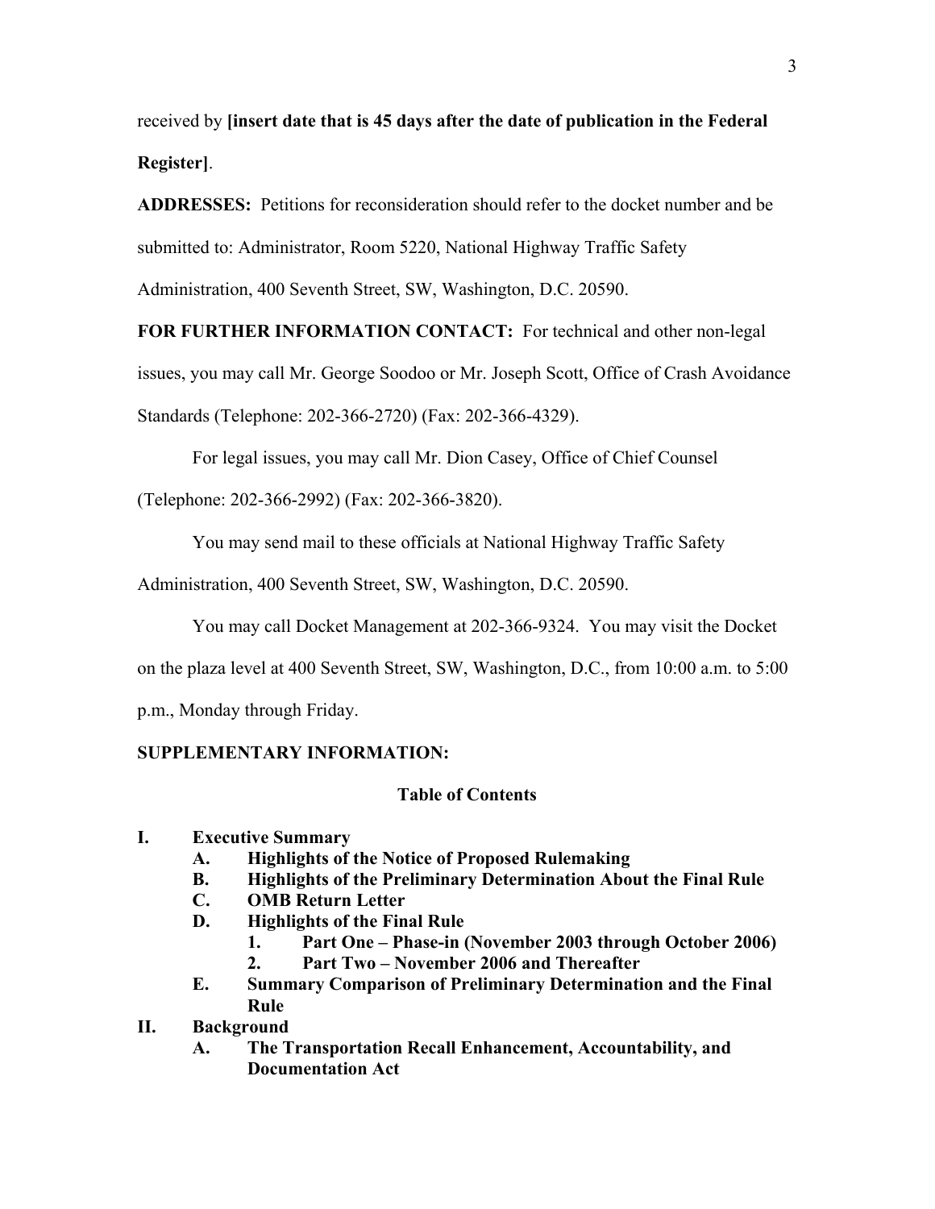received by **[insert date that is 45 days after the date of publication in the Federal Register]**.

**ADDRESSES:** Petitions for reconsideration should refer to the docket number and be submitted to: Administrator, Room 5220, National Highway Traffic Safety Administration, 400 Seventh Street, SW, Washington, D.C. 20590.

**FOR FURTHER INFORMATION CONTACT:** For technical and other non-legal issues, you may call Mr. George Soodoo or Mr. Joseph Scott, Office of Crash Avoidance Standards (Telephone: 202-366-2720) (Fax: 202-366-4329).

For legal issues, you may call Mr. Dion Casey, Office of Chief Counsel (Telephone: 202-366-2992) (Fax: 202-366-3820).

You may send mail to these officials at National Highway Traffic Safety Administration, 400 Seventh Street, SW, Washington, D.C. 20590.

You may call Docket Management at 202-366-9324. You may visit the Docket on the plaza level at 400 Seventh Street, SW, Washington, D.C., from 10:00 a.m. to 5:00 p.m., Monday through Friday.

**SUPPLEMENTARY INFORMATION:**

**Table of Contents**

- **I. Executive Summary**
  - **A. Highlights of the Notice of Proposed Rulemaking**
  - **B. Highlights of the Preliminary Determination About the Final Rule**
  - **C. OMB Return Letter**
  - **D. Highlights of the Final Rule**
    - **1. Part One – Phase-in (November 2003 through October 2006)**
    - **2. Part Two – November 2006 and Thereafter**
  - **E. Summary Comparison of Preliminary Determination and the Final Rule**
- **II. Background**
  - **A. The Transportation Recall Enhancement, Accountability, and Documentation Act**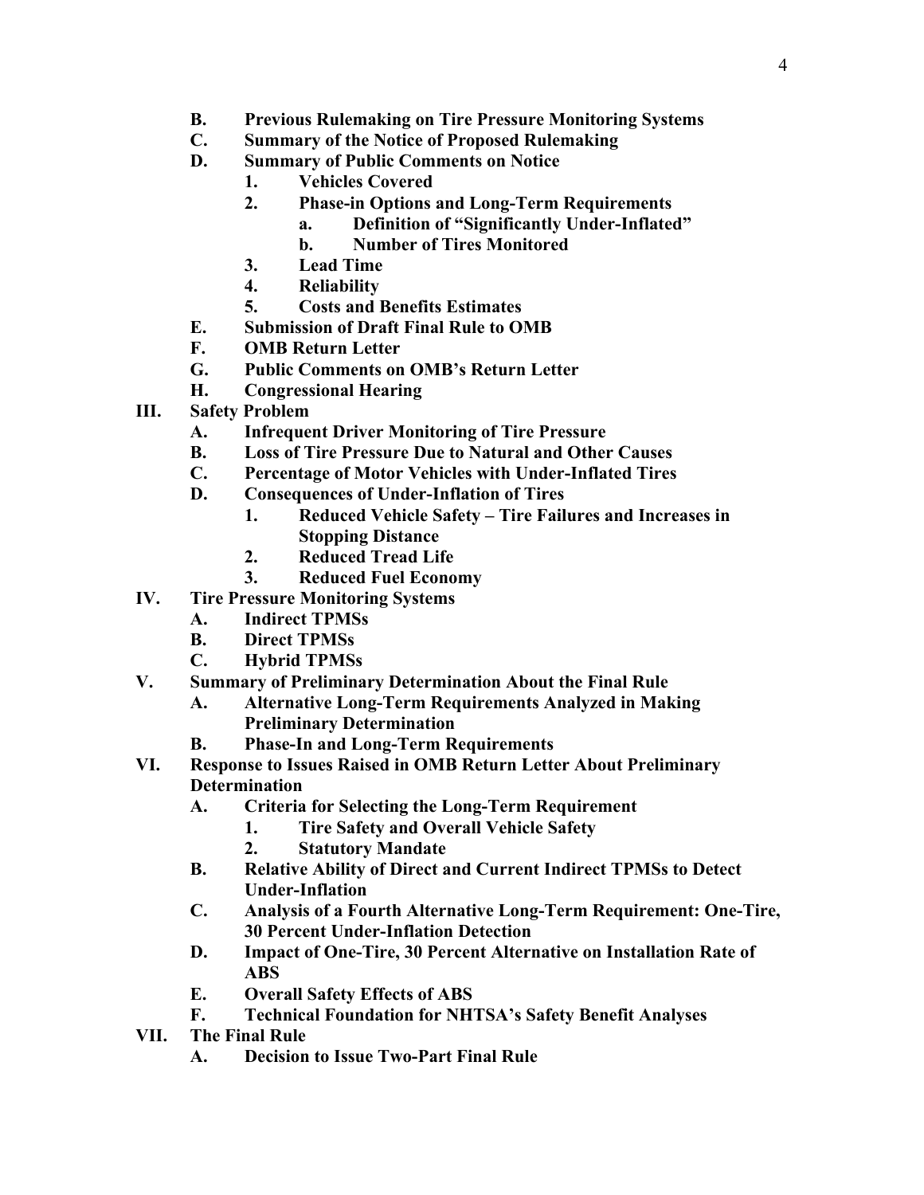- **B. Previous Rulemaking on Tire Pressure Monitoring Systems**
- **C. Summary of the Notice of Proposed Rulemaking**
- **D. Summary of Public Comments on Notice**
  - **1. Vehicles Covered**
  - **2. Phase-in Options and Long-Term Requirements**
    - **a. Definition of "Significantly Under-Inflated"**
    - **b. Number of Tires Monitored**
  - **3. Lead Time**
  - **4. Reliability**
  - **5. Costs and Benefits Estimates**
- **E. Submission of Draft Final Rule to OMB**
- **F. OMB Return Letter**
- **G. Public Comments on OMB's Return Letter**
- **H. Congressional Hearing**

**III. Safety Problem**

- **A. Infrequent Driver Monitoring of Tire Pressure**
- **B. Loss of Tire Pressure Due to Natural and Other Causes**
- **C. Percentage of Motor Vehicles with Under-Inflated Tires**
- **D. Consequences of Under-Inflation of Tires**
  - **1. Reduced Vehicle Safety – Tire Failures and Increases in Stopping Distance**
  - **2. Reduced Tread Life**
  - **3. Reduced Fuel Economy**

**IV. Tire Pressure Monitoring Systems**

- **A. Indirect TPMSs**
- **B. Direct TPMSs**
- **C. Hybrid TPMSs**

**V. Summary of Preliminary Determination About the Final Rule**

- **A. Alternative Long-Term Requirements Analyzed in Making Preliminary Determination**
- **B. Phase-In and Long-Term Requirements**

**VI. Response to Issues Raised in OMB Return Letter About Preliminary Determination**

- **A. Criteria for Selecting the Long-Term Requirement**
  - **1. Tire Safety and Overall Vehicle Safety**
  - **2. Statutory Mandate**
- **B. Relative Ability of Direct and Current Indirect TPMSs to Detect Under-Inflation**
- **C. Analysis of a Fourth Alternative Long-Term Requirement: One-Tire, 30 Percent Under-Inflation Detection**
- **D. Impact of One-Tire, 30 Percent Alternative on Installation Rate of ABS**
- **E. Overall Safety Effects of ABS**
- **F. Technical Foundation for NHTSA's Safety Benefit Analyses**

**VII. The Final Rule**

- **A. Decision to Issue Two-Part Final Rule**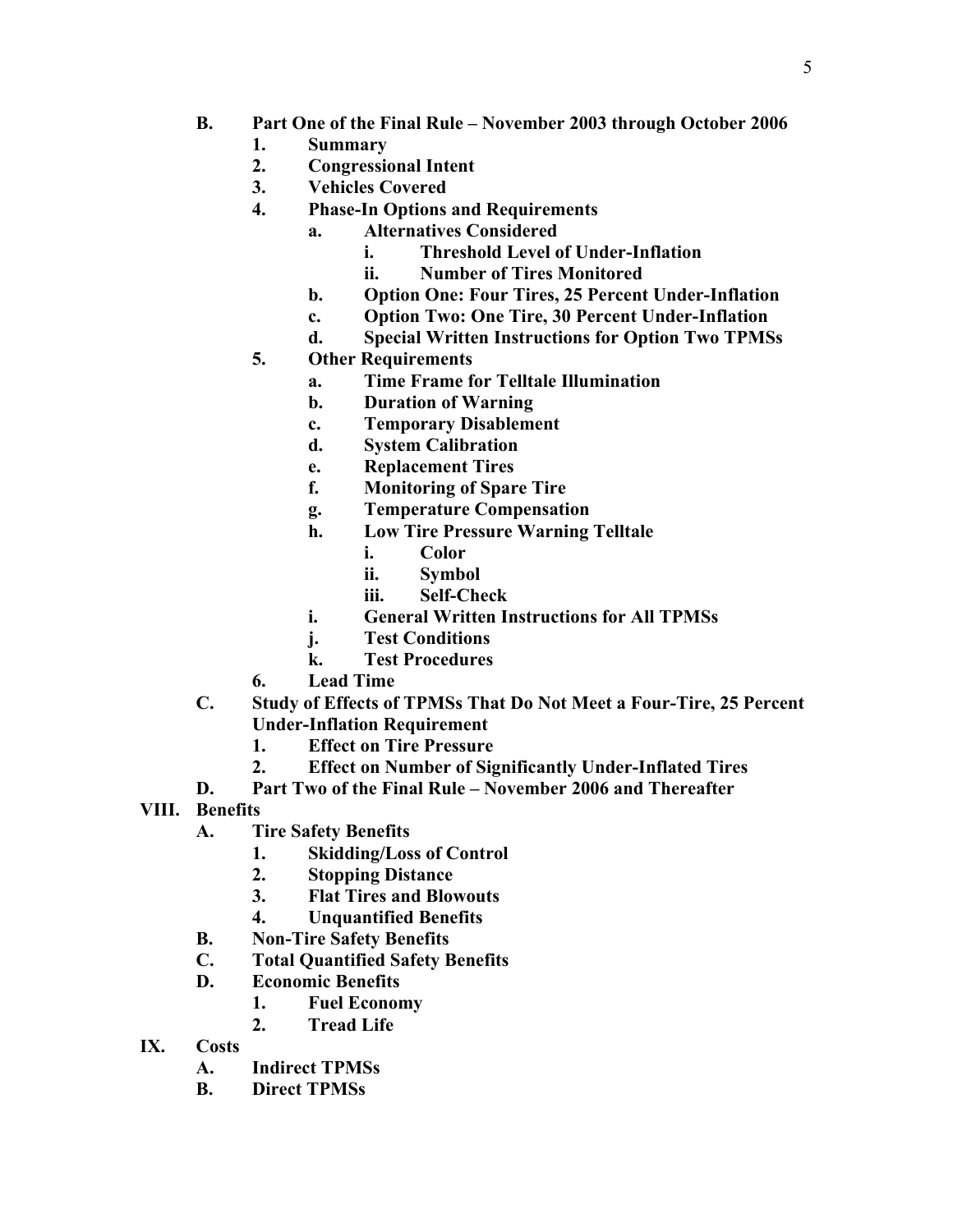- **B. Part One of the Final Rule – November 2003 through October 2006**
  - **1. Summary**
  - **2. Congressional Intent**
  - **3. Vehicles Covered**
  - **4. Phase-In Options and Requirements**
    - **a. Alternatives Considered**
      - **i. Threshold Level of Under-Inflation**
      - **ii. Number of Tires Monitored**
    - **b. Option One: Four Tires, 25 Percent Under-Inflation**
    - **c. Option Two: One Tire, 30 Percent Under-Inflation**
    - **d. Special Written Instructions for Option Two TPMSs**
  - **5. Other Requirements**
    - **a. Time Frame for Telltale Illumination**
    - **b. Duration of Warning**
    - **c. Temporary Disablement**
    - **d. System Calibration**
    - **e. Replacement Tires**
    - **f. Monitoring of Spare Tire**
    - **g. Temperature Compensation**
    - **h. Low Tire Pressure Warning Telltale**
      - **i. Color**
      - **ii. Symbol**
      - **iii. Self-Check**
    - **i. General Written Instructions for All TPMSs**
    - **j. Test Conditions**
    - **k. Test Procedures**
  - **6. Lead Time**
- **C. Study of Effects of TPMSs That Do Not Meet a Four-Tire, 25 Percent Under-Inflation Requirement**
  - **1. Effect on Tire Pressure**
  - **2. Effect on Number of Significantly Under-Inflated Tires**
- **D. Part Two of the Final Rule – November 2006 and Thereafter**

**VIII. Benefits**

- **A. Tire Safety Benefits**
  - **1. Skidding/Loss of Control**
  - **2. Stopping Distance**
  - **3. Flat Tires and Blowouts**
  - **4. Unquantified Benefits**
- **B. Non-Tire Safety Benefits**
- **C. Total Quantified Safety Benefits**
- **D. Economic Benefits**
  - **1. Fuel Economy**
  - **2. Tread Life**

**IX. Costs**

- **A. Indirect TPMSs**
- **B. Direct TPMSs**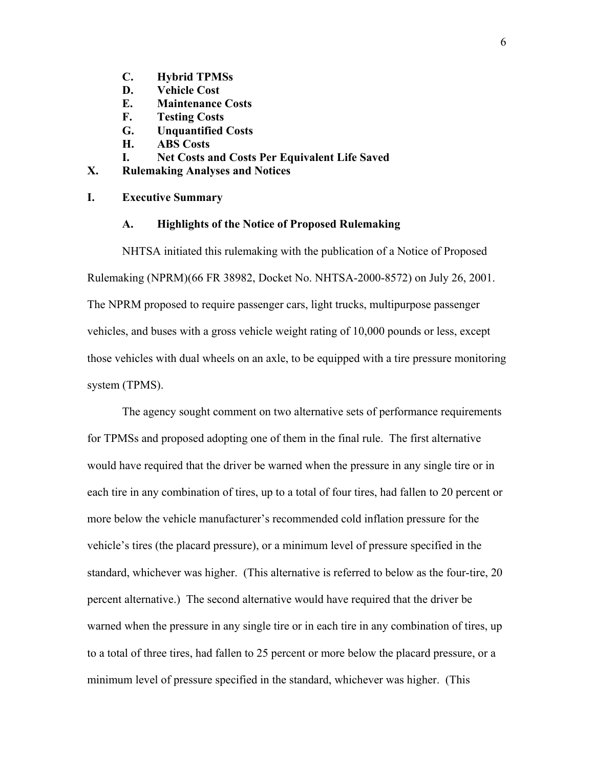- **C. Hybrid TPMSs**
- **D. Vehicle Cost**
- **E. Maintenance Costs**
- **F. Testing Costs**
- **G. Unquantified Costs**
- **H. ABS Costs**
- **I. Net Costs and Costs Per Equivalent Life Saved**

**X. Rulemaking Analyses and Notices**

## I. Executive Summary

### A. Highlights of the Notice of Proposed Rulemaking

NHTSA initiated this rulemaking with the publication of a Notice of Proposed Rulemaking (NPRM)(66 FR 38982, Docket No. NHTSA-2000-8572) on July 26, 2001. The NPRM proposed to require passenger cars, light trucks, multipurpose passenger vehicles, and buses with a gross vehicle weight rating of 10,000 pounds or less, except those vehicles with dual wheels on an axle, to be equipped with a tire pressure monitoring system (TPMS).

The agency sought comment on two alternative sets of performance requirements for TPMSs and proposed adopting one of them in the final rule. The first alternative would have required that the driver be warned when the pressure in any single tire or in each tire in any combination of tires, up to a total of four tires, had fallen to 20 percent or more below the vehicle manufacturer's recommended cold inflation pressure for the vehicle's tires (the placard pressure), or a minimum level of pressure specified in the standard, whichever was higher. (This alternative is referred to below as the four-tire, 20 percent alternative.) The second alternative would have required that the driver be warned when the pressure in any single tire or in each tire in any combination of tires, up to a total of three tires, had fallen to 25 percent or more below the placard pressure, or a minimum level of pressure specified in the standard, whichever was higher. (This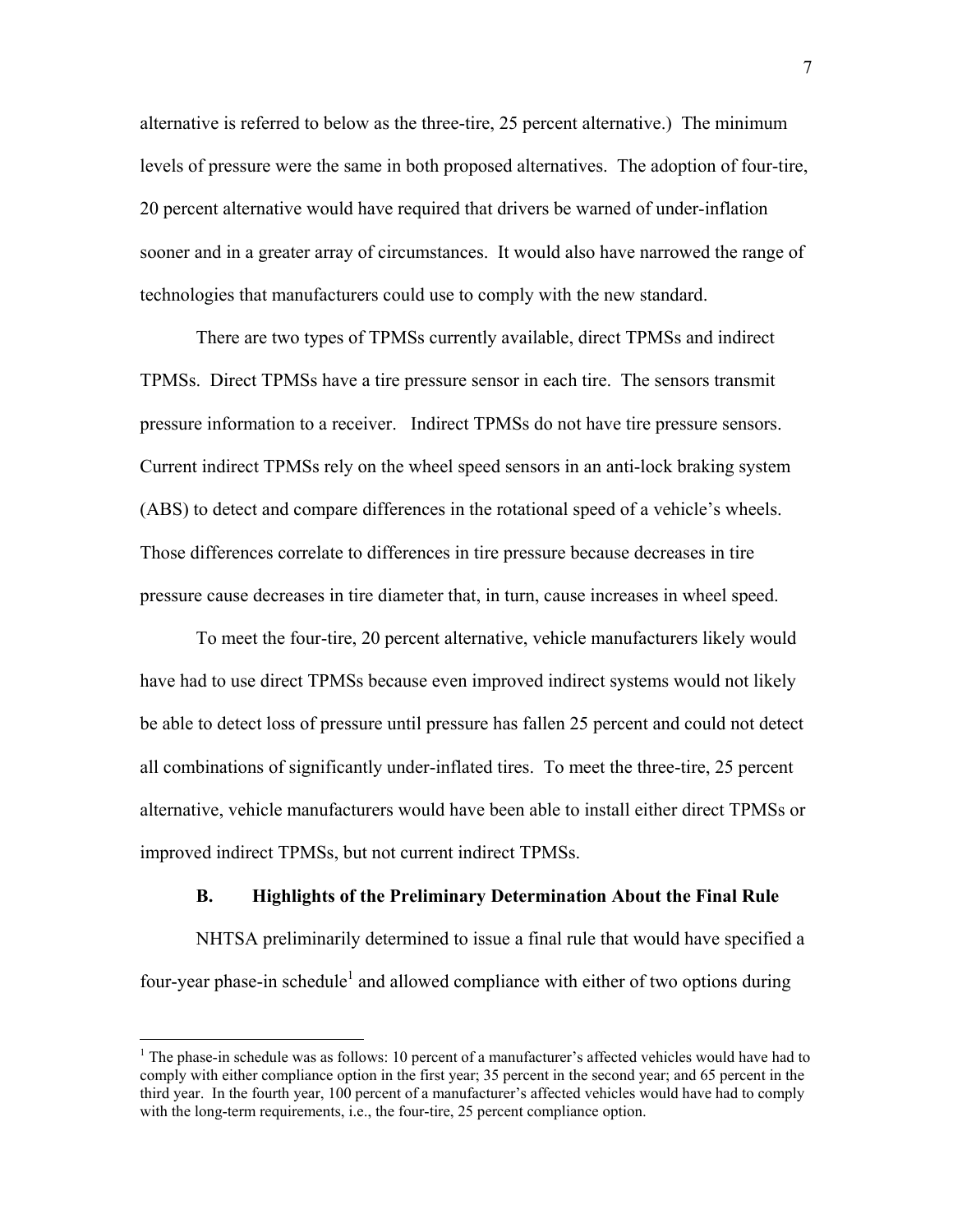alternative is referred to below as the three-tire, 25 percent alternative.) The minimum levels of pressure were the same in both proposed alternatives. The adoption of four-tire, 20 percent alternative would have required that drivers be warned of under-inflation sooner and in a greater array of circumstances. It would also have narrowed the range of technologies that manufacturers could use to comply with the new standard.

There are two types of TPMSs currently available, direct TPMSs and indirect TPMSs. Direct TPMSs have a tire pressure sensor in each tire. The sensors transmit pressure information to a receiver. Indirect TPMSs do not have tire pressure sensors. Current indirect TPMSs rely on the wheel speed sensors in an anti-lock braking system (ABS) to detect and compare differences in the rotational speed of a vehicle's wheels. Those differences correlate to differences in tire pressure because decreases in tire pressure cause decreases in tire diameter that, in turn, cause increases in wheel speed.

To meet the four-tire, 20 percent alternative, vehicle manufacturers likely would have had to use direct TPMSs because even improved indirect systems would not likely be able to detect loss of pressure until pressure has fallen 25 percent and could not detect all combinations of significantly under-inflated tires. To meet the three-tire, 25 percent alternative, vehicle manufacturers would have been able to install either direct TPMSs or improved indirect TPMSs, but not current indirect TPMSs.

### B. Highlights of the Preliminary Determination About the Final Rule

NHTSA preliminarily determined to issue a final rule that would have specified a four-year phase-in schedule[1] and allowed compliance with either of two options during

[1] The phase-in schedule was as follows: 10 percent of a manufacturer's affected vehicles would have had to comply with either compliance option in the first year; 35 percent in the second year; and 65 percent in the third year. In the fourth year, 100 percent of a manufacturer's affected vehicles would have had to comply with the long-term requirements, i.e., the four-tire, 25 percent compliance option.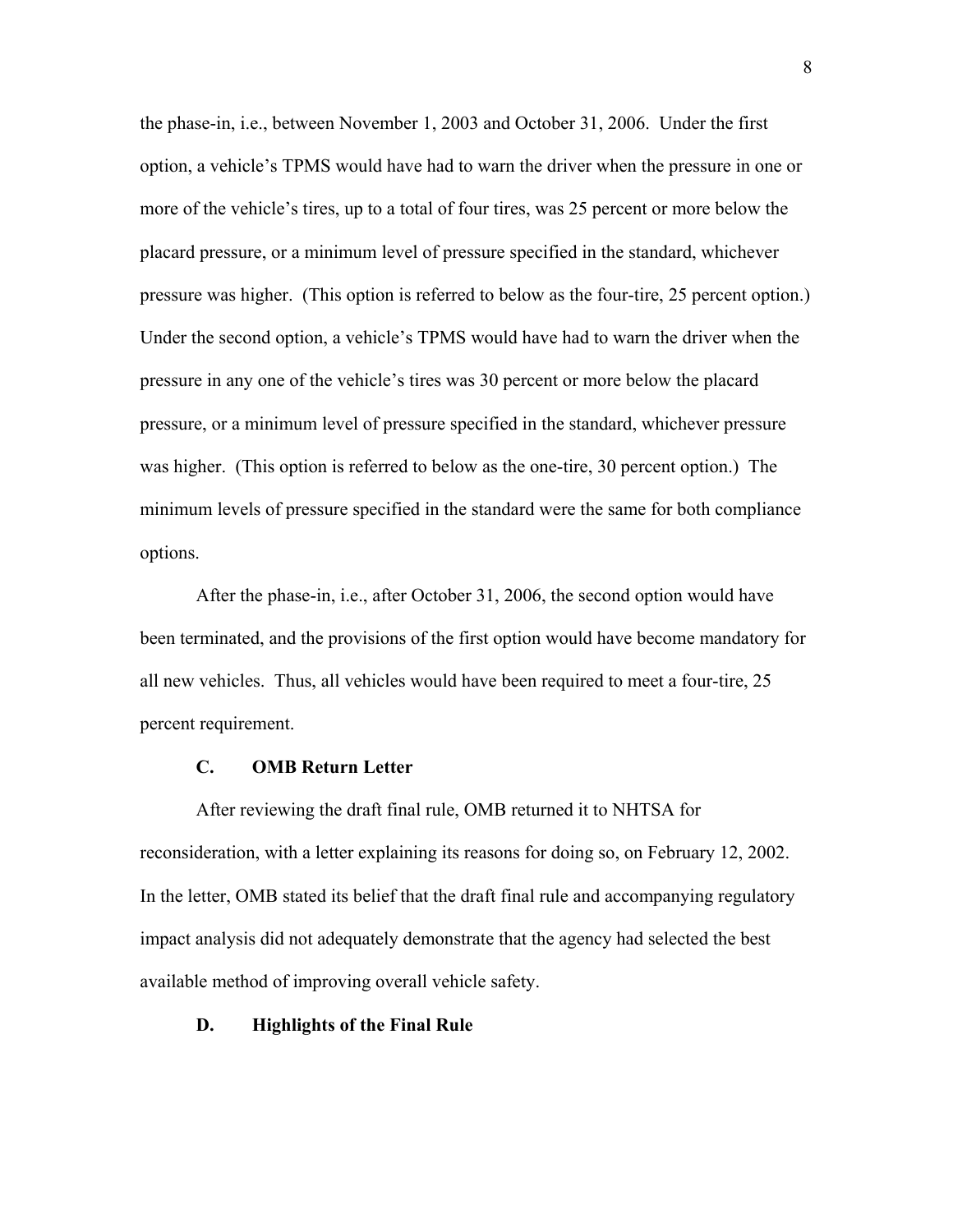the phase-in, i.e., between November 1, 2003 and October 31, 2006. Under the first option, a vehicle's TPMS would have had to warn the driver when the pressure in one or more of the vehicle's tires, up to a total of four tires, was 25 percent or more below the placard pressure, or a minimum level of pressure specified in the standard, whichever pressure was higher. (This option is referred to below as the four-tire, 25 percent option.) Under the second option, a vehicle's TPMS would have had to warn the driver when the pressure in any one of the vehicle's tires was 30 percent or more below the placard pressure, or a minimum level of pressure specified in the standard, whichever pressure was higher. (This option is referred to below as the one-tire, 30 percent option.) The minimum levels of pressure specified in the standard were the same for both compliance options.

After the phase-in, i.e., after October 31, 2006, the second option would have been terminated, and the provisions of the first option would have become mandatory for all new vehicles. Thus, all vehicles would have been required to meet a four-tire, 25 percent requirement.

### C. OMB Return Letter

After reviewing the draft final rule, OMB returned it to NHTSA for reconsideration, with a letter explaining its reasons for doing so, on February 12, 2002. In the letter, OMB stated its belief that the draft final rule and accompanying regulatory impact analysis did not adequately demonstrate that the agency had selected the best available method of improving overall vehicle safety.

### D. Highlights of the Final Rule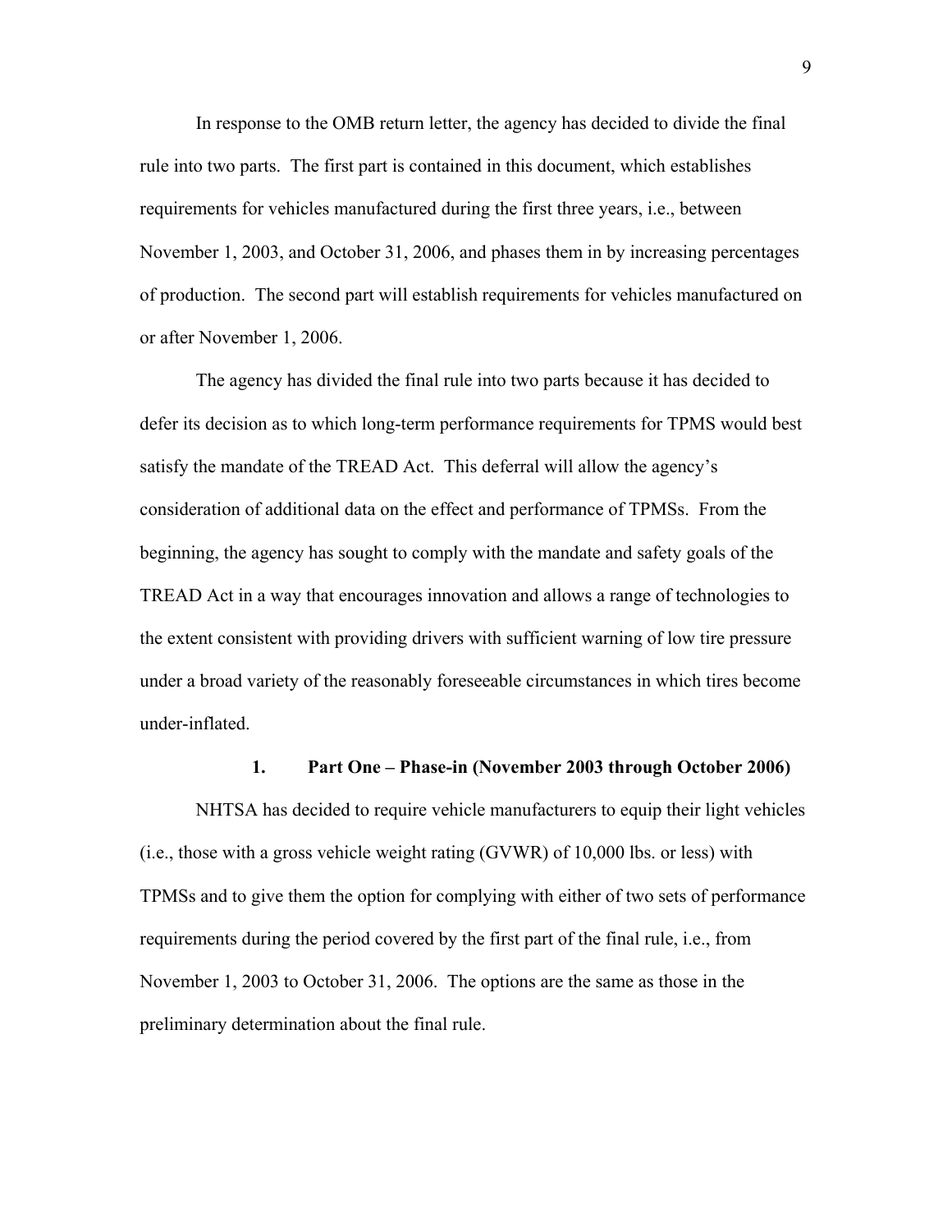In response to the OMB return letter, the agency has decided to divide the final rule into two parts. The first part is contained in this document, which establishes requirements for vehicles manufactured during the first three years, i.e., between November 1, 2003, and October 31, 2006, and phases them in by increasing percentages of production. The second part will establish requirements for vehicles manufactured on or after November 1, 2006.

The agency has divided the final rule into two parts because it has decided to defer its decision as to which long-term performance requirements for TPMS would best satisfy the mandate of the TREAD Act. This deferral will allow the agency's consideration of additional data on the effect and performance of TPMSs. From the beginning, the agency has sought to comply with the mandate and safety goals of the TREAD Act in a way that encourages innovation and allows a range of technologies to the extent consistent with providing drivers with sufficient warning of low tire pressure under a broad variety of the reasonably foreseeable circumstances in which tires become under-inflated.

### 1. Part One – Phase-in (November 2003 through October 2006)

NHTSA has decided to require vehicle manufacturers to equip their light vehicles (i.e., those with a gross vehicle weight rating (GVWR) of 10,000 lbs. or less) with TPMSs and to give them the option for complying with either of two sets of performance requirements during the period covered by the first part of the final rule, i.e., from November 1, 2003 to October 31, 2006. The options are the same as those in the preliminary determination about the final rule.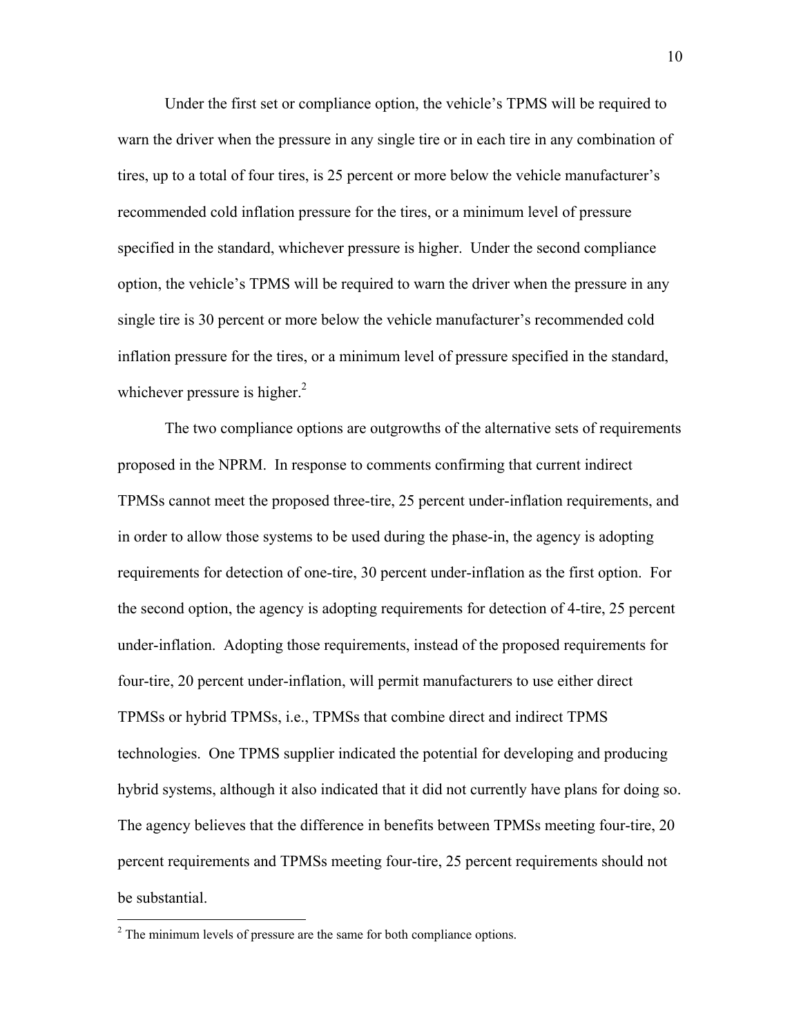Under the first set or compliance option, the vehicle's TPMS will be required to warn the driver when the pressure in any single tire or in each tire in any combination of tires, up to a total of four tires, is 25 percent or more below the vehicle manufacturer's recommended cold inflation pressure for the tires, or a minimum level of pressure specified in the standard, whichever pressure is higher. Under the second compliance option, the vehicle's TPMS will be required to warn the driver when the pressure in any single tire is 30 percent or more below the vehicle manufacturer's recommended cold inflation pressure for the tires, or a minimum level of pressure specified in the standard, whichever pressure is higher.[2]

The two compliance options are outgrowths of the alternative sets of requirements proposed in the NPRM. In response to comments confirming that current indirect TPMSs cannot meet the proposed three-tire, 25 percent under-inflation requirements, and in order to allow those systems to be used during the phase-in, the agency is adopting requirements for detection of one-tire, 30 percent under-inflation as the first option. For the second option, the agency is adopting requirements for detection of 4-tire, 25 percent under-inflation. Adopting those requirements, instead of the proposed requirements for four-tire, 20 percent under-inflation, will permit manufacturers to use either direct TPMSs or hybrid TPMSs, i.e., TPMSs that combine direct and indirect TPMS technologies. One TPMS supplier indicated the potential for developing and producing hybrid systems, although it also indicated that it did not currently have plans for doing so. The agency believes that the difference in benefits between TPMSs meeting four-tire, 20 percent requirements and TPMSs meeting four-tire, 25 percent requirements should not be substantial.

[2] The minimum levels of pressure are the same for both compliance options.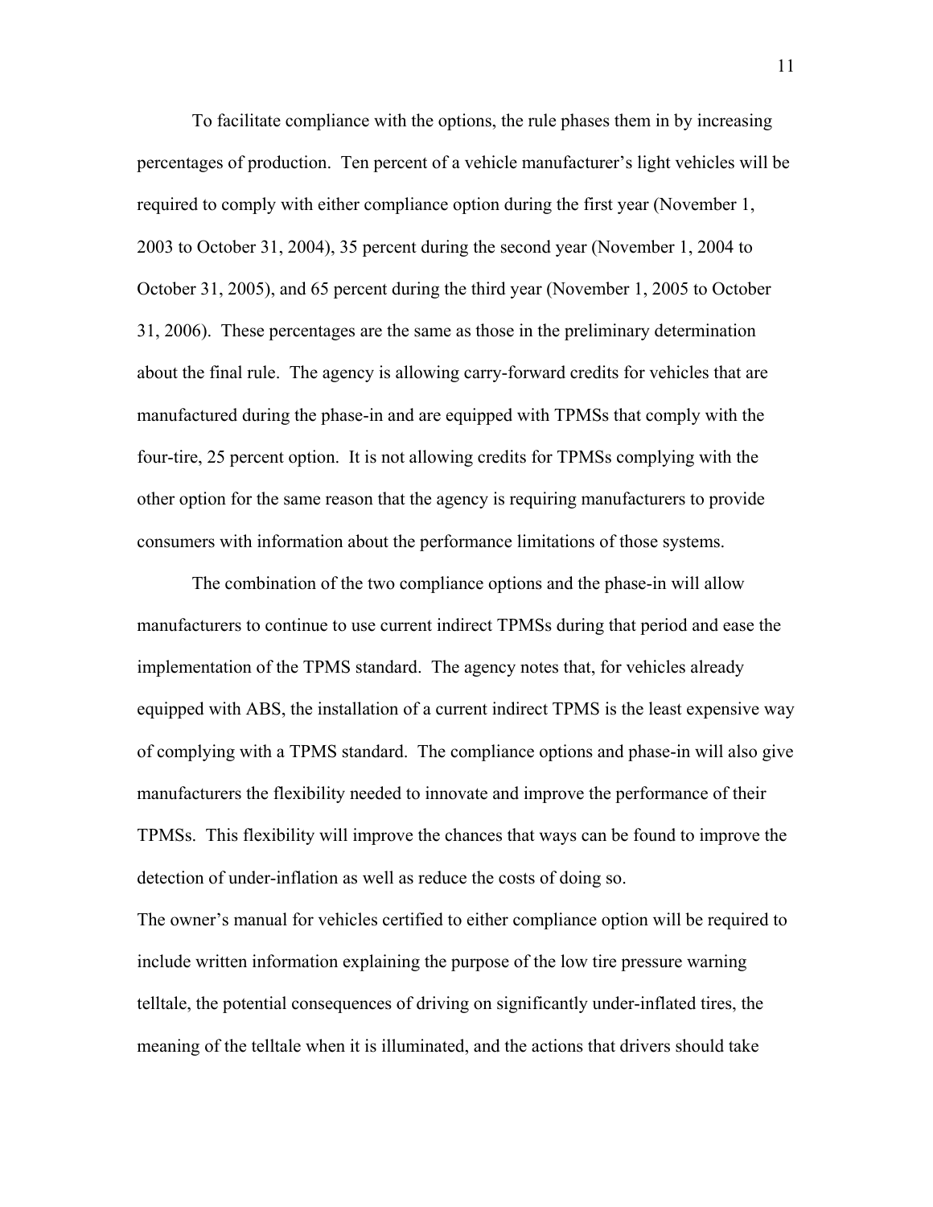To facilitate compliance with the options, the rule phases them in by increasing percentages of production. Ten percent of a vehicle manufacturer's light vehicles will be required to comply with either compliance option during the first year (November 1, 2003 to October 31, 2004), 35 percent during the second year (November 1, 2004 to October 31, 2005), and 65 percent during the third year (November 1, 2005 to October 31, 2006). These percentages are the same as those in the preliminary determination about the final rule. The agency is allowing carry-forward credits for vehicles that are manufactured during the phase-in and are equipped with TPMSs that comply with the four-tire, 25 percent option. It is not allowing credits for TPMSs complying with the other option for the same reason that the agency is requiring manufacturers to provide consumers with information about the performance limitations of those systems.

The combination of the two compliance options and the phase-in will allow manufacturers to continue to use current indirect TPMSs during that period and ease the implementation of the TPMS standard. The agency notes that, for vehicles already equipped with ABS, the installation of a current indirect TPMS is the least expensive way of complying with a TPMS standard. The compliance options and phase-in will also give manufacturers the flexibility needed to innovate and improve the performance of their TPMSs. This flexibility will improve the chances that ways can be found to improve the detection of under-inflation as well as reduce the costs of doing so.

The owner's manual for vehicles certified to either compliance option will be required to include written information explaining the purpose of the low tire pressure warning telltale, the potential consequences of driving on significantly under-inflated tires, the meaning of the telltale when it is illuminated, and the actions that drivers should take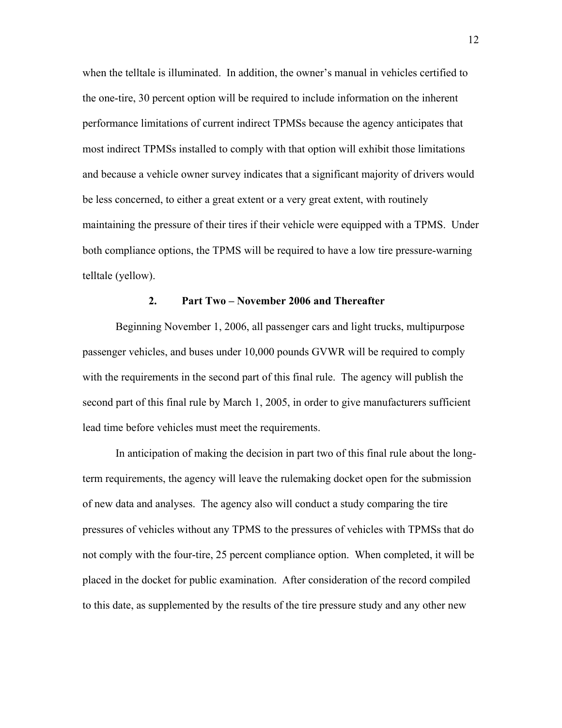when the telltale is illuminated. In addition, the owner's manual in vehicles certified to the one-tire, 30 percent option will be required to include information on the inherent performance limitations of current indirect TPMSs because the agency anticipates that most indirect TPMSs installed to comply with that option will exhibit those limitations and because a vehicle owner survey indicates that a significant majority of drivers would be less concerned, to either a great extent or a very great extent, with routinely maintaining the pressure of their tires if their vehicle were equipped with a TPMS. Under both compliance options, the TPMS will be required to have a low tire pressure-warning telltale (yellow).

### 2. Part Two – November 2006 and Thereafter

Beginning November 1, 2006, all passenger cars and light trucks, multipurpose passenger vehicles, and buses under 10,000 pounds GVWR will be required to comply with the requirements in the second part of this final rule. The agency will publish the second part of this final rule by March 1, 2005, in order to give manufacturers sufficient lead time before vehicles must meet the requirements.

In anticipation of making the decision in part two of this final rule about the long-term requirements, the agency will leave the rulemaking docket open for the submission of new data and analyses. The agency also will conduct a study comparing the tire pressures of vehicles without any TPMS to the pressures of vehicles with TPMSs that do not comply with the four-tire, 25 percent compliance option. When completed, it will be placed in the docket for public examination. After consideration of the record compiled to this date, as supplemented by the results of the tire pressure study and any other new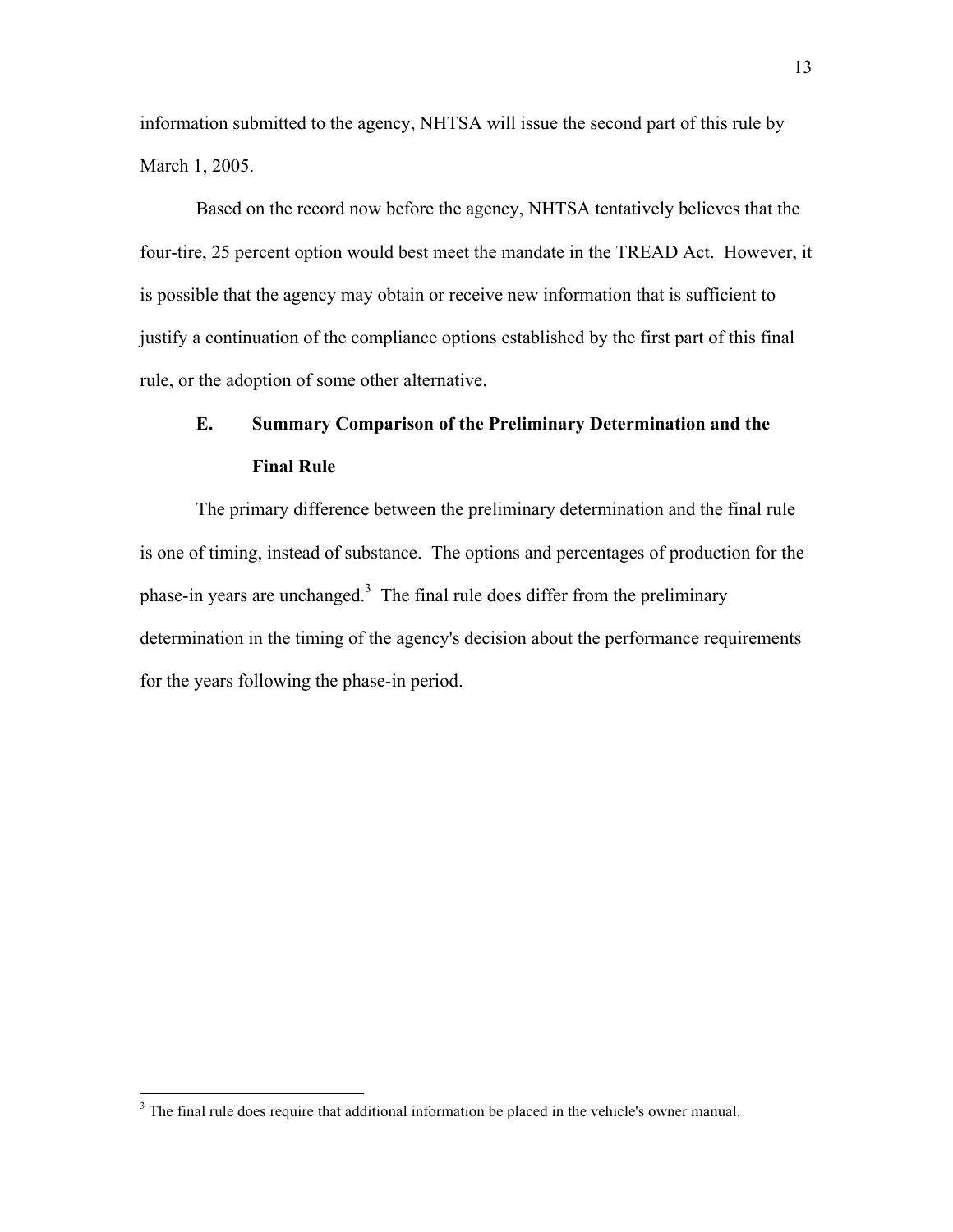information submitted to the agency, NHTSA will issue the second part of this rule by March 1, 2005.

Based on the record now before the agency, NHTSA tentatively believes that the four-tire, 25 percent option would best meet the mandate in the TREAD Act. However, it is possible that the agency may obtain or receive new information that is sufficient to justify a continuation of the compliance options established by the first part of this final rule, or the adoption of some other alternative.

### E. Summary Comparison of the Preliminary Determination and the Final Rule

The primary difference between the preliminary determination and the final rule is one of timing, instead of substance. The options and percentages of production for the phase-in years are unchanged.[3] The final rule does differ from the preliminary determination in the timing of the agency's decision about the performance requirements for the years following the phase-in period.

[3] The final rule does require that additional information be placed in the vehicle's owner manual.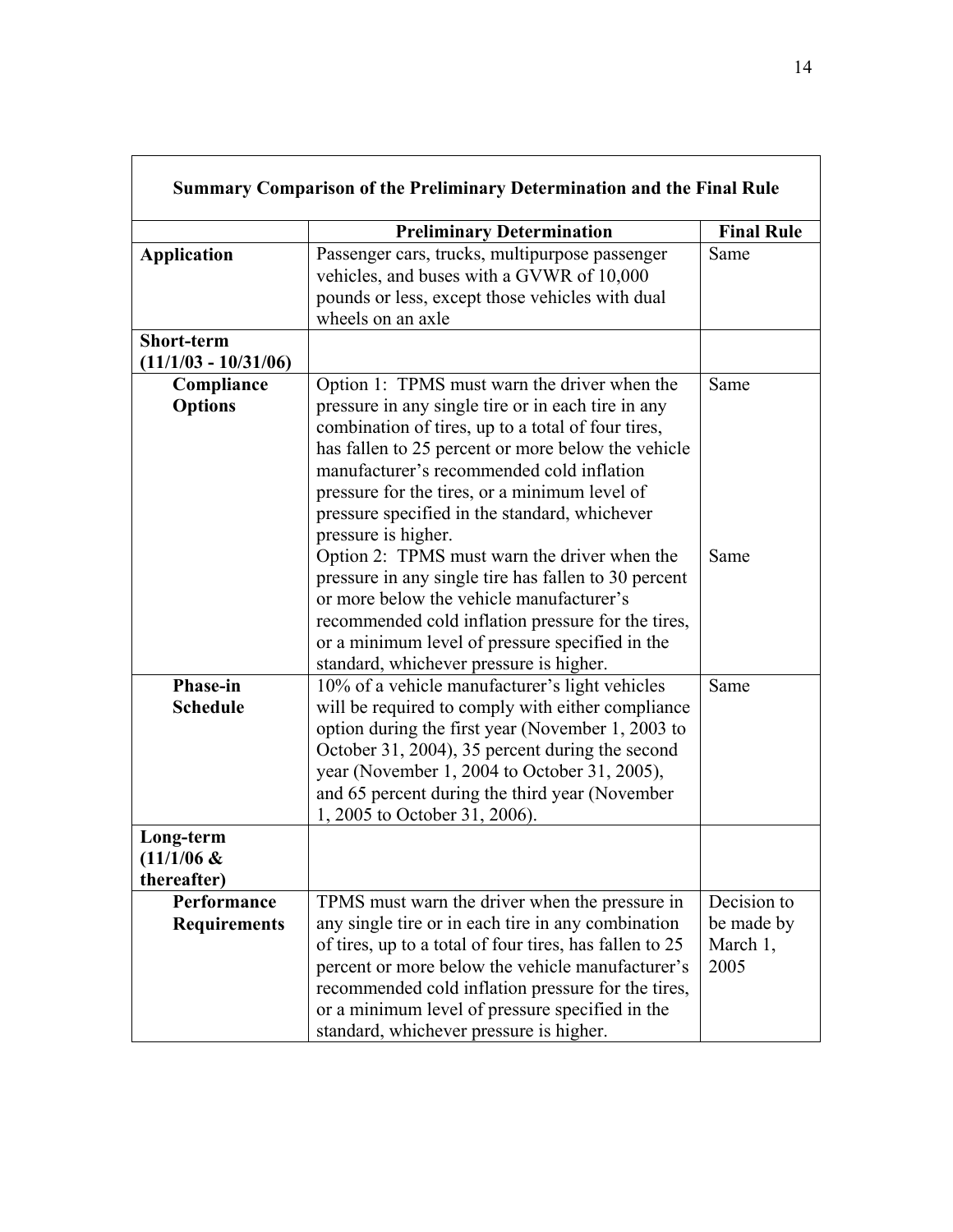| Summary Comparison of the Preliminary Determination and the Final Rule | | |
|---|---|---|
| | **Preliminary Determination** | **Final Rule** |
| **Application** | Passenger cars, trucks, multipurpose passenger vehicles, and buses with a GVWR of 10,000 pounds or less, except those vehicles with dual wheels on an axle | Same |
| **Short-term (11/1/03 - 10/31/06)** | | |
| **Compliance Options** | Option 1: TPMS must warn the driver when the pressure in any single tire or in each tire in any combination of tires, up to a total of four tires, has fallen to 25 percent or more below the vehicle manufacturer's recommended cold inflation pressure for the tires, or a minimum level of pressure specified in the standard, whichever pressure is higher. | Same |
| | Option 2: TPMS must warn the driver when the pressure in any single tire has fallen to 30 percent or more below the vehicle manufacturer's recommended cold inflation pressure for the tires, or a minimum level of pressure specified in the standard, whichever pressure is higher. | Same |
| **Phase-in Schedule** | 10% of a vehicle manufacturer's light vehicles will be required to comply with either compliance option during the first year (November 1, 2003 to October 31, 2004), 35 percent during the second year (November 1, 2004 to October 31, 2005), and 65 percent during the third year (November 1, 2005 to October 31, 2006). | Same |
| **Long-term (11/1/06 & thereafter)** | | |
| **Performance Requirements** | TPMS must warn the driver when the pressure in any single tire or in each tire in any combination of tires, up to a total of four tires, has fallen to 25 percent or more below the vehicle manufacturer's recommended cold inflation pressure for the tires, or a minimum level of pressure specified in the standard, whichever pressure is higher. | Decision to be made by March 1, 2005 |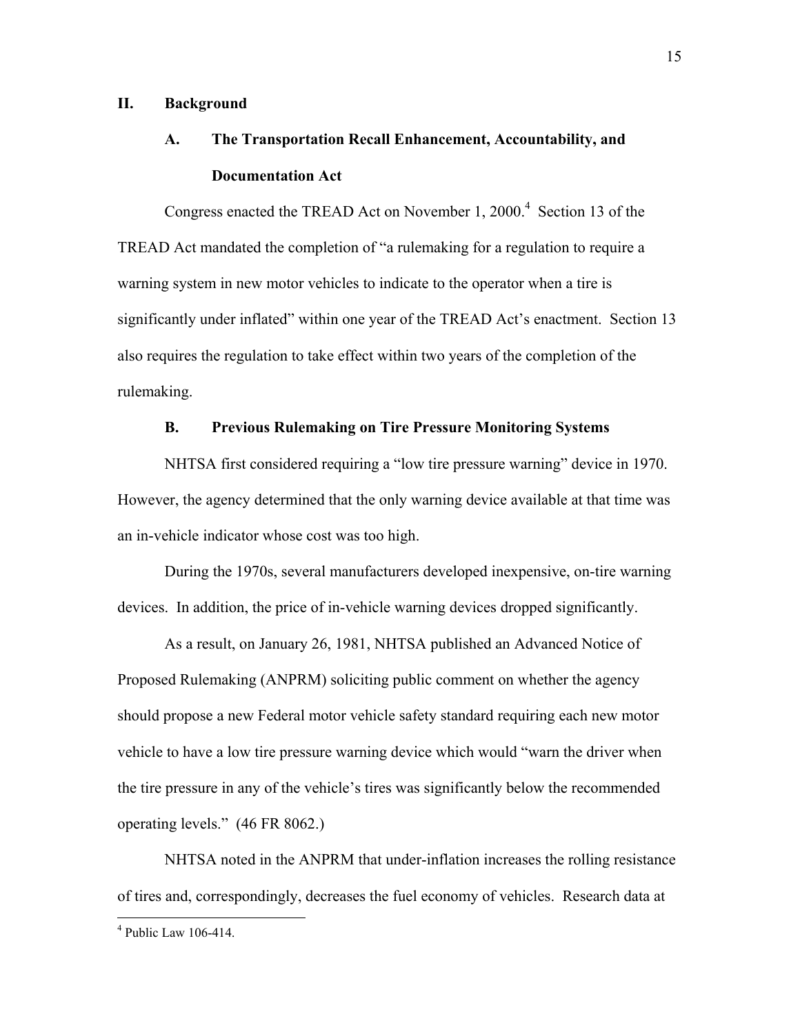## II. Background

### A. The Transportation Recall Enhancement, Accountability, and Documentation Act

Congress enacted the TREAD Act on November 1, 2000.[4] Section 13 of the TREAD Act mandated the completion of "a rulemaking for a regulation to require a warning system in new motor vehicles to indicate to the operator when a tire is significantly under inflated" within one year of the TREAD Act's enactment. Section 13 also requires the regulation to take effect within two years of the completion of the rulemaking.

### B. Previous Rulemaking on Tire Pressure Monitoring Systems

NHTSA first considered requiring a "low tire pressure warning" device in 1970. However, the agency determined that the only warning device available at that time was an in-vehicle indicator whose cost was too high.

During the 1970s, several manufacturers developed inexpensive, on-tire warning devices. In addition, the price of in-vehicle warning devices dropped significantly.

As a result, on January 26, 1981, NHTSA published an Advanced Notice of Proposed Rulemaking (ANPRM) soliciting public comment on whether the agency should propose a new Federal motor vehicle safety standard requiring each new motor vehicle to have a low tire pressure warning device which would "warn the driver when the tire pressure in any of the vehicle's tires was significantly below the recommended operating levels." (46 FR 8062.)

NHTSA noted in the ANPRM that under-inflation increases the rolling resistance of tires and, correspondingly, decreases the fuel economy of vehicles. Research data at

[4] Public Law 106-414.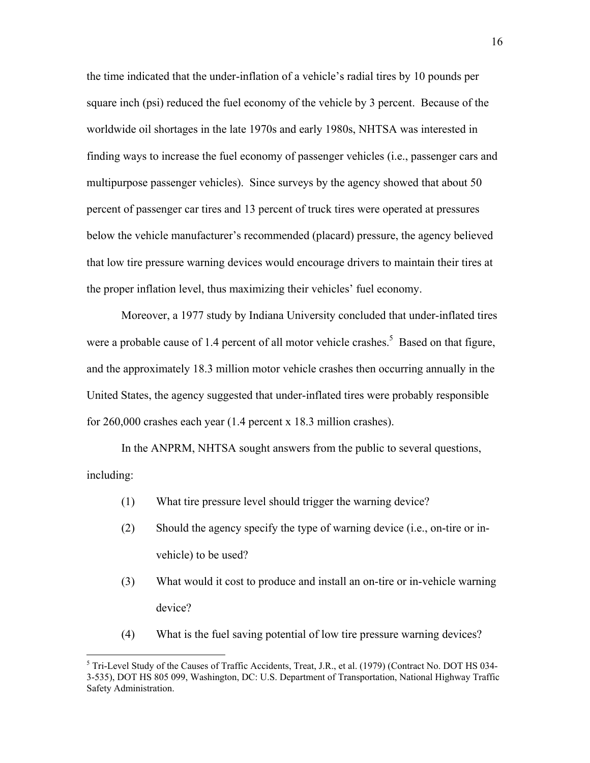the time indicated that the under-inflation of a vehicle's radial tires by 10 pounds per square inch (psi) reduced the fuel economy of the vehicle by 3 percent. Because of the worldwide oil shortages in the late 1970s and early 1980s, NHTSA was interested in finding ways to increase the fuel economy of passenger vehicles (i.e., passenger cars and multipurpose passenger vehicles). Since surveys by the agency showed that about 50 percent of passenger car tires and 13 percent of truck tires were operated at pressures below the vehicle manufacturer's recommended (placard) pressure, the agency believed that low tire pressure warning devices would encourage drivers to maintain their tires at the proper inflation level, thus maximizing their vehicles' fuel economy.

Moreover, a 1977 study by Indiana University concluded that under-inflated tires were a probable cause of 1.4 percent of all motor vehicle crashes.[5] Based on that figure, and the approximately 18.3 million motor vehicle crashes then occurring annually in the United States, the agency suggested that under-inflated tires were probably responsible for 260,000 crashes each year (1.4 percent x 18.3 million crashes).

In the ANPRM, NHTSA sought answers from the public to several questions, including:

(1) What tire pressure level should trigger the warning device?

(2) Should the agency specify the type of warning device (i.e., on-tire or in-vehicle) to be used?

(3) What would it cost to produce and install an on-tire or in-vehicle warning device?

(4) What is the fuel saving potential of low tire pressure warning devices?

---

[5] Tri-Level Study of the Causes of Traffic Accidents, Treat, J.R., et al. (1979) (Contract No. DOT HS 034-3-535), DOT HS 805 099, Washington, DC: U.S. Department of Transportation, National Highway Traffic Safety Administration.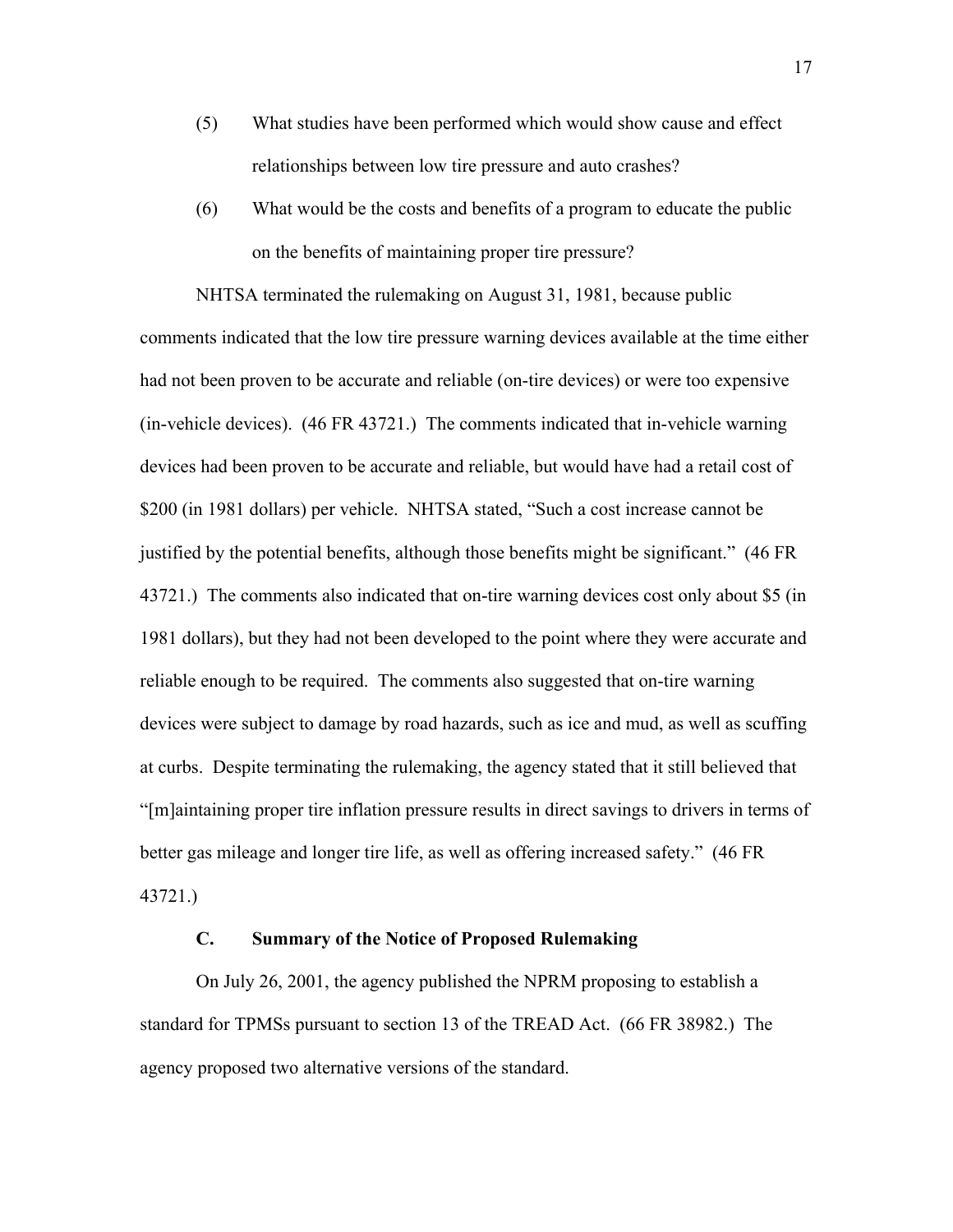(5) What studies have been performed which would show cause and effect relationships between low tire pressure and auto crashes?

(6) What would be the costs and benefits of a program to educate the public on the benefits of maintaining proper tire pressure?

NHTSA terminated the rulemaking on August 31, 1981, because public comments indicated that the low tire pressure warning devices available at the time either had not been proven to be accurate and reliable (on-tire devices) or were too expensive (in-vehicle devices). (46 FR 43721.) The comments indicated that in-vehicle warning devices had been proven to be accurate and reliable, but would have had a retail cost of $200 (in 1981 dollars) per vehicle. NHTSA stated, "Such a cost increase cannot be justified by the potential benefits, although those benefits might be significant." (46 FR 43721.) The comments also indicated that on-tire warning devices cost only about $5 (in 1981 dollars), but they had not been developed to the point where they were accurate and reliable enough to be required. The comments also suggested that on-tire warning devices were subject to damage by road hazards, such as ice and mud, as well as scuffing at curbs. Despite terminating the rulemaking, the agency stated that it still believed that "[m]aintaining proper tire inflation pressure results in direct savings to drivers in terms of better gas mileage and longer tire life, as well as offering increased safety." (46 FR 43721.)

### C. Summary of the Notice of Proposed Rulemaking

On July 26, 2001, the agency published the NPRM proposing to establish a standard for TPMSs pursuant to section 13 of the TREAD Act. (66 FR 38982.) The agency proposed two alternative versions of the standard.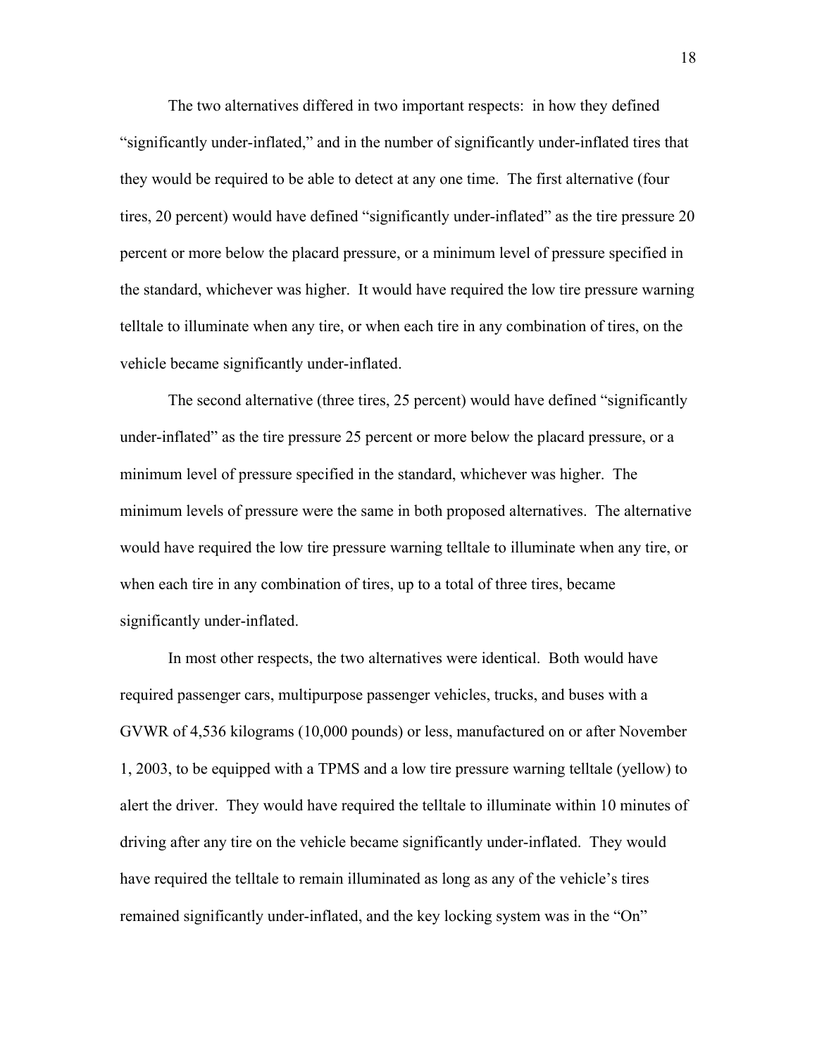The two alternatives differed in two important respects: in how they defined "significantly under-inflated," and in the number of significantly under-inflated tires that they would be required to be able to detect at any one time. The first alternative (four tires, 20 percent) would have defined "significantly under-inflated" as the tire pressure 20 percent or more below the placard pressure, or a minimum level of pressure specified in the standard, whichever was higher. It would have required the low tire pressure warning telltale to illuminate when any tire, or when each tire in any combination of tires, on the vehicle became significantly under-inflated.

The second alternative (three tires, 25 percent) would have defined "significantly under-inflated" as the tire pressure 25 percent or more below the placard pressure, or a minimum level of pressure specified in the standard, whichever was higher. The minimum levels of pressure were the same in both proposed alternatives. The alternative would have required the low tire pressure warning telltale to illuminate when any tire, or when each tire in any combination of tires, up to a total of three tires, became significantly under-inflated.

In most other respects, the two alternatives were identical. Both would have required passenger cars, multipurpose passenger vehicles, trucks, and buses with a GVWR of 4,536 kilograms (10,000 pounds) or less, manufactured on or after November 1, 2003, to be equipped with a TPMS and a low tire pressure warning telltale (yellow) to alert the driver. They would have required the telltale to illuminate within 10 minutes of driving after any tire on the vehicle became significantly under-inflated. They would have required the telltale to remain illuminated as long as any of the vehicle's tires remained significantly under-inflated, and the key locking system was in the "On"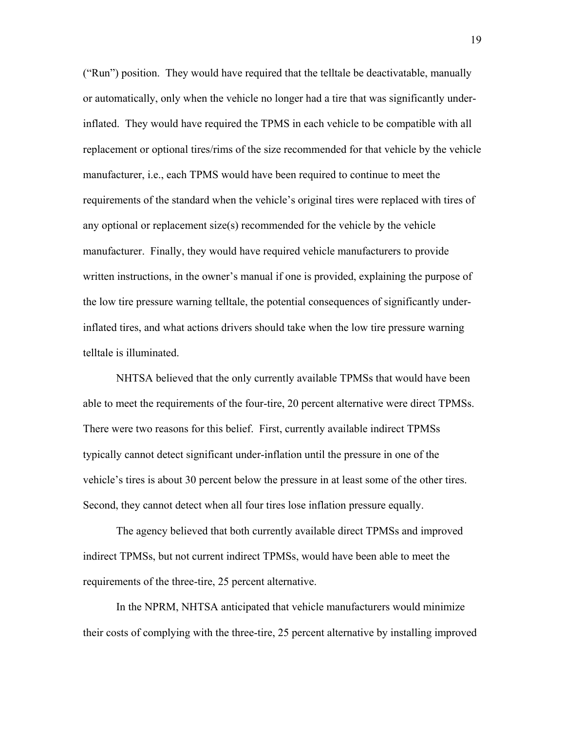(“Run”) position. They would have required that the telltale be deactivatable, manually or automatically, only when the vehicle no longer had a tire that was significantly under-inflated. They would have required the TPMS in each vehicle to be compatible with all replacement or optional tires/rims of the size recommended for that vehicle by the vehicle manufacturer, i.e., each TPMS would have been required to continue to meet the requirements of the standard when the vehicle’s original tires were replaced with tires of any optional or replacement size(s) recommended for the vehicle by the vehicle manufacturer. Finally, they would have required vehicle manufacturers to provide written instructions, in the owner’s manual if one is provided, explaining the purpose of the low tire pressure warning telltale, the potential consequences of significantly under-inflated tires, and what actions drivers should take when the low tire pressure warning telltale is illuminated.

NHTSA believed that the only currently available TPMSs that would have been able to meet the requirements of the four-tire, 20 percent alternative were direct TPMSs. There were two reasons for this belief. First, currently available indirect TPMSs typically cannot detect significant under-inflation until the pressure in one of the vehicle’s tires is about 30 percent below the pressure in at least some of the other tires. Second, they cannot detect when all four tires lose inflation pressure equally.

The agency believed that both currently available direct TPMSs and improved indirect TPMSs, but not current indirect TPMSs, would have been able to meet the requirements of the three-tire, 25 percent alternative.

In the NPRM, NHTSA anticipated that vehicle manufacturers would minimize their costs of complying with the three-tire, 25 percent alternative by installing improved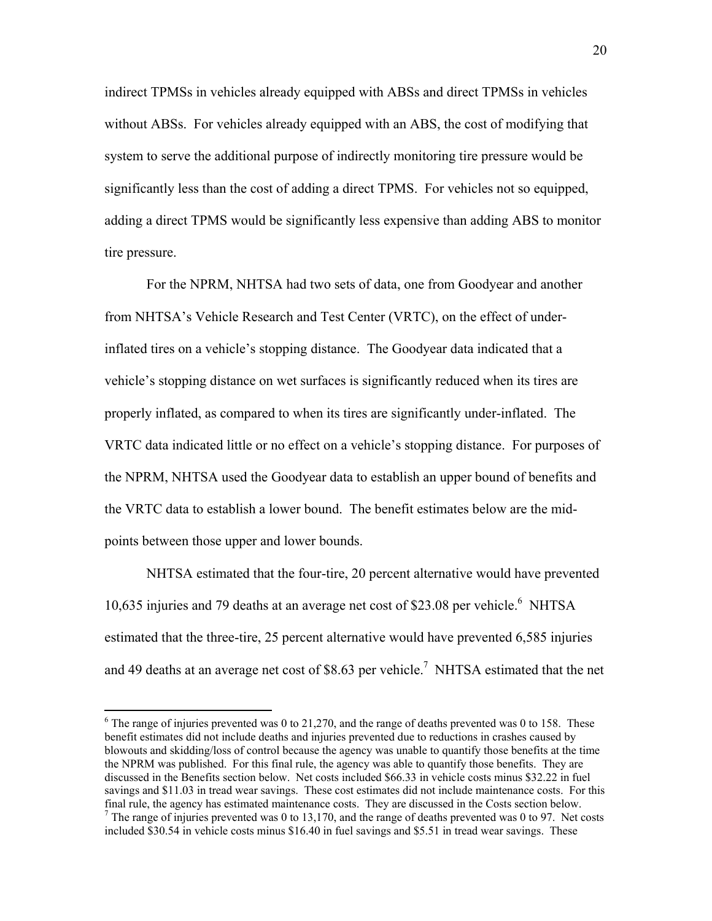indirect TPMSs in vehicles already equipped with ABSs and direct TPMSs in vehicles without ABSs. For vehicles already equipped with an ABS, the cost of modifying that system to serve the additional purpose of indirectly monitoring tire pressure would be significantly less than the cost of adding a direct TPMS. For vehicles not so equipped, adding a direct TPMS would be significantly less expensive than adding ABS to monitor tire pressure.

For the NPRM, NHTSA had two sets of data, one from Goodyear and another from NHTSA's Vehicle Research and Test Center (VRTC), on the effect of under-inflated tires on a vehicle's stopping distance. The Goodyear data indicated that a vehicle's stopping distance on wet surfaces is significantly reduced when its tires are properly inflated, as compared to when its tires are significantly under-inflated. The VRTC data indicated little or no effect on a vehicle's stopping distance. For purposes of the NPRM, NHTSA used the Goodyear data to establish an upper bound of benefits and the VRTC data to establish a lower bound. The benefit estimates below are the mid-points between those upper and lower bounds.

NHTSA estimated that the four-tire, 20 percent alternative would have prevented 10,635 injuries and 79 deaths at an average net cost of $23.08 per vehicle.[6] NHTSA estimated that the three-tire, 25 percent alternative would have prevented 6,585 injuries and 49 deaths at an average net cost of $8.63 per vehicle.[7] NHTSA estimated that the net

---

[6] The range of injuries prevented was 0 to 21,270, and the range of deaths prevented was 0 to 158. These benefit estimates did not include deaths and injuries prevented due to reductions in crashes caused by blowouts and skidding/loss of control because the agency was unable to quantify those benefits at the time the NPRM was published. For this final rule, the agency was able to quantify those benefits. They are discussed in the Benefits section below. Net costs included $66.33 in vehicle costs minus $32.22 in fuel savings and $11.03 in tread wear savings. These cost estimates did not include maintenance costs. For this final rule, the agency has estimated maintenance costs. They are discussed in the Costs section below.

[7] The range of injuries prevented was 0 to 13,170, and the range of deaths prevented was 0 to 97. Net costs included $30.54 in vehicle costs minus $16.40 in fuel savings and $5.51 in tread wear savings. These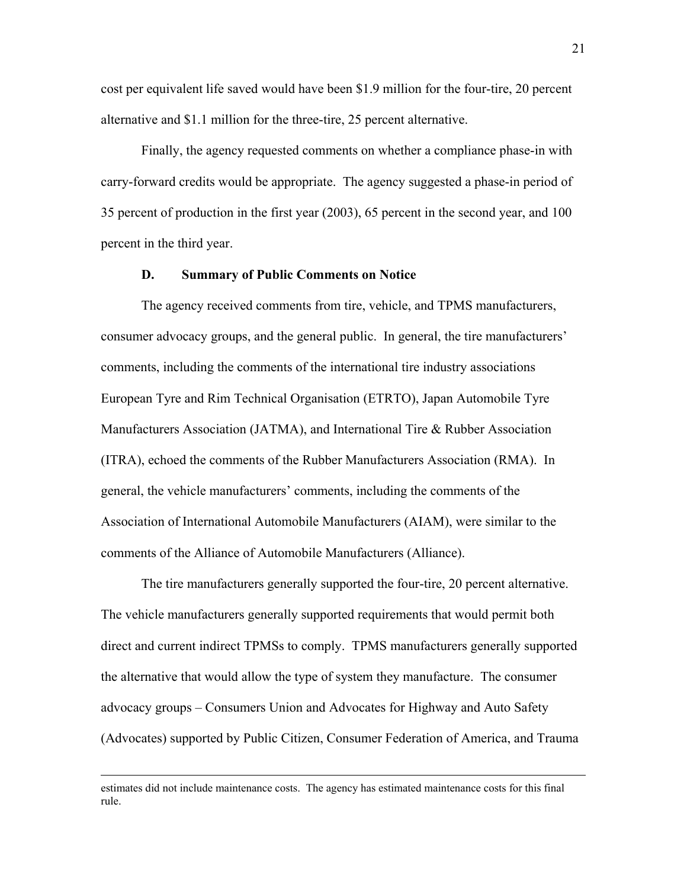cost per equivalent life saved would have been $1.9 million for the four-tire, 20 percent alternative and $1.1 million for the three-tire, 25 percent alternative.

Finally, the agency requested comments on whether a compliance phase-in with carry-forward credits would be appropriate. The agency suggested a phase-in period of 35 percent of production in the first year (2003), 65 percent in the second year, and 100 percent in the third year.

### D. Summary of Public Comments on Notice

The agency received comments from tire, vehicle, and TPMS manufacturers, consumer advocacy groups, and the general public. In general, the tire manufacturers' comments, including the comments of the international tire industry associations European Tyre and Rim Technical Organisation (ETRTO), Japan Automobile Tyre Manufacturers Association (JATMA), and International Tire & Rubber Association (ITRA), echoed the comments of the Rubber Manufacturers Association (RMA). In general, the vehicle manufacturers' comments, including the comments of the Association of International Automobile Manufacturers (AIAM), were similar to the comments of the Alliance of Automobile Manufacturers (Alliance).

The tire manufacturers generally supported the four-tire, 20 percent alternative. The vehicle manufacturers generally supported requirements that would permit both direct and current indirect TPMSs to comply. TPMS manufacturers generally supported the alternative that would allow the type of system they manufacture. The consumer advocacy groups – Consumers Union and Advocates for Highway and Auto Safety (Advocates) supported by Public Citizen, Consumer Federation of America, and Trauma

---

estimates did not include maintenance costs. The agency has estimated maintenance costs for this final rule.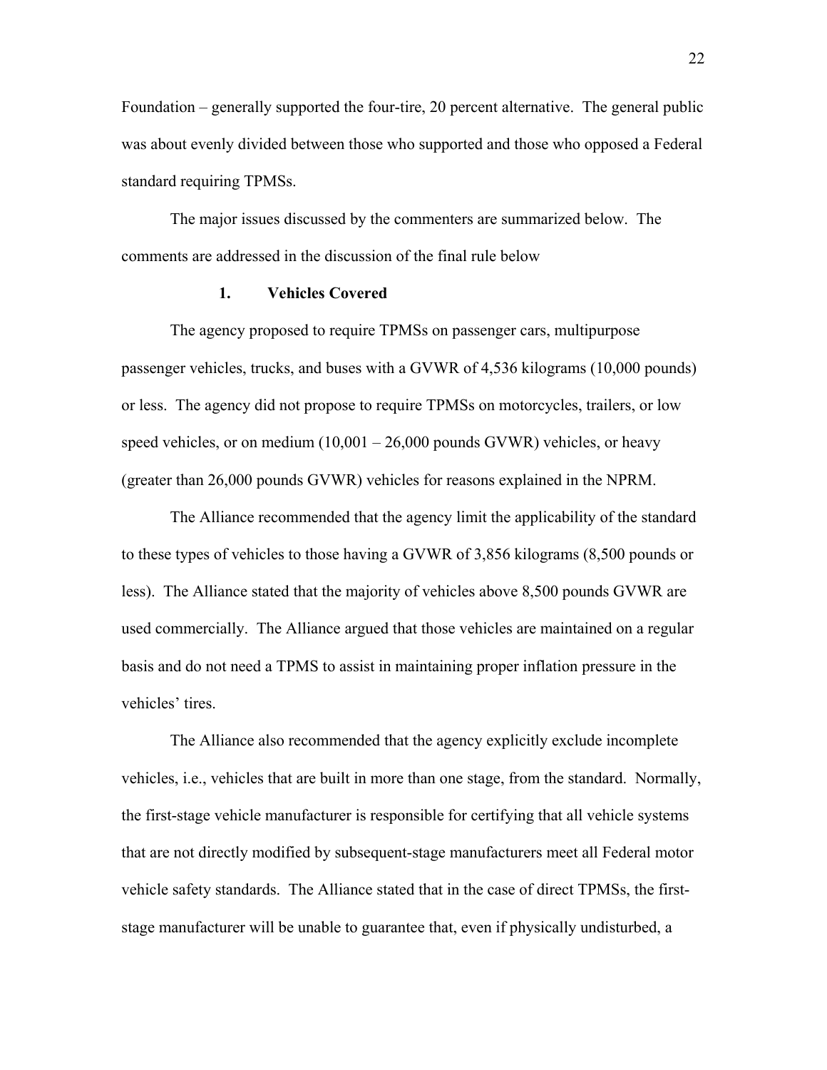Foundation – generally supported the four-tire, 20 percent alternative. The general public was about evenly divided between those who supported and those who opposed a Federal standard requiring TPMSs.

The major issues discussed by the commenters are summarized below. The comments are addressed in the discussion of the final rule below

### 1. Vehicles Covered

The agency proposed to require TPMSs on passenger cars, multipurpose passenger vehicles, trucks, and buses with a GVWR of 4,536 kilograms (10,000 pounds) or less. The agency did not propose to require TPMSs on motorcycles, trailers, or low speed vehicles, or on medium (10,001 – 26,000 pounds GVWR) vehicles, or heavy (greater than 26,000 pounds GVWR) vehicles for reasons explained in the NPRM.

The Alliance recommended that the agency limit the applicability of the standard to these types of vehicles to those having a GVWR of 3,856 kilograms (8,500 pounds or less). The Alliance stated that the majority of vehicles above 8,500 pounds GVWR are used commercially. The Alliance argued that those vehicles are maintained on a regular basis and do not need a TPMS to assist in maintaining proper inflation pressure in the vehicles' tires.

The Alliance also recommended that the agency explicitly exclude incomplete vehicles, i.e., vehicles that are built in more than one stage, from the standard. Normally, the first-stage vehicle manufacturer is responsible for certifying that all vehicle systems that are not directly modified by subsequent-stage manufacturers meet all Federal motor vehicle safety standards. The Alliance stated that in the case of direct TPMSs, the first-stage manufacturer will be unable to guarantee that, even if physically undisturbed, a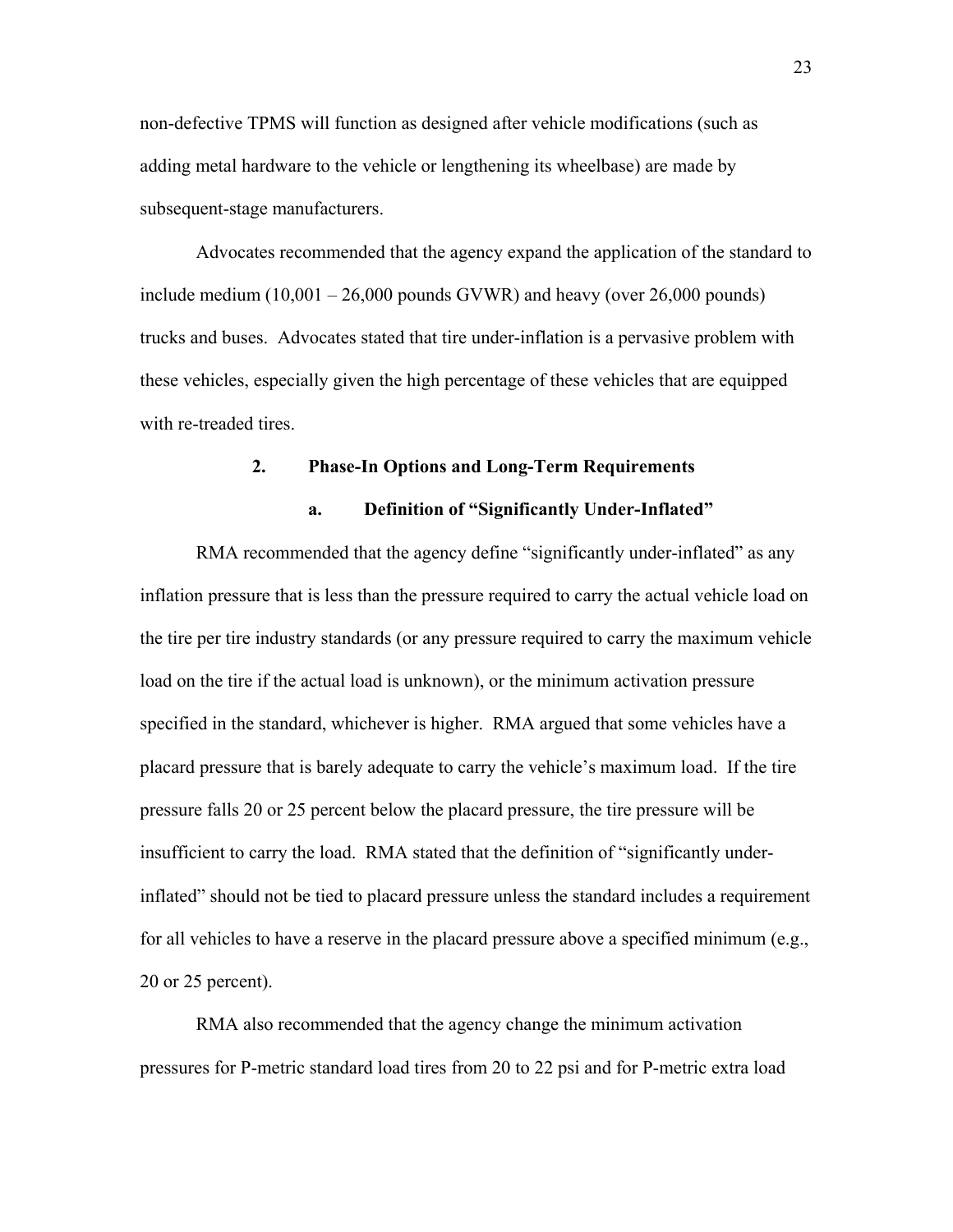non-defective TPMS will function as designed after vehicle modifications (such as adding metal hardware to the vehicle or lengthening its wheelbase) are made by subsequent-stage manufacturers.

Advocates recommended that the agency expand the application of the standard to include medium (10,001 – 26,000 pounds GVWR) and heavy (over 26,000 pounds) trucks and buses. Advocates stated that tire under-inflation is a pervasive problem with these vehicles, especially given the high percentage of these vehicles that are equipped with re-treaded tires.

### 2. Phase-In Options and Long-Term Requirements

#### a. Definition of "Significantly Under-Inflated"

RMA recommended that the agency define "significantly under-inflated" as any inflation pressure that is less than the pressure required to carry the actual vehicle load on the tire per tire industry standards (or any pressure required to carry the maximum vehicle load on the tire if the actual load is unknown), or the minimum activation pressure specified in the standard, whichever is higher. RMA argued that some vehicles have a placard pressure that is barely adequate to carry the vehicle's maximum load. If the tire pressure falls 20 or 25 percent below the placard pressure, the tire pressure will be insufficient to carry the load. RMA stated that the definition of "significantly under-inflated" should not be tied to placard pressure unless the standard includes a requirement for all vehicles to have a reserve in the placard pressure above a specified minimum (e.g., 20 or 25 percent).

RMA also recommended that the agency change the minimum activation pressures for P-metric standard load tires from 20 to 22 psi and for P-metric extra load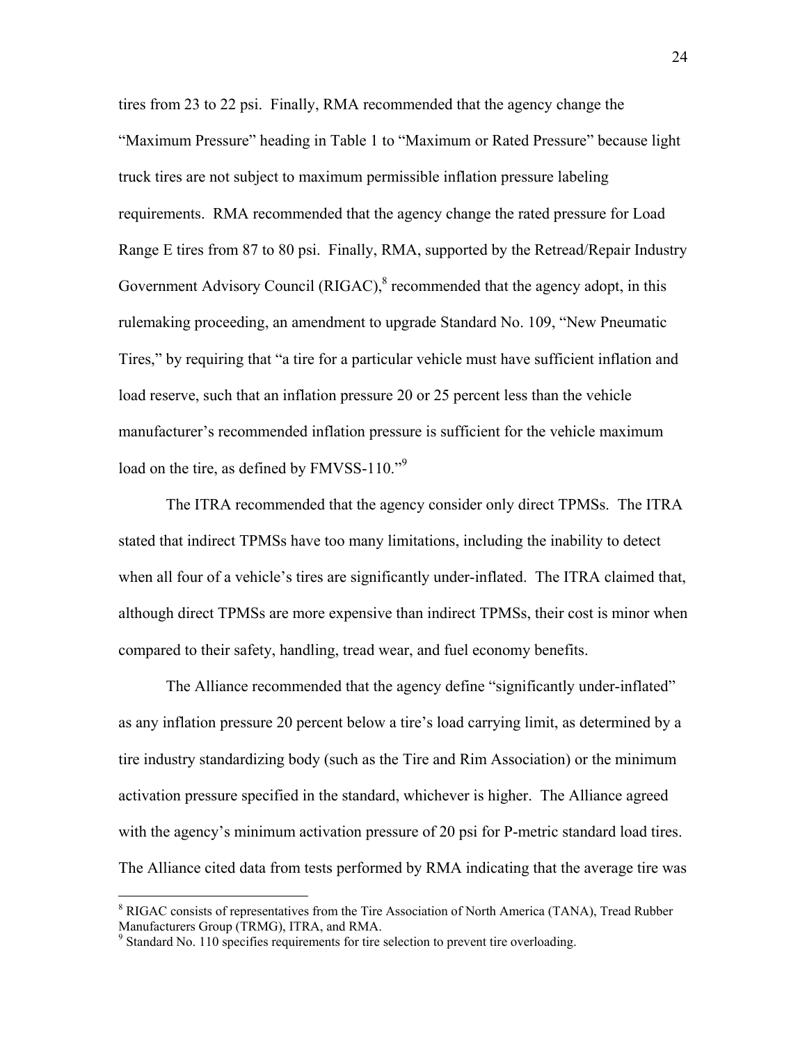tires from 23 to 22 psi. Finally, RMA recommended that the agency change the "Maximum Pressure" heading in Table 1 to "Maximum or Rated Pressure" because light truck tires are not subject to maximum permissible inflation pressure labeling requirements. RMA recommended that the agency change the rated pressure for Load Range E tires from 87 to 80 psi. Finally, RMA, supported by the Retread/Repair Industry Government Advisory Council (RIGAC),[8] recommended that the agency adopt, in this rulemaking proceeding, an amendment to upgrade Standard No. 109, "New Pneumatic Tires," by requiring that "a tire for a particular vehicle must have sufficient inflation and load reserve, such that an inflation pressure 20 or 25 percent less than the vehicle manufacturer's recommended inflation pressure is sufficient for the vehicle maximum load on the tire, as defined by FMVSS-110."[9]

The ITRA recommended that the agency consider only direct TPMSs. The ITRA stated that indirect TPMSs have too many limitations, including the inability to detect when all four of a vehicle's tires are significantly under-inflated. The ITRA claimed that, although direct TPMSs are more expensive than indirect TPMSs, their cost is minor when compared to their safety, handling, tread wear, and fuel economy benefits.

The Alliance recommended that the agency define "significantly under-inflated" as any inflation pressure 20 percent below a tire's load carrying limit, as determined by a tire industry standardizing body (such as the Tire and Rim Association) or the minimum activation pressure specified in the standard, whichever is higher. The Alliance agreed with the agency's minimum activation pressure of 20 psi for P-metric standard load tires. The Alliance cited data from tests performed by RMA indicating that the average tire was

---

[8] RIGAC consists of representatives from the Tire Association of North America (TANA), Tread Rubber Manufacturers Group (TRMG), ITRA, and RMA.

[9] Standard No. 110 specifies requirements for tire selection to prevent tire overloading.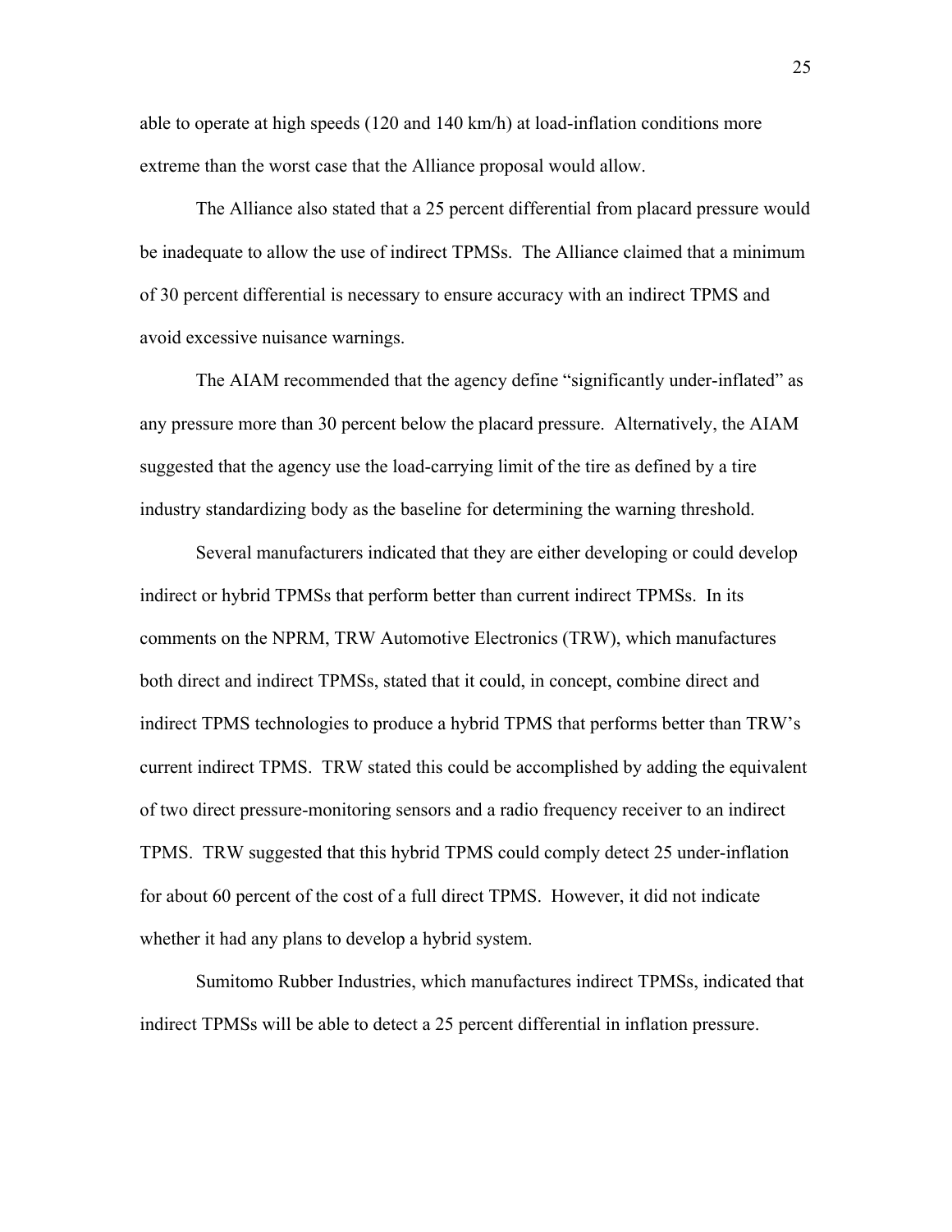able to operate at high speeds (120 and 140 km/h) at load-inflation conditions more extreme than the worst case that the Alliance proposal would allow.

The Alliance also stated that a 25 percent differential from placard pressure would be inadequate to allow the use of indirect TPMSs. The Alliance claimed that a minimum of 30 percent differential is necessary to ensure accuracy with an indirect TPMS and avoid excessive nuisance warnings.

The AIAM recommended that the agency define "significantly under-inflated" as any pressure more than 30 percent below the placard pressure. Alternatively, the AIAM suggested that the agency use the load-carrying limit of the tire as defined by a tire industry standardizing body as the baseline for determining the warning threshold.

Several manufacturers indicated that they are either developing or could develop indirect or hybrid TPMSs that perform better than current indirect TPMSs. In its comments on the NPRM, TRW Automotive Electronics (TRW), which manufactures both direct and indirect TPMSs, stated that it could, in concept, combine direct and indirect TPMS technologies to produce a hybrid TPMS that performs better than TRW's current indirect TPMS. TRW stated this could be accomplished by adding the equivalent of two direct pressure-monitoring sensors and a radio frequency receiver to an indirect TPMS. TRW suggested that this hybrid TPMS could comply detect 25 under-inflation for about 60 percent of the cost of a full direct TPMS. However, it did not indicate whether it had any plans to develop a hybrid system.

Sumitomo Rubber Industries, which manufactures indirect TPMSs, indicated that indirect TPMSs will be able to detect a 25 percent differential in inflation pressure.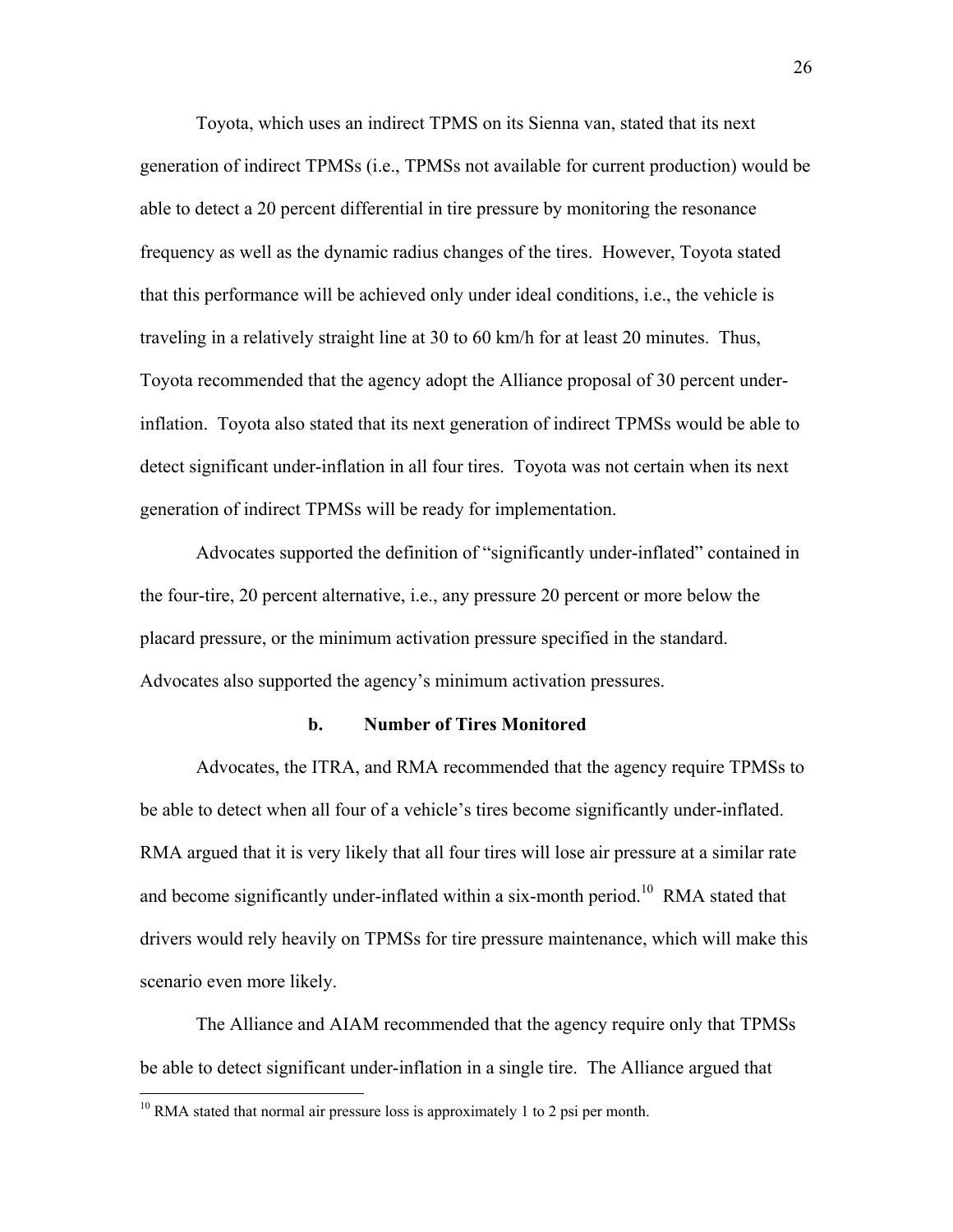Toyota, which uses an indirect TPMS on its Sienna van, stated that its next generation of indirect TPMSs (i.e., TPMSs not available for current production) would be able to detect a 20 percent differential in tire pressure by monitoring the resonance frequency as well as the dynamic radius changes of the tires. However, Toyota stated that this performance will be achieved only under ideal conditions, i.e., the vehicle is traveling in a relatively straight line at 30 to 60 km/h for at least 20 minutes. Thus, Toyota recommended that the agency adopt the Alliance proposal of 30 percent under-inflation. Toyota also stated that its next generation of indirect TPMSs would be able to detect significant under-inflation in all four tires. Toyota was not certain when its next generation of indirect TPMSs will be ready for implementation.

Advocates supported the definition of "significantly under-inflated" contained in the four-tire, 20 percent alternative, i.e., any pressure 20 percent or more below the placard pressure, or the minimum activation pressure specified in the standard. Advocates also supported the agency's minimum activation pressures.

#### b. Number of Tires Monitored

Advocates, the ITRA, and RMA recommended that the agency require TPMSs to be able to detect when all four of a vehicle's tires become significantly under-inflated. RMA argued that it is very likely that all four tires will lose air pressure at a similar rate and become significantly under-inflated within a six-month period.[10] RMA stated that drivers would rely heavily on TPMSs for tire pressure maintenance, which will make this scenario even more likely.

The Alliance and AIAM recommended that the agency require only that TPMSs be able to detect significant under-inflation in a single tire. The Alliance argued that

---

[10] RMA stated that normal air pressure loss is approximately 1 to 2 psi per month.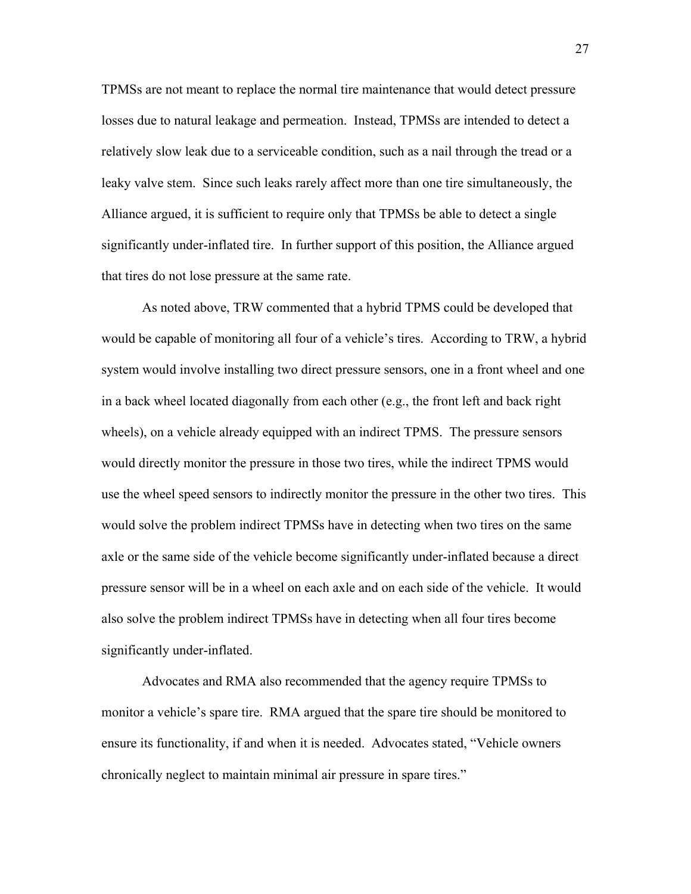TPMSs are not meant to replace the normal tire maintenance that would detect pressure losses due to natural leakage and permeation. Instead, TPMSs are intended to detect a relatively slow leak due to a serviceable condition, such as a nail through the tread or a leaky valve stem. Since such leaks rarely affect more than one tire simultaneously, the Alliance argued, it is sufficient to require only that TPMSs be able to detect a single significantly under-inflated tire. In further support of this position, the Alliance argued that tires do not lose pressure at the same rate.

As noted above, TRW commented that a hybrid TPMS could be developed that would be capable of monitoring all four of a vehicle's tires. According to TRW, a hybrid system would involve installing two direct pressure sensors, one in a front wheel and one in a back wheel located diagonally from each other (e.g., the front left and back right wheels), on a vehicle already equipped with an indirect TPMS. The pressure sensors would directly monitor the pressure in those two tires, while the indirect TPMS would use the wheel speed sensors to indirectly monitor the pressure in the other two tires. This would solve the problem indirect TPMSs have in detecting when two tires on the same axle or the same side of the vehicle become significantly under-inflated because a direct pressure sensor will be in a wheel on each axle and on each side of the vehicle. It would also solve the problem indirect TPMSs have in detecting when all four tires become significantly under-inflated.

Advocates and RMA also recommended that the agency require TPMSs to monitor a vehicle's spare tire. RMA argued that the spare tire should be monitored to ensure its functionality, if and when it is needed. Advocates stated, "Vehicle owners chronically neglect to maintain minimal air pressure in spare tires."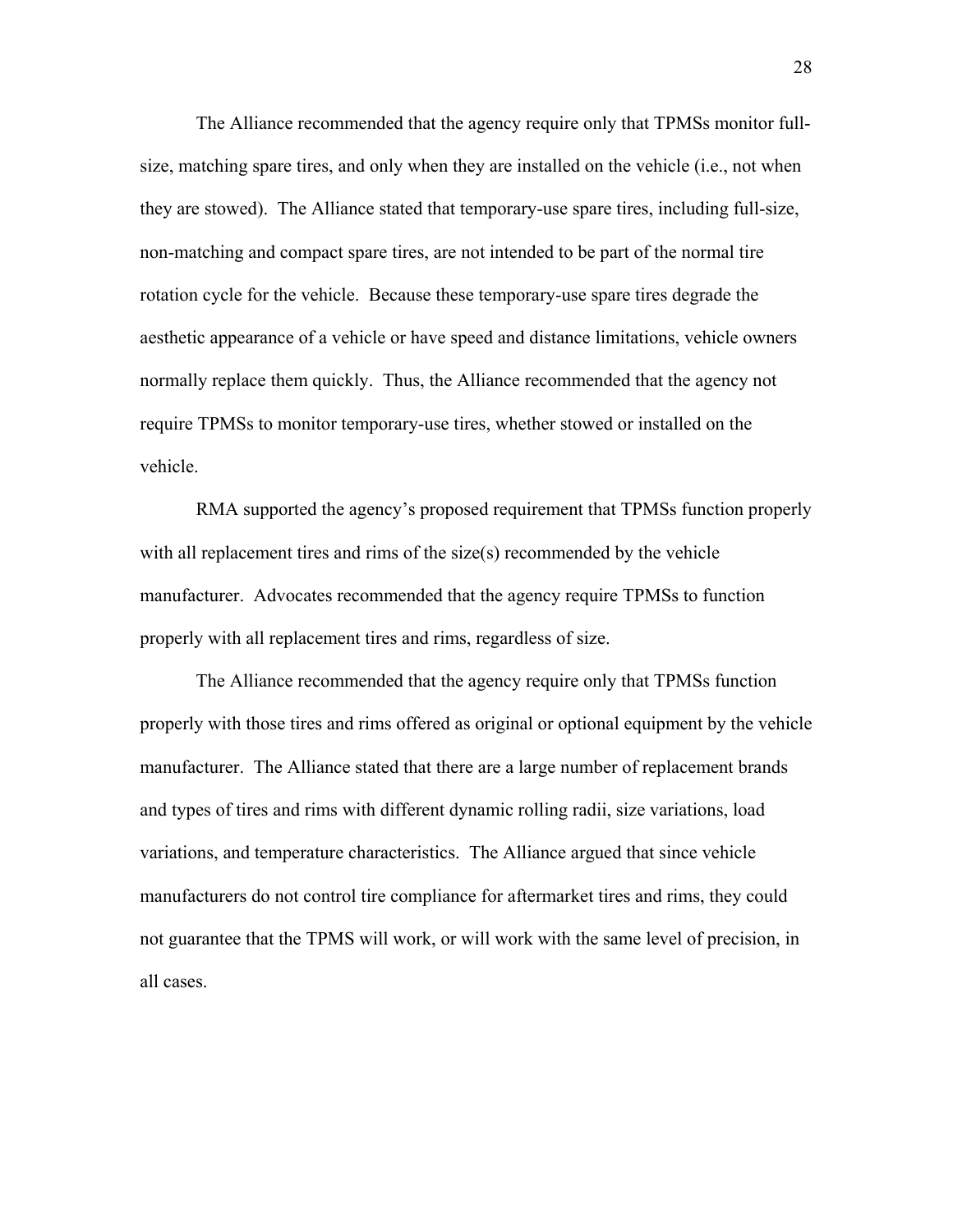The Alliance recommended that the agency require only that TPMSs monitor full-size, matching spare tires, and only when they are installed on the vehicle (i.e., not when they are stowed). The Alliance stated that temporary-use spare tires, including full-size, non-matching and compact spare tires, are not intended to be part of the normal tire rotation cycle for the vehicle. Because these temporary-use spare tires degrade the aesthetic appearance of a vehicle or have speed and distance limitations, vehicle owners normally replace them quickly. Thus, the Alliance recommended that the agency not require TPMSs to monitor temporary-use tires, whether stowed or installed on the vehicle.

RMA supported the agency's proposed requirement that TPMSs function properly with all replacement tires and rims of the size(s) recommended by the vehicle manufacturer. Advocates recommended that the agency require TPMSs to function properly with all replacement tires and rims, regardless of size.

The Alliance recommended that the agency require only that TPMSs function properly with those tires and rims offered as original or optional equipment by the vehicle manufacturer. The Alliance stated that there are a large number of replacement brands and types of tires and rims with different dynamic rolling radii, size variations, load variations, and temperature characteristics. The Alliance argued that since vehicle manufacturers do not control tire compliance for aftermarket tires and rims, they could not guarantee that the TPMS will work, or will work with the same level of precision, in all cases.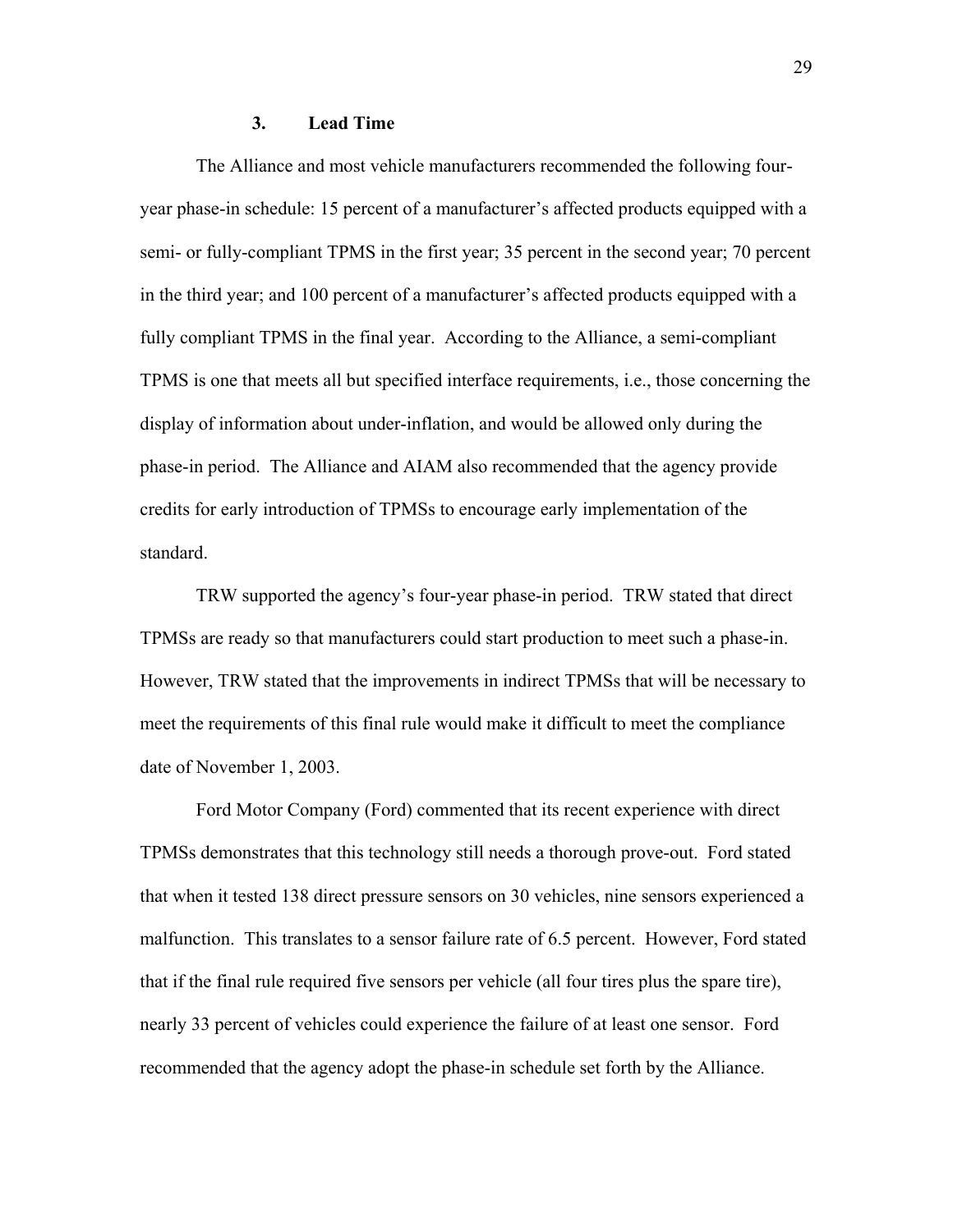### 3. Lead Time

The Alliance and most vehicle manufacturers recommended the following four-year phase-in schedule: 15 percent of a manufacturer's affected products equipped with a semi- or fully-compliant TPMS in the first year; 35 percent in the second year; 70 percent in the third year; and 100 percent of a manufacturer's affected products equipped with a fully compliant TPMS in the final year. According to the Alliance, a semi-compliant TPMS is one that meets all but specified interface requirements, i.e., those concerning the display of information about under-inflation, and would be allowed only during the phase-in period. The Alliance and AIAM also recommended that the agency provide credits for early introduction of TPMSs to encourage early implementation of the standard.

TRW supported the agency's four-year phase-in period. TRW stated that direct TPMSs are ready so that manufacturers could start production to meet such a phase-in. However, TRW stated that the improvements in indirect TPMSs that will be necessary to meet the requirements of this final rule would make it difficult to meet the compliance date of November 1, 2003.

Ford Motor Company (Ford) commented that its recent experience with direct TPMSs demonstrates that this technology still needs a thorough prove-out. Ford stated that when it tested 138 direct pressure sensors on 30 vehicles, nine sensors experienced a malfunction. This translates to a sensor failure rate of 6.5 percent. However, Ford stated that if the final rule required five sensors per vehicle (all four tires plus the spare tire), nearly 33 percent of vehicles could experience the failure of at least one sensor. Ford recommended that the agency adopt the phase-in schedule set forth by the Alliance.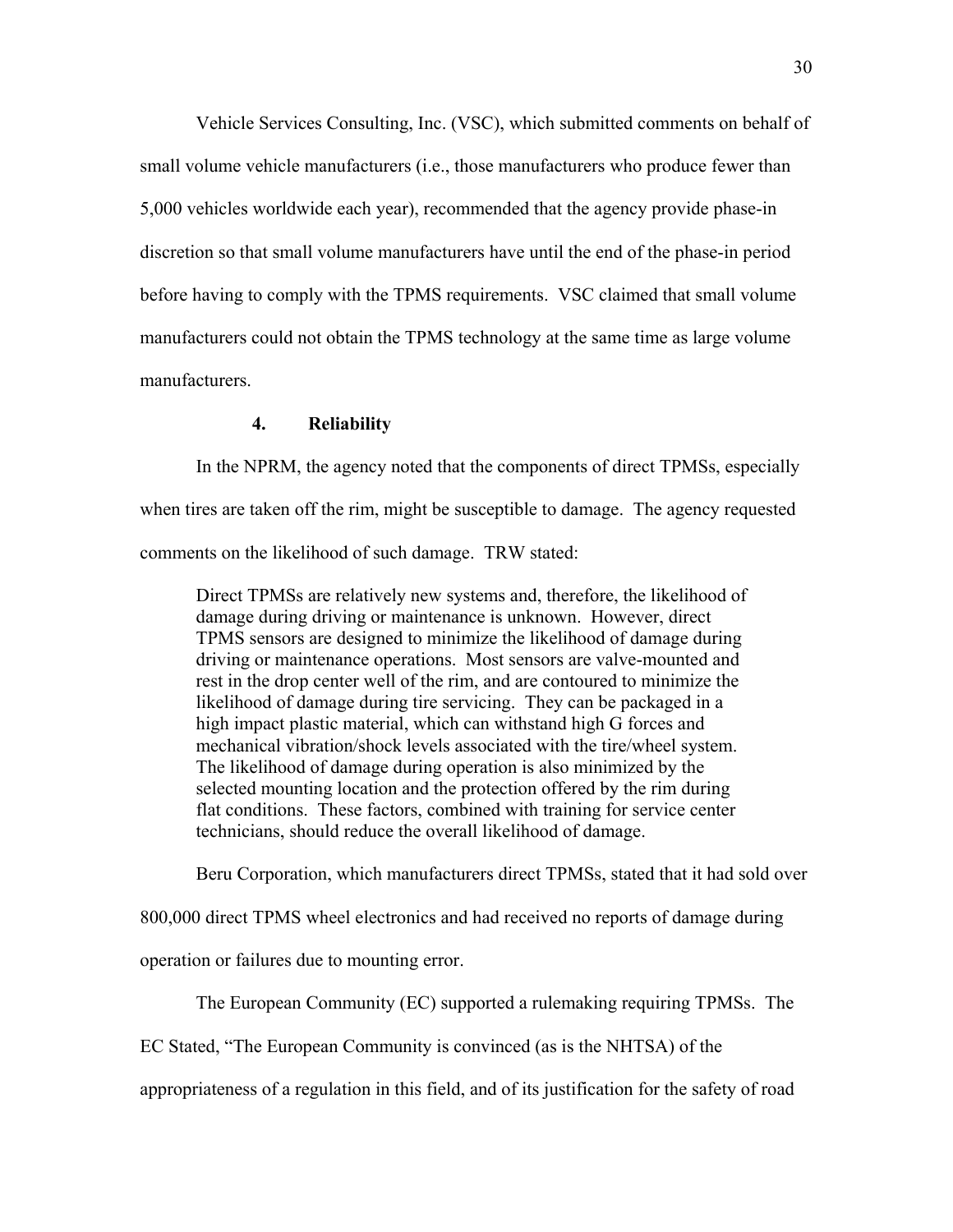Vehicle Services Consulting, Inc. (VSC), which submitted comments on behalf of small volume vehicle manufacturers (i.e., those manufacturers who produce fewer than 5,000 vehicles worldwide each year), recommended that the agency provide phase-in discretion so that small volume manufacturers have until the end of the phase-in period before having to comply with the TPMS requirements. VSC claimed that small volume manufacturers could not obtain the TPMS technology at the same time as large volume manufacturers.

#### 4. Reliability

In the NPRM, the agency noted that the components of direct TPMSs, especially when tires are taken off the rim, might be susceptible to damage. The agency requested comments on the likelihood of such damage. TRW stated:

> Direct TPMSs are relatively new systems and, therefore, the likelihood of damage during driving or maintenance is unknown. However, direct TPMS sensors are designed to minimize the likelihood of damage during driving or maintenance operations. Most sensors are valve-mounted and rest in the drop center well of the rim, and are contoured to minimize the likelihood of damage during tire servicing. They can be packaged in a high impact plastic material, which can withstand high G forces and mechanical vibration/shock levels associated with the tire/wheel system. The likelihood of damage during operation is also minimized by the selected mounting location and the protection offered by the rim during flat conditions. These factors, combined with training for service center technicians, should reduce the overall likelihood of damage.

Beru Corporation, which manufacturers direct TPMSs, stated that it had sold over 800,000 direct TPMS wheel electronics and had received no reports of damage during operation or failures due to mounting error.

The European Community (EC) supported a rulemaking requiring TPMSs. The EC Stated, "The European Community is convinced (as is the NHTSA) of the appropriateness of a regulation in this field, and of its justification for the safety of road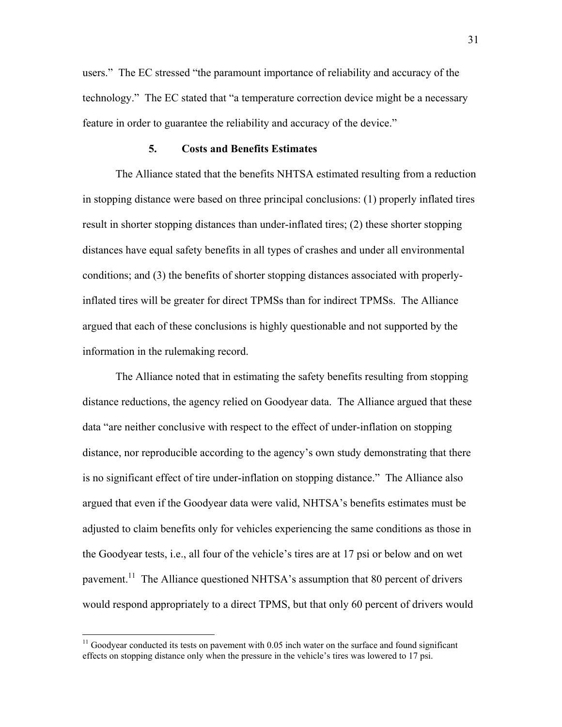users." The EC stressed "the paramount importance of reliability and accuracy of the technology." The EC stated that "a temperature correction device might be a necessary feature in order to guarantee the reliability and accuracy of the device."

### 5. Costs and Benefits Estimates

The Alliance stated that the benefits NHTSA estimated resulting from a reduction in stopping distance were based on three principal conclusions: (1) properly inflated tires result in shorter stopping distances than under-inflated tires; (2) these shorter stopping distances have equal safety benefits in all types of crashes and under all environmental conditions; and (3) the benefits of shorter stopping distances associated with properly-inflated tires will be greater for direct TPMSs than for indirect TPMSs. The Alliance argued that each of these conclusions is highly questionable and not supported by the information in the rulemaking record.

The Alliance noted that in estimating the safety benefits resulting from stopping distance reductions, the agency relied on Goodyear data. The Alliance argued that these data "are neither conclusive with respect to the effect of under-inflation on stopping distance, nor reproducible according to the agency's own study demonstrating that there is no significant effect of tire under-inflation on stopping distance." The Alliance also argued that even if the Goodyear data were valid, NHTSA's benefits estimates must be adjusted to claim benefits only for vehicles experiencing the same conditions as those in the Goodyear tests, i.e., all four of the vehicle's tires are at 17 psi or below and on wet pavement.[11] The Alliance questioned NHTSA's assumption that 80 percent of drivers would respond appropriately to a direct TPMS, but that only 60 percent of drivers would

[11] Goodyear conducted its tests on pavement with 0.05 inch water on the surface and found significant effects on stopping distance only when the pressure in the vehicle's tires was lowered to 17 psi.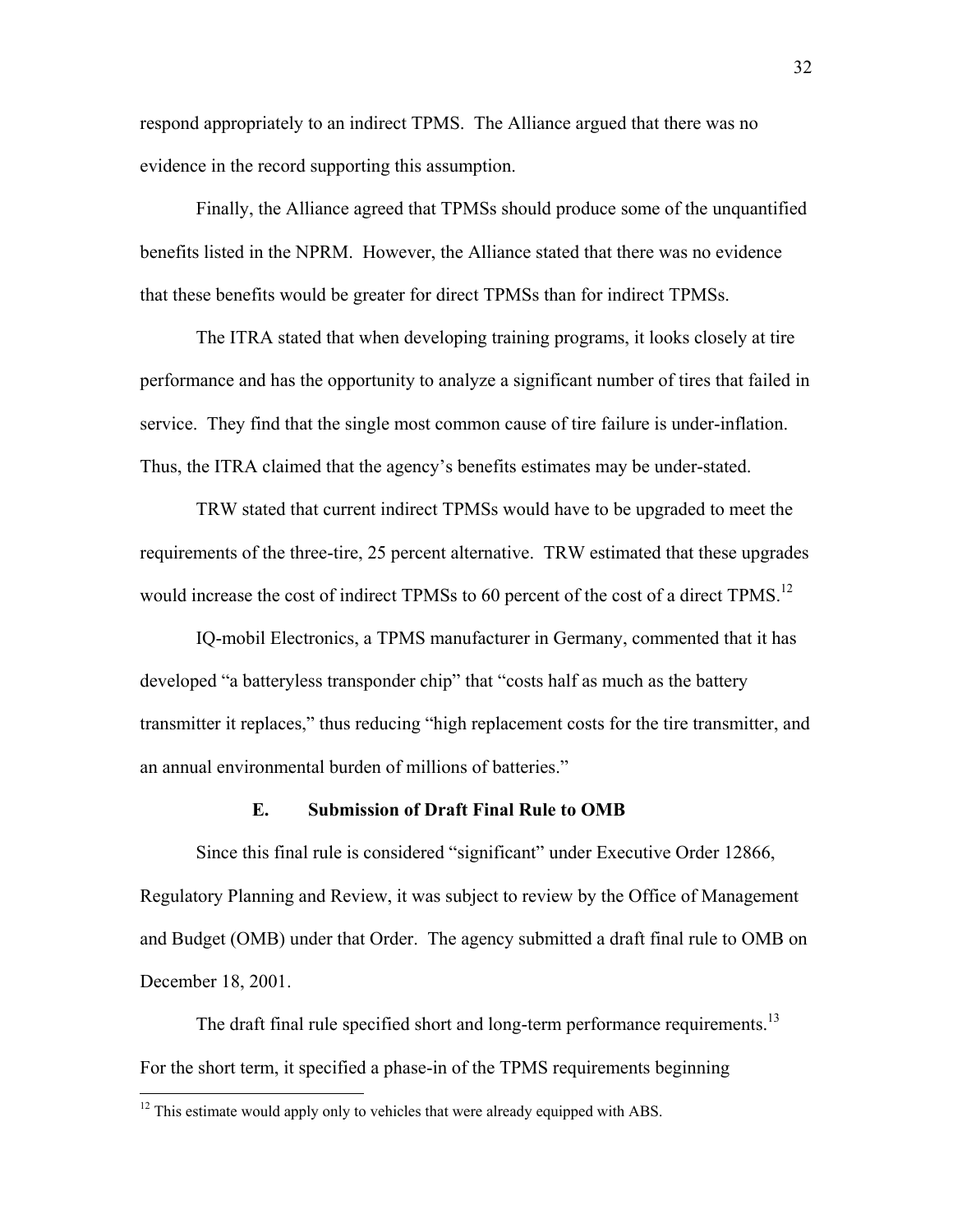respond appropriately to an indirect TPMS. The Alliance argued that there was no evidence in the record supporting this assumption.

Finally, the Alliance agreed that TPMSs should produce some of the unquantified benefits listed in the NPRM. However, the Alliance stated that there was no evidence that these benefits would be greater for direct TPMSs than for indirect TPMSs.

The ITRA stated that when developing training programs, it looks closely at tire performance and has the opportunity to analyze a significant number of tires that failed in service. They find that the single most common cause of tire failure is under-inflation. Thus, the ITRA claimed that the agency's benefits estimates may be under-stated.

TRW stated that current indirect TPMSs would have to be upgraded to meet the requirements of the three-tire, 25 percent alternative. TRW estimated that these upgrades would increase the cost of indirect TPMSs to 60 percent of the cost of a direct TPMS.[12]

IQ-mobil Electronics, a TPMS manufacturer in Germany, commented that it has developed "a batteryless transponder chip" that "costs half as much as the battery transmitter it replaces," thus reducing "high replacement costs for the tire transmitter, and an annual environmental burden of millions of batteries."

### E. Submission of Draft Final Rule to OMB

Since this final rule is considered "significant" under Executive Order 12866, Regulatory Planning and Review, it was subject to review by the Office of Management and Budget (OMB) under that Order. The agency submitted a draft final rule to OMB on December 18, 2001.

The draft final rule specified short and long-term performance requirements.[13] For the short term, it specified a phase-in of the TPMS requirements beginning

[12] This estimate would apply only to vehicles that were already equipped with ABS.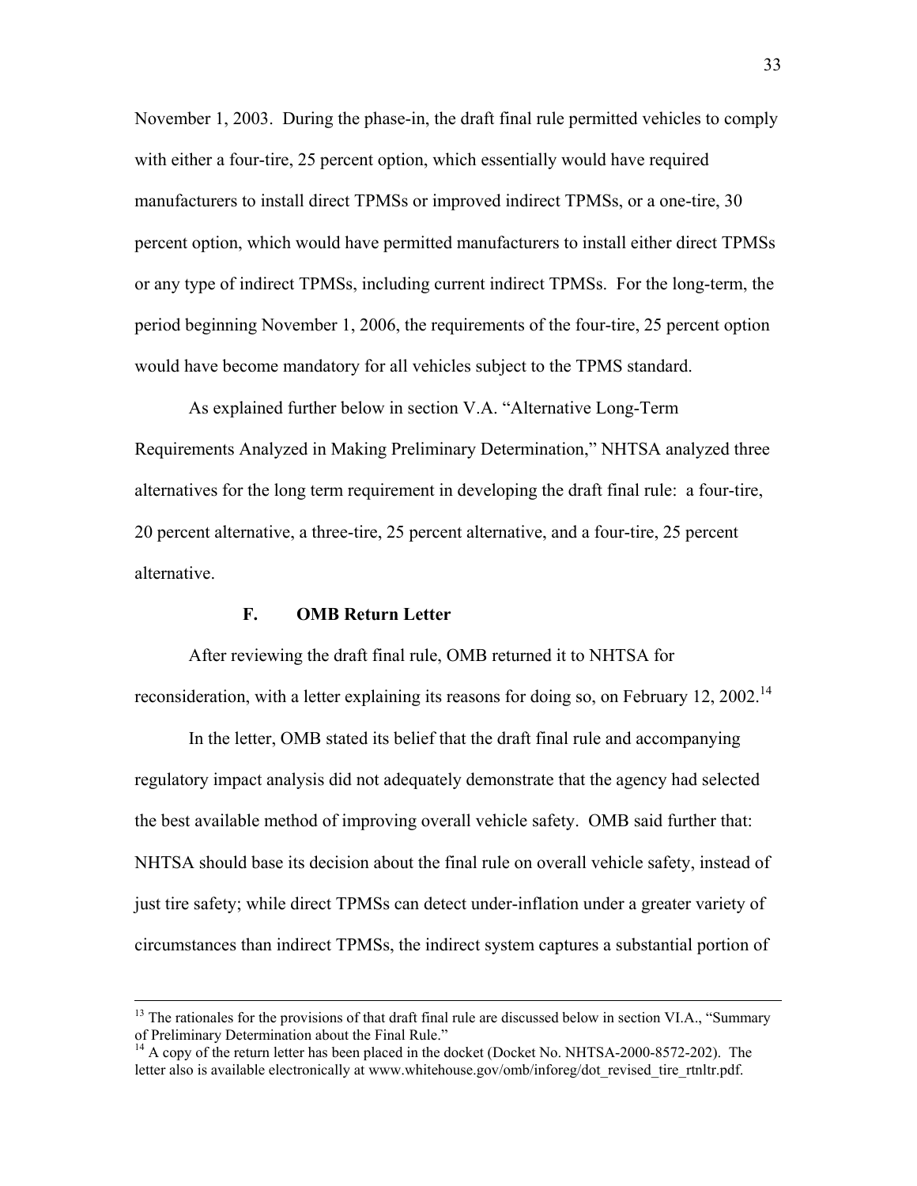November 1, 2003. During the phase-in, the draft final rule permitted vehicles to comply with either a four-tire, 25 percent option, which essentially would have required manufacturers to install direct TPMSs or improved indirect TPMSs, or a one-tire, 30 percent option, which would have permitted manufacturers to install either direct TPMSs or any type of indirect TPMSs, including current indirect TPMSs. For the long-term, the period beginning November 1, 2006, the requirements of the four-tire, 25 percent option would have become mandatory for all vehicles subject to the TPMS standard.

As explained further below in section V.A. "Alternative Long-Term Requirements Analyzed in Making Preliminary Determination," NHTSA analyzed three alternatives for the long term requirement in developing the draft final rule: a four-tire, 20 percent alternative, a three-tire, 25 percent alternative, and a four-tire, 25 percent alternative.

### F. OMB Return Letter

After reviewing the draft final rule, OMB returned it to NHTSA for reconsideration, with a letter explaining its reasons for doing so, on February 12, 2002.[14]

In the letter, OMB stated its belief that the draft final rule and accompanying regulatory impact analysis did not adequately demonstrate that the agency had selected the best available method of improving overall vehicle safety. OMB said further that: NHTSA should base its decision about the final rule on overall vehicle safety, instead of just tire safety; while direct TPMSs can detect under-inflation under a greater variety of circumstances than indirect TPMSs, the indirect system captures a substantial portion of

---

[13] The rationales for the provisions of that draft final rule are discussed below in section VI.A., "Summary of Preliminary Determination about the Final Rule."

[14] A copy of the return letter has been placed in the docket (Docket No. NHTSA-2000-8572-202). The letter also is available electronically at www.whitehouse.gov/omb/inforeg/dot_revised_tire_rtnltr.pdf.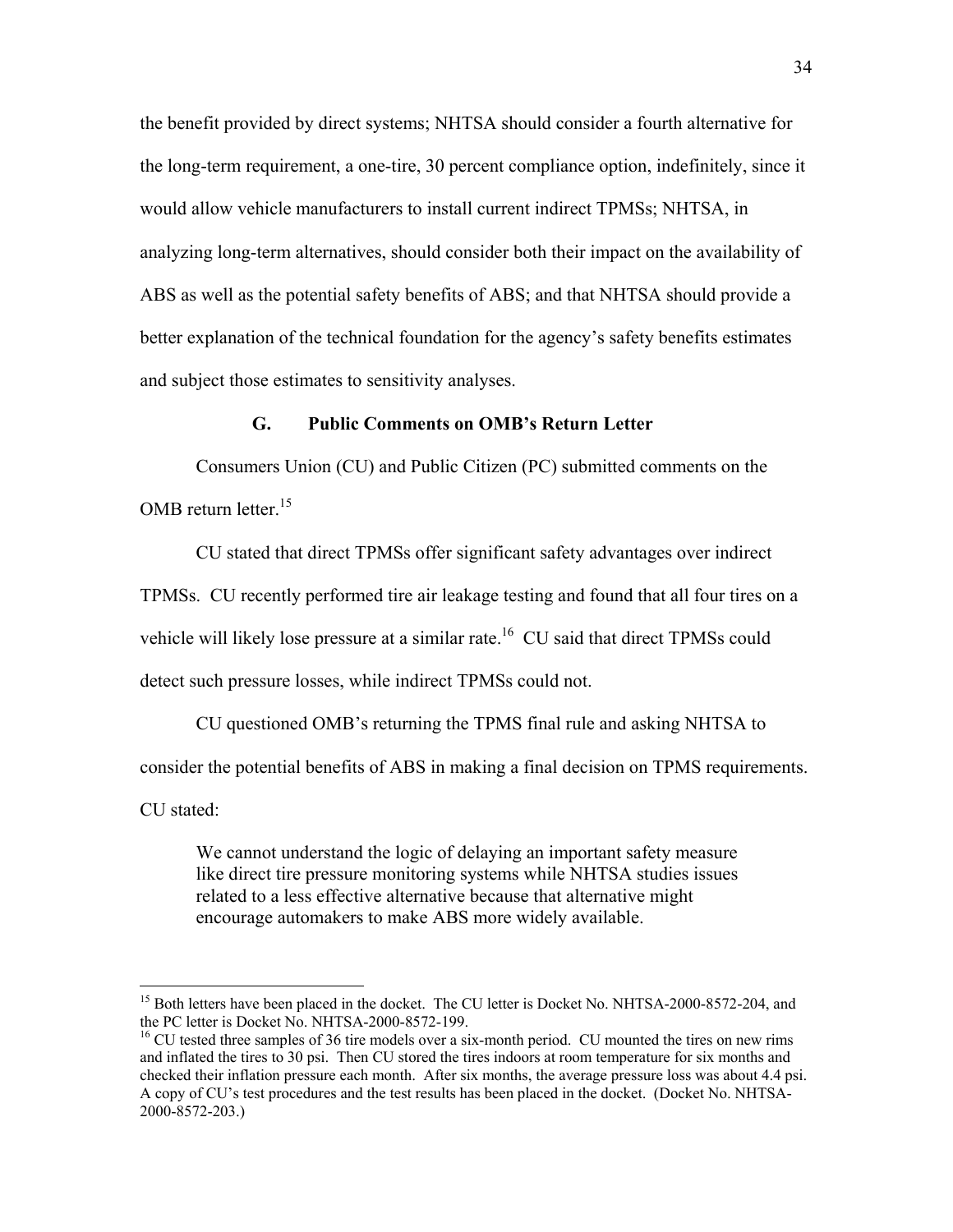the benefit provided by direct systems; NHTSA should consider a fourth alternative for the long-term requirement, a one-tire, 30 percent compliance option, indefinitely, since it would allow vehicle manufacturers to install current indirect TPMSs; NHTSA, in analyzing long-term alternatives, should consider both their impact on the availability of ABS as well as the potential safety benefits of ABS; and that NHTSA should provide a better explanation of the technical foundation for the agency's safety benefits estimates and subject those estimates to sensitivity analyses.

### G. Public Comments on OMB's Return Letter

Consumers Union (CU) and Public Citizen (PC) submitted comments on the OMB return letter.[15]

CU stated that direct TPMSs offer significant safety advantages over indirect TPMSs. CU recently performed tire air leakage testing and found that all four tires on a vehicle will likely lose pressure at a similar rate.[16] CU said that direct TPMSs could detect such pressure losses, while indirect TPMSs could not.

CU questioned OMB's returning the TPMS final rule and asking NHTSA to consider the potential benefits of ABS in making a final decision on TPMS requirements. CU stated:

> We cannot understand the logic of delaying an important safety measure like direct tire pressure monitoring systems while NHTSA studies issues related to a less effective alternative because that alternative might encourage automakers to make ABS more widely available.

---

[15] Both letters have been placed in the docket. The CU letter is Docket No. NHTSA-2000-8572-204, and the PC letter is Docket No. NHTSA-2000-8572-199.

[16] CU tested three samples of 36 tire models over a six-month period. CU mounted the tires on new rims and inflated the tires to 30 psi. Then CU stored the tires indoors at room temperature for six months and checked their inflation pressure each month. After six months, the average pressure loss was about 4.4 psi. A copy of CU's test procedures and the test results has been placed in the docket. (Docket No. NHTSA-2000-8572-203.)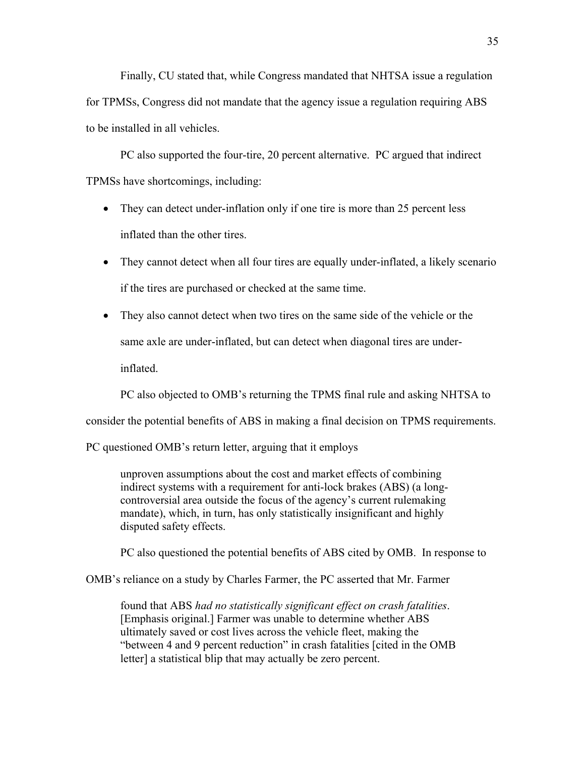Finally, CU stated that, while Congress mandated that NHTSA issue a regulation for TPMSs, Congress did not mandate that the agency issue a regulation requiring ABS to be installed in all vehicles.

PC also supported the four-tire, 20 percent alternative. PC argued that indirect TPMSs have shortcomings, including:

- They can detect under-inflation only if one tire is more than 25 percent less inflated than the other tires.
- They cannot detect when all four tires are equally under-inflated, a likely scenario if the tires are purchased or checked at the same time.
- They also cannot detect when two tires on the same side of the vehicle or the same axle are under-inflated, but can detect when diagonal tires are under-inflated.

PC also objected to OMB's returning the TPMS final rule and asking NHTSA to consider the potential benefits of ABS in making a final decision on TPMS requirements. PC questioned OMB's return letter, arguing that it employs

> unproven assumptions about the cost and market effects of combining indirect systems with a requirement for anti-lock brakes (ABS) (a long-controversial area outside the focus of the agency's current rulemaking mandate), which, in turn, has only statistically insignificant and highly disputed safety effects.

PC also questioned the potential benefits of ABS cited by OMB. In response to OMB's reliance on a study by Charles Farmer, the PC asserted that Mr. Farmer

> found that ABS *had no statistically significant effect on crash fatalities*. [Emphasis original.] Farmer was unable to determine whether ABS ultimately saved or cost lives across the vehicle fleet, making the "between 4 and 9 percent reduction" in crash fatalities [cited in the OMB letter] a statistical blip that may actually be zero percent.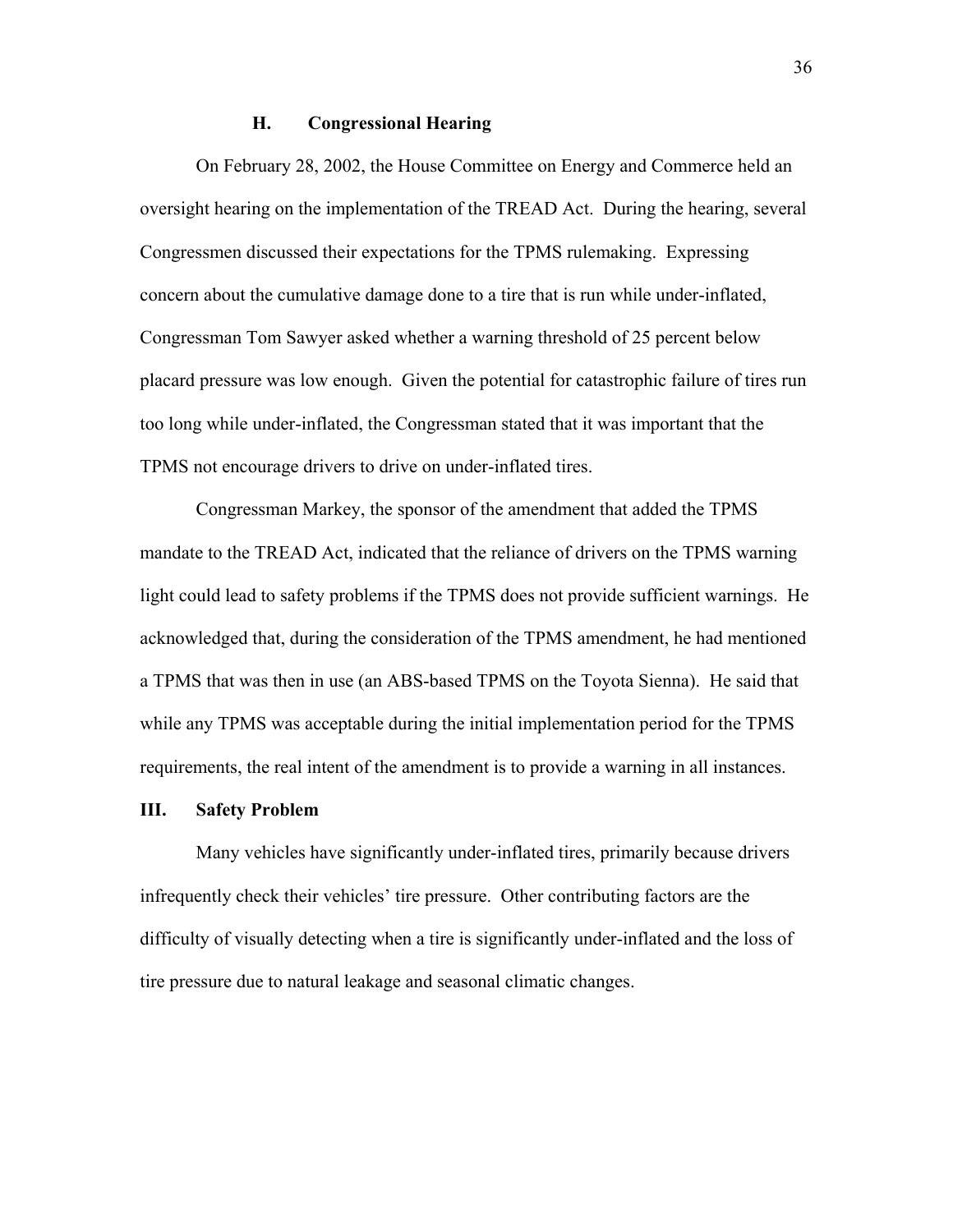### H. Congressional Hearing

On February 28, 2002, the House Committee on Energy and Commerce held an oversight hearing on the implementation of the TREAD Act. During the hearing, several Congressmen discussed their expectations for the TPMS rulemaking. Expressing concern about the cumulative damage done to a tire that is run while under-inflated, Congressman Tom Sawyer asked whether a warning threshold of 25 percent below placard pressure was low enough. Given the potential for catastrophic failure of tires run too long while under-inflated, the Congressman stated that it was important that the TPMS not encourage drivers to drive on under-inflated tires.

Congressman Markey, the sponsor of the amendment that added the TPMS mandate to the TREAD Act, indicated that the reliance of drivers on the TPMS warning light could lead to safety problems if the TPMS does not provide sufficient warnings. He acknowledged that, during the consideration of the TPMS amendment, he had mentioned a TPMS that was then in use (an ABS-based TPMS on the Toyota Sienna). He said that while any TPMS was acceptable during the initial implementation period for the TPMS requirements, the real intent of the amendment is to provide a warning in all instances.

## III. Safety Problem

Many vehicles have significantly under-inflated tires, primarily because drivers infrequently check their vehicles' tire pressure. Other contributing factors are the difficulty of visually detecting when a tire is significantly under-inflated and the loss of tire pressure due to natural leakage and seasonal climatic changes.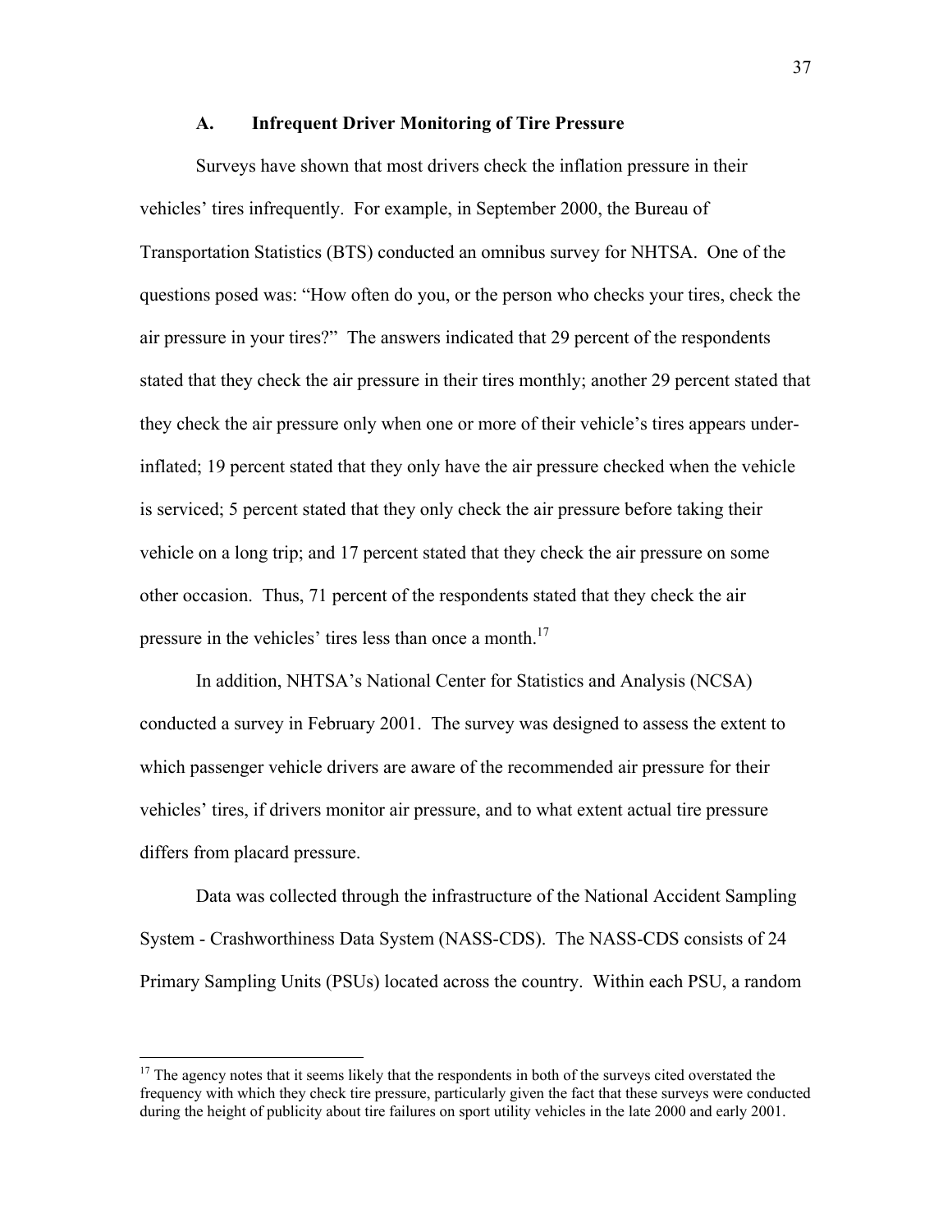### A. Infrequent Driver Monitoring of Tire Pressure

Surveys have shown that most drivers check the inflation pressure in their vehicles' tires infrequently. For example, in September 2000, the Bureau of Transportation Statistics (BTS) conducted an omnibus survey for NHTSA. One of the questions posed was: "How often do you, or the person who checks your tires, check the air pressure in your tires?" The answers indicated that 29 percent of the respondents stated that they check the air pressure in their tires monthly; another 29 percent stated that they check the air pressure only when one or more of their vehicle's tires appears under-inflated; 19 percent stated that they only have the air pressure checked when the vehicle is serviced; 5 percent stated that they only check the air pressure before taking their vehicle on a long trip; and 17 percent stated that they check the air pressure on some other occasion. Thus, 71 percent of the respondents stated that they check the air pressure in the vehicles' tires less than once a month.[17]

In addition, NHTSA's National Center for Statistics and Analysis (NCSA) conducted a survey in February 2001. The survey was designed to assess the extent to which passenger vehicle drivers are aware of the recommended air pressure for their vehicles' tires, if drivers monitor air pressure, and to what extent actual tire pressure differs from placard pressure.

Data was collected through the infrastructure of the National Accident Sampling System - Crashworthiness Data System (NASS-CDS). The NASS-CDS consists of 24 Primary Sampling Units (PSUs) located across the country. Within each PSU, a random

---

[17] The agency notes that it seems likely that the respondents in both of the surveys cited overstated the frequency with which they check tire pressure, particularly given the fact that these surveys were conducted during the height of publicity about tire failures on sport utility vehicles in the late 2000 and early 2001.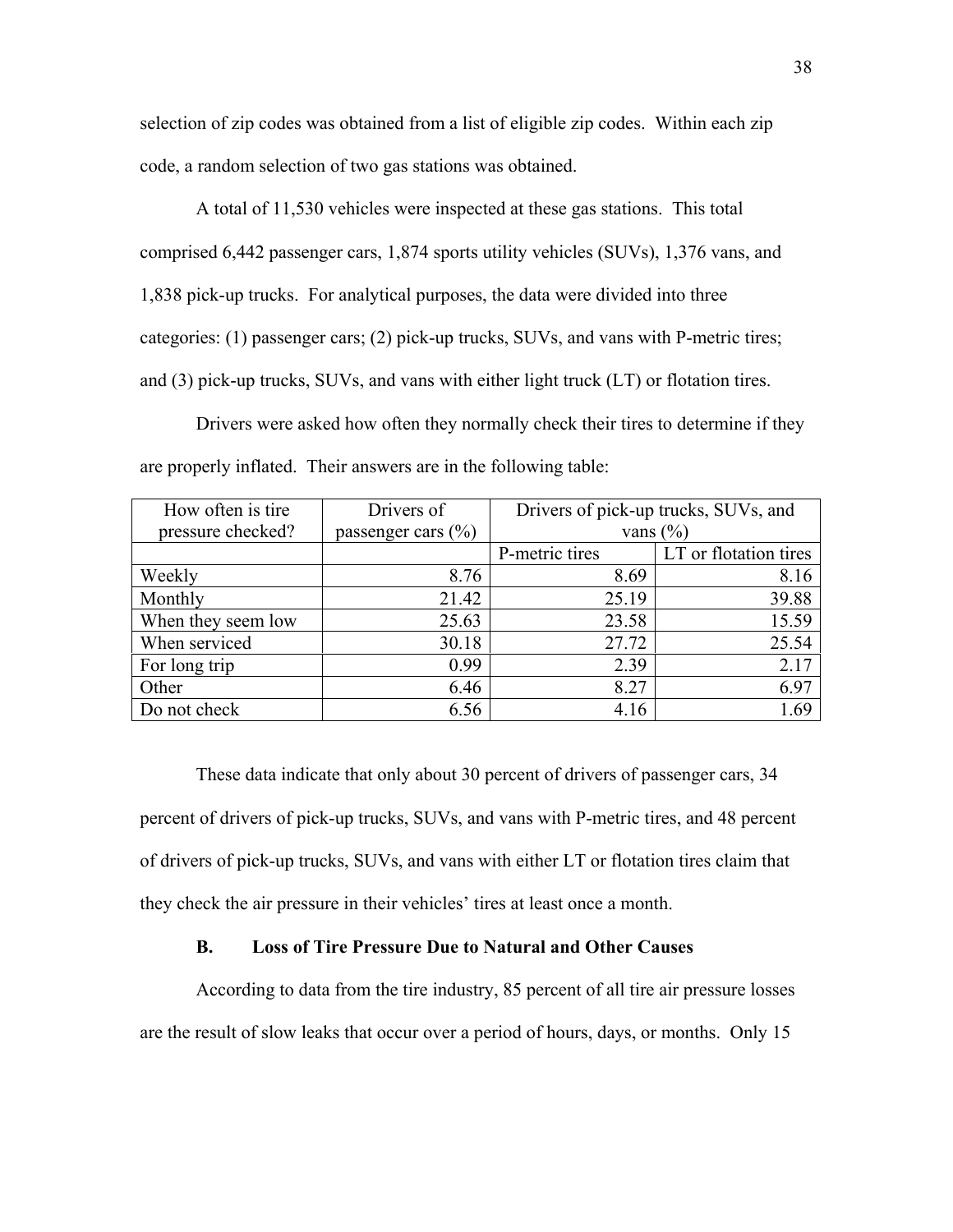selection of zip codes was obtained from a list of eligible zip codes. Within each zip code, a random selection of two gas stations was obtained.

A total of 11,530 vehicles were inspected at these gas stations. This total comprised 6,442 passenger cars, 1,874 sports utility vehicles (SUVs), 1,376 vans, and 1,838 pick-up trucks. For analytical purposes, the data were divided into three categories: (1) passenger cars; (2) pick-up trucks, SUVs, and vans with P-metric tires; and (3) pick-up trucks, SUVs, and vans with either light truck (LT) or flotation tires.

Drivers were asked how often they normally check their tires to determine if they are properly inflated. Their answers are in the following table:

| How often is tire pressure checked? | Drivers of passenger cars (%) | Drivers of pick-up trucks, SUVs, and vans (%) | |
|---|---|---|---|
| | | P-metric tires | LT or flotation tires |
| Weekly | 8.76 | 8.69 | 8.16 |
| Monthly | 21.42 | 25.19 | 39.88 |
| When they seem low | 25.63 | 23.58 | 15.59 |
| When serviced | 30.18 | 27.72 | 25.54 |
| For long trip | 0.99 | 2.39 | 2.17 |
| Other | 6.46 | 8.27 | 6.97 |
| Do not check | 6.56 | 4.16 | 1.69 |

These data indicate that only about 30 percent of drivers of passenger cars, 34 percent of drivers of pick-up trucks, SUVs, and vans with P-metric tires, and 48 percent of drivers of pick-up trucks, SUVs, and vans with either LT or flotation tires claim that they check the air pressure in their vehicles' tires at least once a month.

### B. Loss of Tire Pressure Due to Natural and Other Causes

According to data from the tire industry, 85 percent of all tire air pressure losses are the result of slow leaks that occur over a period of hours, days, or months. Only 15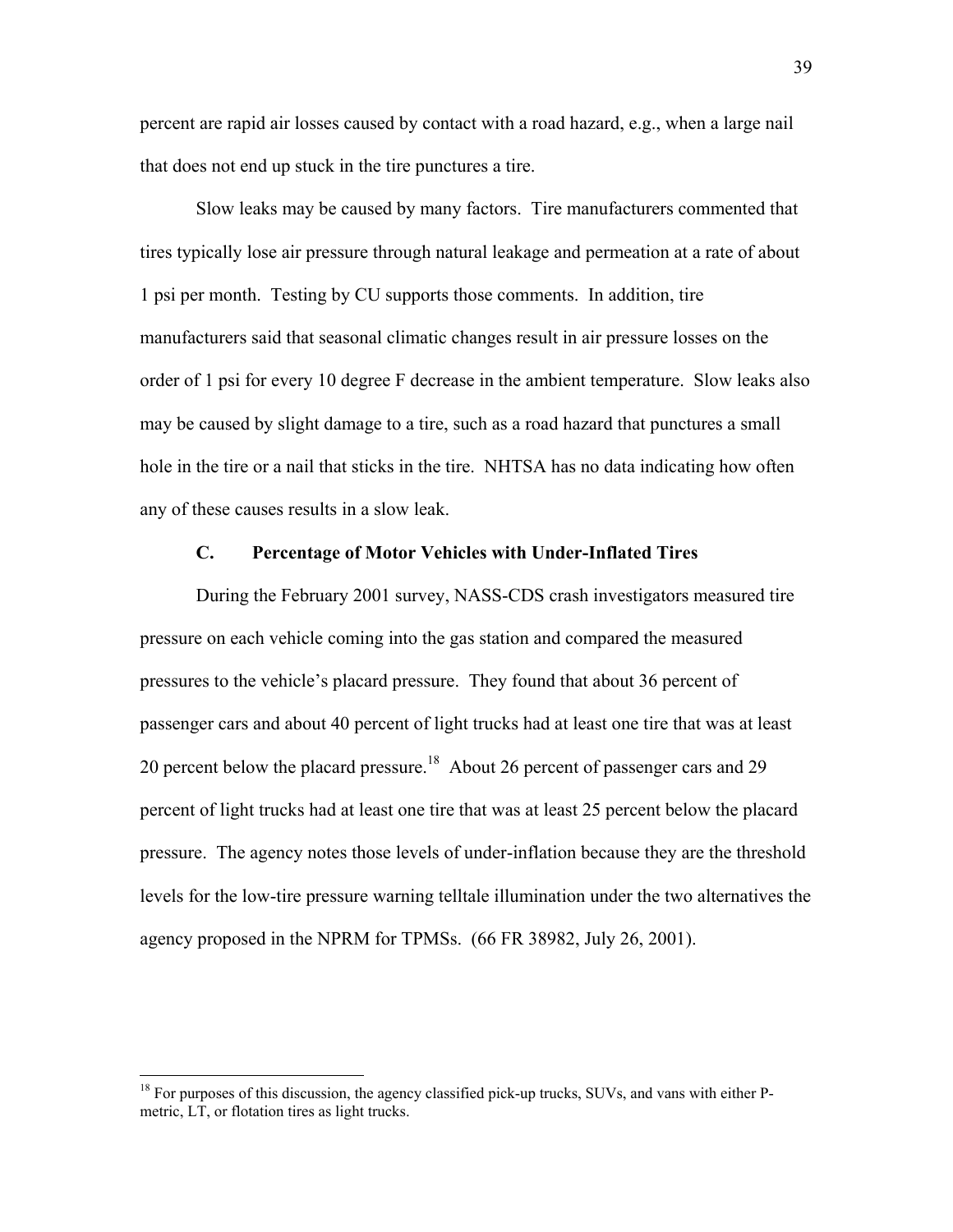percent are rapid air losses caused by contact with a road hazard, e.g., when a large nail that does not end up stuck in the tire punctures a tire.

Slow leaks may be caused by many factors. Tire manufacturers commented that tires typically lose air pressure through natural leakage and permeation at a rate of about 1 psi per month. Testing by CU supports those comments. In addition, tire manufacturers said that seasonal climatic changes result in air pressure losses on the order of 1 psi for every 10 degree F decrease in the ambient temperature. Slow leaks also may be caused by slight damage to a tire, such as a road hazard that punctures a small hole in the tire or a nail that sticks in the tire. NHTSA has no data indicating how often any of these causes results in a slow leak.

### C. Percentage of Motor Vehicles with Under-Inflated Tires

During the February 2001 survey, NASS-CDS crash investigators measured tire pressure on each vehicle coming into the gas station and compared the measured pressures to the vehicle's placard pressure. They found that about 36 percent of passenger cars and about 40 percent of light trucks had at least one tire that was at least 20 percent below the placard pressure.[18] About 26 percent of passenger cars and 29 percent of light trucks had at least one tire that was at least 25 percent below the placard pressure. The agency notes those levels of under-inflation because they are the threshold levels for the low-tire pressure warning telltale illumination under the two alternatives the agency proposed in the NPRM for TPMSs. (66 FR 38982, July 26, 2001).

---

[18] For purposes of this discussion, the agency classified pick-up trucks, SUVs, and vans with either P-metric, LT, or flotation tires as light trucks.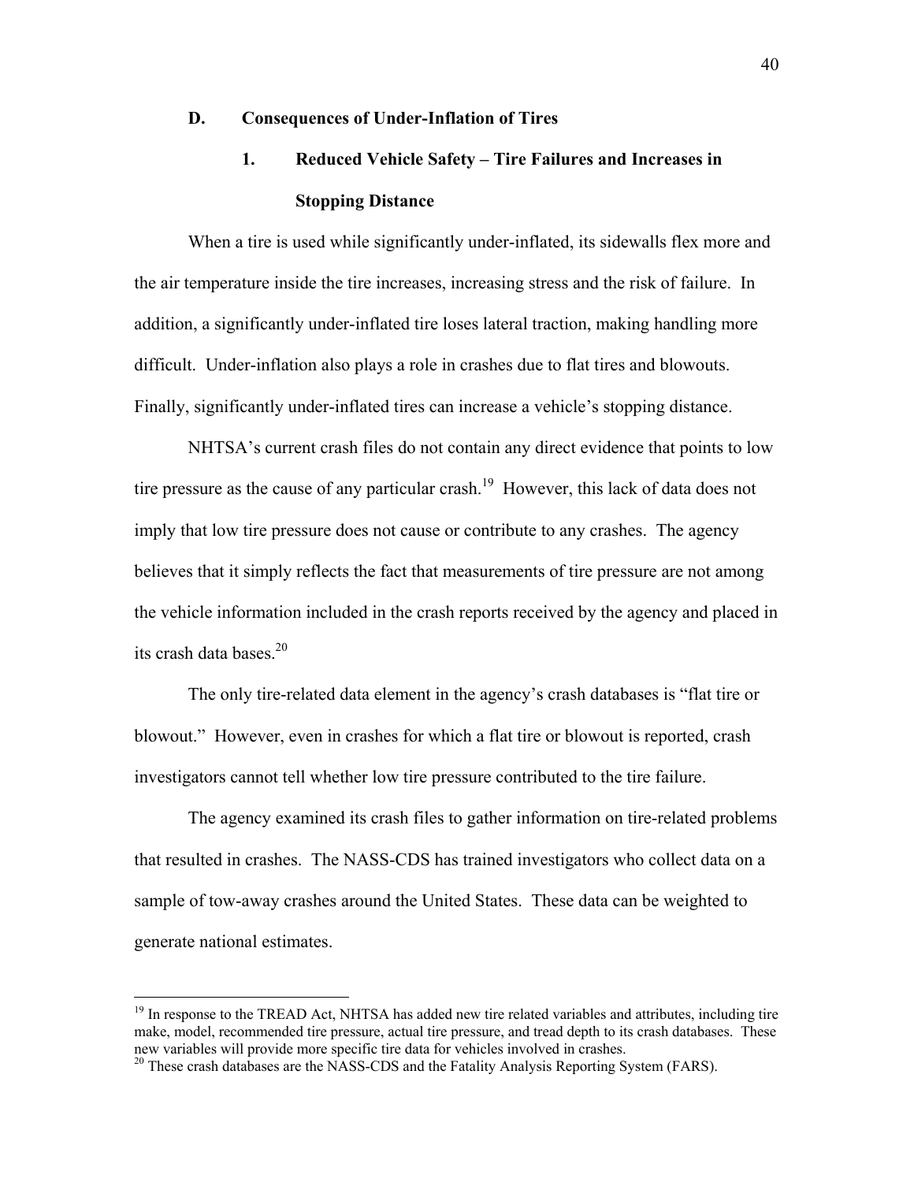### D. Consequences of Under-Inflation of Tires

#### 1. Reduced Vehicle Safety – Tire Failures and Increases in Stopping Distance

When a tire is used while significantly under-inflated, its sidewalls flex more and the air temperature inside the tire increases, increasing stress and the risk of failure. In addition, a significantly under-inflated tire loses lateral traction, making handling more difficult. Under-inflation also plays a role in crashes due to flat tires and blowouts. Finally, significantly under-inflated tires can increase a vehicle's stopping distance.

NHTSA's current crash files do not contain any direct evidence that points to low tire pressure as the cause of any particular crash.[19] However, this lack of data does not imply that low tire pressure does not cause or contribute to any crashes. The agency believes that it simply reflects the fact that measurements of tire pressure are not among the vehicle information included in the crash reports received by the agency and placed in its crash data bases.[20]

The only tire-related data element in the agency's crash databases is "flat tire or blowout." However, even in crashes for which a flat tire or blowout is reported, crash investigators cannot tell whether low tire pressure contributed to the tire failure.

The agency examined its crash files to gather information on tire-related problems that resulted in crashes. The NASS-CDS has trained investigators who collect data on a sample of tow-away crashes around the United States. These data can be weighted to generate national estimates.

---

[19] In response to the TREAD Act, NHTSA has added new tire related variables and attributes, including tire make, model, recommended tire pressure, actual tire pressure, and tread depth to its crash databases. These new variables will provide more specific tire data for vehicles involved in crashes.

[20] These crash databases are the NASS-CDS and the Fatality Analysis Reporting System (FARS).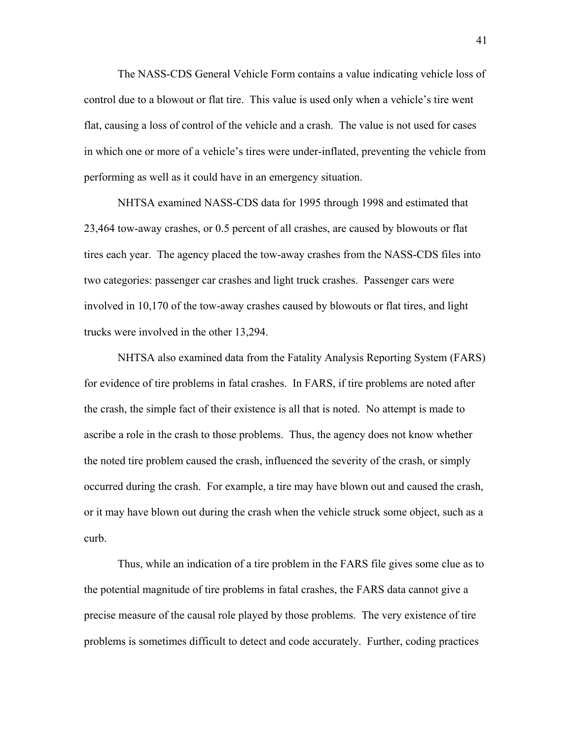The NASS-CDS General Vehicle Form contains a value indicating vehicle loss of control due to a blowout or flat tire. This value is used only when a vehicle's tire went flat, causing a loss of control of the vehicle and a crash. The value is not used for cases in which one or more of a vehicle's tires were under-inflated, preventing the vehicle from performing as well as it could have in an emergency situation.

NHTSA examined NASS-CDS data for 1995 through 1998 and estimated that 23,464 tow-away crashes, or 0.5 percent of all crashes, are caused by blowouts or flat tires each year. The agency placed the tow-away crashes from the NASS-CDS files into two categories: passenger car crashes and light truck crashes. Passenger cars were involved in 10,170 of the tow-away crashes caused by blowouts or flat tires, and light trucks were involved in the other 13,294.

NHTSA also examined data from the Fatality Analysis Reporting System (FARS) for evidence of tire problems in fatal crashes. In FARS, if tire problems are noted after the crash, the simple fact of their existence is all that is noted. No attempt is made to ascribe a role in the crash to those problems. Thus, the agency does not know whether the noted tire problem caused the crash, influenced the severity of the crash, or simply occurred during the crash. For example, a tire may have blown out and caused the crash, or it may have blown out during the crash when the vehicle struck some object, such as a curb.

Thus, while an indication of a tire problem in the FARS file gives some clue as to the potential magnitude of tire problems in fatal crashes, the FARS data cannot give a precise measure of the causal role played by those problems. The very existence of tire problems is sometimes difficult to detect and code accurately. Further, coding practices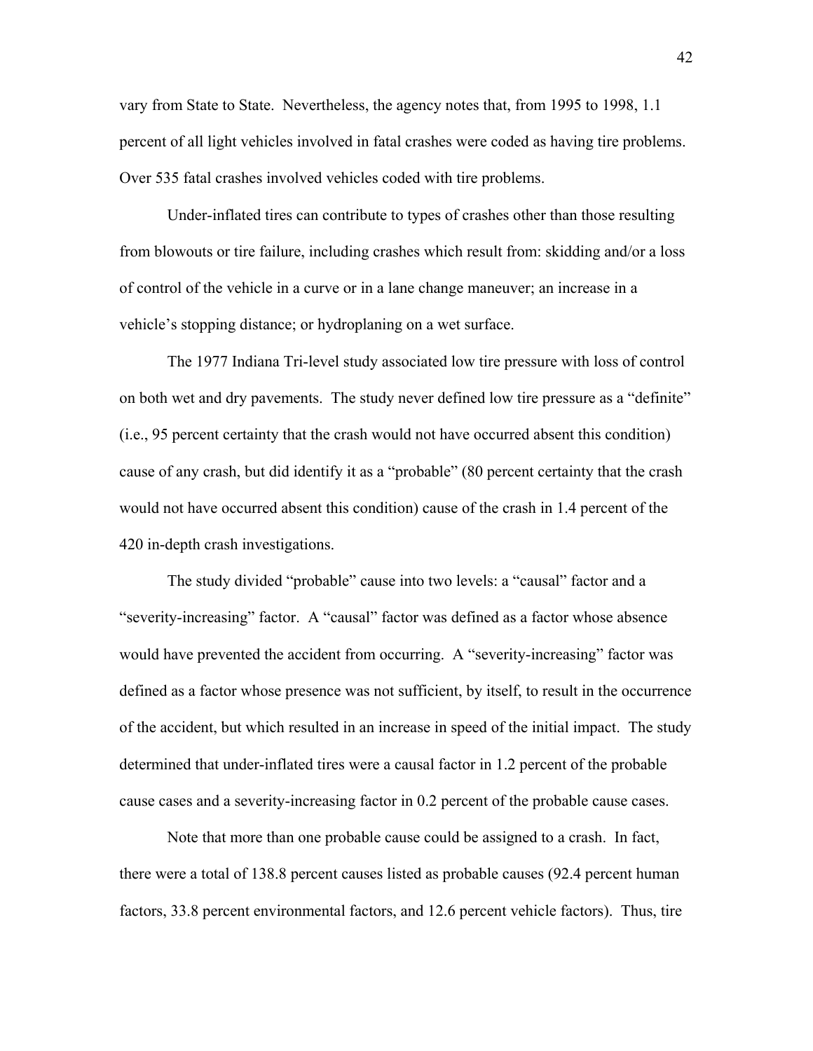vary from State to State. Nevertheless, the agency notes that, from 1995 to 1998, 1.1 percent of all light vehicles involved in fatal crashes were coded as having tire problems. Over 535 fatal crashes involved vehicles coded with tire problems.

Under-inflated tires can contribute to types of crashes other than those resulting from blowouts or tire failure, including crashes which result from: skidding and/or a loss of control of the vehicle in a curve or in a lane change maneuver; an increase in a vehicle's stopping distance; or hydroplaning on a wet surface.

The 1977 Indiana Tri-level study associated low tire pressure with loss of control on both wet and dry pavements. The study never defined low tire pressure as a "definite" (i.e., 95 percent certainty that the crash would not have occurred absent this condition) cause of any crash, but did identify it as a "probable" (80 percent certainty that the crash would not have occurred absent this condition) cause of the crash in 1.4 percent of the 420 in-depth crash investigations.

The study divided "probable" cause into two levels: a "causal" factor and a "severity-increasing" factor. A "causal" factor was defined as a factor whose absence would have prevented the accident from occurring. A "severity-increasing" factor was defined as a factor whose presence was not sufficient, by itself, to result in the occurrence of the accident, but which resulted in an increase in speed of the initial impact. The study determined that under-inflated tires were a causal factor in 1.2 percent of the probable cause cases and a severity-increasing factor in 0.2 percent of the probable cause cases.

Note that more than one probable cause could be assigned to a crash. In fact, there were a total of 138.8 percent causes listed as probable causes (92.4 percent human factors, 33.8 percent environmental factors, and 12.6 percent vehicle factors). Thus, tire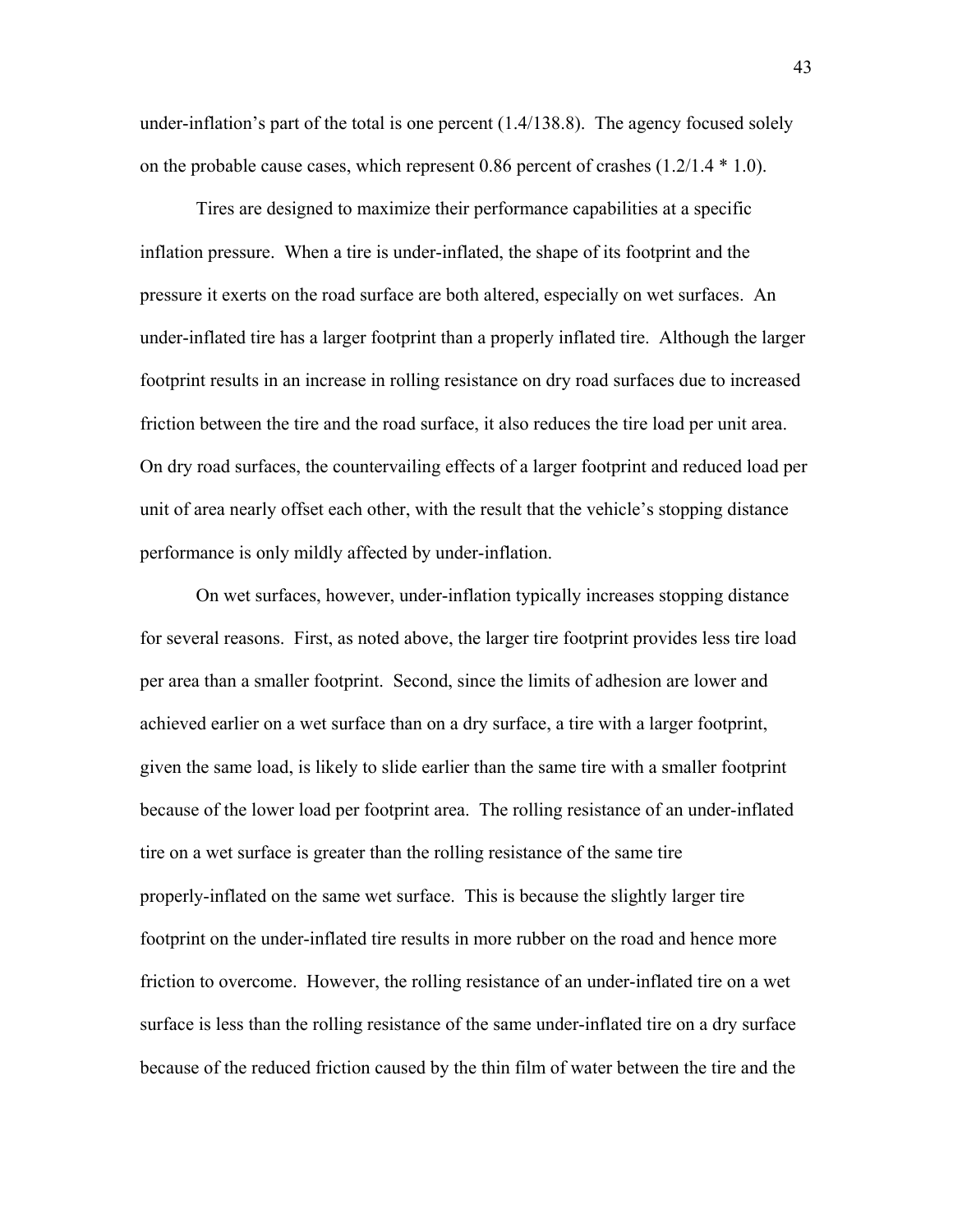under-inflation's part of the total is one percent (1.4/138.8). The agency focused solely on the probable cause cases, which represent 0.86 percent of crashes (1.2/1.4 * 1.0).

Tires are designed to maximize their performance capabilities at a specific inflation pressure. When a tire is under-inflated, the shape of its footprint and the pressure it exerts on the road surface are both altered, especially on wet surfaces. An under-inflated tire has a larger footprint than a properly inflated tire. Although the larger footprint results in an increase in rolling resistance on dry road surfaces due to increased friction between the tire and the road surface, it also reduces the tire load per unit area. On dry road surfaces, the countervailing effects of a larger footprint and reduced load per unit of area nearly offset each other, with the result that the vehicle's stopping distance performance is only mildly affected by under-inflation.

On wet surfaces, however, under-inflation typically increases stopping distance for several reasons. First, as noted above, the larger tire footprint provides less tire load per area than a smaller footprint. Second, since the limits of adhesion are lower and achieved earlier on a wet surface than on a dry surface, a tire with a larger footprint, given the same load, is likely to slide earlier than the same tire with a smaller footprint because of the lower load per footprint area. The rolling resistance of an under-inflated tire on a wet surface is greater than the rolling resistance of the same tire properly-inflated on the same wet surface. This is because the slightly larger tire footprint on the under-inflated tire results in more rubber on the road and hence more friction to overcome. However, the rolling resistance of an under-inflated tire on a wet surface is less than the rolling resistance of the same under-inflated tire on a dry surface because of the reduced friction caused by the thin film of water between the tire and the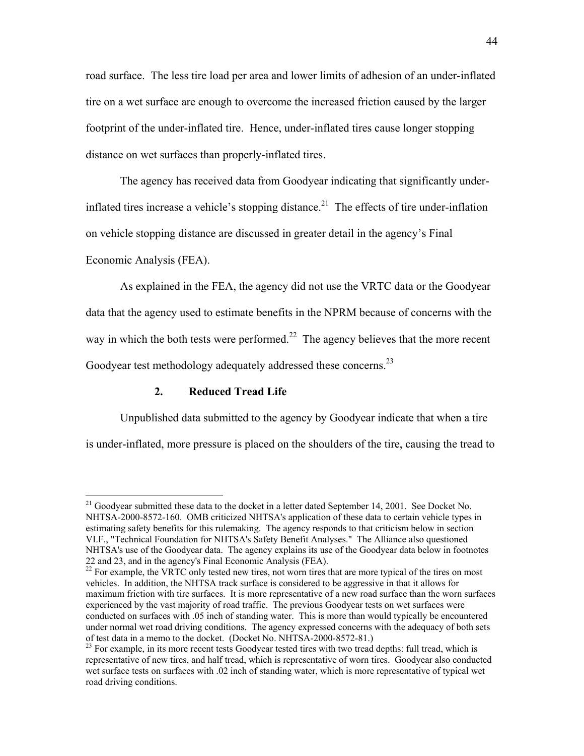road surface. The less tire load per area and lower limits of adhesion of an under-inflated tire on a wet surface are enough to overcome the increased friction caused by the larger footprint of the under-inflated tire. Hence, under-inflated tires cause longer stopping distance on wet surfaces than properly-inflated tires.

The agency has received data from Goodyear indicating that significantly under-inflated tires increase a vehicle's stopping distance.[21] The effects of tire under-inflation on vehicle stopping distance are discussed in greater detail in the agency's Final Economic Analysis (FEA).

As explained in the FEA, the agency did not use the VRTC data or the Goodyear data that the agency used to estimate benefits in the NPRM because of concerns with the way in which the both tests were performed.[22] The agency believes that the more recent Goodyear test methodology adequately addressed these concerns.[23]

### 2. Reduced Tread Life

Unpublished data submitted to the agency by Goodyear indicate that when a tire is under-inflated, more pressure is placed on the shoulders of the tire, causing the tread to

---

[21] Goodyear submitted these data to the docket in a letter dated September 14, 2001. See Docket No. NHTSA-2000-8572-160. OMB criticized NHTSA's application of these data to certain vehicle types in estimating safety benefits for this rulemaking. The agency responds to that criticism below in section VI.F., "Technical Foundation for NHTSA's Safety Benefit Analyses." The Alliance also questioned NHTSA's use of the Goodyear data. The agency explains its use of the Goodyear data below in footnotes 22 and 23, and in the agency's Final Economic Analysis (FEA).

[22] For example, the VRTC only tested new tires, not worn tires that are more typical of the tires on most vehicles. In addition, the NHTSA track surface is considered to be aggressive in that it allows for maximum friction with tire surfaces. It is more representative of a new road surface than the worn surfaces experienced by the vast majority of road traffic. The previous Goodyear tests on wet surfaces were conducted on surfaces with .05 inch of standing water. This is more than would typically be encountered under normal wet road driving conditions. The agency expressed concerns with the adequacy of both sets of test data in a memo to the docket. (Docket No. NHTSA-2000-8572-81.)

[23] For example, in its more recent tests Goodyear tested tires with two tread depths: full tread, which is representative of new tires, and half tread, which is representative of worn tires. Goodyear also conducted wet surface tests on surfaces with .02 inch of standing water, which is more representative of typical wet road driving conditions.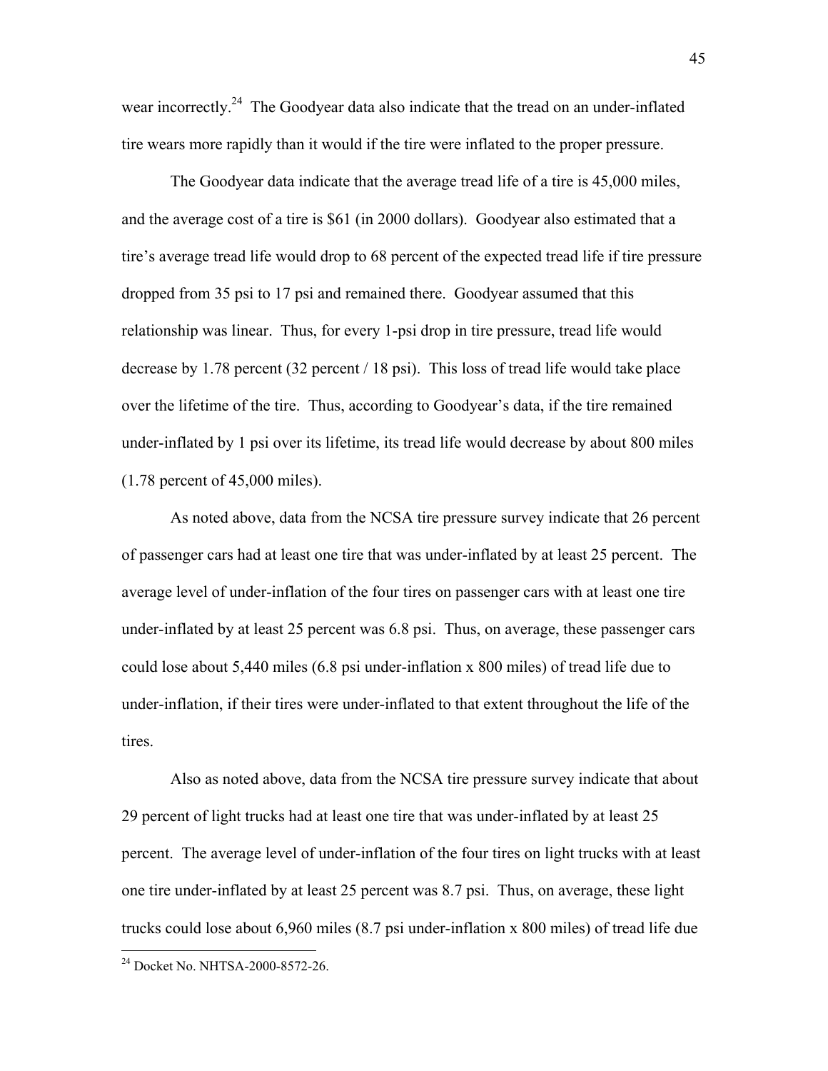wear incorrectly.[24] The Goodyear data also indicate that the tread on an under-inflated tire wears more rapidly than it would if the tire were inflated to the proper pressure.

The Goodyear data indicate that the average tread life of a tire is 45,000 miles, and the average cost of a tire is $61 (in 2000 dollars). Goodyear also estimated that a tire's average tread life would drop to 68 percent of the expected tread life if tire pressure dropped from 35 psi to 17 psi and remained there. Goodyear assumed that this relationship was linear. Thus, for every 1-psi drop in tire pressure, tread life would decrease by 1.78 percent (32 percent / 18 psi). This loss of tread life would take place over the lifetime of the tire. Thus, according to Goodyear's data, if the tire remained under-inflated by 1 psi over its lifetime, its tread life would decrease by about 800 miles (1.78 percent of 45,000 miles).

As noted above, data from the NCSA tire pressure survey indicate that 26 percent of passenger cars had at least one tire that was under-inflated by at least 25 percent. The average level of under-inflation of the four tires on passenger cars with at least one tire under-inflated by at least 25 percent was 6.8 psi. Thus, on average, these passenger cars could lose about 5,440 miles (6.8 psi under-inflation x 800 miles) of tread life due to under-inflation, if their tires were under-inflated to that extent throughout the life of the tires.

Also as noted above, data from the NCSA tire pressure survey indicate that about 29 percent of light trucks had at least one tire that was under-inflated by at least 25 percent. The average level of under-inflation of the four tires on light trucks with at least one tire under-inflated by at least 25 percent was 8.7 psi. Thus, on average, these light trucks could lose about 6,960 miles (8.7 psi under-inflation x 800 miles) of tread life due

[24] Docket No. NHTSA-2000-8572-26.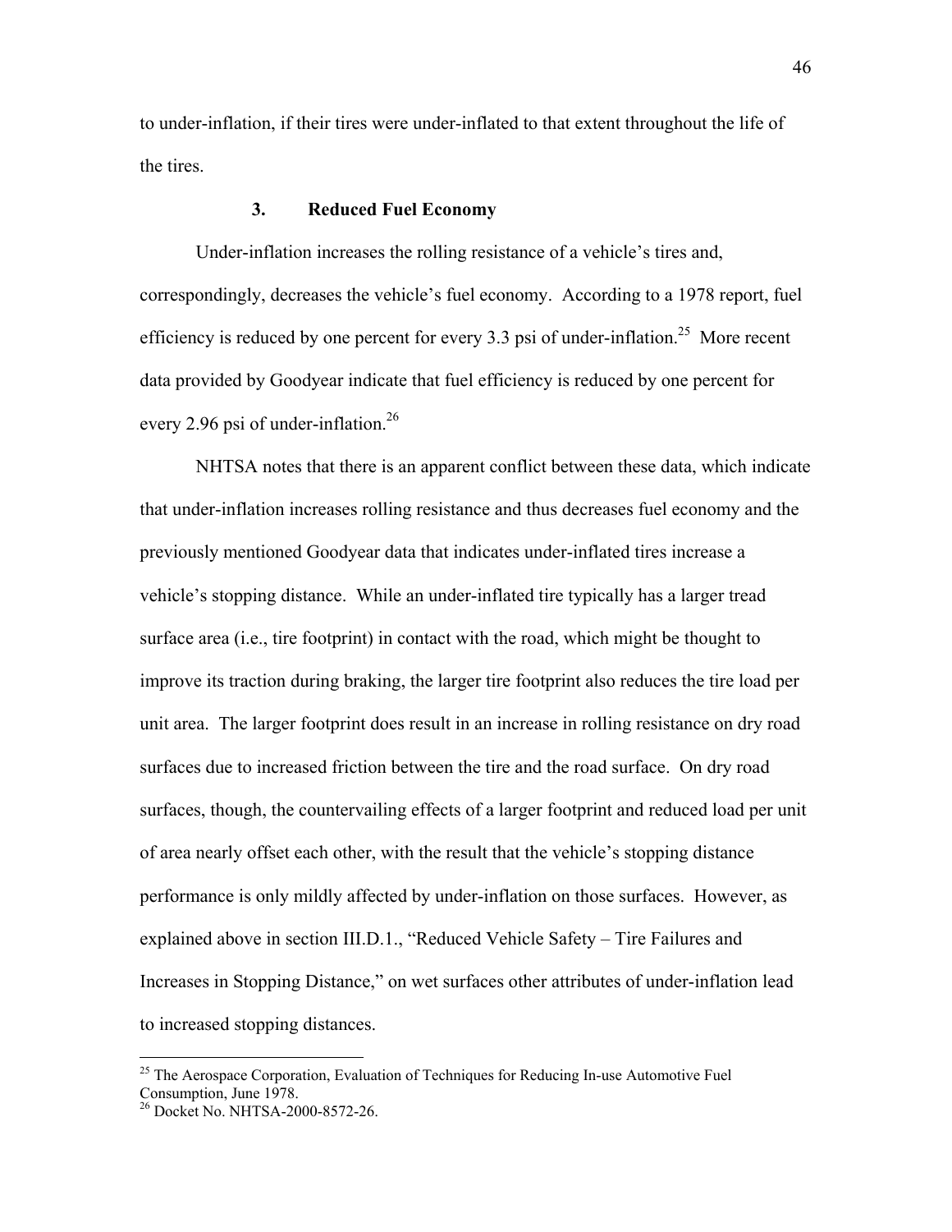to under-inflation, if their tires were under-inflated to that extent throughout the life of the tires.

### 3. Reduced Fuel Economy

Under-inflation increases the rolling resistance of a vehicle's tires and, correspondingly, decreases the vehicle's fuel economy. According to a 1978 report, fuel efficiency is reduced by one percent for every 3.3 psi of under-inflation.[25] More recent data provided by Goodyear indicate that fuel efficiency is reduced by one percent for every 2.96 psi of under-inflation.[26]

NHTSA notes that there is an apparent conflict between these data, which indicate that under-inflation increases rolling resistance and thus decreases fuel economy and the previously mentioned Goodyear data that indicates under-inflated tires increase a vehicle's stopping distance. While an under-inflated tire typically has a larger tread surface area (i.e., tire footprint) in contact with the road, which might be thought to improve its traction during braking, the larger tire footprint also reduces the tire load per unit area. The larger footprint does result in an increase in rolling resistance on dry road surfaces due to increased friction between the tire and the road surface. On dry road surfaces, though, the countervailing effects of a larger footprint and reduced load per unit of area nearly offset each other, with the result that the vehicle's stopping distance performance is only mildly affected by under-inflation on those surfaces. However, as explained above in section III.D.1., "Reduced Vehicle Safety – Tire Failures and Increases in Stopping Distance," on wet surfaces other attributes of under-inflation lead to increased stopping distances.

---

[25] The Aerospace Corporation, Evaluation of Techniques for Reducing In-use Automotive Fuel Consumption, June 1978.

[26] Docket No. NHTSA-2000-8572-26.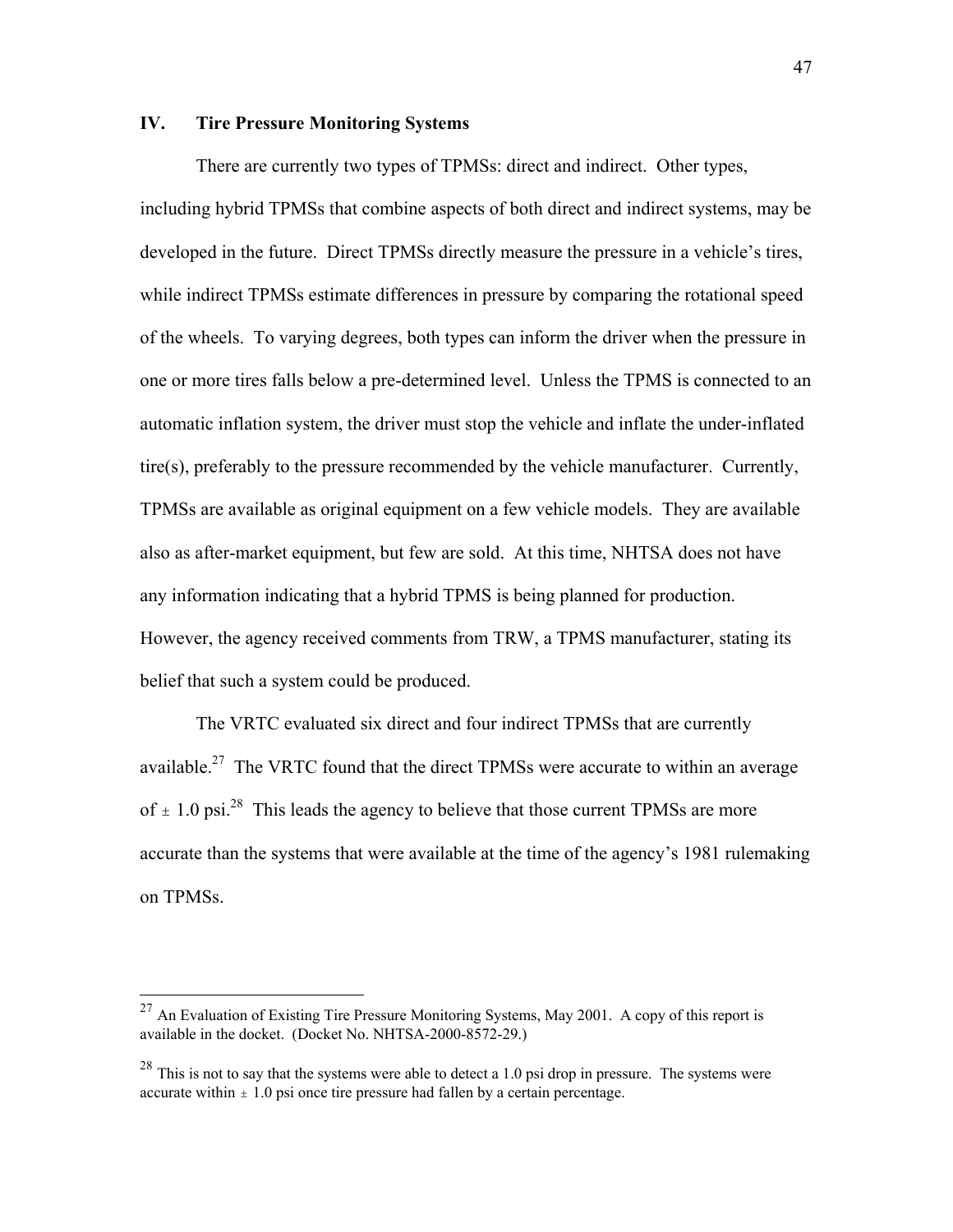## IV. Tire Pressure Monitoring Systems

There are currently two types of TPMSs: direct and indirect. Other types, including hybrid TPMSs that combine aspects of both direct and indirect systems, may be developed in the future. Direct TPMSs directly measure the pressure in a vehicle's tires, while indirect TPMSs estimate differences in pressure by comparing the rotational speed of the wheels. To varying degrees, both types can inform the driver when the pressure in one or more tires falls below a pre-determined level. Unless the TPMS is connected to an automatic inflation system, the driver must stop the vehicle and inflate the under-inflated tire(s), preferably to the pressure recommended by the vehicle manufacturer. Currently, TPMSs are available as original equipment on a few vehicle models. They are available also as after-market equipment, but few are sold. At this time, NHTSA does not have any information indicating that a hybrid TPMS is being planned for production. However, the agency received comments from TRW, a TPMS manufacturer, stating its belief that such a system could be produced.

The VRTC evaluated six direct and four indirect TPMSs that are currently available.[27] The VRTC found that the direct TPMSs were accurate to within an average of ± 1.0 psi.[28] This leads the agency to believe that those current TPMSs are more accurate than the systems that were available at the time of the agency's 1981 rulemaking on TPMSs.

---

[27] An Evaluation of Existing Tire Pressure Monitoring Systems, May 2001. A copy of this report is available in the docket. (Docket No. NHTSA-2000-8572-29.)

[28] This is not to say that the systems were able to detect a 1.0 psi drop in pressure. The systems were accurate within ± 1.0 psi once tire pressure had fallen by a certain percentage.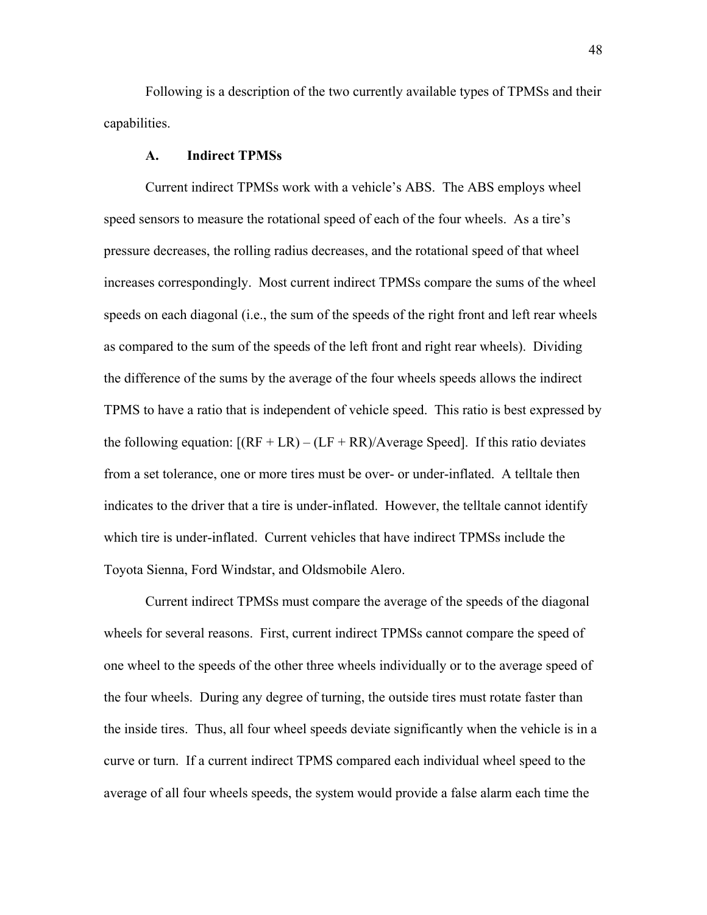Following is a description of the two currently available types of TPMSs and their capabilities.

### A. Indirect TPMSs

Current indirect TPMSs work with a vehicle's ABS. The ABS employs wheel speed sensors to measure the rotational speed of each of the four wheels. As a tire's pressure decreases, the rolling radius decreases, and the rotational speed of that wheel increases correspondingly. Most current indirect TPMSs compare the sums of the wheel speeds on each diagonal (i.e., the sum of the speeds of the right front and left rear wheels as compared to the sum of the speeds of the left front and right rear wheels). Dividing the difference of the sums by the average of the four wheels speeds allows the indirect TPMS to have a ratio that is independent of vehicle speed. This ratio is best expressed by the following equation: $[(RF + LR) – (LF + RR)/\text{Average Speed}]$. If this ratio deviates from a set tolerance, one or more tires must be over- or under-inflated. A telltale then indicates to the driver that a tire is under-inflated. However, the telltale cannot identify which tire is under-inflated. Current vehicles that have indirect TPMSs include the Toyota Sienna, Ford Windstar, and Oldsmobile Alero.

Current indirect TPMSs must compare the average of the speeds of the diagonal wheels for several reasons. First, current indirect TPMSs cannot compare the speed of one wheel to the speeds of the other three wheels individually or to the average speed of the four wheels. During any degree of turning, the outside tires must rotate faster than the inside tires. Thus, all four wheel speeds deviate significantly when the vehicle is in a curve or turn. If a current indirect TPMS compared each individual wheel speed to the average of all four wheels speeds, the system would provide a false alarm each time the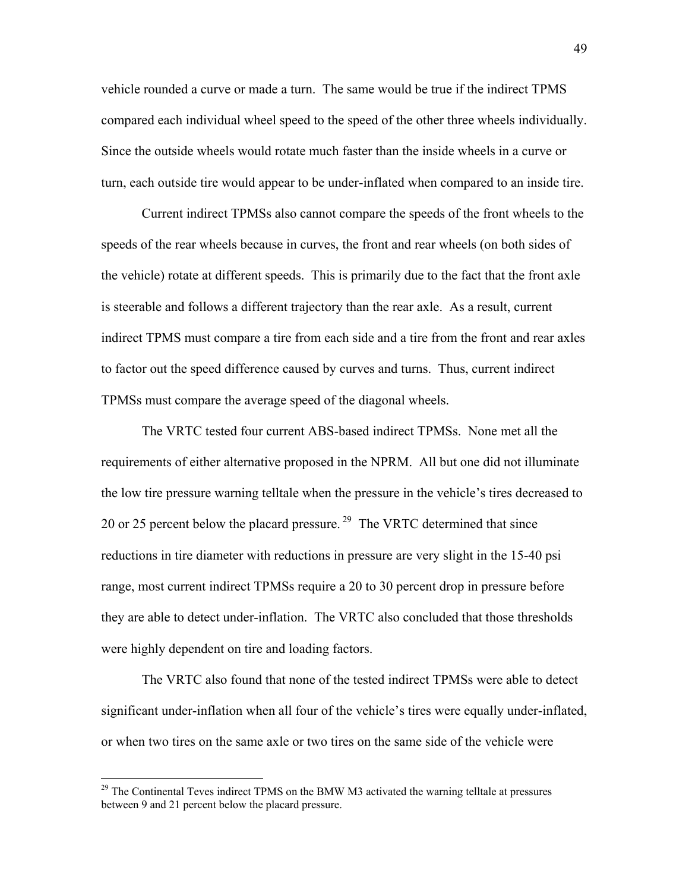vehicle rounded a curve or made a turn. The same would be true if the indirect TPMS compared each individual wheel speed to the speed of the other three wheels individually. Since the outside wheels would rotate much faster than the inside wheels in a curve or turn, each outside tire would appear to be under-inflated when compared to an inside tire.

Current indirect TPMSs also cannot compare the speeds of the front wheels to the speeds of the rear wheels because in curves, the front and rear wheels (on both sides of the vehicle) rotate at different speeds. This is primarily due to the fact that the front axle is steerable and follows a different trajectory than the rear axle. As a result, current indirect TPMS must compare a tire from each side and a tire from the front and rear axles to factor out the speed difference caused by curves and turns. Thus, current indirect TPMSs must compare the average speed of the diagonal wheels.

The VRTC tested four current ABS-based indirect TPMSs. None met all the requirements of either alternative proposed in the NPRM. All but one did not illuminate the low tire pressure warning telltale when the pressure in the vehicle's tires decreased to 20 or 25 percent below the placard pressure.[29] The VRTC determined that since reductions in tire diameter with reductions in pressure are very slight in the 15-40 psi range, most current indirect TPMSs require a 20 to 30 percent drop in pressure before they are able to detect under-inflation. The VRTC also concluded that those thresholds were highly dependent on tire and loading factors.

The VRTC also found that none of the tested indirect TPMSs were able to detect significant under-inflation when all four of the vehicle's tires were equally under-inflated, or when two tires on the same axle or two tires on the same side of the vehicle were

---

[29] The Continental Teves indirect TPMS on the BMW M3 activated the warning telltale at pressures between 9 and 21 percent below the placard pressure.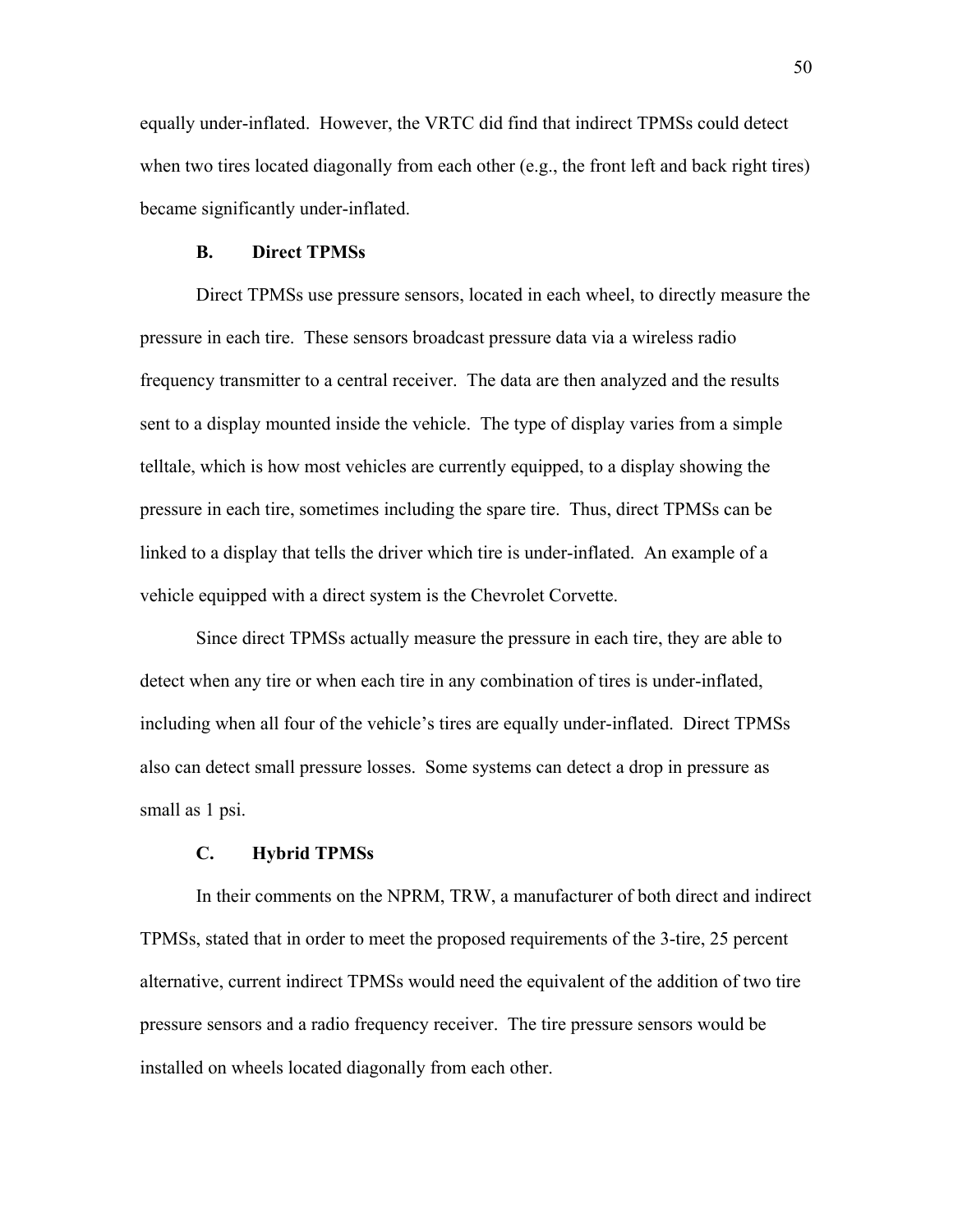equally under-inflated. However, the VRTC did find that indirect TPMSs could detect when two tires located diagonally from each other (e.g., the front left and back right tires) became significantly under-inflated.

### B. Direct TPMSs

Direct TPMSs use pressure sensors, located in each wheel, to directly measure the pressure in each tire. These sensors broadcast pressure data via a wireless radio frequency transmitter to a central receiver. The data are then analyzed and the results sent to a display mounted inside the vehicle. The type of display varies from a simple telltale, which is how most vehicles are currently equipped, to a display showing the pressure in each tire, sometimes including the spare tire. Thus, direct TPMSs can be linked to a display that tells the driver which tire is under-inflated. An example of a vehicle equipped with a direct system is the Chevrolet Corvette.

Since direct TPMSs actually measure the pressure in each tire, they are able to detect when any tire or when each tire in any combination of tires is under-inflated, including when all four of the vehicle's tires are equally under-inflated. Direct TPMSs also can detect small pressure losses. Some systems can detect a drop in pressure as small as 1 psi.

### C. Hybrid TPMSs

In their comments on the NPRM, TRW, a manufacturer of both direct and indirect TPMSs, stated that in order to meet the proposed requirements of the 3-tire, 25 percent alternative, current indirect TPMSs would need the equivalent of the addition of two tire pressure sensors and a radio frequency receiver. The tire pressure sensors would be installed on wheels located diagonally from each other.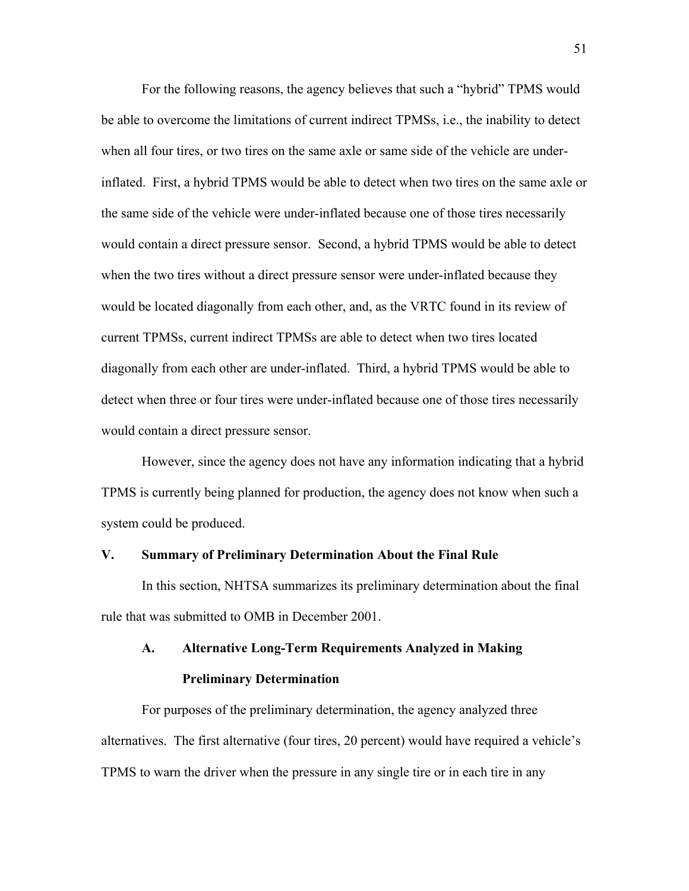For the following reasons, the agency believes that such a "hybrid" TPMS would be able to overcome the limitations of current indirect TPMSs, i.e., the inability to detect when all four tires, or two tires on the same axle or same side of the vehicle are under-inflated. First, a hybrid TPMS would be able to detect when two tires on the same axle or the same side of the vehicle were under-inflated because one of those tires necessarily would contain a direct pressure sensor. Second, a hybrid TPMS would be able to detect when the two tires without a direct pressure sensor were under-inflated because they would be located diagonally from each other, and, as the VRTC found in its review of current TPMSs, current indirect TPMSs are able to detect when two tires located diagonally from each other are under-inflated. Third, a hybrid TPMS would be able to detect when three or four tires were under-inflated because one of those tires necessarily would contain a direct pressure sensor.

However, since the agency does not have any information indicating that a hybrid TPMS is currently being planned for production, the agency does not know when such a system could be produced.

## V. Summary of Preliminary Determination About the Final Rule

In this section, NHTSA summarizes its preliminary determination about the final rule that was submitted to OMB in December 2001.

### A. Alternative Long-Term Requirements Analyzed in Making Preliminary Determination

For purposes of the preliminary determination, the agency analyzed three alternatives. The first alternative (four tires, 20 percent) would have required a vehicle's TPMS to warn the driver when the pressure in any single tire or in each tire in any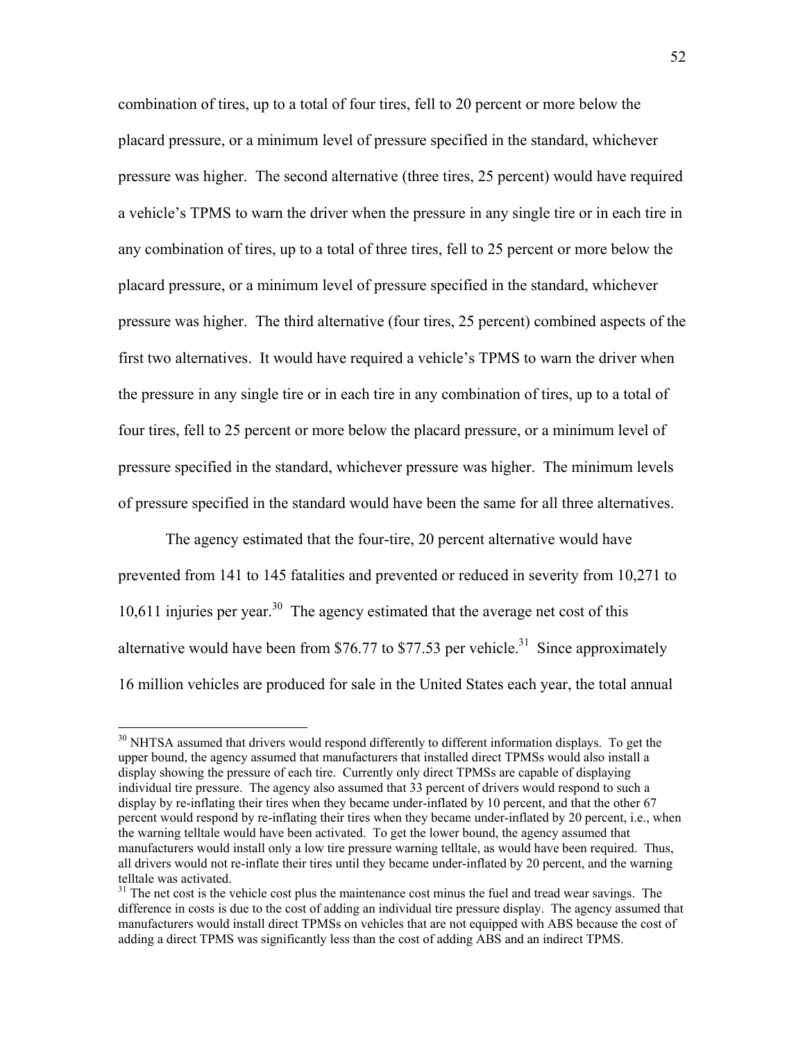combination of tires, up to a total of four tires, fell to 20 percent or more below the placard pressure, or a minimum level of pressure specified in the standard, whichever pressure was higher. The second alternative (three tires, 25 percent) would have required a vehicle's TPMS to warn the driver when the pressure in any single tire or in each tire in any combination of tires, up to a total of three tires, fell to 25 percent or more below the placard pressure, or a minimum level of pressure specified in the standard, whichever pressure was higher. The third alternative (four tires, 25 percent) combined aspects of the first two alternatives. It would have required a vehicle's TPMS to warn the driver when the pressure in any single tire or in each tire in any combination of tires, up to a total of four tires, fell to 25 percent or more below the placard pressure, or a minimum level of pressure specified in the standard, whichever pressure was higher. The minimum levels of pressure specified in the standard would have been the same for all three alternatives.

The agency estimated that the four-tire, 20 percent alternative would have prevented from 141 to 145 fatalities and prevented or reduced in severity from 10,271 to 10,611 injuries per year.[30] The agency estimated that the average net cost of this alternative would have been from $76.77 to $77.53 per vehicle.[31] Since approximately 16 million vehicles are produced for sale in the United States each year, the total annual

---

[30] NHTSA assumed that drivers would respond differently to different information displays. To get the upper bound, the agency assumed that manufacturers that installed direct TPMSs would also install a display showing the pressure of each tire. Currently only direct TPMSs are capable of displaying individual tire pressure. The agency also assumed that 33 percent of drivers would respond to such a display by re-inflating their tires when they became under-inflated by 10 percent, and that the other 67 percent would respond by re-inflating their tires when they became under-inflated by 20 percent, i.e., when the warning telltale would have been activated. To get the lower bound, the agency assumed that manufacturers would install only a low tire pressure warning telltale, as would have been required. Thus, all drivers would not re-inflate their tires until they became under-inflated by 20 percent, and the warning telltale was activated.

[31] The net cost is the vehicle cost plus the maintenance cost minus the fuel and tread wear savings. The difference in costs is due to the cost of adding an individual tire pressure display. The agency assumed that manufacturers would install direct TPMSs on vehicles that are not equipped with ABS because the cost of adding a direct TPMS was significantly less than the cost of adding ABS and an indirect TPMS.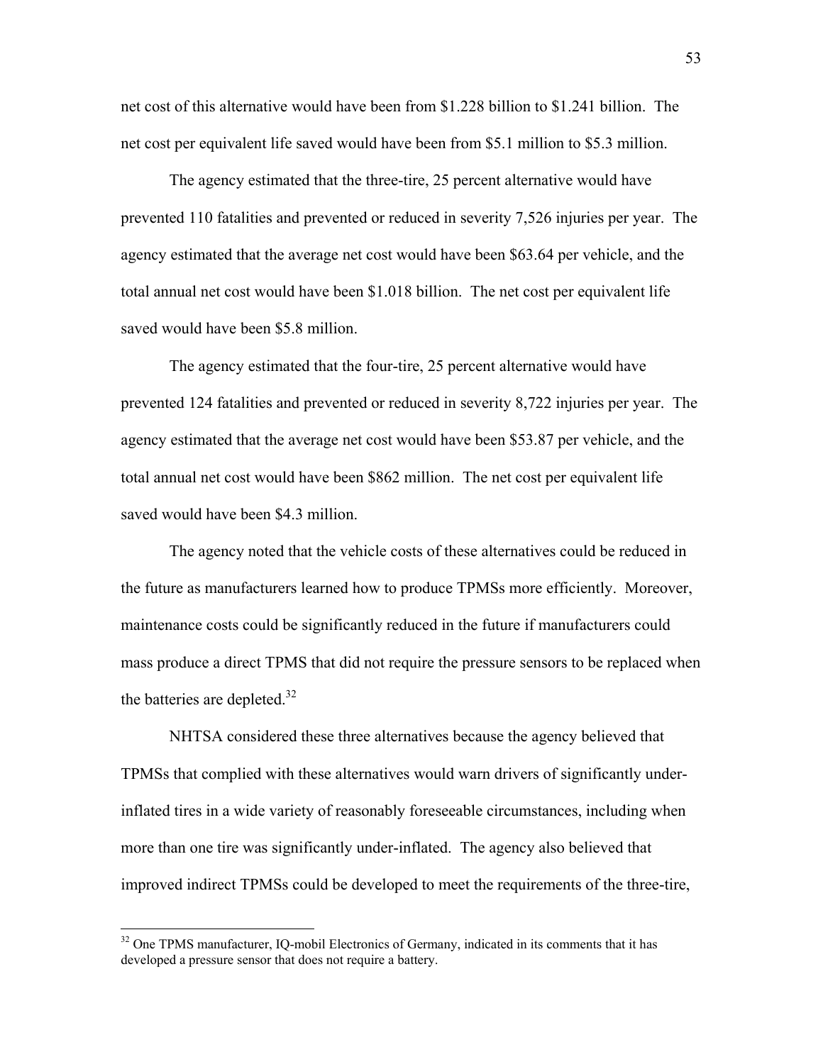net cost of this alternative would have been from $1.228 billion to $1.241 billion. The net cost per equivalent life saved would have been from $5.1 million to $5.3 million.

The agency estimated that the three-tire, 25 percent alternative would have prevented 110 fatalities and prevented or reduced in severity 7,526 injuries per year. The agency estimated that the average net cost would have been $63.64 per vehicle, and the total annual net cost would have been $1.018 billion. The net cost per equivalent life saved would have been $5.8 million.

The agency estimated that the four-tire, 25 percent alternative would have prevented 124 fatalities and prevented or reduced in severity 8,722 injuries per year. The agency estimated that the average net cost would have been $53.87 per vehicle, and the total annual net cost would have been $862 million. The net cost per equivalent life saved would have been $4.3 million.

The agency noted that the vehicle costs of these alternatives could be reduced in the future as manufacturers learned how to produce TPMSs more efficiently. Moreover, maintenance costs could be significantly reduced in the future if manufacturers could mass produce a direct TPMS that did not require the pressure sensors to be replaced when the batteries are depleted.[32]

NHTSA considered these three alternatives because the agency believed that TPMSs that complied with these alternatives would warn drivers of significantly under-inflated tires in a wide variety of reasonably foreseeable circumstances, including when more than one tire was significantly under-inflated. The agency also believed that improved indirect TPMSs could be developed to meet the requirements of the three-tire,

[32] One TPMS manufacturer, IQ-mobil Electronics of Germany, indicated in its comments that it has developed a pressure sensor that does not require a battery.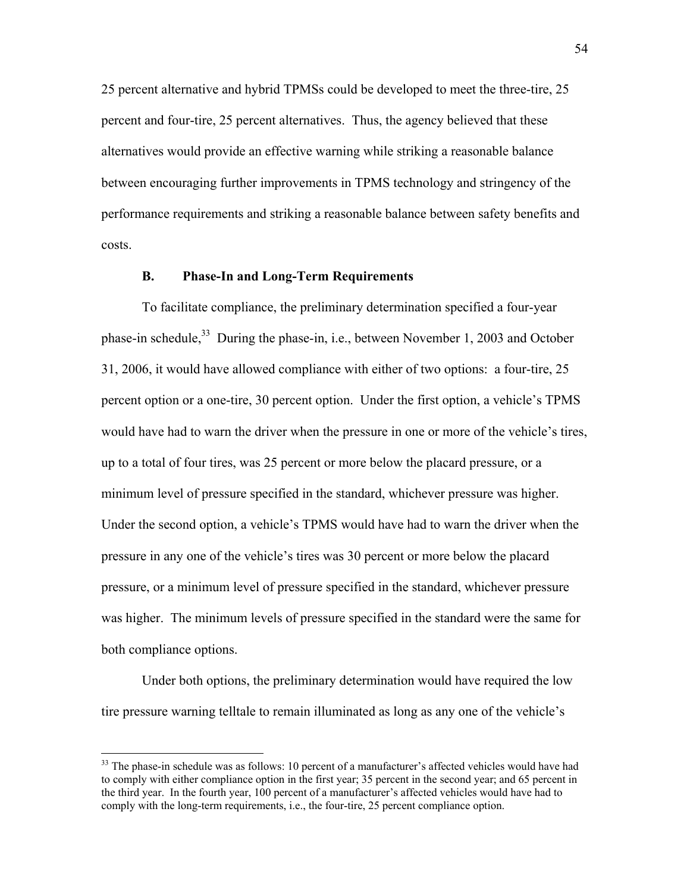25 percent alternative and hybrid TPMSs could be developed to meet the three-tire, 25 percent and four-tire, 25 percent alternatives. Thus, the agency believed that these alternatives would provide an effective warning while striking a reasonable balance between encouraging further improvements in TPMS technology and stringency of the performance requirements and striking a reasonable balance between safety benefits and costs.

### B. Phase-In and Long-Term Requirements

To facilitate compliance, the preliminary determination specified a four-year phase-in schedule,[33] During the phase-in, i.e., between November 1, 2003 and October 31, 2006, it would have allowed compliance with either of two options: a four-tire, 25 percent option or a one-tire, 30 percent option. Under the first option, a vehicle's TPMS would have had to warn the driver when the pressure in one or more of the vehicle's tires, up to a total of four tires, was 25 percent or more below the placard pressure, or a minimum level of pressure specified in the standard, whichever pressure was higher. Under the second option, a vehicle's TPMS would have had to warn the driver when the pressure in any one of the vehicle's tires was 30 percent or more below the placard pressure, or a minimum level of pressure specified in the standard, whichever pressure was higher. The minimum levels of pressure specified in the standard were the same for both compliance options.

Under both options, the preliminary determination would have required the low tire pressure warning telltale to remain illuminated as long as any one of the vehicle's

---

[33] The phase-in schedule was as follows: 10 percent of a manufacturer's affected vehicles would have had to comply with either compliance option in the first year; 35 percent in the second year; and 65 percent in the third year. In the fourth year, 100 percent of a manufacturer's affected vehicles would have had to comply with the long-term requirements, i.e., the four-tire, 25 percent compliance option.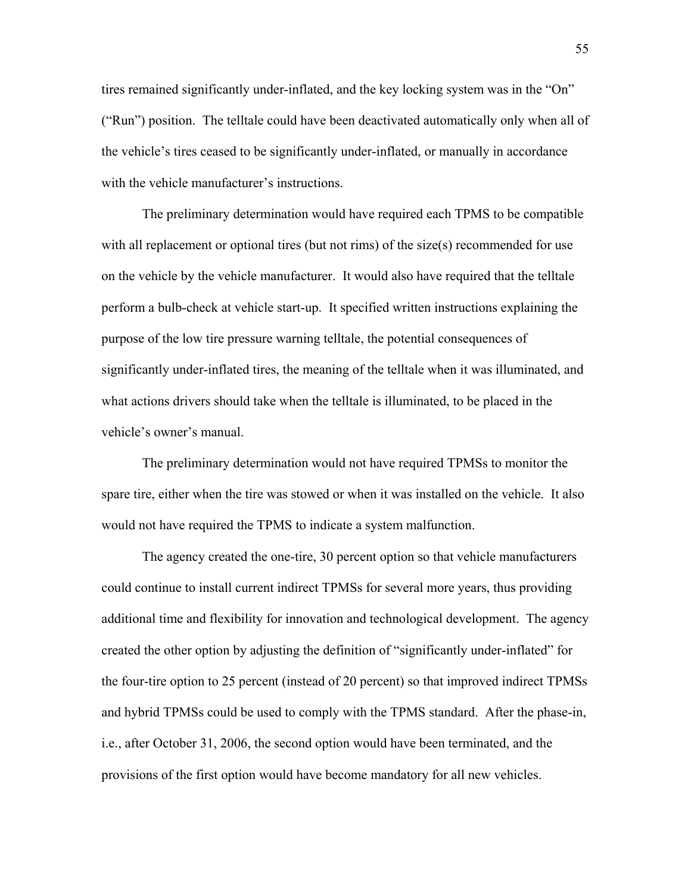tires remained significantly under-inflated, and the key locking system was in the "On" ("Run") position. The telltale could have been deactivated automatically only when all of the vehicle's tires ceased to be significantly under-inflated, or manually in accordance with the vehicle manufacturer's instructions.

The preliminary determination would have required each TPMS to be compatible with all replacement or optional tires (but not rims) of the size(s) recommended for use on the vehicle by the vehicle manufacturer. It would also have required that the telltale perform a bulb-check at vehicle start-up. It specified written instructions explaining the purpose of the low tire pressure warning telltale, the potential consequences of significantly under-inflated tires, the meaning of the telltale when it was illuminated, and what actions drivers should take when the telltale is illuminated, to be placed in the vehicle's owner's manual.

The preliminary determination would not have required TPMSs to monitor the spare tire, either when the tire was stowed or when it was installed on the vehicle. It also would not have required the TPMS to indicate a system malfunction.

The agency created the one-tire, 30 percent option so that vehicle manufacturers could continue to install current indirect TPMSs for several more years, thus providing additional time and flexibility for innovation and technological development. The agency created the other option by adjusting the definition of "significantly under-inflated" for the four-tire option to 25 percent (instead of 20 percent) so that improved indirect TPMSs and hybrid TPMSs could be used to comply with the TPMS standard. After the phase-in, i.e., after October 31, 2006, the second option would have been terminated, and the provisions of the first option would have become mandatory for all new vehicles.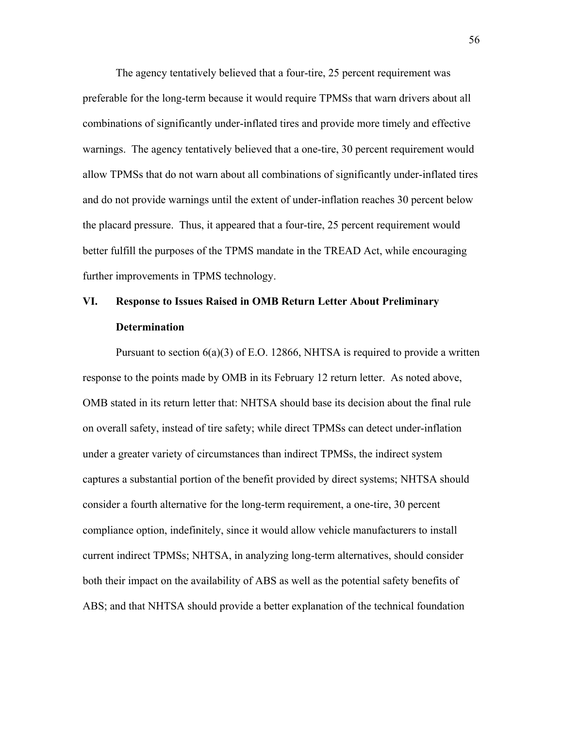The agency tentatively believed that a four-tire, 25 percent requirement was preferable for the long-term because it would require TPMSs that warn drivers about all combinations of significantly under-inflated tires and provide more timely and effective warnings. The agency tentatively believed that a one-tire, 30 percent requirement would allow TPMSs that do not warn about all combinations of significantly under-inflated tires and do not provide warnings until the extent of under-inflation reaches 30 percent below the placard pressure. Thus, it appeared that a four-tire, 25 percent requirement would better fulfill the purposes of the TPMS mandate in the TREAD Act, while encouraging further improvements in TPMS technology.

## VI. Response to Issues Raised in OMB Return Letter About Preliminary Determination

Pursuant to section 6(a)(3) of E.O. 12866, NHTSA is required to provide a written response to the points made by OMB in its February 12 return letter. As noted above, OMB stated in its return letter that: NHTSA should base its decision about the final rule on overall safety, instead of tire safety; while direct TPMSs can detect under-inflation under a greater variety of circumstances than indirect TPMSs, the indirect system captures a substantial portion of the benefit provided by direct systems; NHTSA should consider a fourth alternative for the long-term requirement, a one-tire, 30 percent compliance option, indefinitely, since it would allow vehicle manufacturers to install current indirect TPMSs; NHTSA, in analyzing long-term alternatives, should consider both their impact on the availability of ABS as well as the potential safety benefits of ABS; and that NHTSA should provide a better explanation of the technical foundation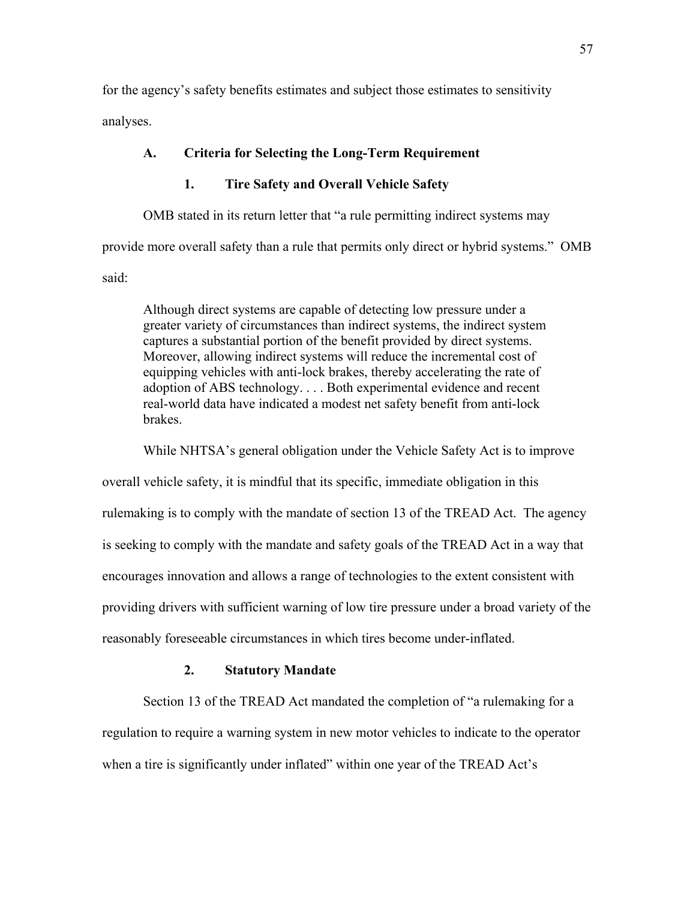for the agency's safety benefits estimates and subject those estimates to sensitivity analyses.

### A. Criteria for Selecting the Long-Term Requirement

#### 1. Tire Safety and Overall Vehicle Safety

OMB stated in its return letter that "a rule permitting indirect systems may provide more overall safety than a rule that permits only direct or hybrid systems." OMB said:

> Although direct systems are capable of detecting low pressure under a greater variety of circumstances than indirect systems, the indirect system captures a substantial portion of the benefit provided by direct systems. Moreover, allowing indirect systems will reduce the incremental cost of equipping vehicles with anti-lock brakes, thereby accelerating the rate of adoption of ABS technology. . . . Both experimental evidence and recent real-world data have indicated a modest net safety benefit from anti-lock brakes.

While NHTSA's general obligation under the Vehicle Safety Act is to improve overall vehicle safety, it is mindful that its specific, immediate obligation in this rulemaking is to comply with the mandate of section 13 of the TREAD Act. The agency is seeking to comply with the mandate and safety goals of the TREAD Act in a way that encourages innovation and allows a range of technologies to the extent consistent with providing drivers with sufficient warning of low tire pressure under a broad variety of the reasonably foreseeable circumstances in which tires become under-inflated.

#### 2. Statutory Mandate

Section 13 of the TREAD Act mandated the completion of "a rulemaking for a regulation to require a warning system in new motor vehicles to indicate to the operator when a tire is significantly under inflated" within one year of the TREAD Act's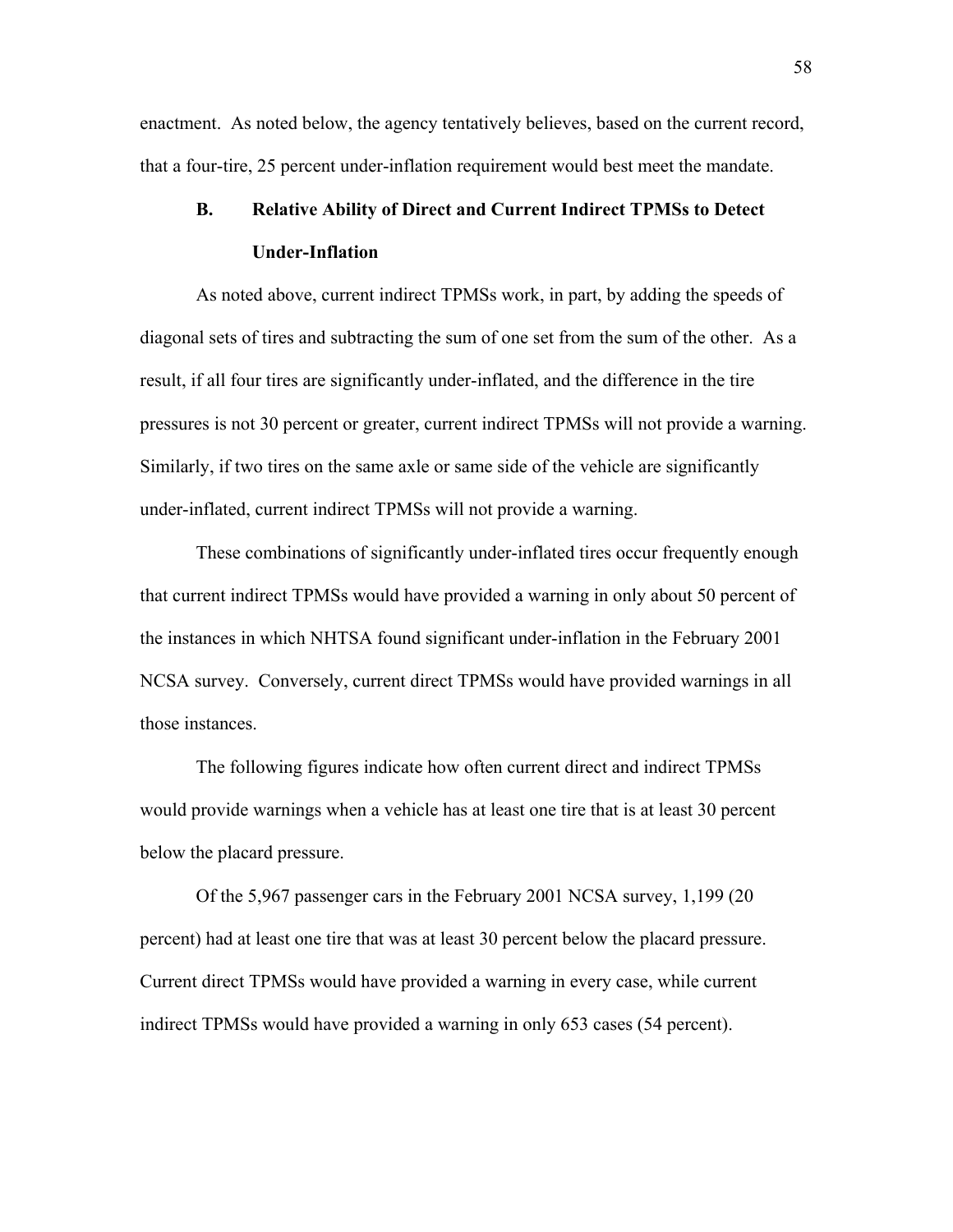enactment. As noted below, the agency tentatively believes, based on the current record, that a four-tire, 25 percent under-inflation requirement would best meet the mandate.

### B. Relative Ability of Direct and Current Indirect TPMSs to Detect Under-Inflation

As noted above, current indirect TPMSs work, in part, by adding the speeds of diagonal sets of tires and subtracting the sum of one set from the sum of the other. As a result, if all four tires are significantly under-inflated, and the difference in the tire pressures is not 30 percent or greater, current indirect TPMSs will not provide a warning. Similarly, if two tires on the same axle or same side of the vehicle are significantly under-inflated, current indirect TPMSs will not provide a warning.

These combinations of significantly under-inflated tires occur frequently enough that current indirect TPMSs would have provided a warning in only about 50 percent of the instances in which NHTSA found significant under-inflation in the February 2001 NCSA survey. Conversely, current direct TPMSs would have provided warnings in all those instances.

The following figures indicate how often current direct and indirect TPMSs would provide warnings when a vehicle has at least one tire that is at least 30 percent below the placard pressure.

Of the 5,967 passenger cars in the February 2001 NCSA survey, 1,199 (20 percent) had at least one tire that was at least 30 percent below the placard pressure. Current direct TPMSs would have provided a warning in every case, while current indirect TPMSs would have provided a warning in only 653 cases (54 percent).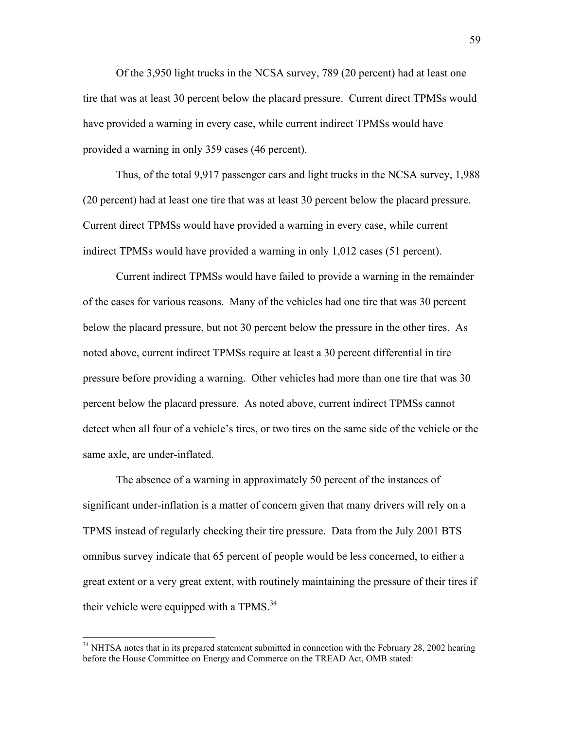Of the 3,950 light trucks in the NCSA survey, 789 (20 percent) had at least one tire that was at least 30 percent below the placard pressure. Current direct TPMSs would have provided a warning in every case, while current indirect TPMSs would have provided a warning in only 359 cases (46 percent).

Thus, of the total 9,917 passenger cars and light trucks in the NCSA survey, 1,988 (20 percent) had at least one tire that was at least 30 percent below the placard pressure. Current direct TPMSs would have provided a warning in every case, while current indirect TPMSs would have provided a warning in only 1,012 cases (51 percent).

Current indirect TPMSs would have failed to provide a warning in the remainder of the cases for various reasons. Many of the vehicles had one tire that was 30 percent below the placard pressure, but not 30 percent below the pressure in the other tires. As noted above, current indirect TPMSs require at least a 30 percent differential in tire pressure before providing a warning. Other vehicles had more than one tire that was 30 percent below the placard pressure. As noted above, current indirect TPMSs cannot detect when all four of a vehicle's tires, or two tires on the same side of the vehicle or the same axle, are under-inflated.

The absence of a warning in approximately 50 percent of the instances of significant under-inflation is a matter of concern given that many drivers will rely on a TPMS instead of regularly checking their tire pressure. Data from the July 2001 BTS omnibus survey indicate that 65 percent of people would be less concerned, to either a great extent or a very great extent, with routinely maintaining the pressure of their tires if their vehicle were equipped with a TPMS.[34]

---

[34] NHTSA notes that in its prepared statement submitted in connection with the February 28, 2002 hearing before the House Committee on Energy and Commerce on the TREAD Act, OMB stated: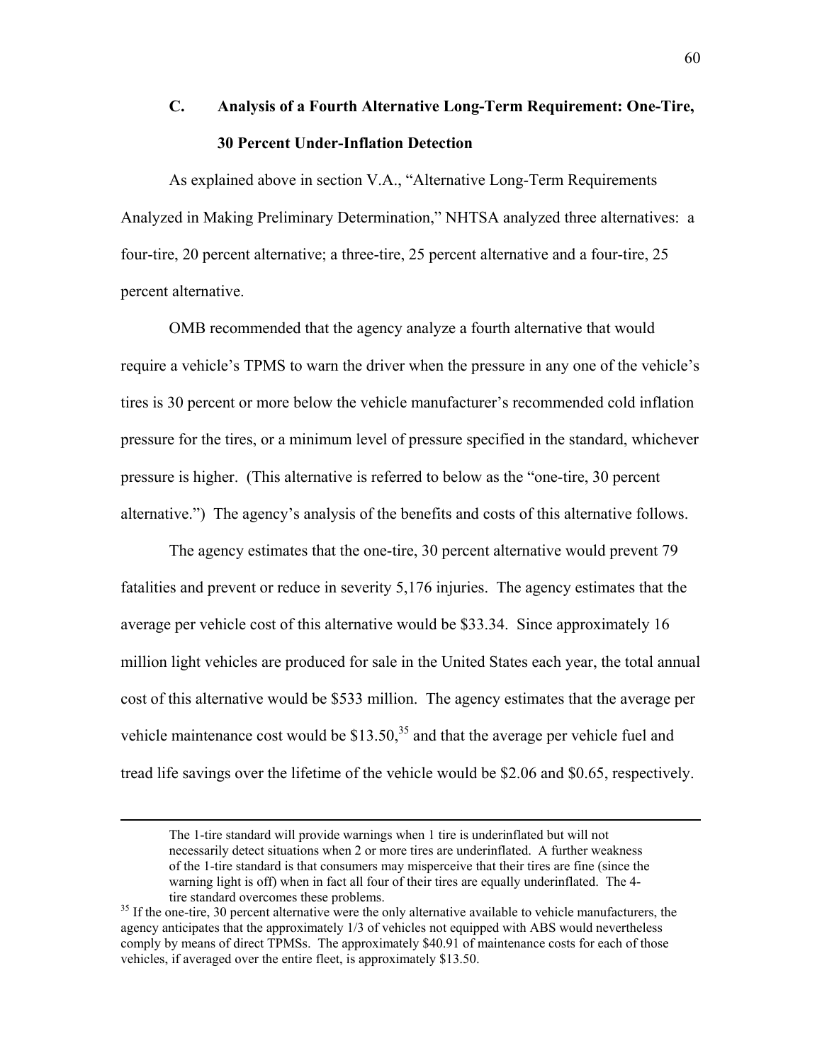### C. Analysis of a Fourth Alternative Long-Term Requirement: One-Tire, 30 Percent Under-Inflation Detection

As explained above in section V.A., "Alternative Long-Term Requirements Analyzed in Making Preliminary Determination," NHTSA analyzed three alternatives: a four-tire, 20 percent alternative; a three-tire, 25 percent alternative and a four-tire, 25 percent alternative.

OMB recommended that the agency analyze a fourth alternative that would require a vehicle's TPMS to warn the driver when the pressure in any one of the vehicle's tires is 30 percent or more below the vehicle manufacturer's recommended cold inflation pressure for the tires, or a minimum level of pressure specified in the standard, whichever pressure is higher. (This alternative is referred to below as the "one-tire, 30 percent alternative.") The agency's analysis of the benefits and costs of this alternative follows.

The agency estimates that the one-tire, 30 percent alternative would prevent 79 fatalities and prevent or reduce in severity 5,176 injuries. The agency estimates that the average per vehicle cost of this alternative would be $33.34. Since approximately 16 million light vehicles are produced for sale in the United States each year, the total annual cost of this alternative would be $533 million. The agency estimates that the average per vehicle maintenance cost would be $13.50,[35] and that the average per vehicle fuel and tread life savings over the lifetime of the vehicle would be $2.06 and $0.65, respectively.

---

The 1-tire standard will provide warnings when 1 tire is underinflated but will not necessarily detect situations when 2 or more tires are underinflated. A further weakness of the 1-tire standard is that consumers may misperceive that their tires are fine (since the warning light is off) when in fact all four of their tires are equally underinflated. The 4-tire standard overcomes these problems.

[35] If the one-tire, 30 percent alternative were the only alternative available to vehicle manufacturers, the agency anticipates that the approximately 1/3 of vehicles not equipped with ABS would nevertheless comply by means of direct TPMSs. The approximately $40.91 of maintenance costs for each of those vehicles, if averaged over the entire fleet, is approximately $13.50.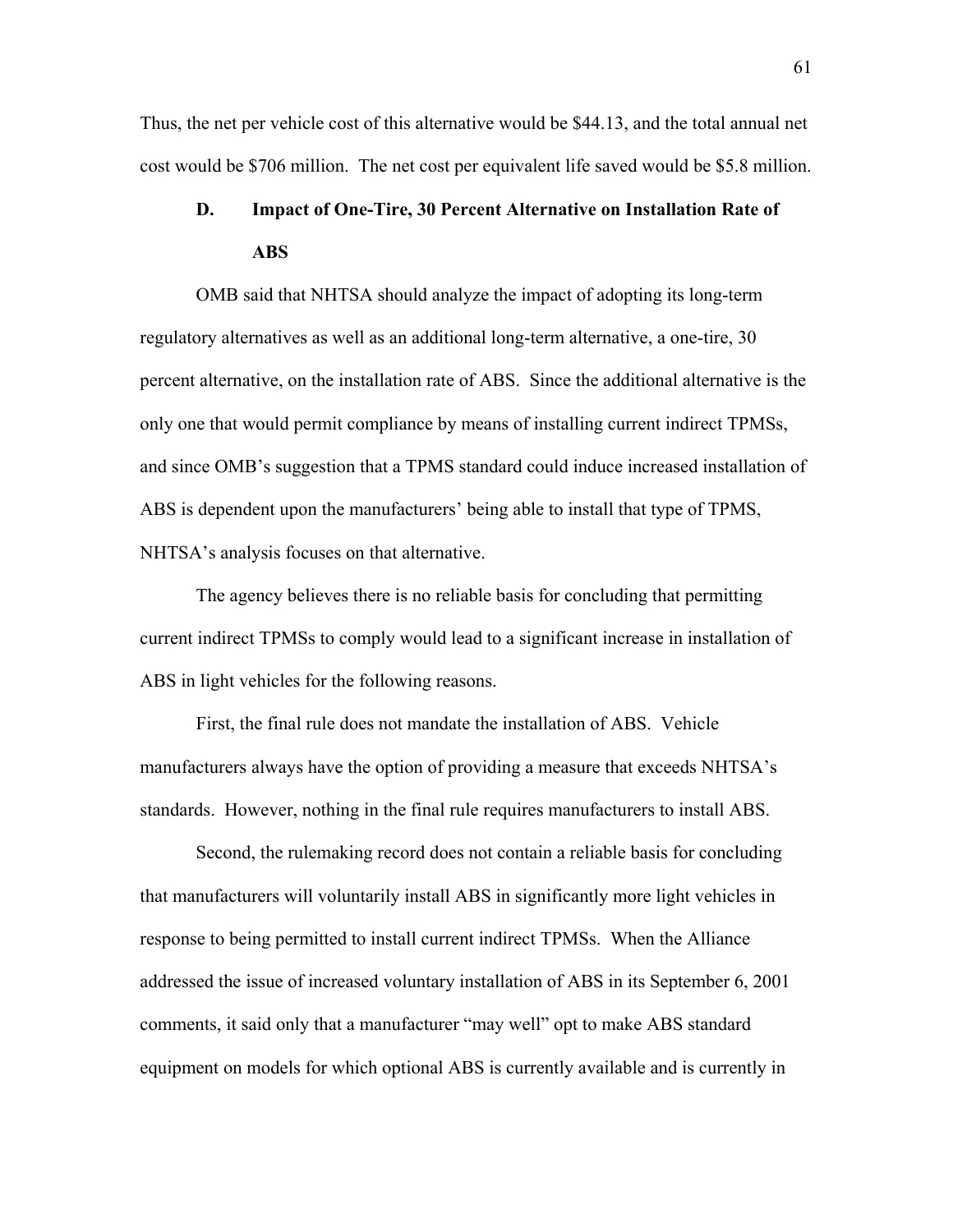Thus, the net per vehicle cost of this alternative would be $44.13, and the total annual net cost would be $706 million. The net cost per equivalent life saved would be $5.8 million.

### D. Impact of One-Tire, 30 Percent Alternative on Installation Rate of ABS

OMB said that NHTSA should analyze the impact of adopting its long-term regulatory alternatives as well as an additional long-term alternative, a one-tire, 30 percent alternative, on the installation rate of ABS. Since the additional alternative is the only one that would permit compliance by means of installing current indirect TPMSs, and since OMB's suggestion that a TPMS standard could induce increased installation of ABS is dependent upon the manufacturers' being able to install that type of TPMS, NHTSA's analysis focuses on that alternative.

The agency believes there is no reliable basis for concluding that permitting current indirect TPMSs to comply would lead to a significant increase in installation of ABS in light vehicles for the following reasons.

First, the final rule does not mandate the installation of ABS. Vehicle manufacturers always have the option of providing a measure that exceeds NHTSA's standards. However, nothing in the final rule requires manufacturers to install ABS.

Second, the rulemaking record does not contain a reliable basis for concluding that manufacturers will voluntarily install ABS in significantly more light vehicles in response to being permitted to install current indirect TPMSs. When the Alliance addressed the issue of increased voluntary installation of ABS in its September 6, 2001 comments, it said only that a manufacturer "may well" opt to make ABS standard equipment on models for which optional ABS is currently available and is currently in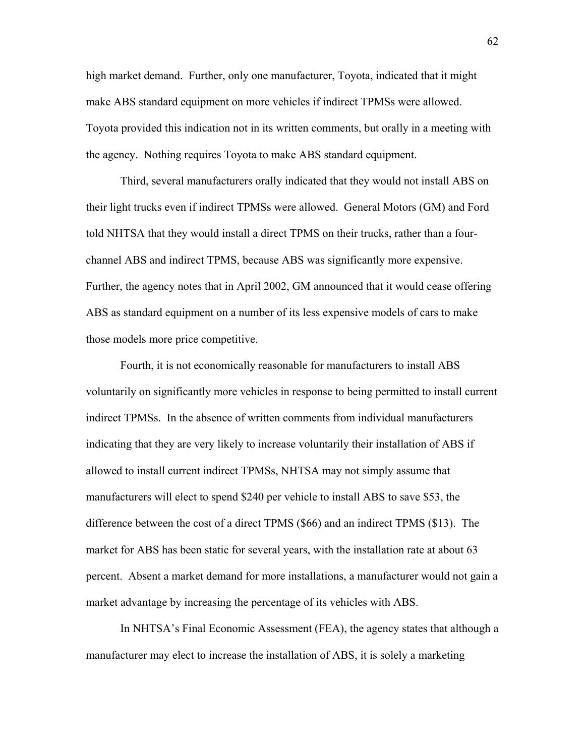high market demand. Further, only one manufacturer, Toyota, indicated that it might make ABS standard equipment on more vehicles if indirect TPMSs were allowed. Toyota provided this indication not in its written comments, but orally in a meeting with the agency. Nothing requires Toyota to make ABS standard equipment.

Third, several manufacturers orally indicated that they would not install ABS on their light trucks even if indirect TPMSs were allowed. General Motors (GM) and Ford told NHTSA that they would install a direct TPMS on their trucks, rather than a four-channel ABS and indirect TPMS, because ABS was significantly more expensive. Further, the agency notes that in April 2002, GM announced that it would cease offering ABS as standard equipment on a number of its less expensive models of cars to make those models more price competitive.

Fourth, it is not economically reasonable for manufacturers to install ABS voluntarily on significantly more vehicles in response to being permitted to install current indirect TPMSs. In the absence of written comments from individual manufacturers indicating that they are very likely to increase voluntarily their installation of ABS if allowed to install current indirect TPMSs, NHTSA may not simply assume that manufacturers will elect to spend $240 per vehicle to install ABS to save $53, the difference between the cost of a direct TPMS ($66) and an indirect TPMS ($13). The market for ABS has been static for several years, with the installation rate at about 63 percent. Absent a market demand for more installations, a manufacturer would not gain a market advantage by increasing the percentage of its vehicles with ABS.

In NHTSA's Final Economic Assessment (FEA), the agency states that although a manufacturer may elect to increase the installation of ABS, it is solely a marketing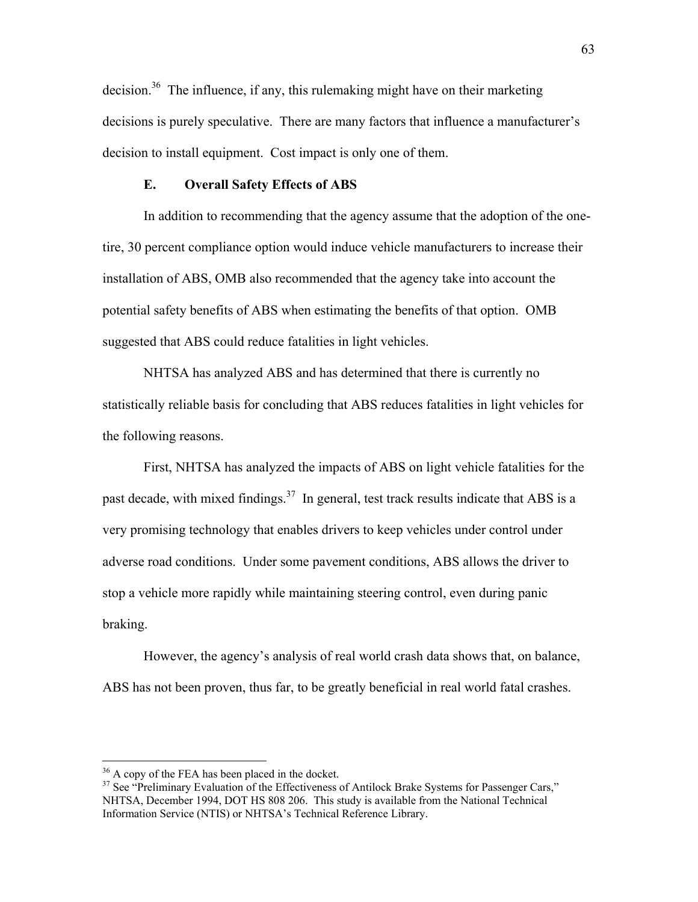decision.[36] The influence, if any, this rulemaking might have on their marketing decisions is purely speculative. There are many factors that influence a manufacturer's decision to install equipment. Cost impact is only one of them.

### E. Overall Safety Effects of ABS

In addition to recommending that the agency assume that the adoption of the one-tire, 30 percent compliance option would induce vehicle manufacturers to increase their installation of ABS, OMB also recommended that the agency take into account the potential safety benefits of ABS when estimating the benefits of that option. OMB suggested that ABS could reduce fatalities in light vehicles.

NHTSA has analyzed ABS and has determined that there is currently no statistically reliable basis for concluding that ABS reduces fatalities in light vehicles for the following reasons.

First, NHTSA has analyzed the impacts of ABS on light vehicle fatalities for the past decade, with mixed findings.[37] In general, test track results indicate that ABS is a very promising technology that enables drivers to keep vehicles under control under adverse road conditions. Under some pavement conditions, ABS allows the driver to stop a vehicle more rapidly while maintaining steering control, even during panic braking.

However, the agency's analysis of real world crash data shows that, on balance, ABS has not been proven, thus far, to be greatly beneficial in real world fatal crashes.

---

[36] A copy of the FEA has been placed in the docket.

[37] See "Preliminary Evaluation of the Effectiveness of Antilock Brake Systems for Passenger Cars," NHTSA, December 1994, DOT HS 808 206. This study is available from the National Technical Information Service (NTIS) or NHTSA's Technical Reference Library.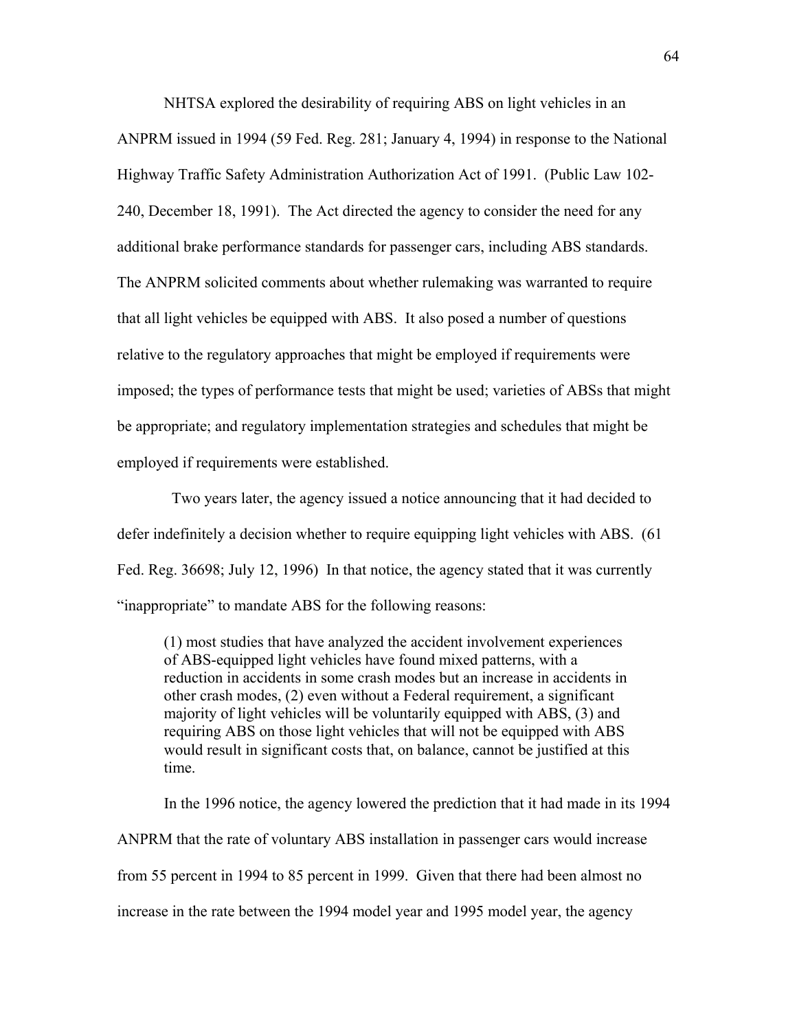NHTSA explored the desirability of requiring ABS on light vehicles in an ANPRM issued in 1994 (59 Fed. Reg. 281; January 4, 1994) in response to the National Highway Traffic Safety Administration Authorization Act of 1991. (Public Law 102-240, December 18, 1991). The Act directed the agency to consider the need for any additional brake performance standards for passenger cars, including ABS standards. The ANPRM solicited comments about whether rulemaking was warranted to require that all light vehicles be equipped with ABS. It also posed a number of questions relative to the regulatory approaches that might be employed if requirements were imposed; the types of performance tests that might be used; varieties of ABSs that might be appropriate; and regulatory implementation strategies and schedules that might be employed if requirements were established.

Two years later, the agency issued a notice announcing that it had decided to defer indefinitely a decision whether to require equipping light vehicles with ABS. (61 Fed. Reg. 36698; July 12, 1996) In that notice, the agency stated that it was currently "inappropriate" to mandate ABS for the following reasons:

> (1) most studies that have analyzed the accident involvement experiences of ABS-equipped light vehicles have found mixed patterns, with a reduction in accidents in some crash modes but an increase in accidents in other crash modes, (2) even without a Federal requirement, a significant majority of light vehicles will be voluntarily equipped with ABS, (3) and requiring ABS on those light vehicles that will not be equipped with ABS would result in significant costs that, on balance, cannot be justified at this time.

In the 1996 notice, the agency lowered the prediction that it had made in its 1994 ANPRM that the rate of voluntary ABS installation in passenger cars would increase from 55 percent in 1994 to 85 percent in 1999. Given that there had been almost no increase in the rate between the 1994 model year and 1995 model year, the agency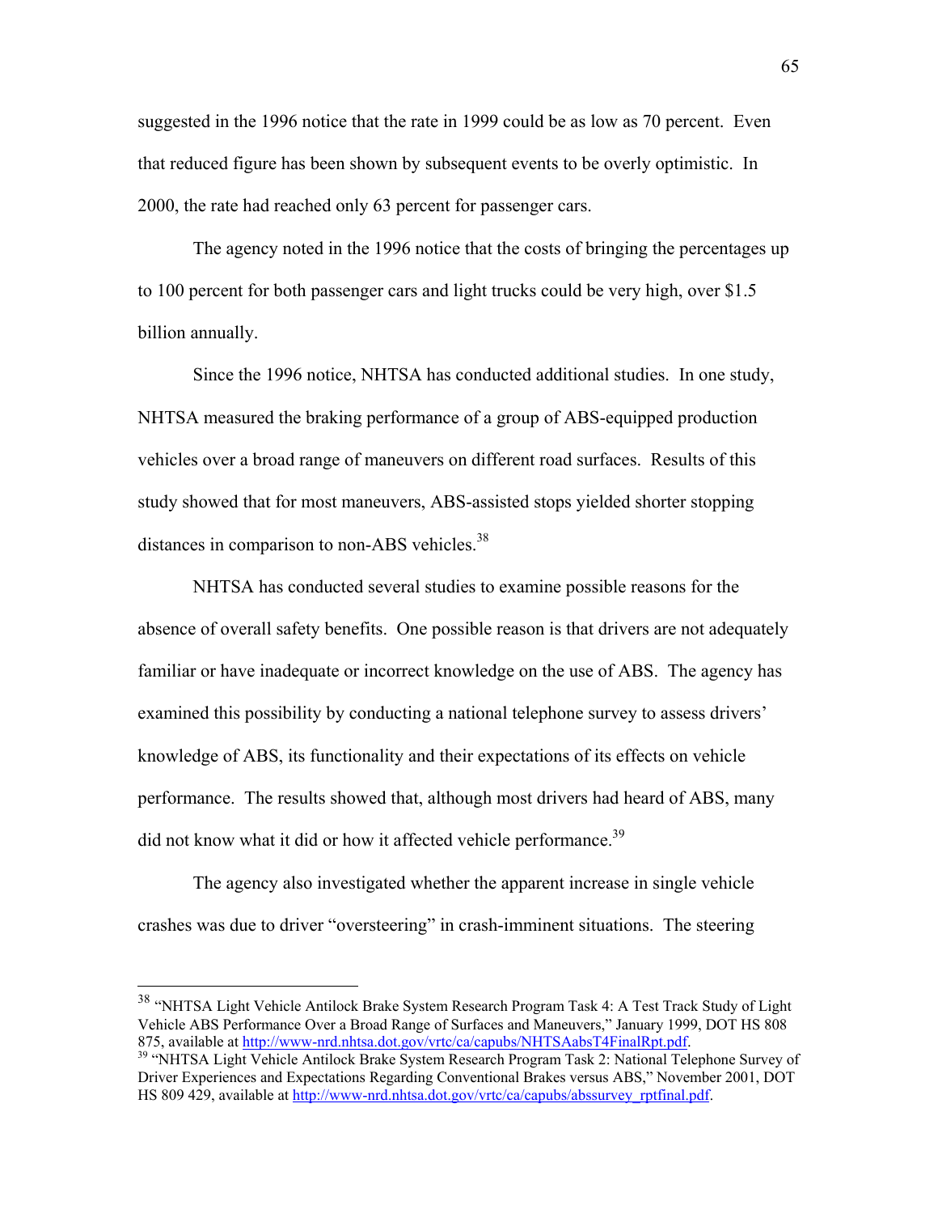suggested in the 1996 notice that the rate in 1999 could be as low as 70 percent. Even that reduced figure has been shown by subsequent events to be overly optimistic. In 2000, the rate had reached only 63 percent for passenger cars.

The agency noted in the 1996 notice that the costs of bringing the percentages up to 100 percent for both passenger cars and light trucks could be very high, over $1.5 billion annually.

Since the 1996 notice, NHTSA has conducted additional studies. In one study, NHTSA measured the braking performance of a group of ABS-equipped production vehicles over a broad range of maneuvers on different road surfaces. Results of this study showed that for most maneuvers, ABS-assisted stops yielded shorter stopping distances in comparison to non-ABS vehicles.[38]

NHTSA has conducted several studies to examine possible reasons for the absence of overall safety benefits. One possible reason is that drivers are not adequately familiar or have inadequate or incorrect knowledge on the use of ABS. The agency has examined this possibility by conducting a national telephone survey to assess drivers' knowledge of ABS, its functionality and their expectations of its effects on vehicle performance. The results showed that, although most drivers had heard of ABS, many did not know what it did or how it affected vehicle performance.[39]

The agency also investigated whether the apparent increase in single vehicle crashes was due to driver "oversteering" in crash-imminent situations. The steering

---

[38] "NHTSA Light Vehicle Antilock Brake System Research Program Task 4: A Test Track Study of Light Vehicle ABS Performance Over a Broad Range of Surfaces and Maneuvers," January 1999, DOT HS 808 875, available at http://www-nrd.nhtsa.dot.gov/vrtc/ca/capubs/NHTSAabsT4FinalRpt.pdf.

[39] "NHTSA Light Vehicle Antilock Brake System Research Program Task 2: National Telephone Survey of Driver Experiences and Expectations Regarding Conventional Brakes versus ABS," November 2001, DOT HS 809 429, available at http://www-nrd.nhtsa.dot.gov/vrtc/ca/capubs/abssurvey_rptfinal.pdf.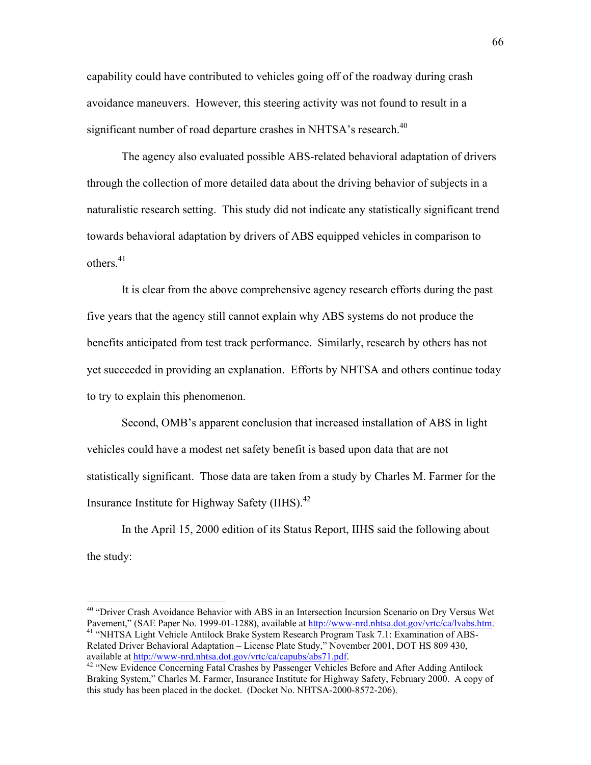capability could have contributed to vehicles going off of the roadway during crash avoidance maneuvers. However, this steering activity was not found to result in a significant number of road departure crashes in NHTSA's research.[40]

The agency also evaluated possible ABS-related behavioral adaptation of drivers through the collection of more detailed data about the driving behavior of subjects in a naturalistic research setting. This study did not indicate any statistically significant trend towards behavioral adaptation by drivers of ABS equipped vehicles in comparison to others.[41]

It is clear from the above comprehensive agency research efforts during the past five years that the agency still cannot explain why ABS systems do not produce the benefits anticipated from test track performance. Similarly, research by others has not yet succeeded in providing an explanation. Efforts by NHTSA and others continue today to try to explain this phenomenon.

Second, OMB's apparent conclusion that increased installation of ABS in light vehicles could have a modest net safety benefit is based upon data that are not statistically significant. Those data are taken from a study by Charles M. Farmer for the Insurance Institute for Highway Safety (IIHS).[42]

In the April 15, 2000 edition of its Status Report, IIHS said the following about the study:

---

[40] "Driver Crash Avoidance Behavior with ABS in an Intersection Incursion Scenario on Dry Versus Wet Pavement," (SAE Paper No. 1999-01-1288), available at http://www-nrd.nhtsa.dot.gov/vrtc/ca/lvabs.htm.

[41] "NHTSA Light Vehicle Antilock Brake System Research Program Task 7.1: Examination of ABS-Related Driver Behavioral Adaptation – License Plate Study," November 2001, DOT HS 809 430, available at http://www-nrd.nhtsa.dot.gov/vrtc/ca/capubs/abs71.pdf.

[42] "New Evidence Concerning Fatal Crashes by Passenger Vehicles Before and After Adding Antilock Braking System," Charles M. Farmer, Insurance Institute for Highway Safety, February 2000. A copy of this study has been placed in the docket. (Docket No. NHTSA-2000-8572-206).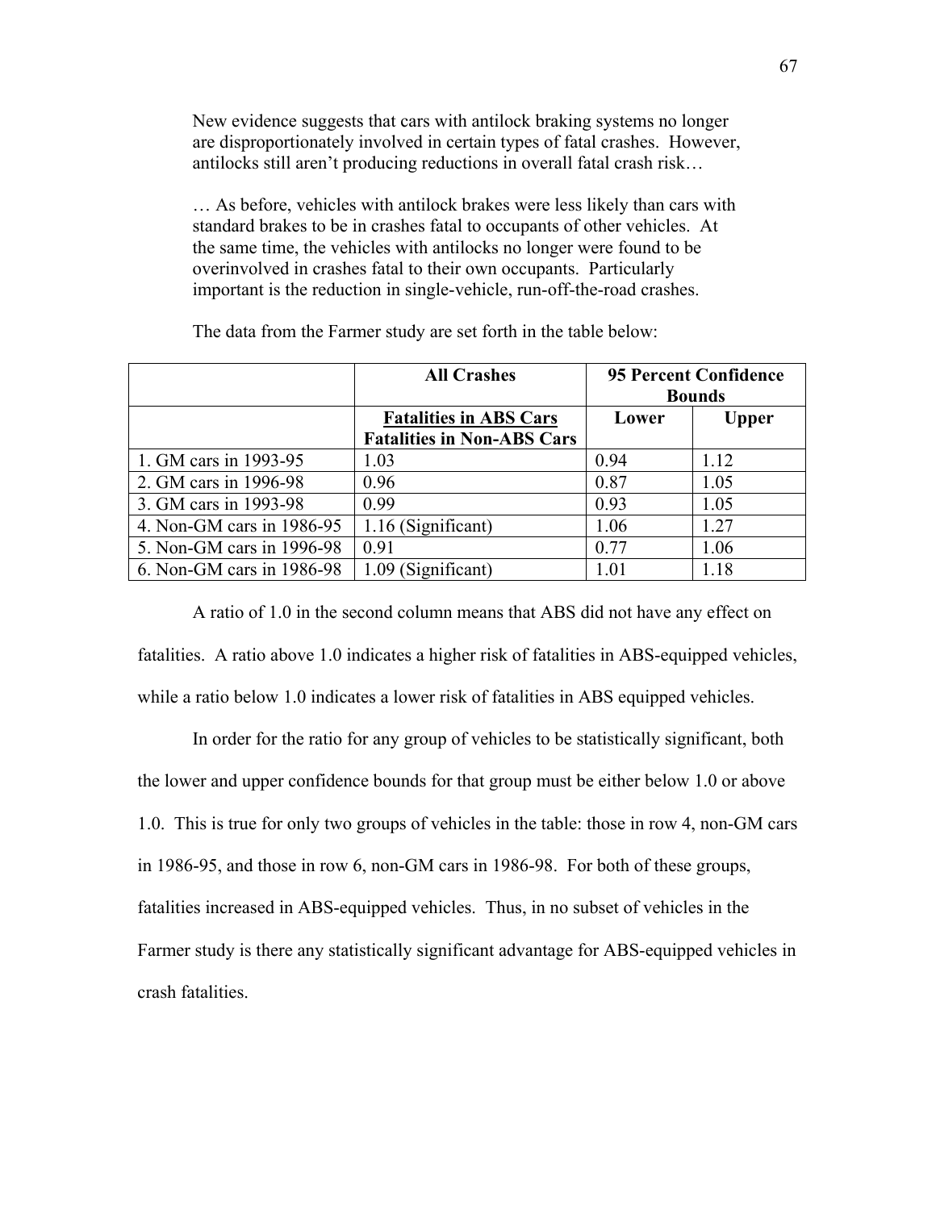> New evidence suggests that cars with antilock braking systems no longer are disproportionately involved in certain types of fatal crashes. However, antilocks still aren't producing reductions in overall fatal crash risk…
>
> … As before, vehicles with antilock brakes were less likely than cars with standard brakes to be in crashes fatal to occupants of other vehicles. At the same time, the vehicles with antilocks no longer were found to be overinvolved in crashes fatal to their own occupants. Particularly important is the reduction in single-vehicle, run-off-the-road crashes.

The data from the Farmer study are set forth in the table below:

| | **All Crashes** | **95 Percent Confidence Bounds** | |
|---|---|---|---|
| | **Fatalities in ABS Cars / Fatalities in Non-ABS Cars** | **Lower** | **Upper** |
| 1. GM cars in 1993-95 | 1.03 | 0.94 | 1.12 |
| 2. GM cars in 1996-98 | 0.96 | 0.87 | 1.05 |
| 3. GM cars in 1993-98 | 0.99 | 0.93 | 1.05 |
| 4. Non-GM cars in 1986-95 | 1.16 (Significant) | 1.06 | 1.27 |
| 5. Non-GM cars in 1996-98 | 0.91 | 0.77 | 1.06 |
| 6. Non-GM cars in 1986-98 | 1.09 (Significant) | 1.01 | 1.18 |

A ratio of 1.0 in the second column means that ABS did not have any effect on fatalities. A ratio above 1.0 indicates a higher risk of fatalities in ABS-equipped vehicles, while a ratio below 1.0 indicates a lower risk of fatalities in ABS equipped vehicles.

In order for the ratio for any group of vehicles to be statistically significant, both the lower and upper confidence bounds for that group must be either below 1.0 or above 1.0. This is true for only two groups of vehicles in the table: those in row 4, non-GM cars in 1986-95, and those in row 6, non-GM cars in 1986-98. For both of these groups, fatalities increased in ABS-equipped vehicles. Thus, in no subset of vehicles in the Farmer study is there any statistically significant advantage for ABS-equipped vehicles in crash fatalities.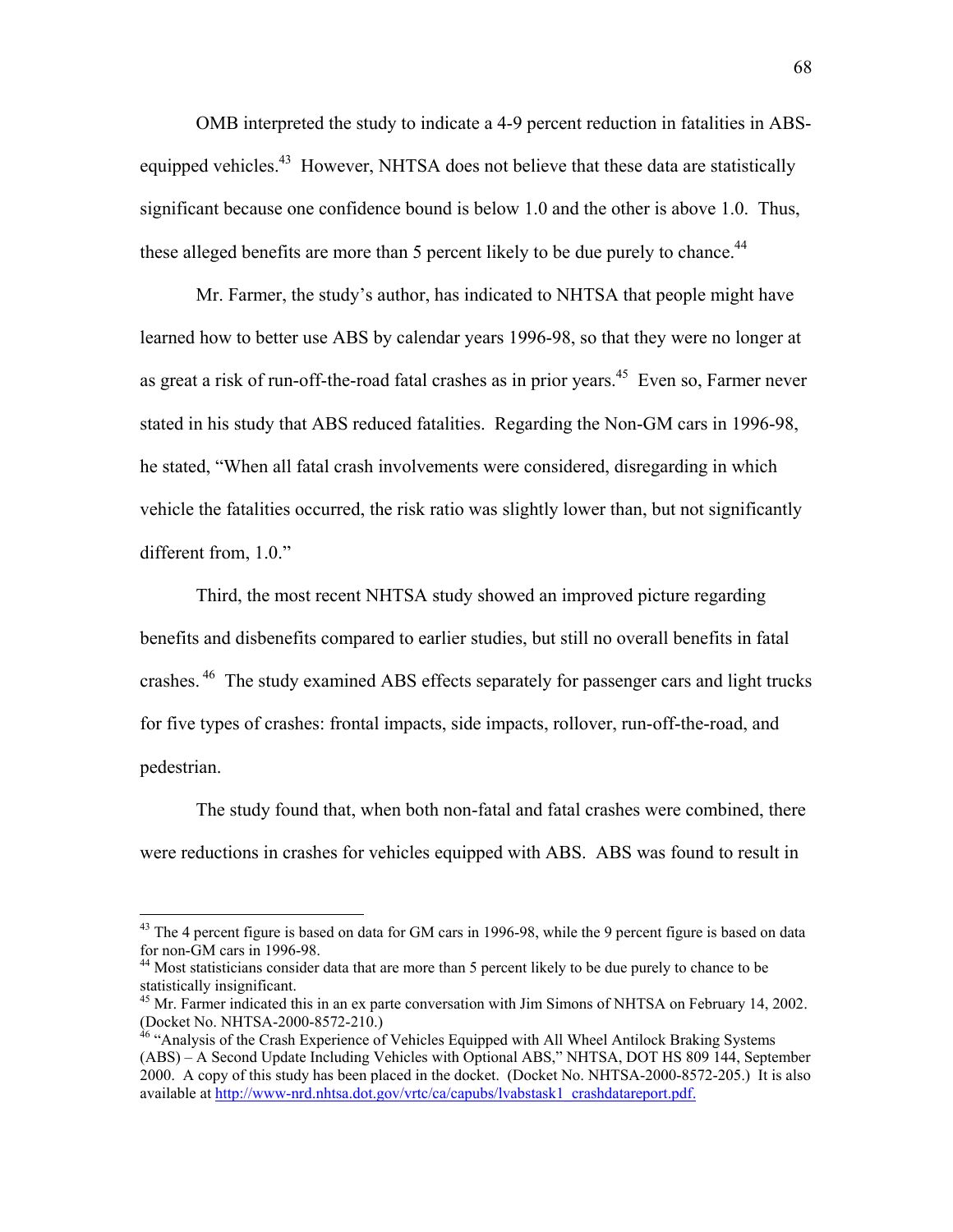OMB interpreted the study to indicate a 4-9 percent reduction in fatalities in ABS-equipped vehicles.[43] However, NHTSA does not believe that these data are statistically significant because one confidence bound is below 1.0 and the other is above 1.0. Thus, these alleged benefits are more than 5 percent likely to be due purely to chance.[44]

Mr. Farmer, the study's author, has indicated to NHTSA that people might have learned how to better use ABS by calendar years 1996-98, so that they were no longer at as great a risk of run-off-the-road fatal crashes as in prior years.[45] Even so, Farmer never stated in his study that ABS reduced fatalities. Regarding the Non-GM cars in 1996-98, he stated, "When all fatal crash involvements were considered, disregarding in which vehicle the fatalities occurred, the risk ratio was slightly lower than, but not significantly different from, 1.0."

Third, the most recent NHTSA study showed an improved picture regarding benefits and disbenefits compared to earlier studies, but still no overall benefits in fatal crashes.[46] The study examined ABS effects separately for passenger cars and light trucks for five types of crashes: frontal impacts, side impacts, rollover, run-off-the-road, and pedestrian.

The study found that, when both non-fatal and fatal crashes were combined, there were reductions in crashes for vehicles equipped with ABS. ABS was found to result in

---

[43] The 4 percent figure is based on data for GM cars in 1996-98, while the 9 percent figure is based on data for non-GM cars in 1996-98.

[44] Most statisticians consider data that are more than 5 percent likely to be due purely to chance to be statistically insignificant.

[45] Mr. Farmer indicated this in an ex parte conversation with Jim Simons of NHTSA on February 14, 2002. (Docket No. NHTSA-2000-8572-210.)

[46] "Analysis of the Crash Experience of Vehicles Equipped with All Wheel Antilock Braking Systems (ABS) – A Second Update Including Vehicles with Optional ABS," NHTSA, DOT HS 809 144, September 2000. A copy of this study has been placed in the docket. (Docket No. NHTSA-2000-8572-205.) It is also available at http://www-nrd.nhtsa.dot.gov/vrtc/ca/capubs/lvabstask1_crashdatareport.pdf.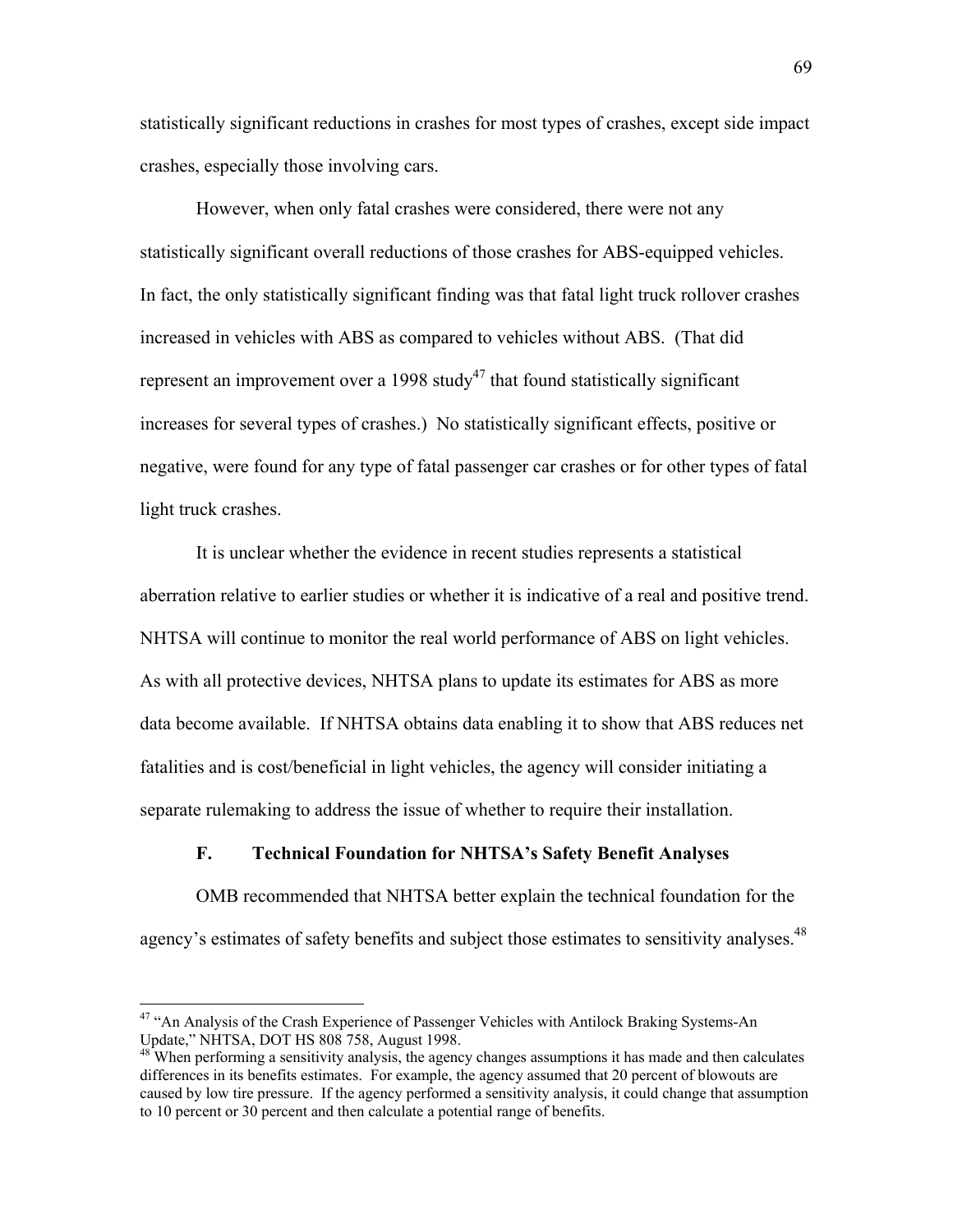statistically significant reductions in crashes for most types of crashes, except side impact crashes, especially those involving cars.

However, when only fatal crashes were considered, there were not any statistically significant overall reductions of those crashes for ABS-equipped vehicles. In fact, the only statistically significant finding was that fatal light truck rollover crashes increased in vehicles with ABS as compared to vehicles without ABS. (That did represent an improvement over a 1998 study[47] that found statistically significant increases for several types of crashes.) No statistically significant effects, positive or negative, were found for any type of fatal passenger car crashes or for other types of fatal light truck crashes.

It is unclear whether the evidence in recent studies represents a statistical aberration relative to earlier studies or whether it is indicative of a real and positive trend. NHTSA will continue to monitor the real world performance of ABS on light vehicles. As with all protective devices, NHTSA plans to update its estimates for ABS as more data become available. If NHTSA obtains data enabling it to show that ABS reduces net fatalities and is cost/beneficial in light vehicles, the agency will consider initiating a separate rulemaking to address the issue of whether to require their installation.

### F. Technical Foundation for NHTSA's Safety Benefit Analyses

OMB recommended that NHTSA better explain the technical foundation for the agency's estimates of safety benefits and subject those estimates to sensitivity analyses.[48]

---

[47] "An Analysis of the Crash Experience of Passenger Vehicles with Antilock Braking Systems-An Update," NHTSA, DOT HS 808 758, August 1998.

[48] When performing a sensitivity analysis, the agency changes assumptions it has made and then calculates differences in its benefits estimates. For example, the agency assumed that 20 percent of blowouts are caused by low tire pressure. If the agency performed a sensitivity analysis, it could change that assumption to 10 percent or 30 percent and then calculate a potential range of benefits.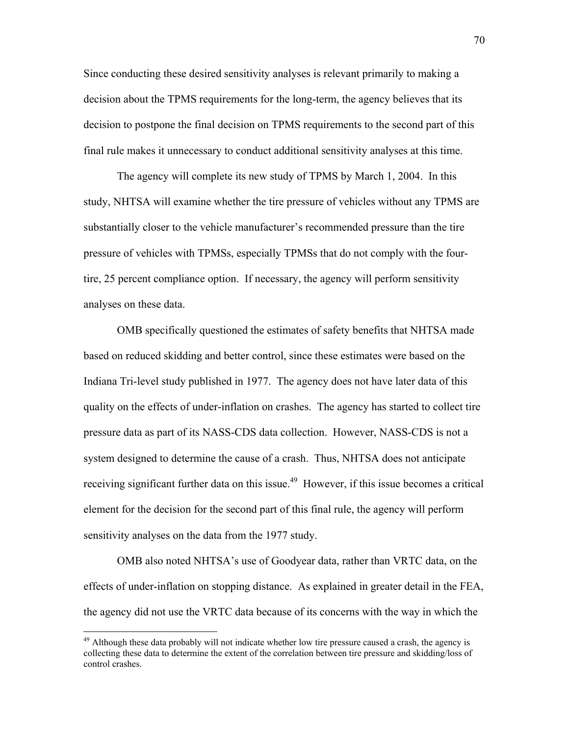Since conducting these desired sensitivity analyses is relevant primarily to making a decision about the TPMS requirements for the long-term, the agency believes that its decision to postpone the final decision on TPMS requirements to the second part of this final rule makes it unnecessary to conduct additional sensitivity analyses at this time.

The agency will complete its new study of TPMS by March 1, 2004. In this study, NHTSA will examine whether the tire pressure of vehicles without any TPMS are substantially closer to the vehicle manufacturer's recommended pressure than the tire pressure of vehicles with TPMSs, especially TPMSs that do not comply with the four-tire, 25 percent compliance option. If necessary, the agency will perform sensitivity analyses on these data.

OMB specifically questioned the estimates of safety benefits that NHTSA made based on reduced skidding and better control, since these estimates were based on the Indiana Tri-level study published in 1977. The agency does not have later data of this quality on the effects of under-inflation on crashes. The agency has started to collect tire pressure data as part of its NASS-CDS data collection. However, NASS-CDS is not a system designed to determine the cause of a crash. Thus, NHTSA does not anticipate receiving significant further data on this issue.[49] However, if this issue becomes a critical element for the decision for the second part of this final rule, the agency will perform sensitivity analyses on the data from the 1977 study.

OMB also noted NHTSA's use of Goodyear data, rather than VRTC data, on the effects of under-inflation on stopping distance. As explained in greater detail in the FEA, the agency did not use the VRTC data because of its concerns with the way in which the

---

[49] Although these data probably will not indicate whether low tire pressure caused a crash, the agency is collecting these data to determine the extent of the correlation between tire pressure and skidding/loss of control crashes.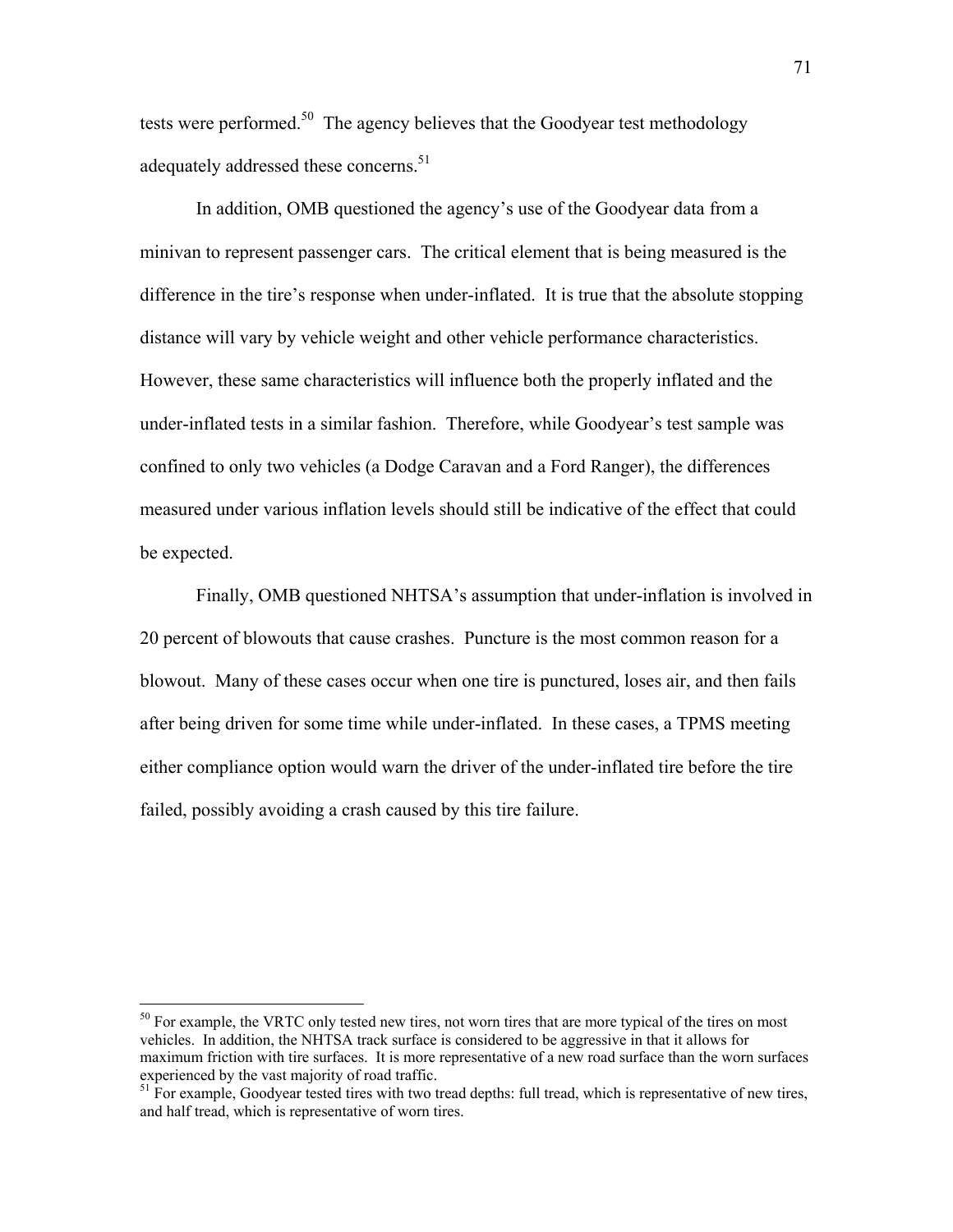tests were performed.[50] The agency believes that the Goodyear test methodology adequately addressed these concerns.[51]

In addition, OMB questioned the agency's use of the Goodyear data from a minivan to represent passenger cars. The critical element that is being measured is the difference in the tire's response when under-inflated. It is true that the absolute stopping distance will vary by vehicle weight and other vehicle performance characteristics. However, these same characteristics will influence both the properly inflated and the under-inflated tests in a similar fashion. Therefore, while Goodyear's test sample was confined to only two vehicles (a Dodge Caravan and a Ford Ranger), the differences measured under various inflation levels should still be indicative of the effect that could be expected.

Finally, OMB questioned NHTSA's assumption that under-inflation is involved in 20 percent of blowouts that cause crashes. Puncture is the most common reason for a blowout. Many of these cases occur when one tire is punctured, loses air, and then fails after being driven for some time while under-inflated. In these cases, a TPMS meeting either compliance option would warn the driver of the under-inflated tire before the tire failed, possibly avoiding a crash caused by this tire failure.

---

[50] For example, the VRTC only tested new tires, not worn tires that are more typical of the tires on most vehicles. In addition, the NHTSA track surface is considered to be aggressive in that it allows for maximum friction with tire surfaces. It is more representative of a new road surface than the worn surfaces experienced by the vast majority of road traffic.

[51] For example, Goodyear tested tires with two tread depths: full tread, which is representative of new tires, and half tread, which is representative of worn tires.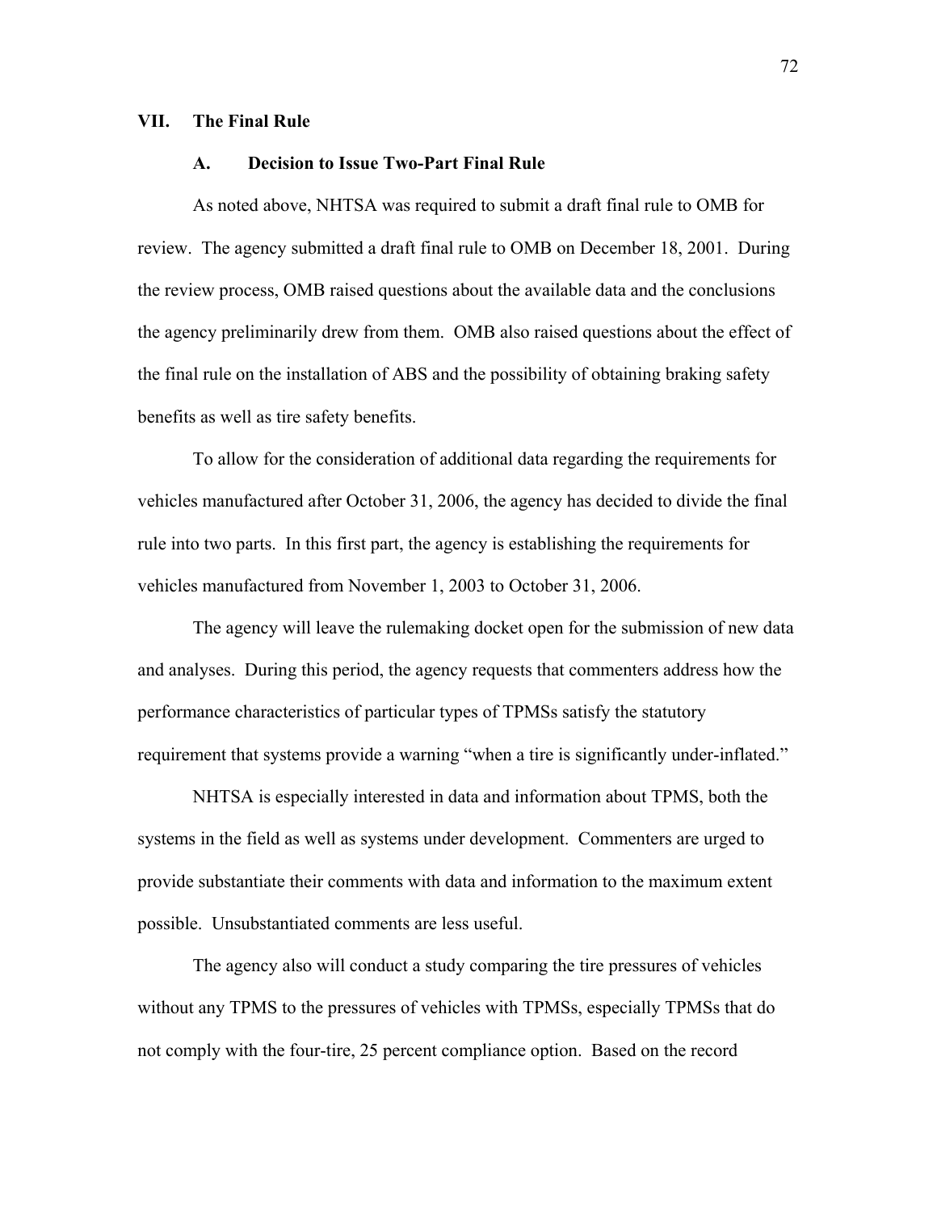## VII. The Final Rule

### A. Decision to Issue Two-Part Final Rule

As noted above, NHTSA was required to submit a draft final rule to OMB for review. The agency submitted a draft final rule to OMB on December 18, 2001. During the review process, OMB raised questions about the available data and the conclusions the agency preliminarily drew from them. OMB also raised questions about the effect of the final rule on the installation of ABS and the possibility of obtaining braking safety benefits as well as tire safety benefits.

To allow for the consideration of additional data regarding the requirements for vehicles manufactured after October 31, 2006, the agency has decided to divide the final rule into two parts. In this first part, the agency is establishing the requirements for vehicles manufactured from November 1, 2003 to October 31, 2006.

The agency will leave the rulemaking docket open for the submission of new data and analyses. During this period, the agency requests that commenters address how the performance characteristics of particular types of TPMSs satisfy the statutory requirement that systems provide a warning "when a tire is significantly under-inflated."

NHTSA is especially interested in data and information about TPMS, both the systems in the field as well as systems under development. Commenters are urged to provide substantiate their comments with data and information to the maximum extent possible. Unsubstantiated comments are less useful.

The agency also will conduct a study comparing the tire pressures of vehicles without any TPMS to the pressures of vehicles with TPMSs, especially TPMSs that do not comply with the four-tire, 25 percent compliance option. Based on the record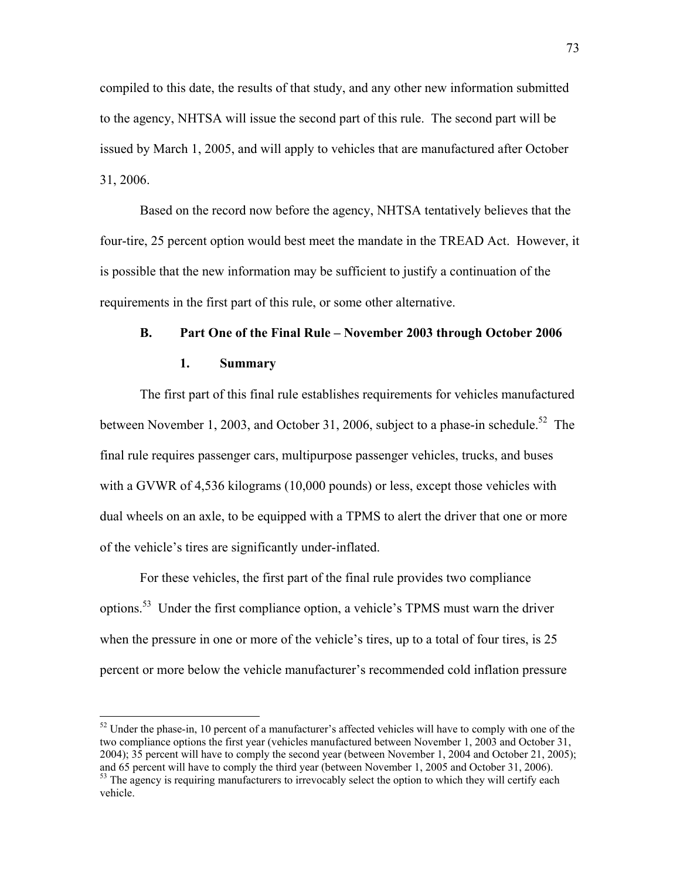compiled to this date, the results of that study, and any other new information submitted to the agency, NHTSA will issue the second part of this rule. The second part will be issued by March 1, 2005, and will apply to vehicles that are manufactured after October 31, 2006.

Based on the record now before the agency, NHTSA tentatively believes that the four-tire, 25 percent option would best meet the mandate in the TREAD Act. However, it is possible that the new information may be sufficient to justify a continuation of the requirements in the first part of this rule, or some other alternative.

### B. Part One of the Final Rule – November 2003 through October 2006

#### 1. Summary

The first part of this final rule establishes requirements for vehicles manufactured between November 1, 2003, and October 31, 2006, subject to a phase-in schedule.[52] The final rule requires passenger cars, multipurpose passenger vehicles, trucks, and buses with a GVWR of 4,536 kilograms (10,000 pounds) or less, except those vehicles with dual wheels on an axle, to be equipped with a TPMS to alert the driver that one or more of the vehicle's tires are significantly under-inflated.

For these vehicles, the first part of the final rule provides two compliance options.[53] Under the first compliance option, a vehicle's TPMS must warn the driver when the pressure in one or more of the vehicle's tires, up to a total of four tires, is 25 percent or more below the vehicle manufacturer's recommended cold inflation pressure

---

[52] Under the phase-in, 10 percent of a manufacturer's affected vehicles will have to comply with one of the two compliance options the first year (vehicles manufactured between November 1, 2003 and October 31, 2004); 35 percent will have to comply the second year (between November 1, 2004 and October 21, 2005); and 65 percent will have to comply the third year (between November 1, 2005 and October 31, 2006).

[53] The agency is requiring manufacturers to irrevocably select the option to which they will certify each vehicle.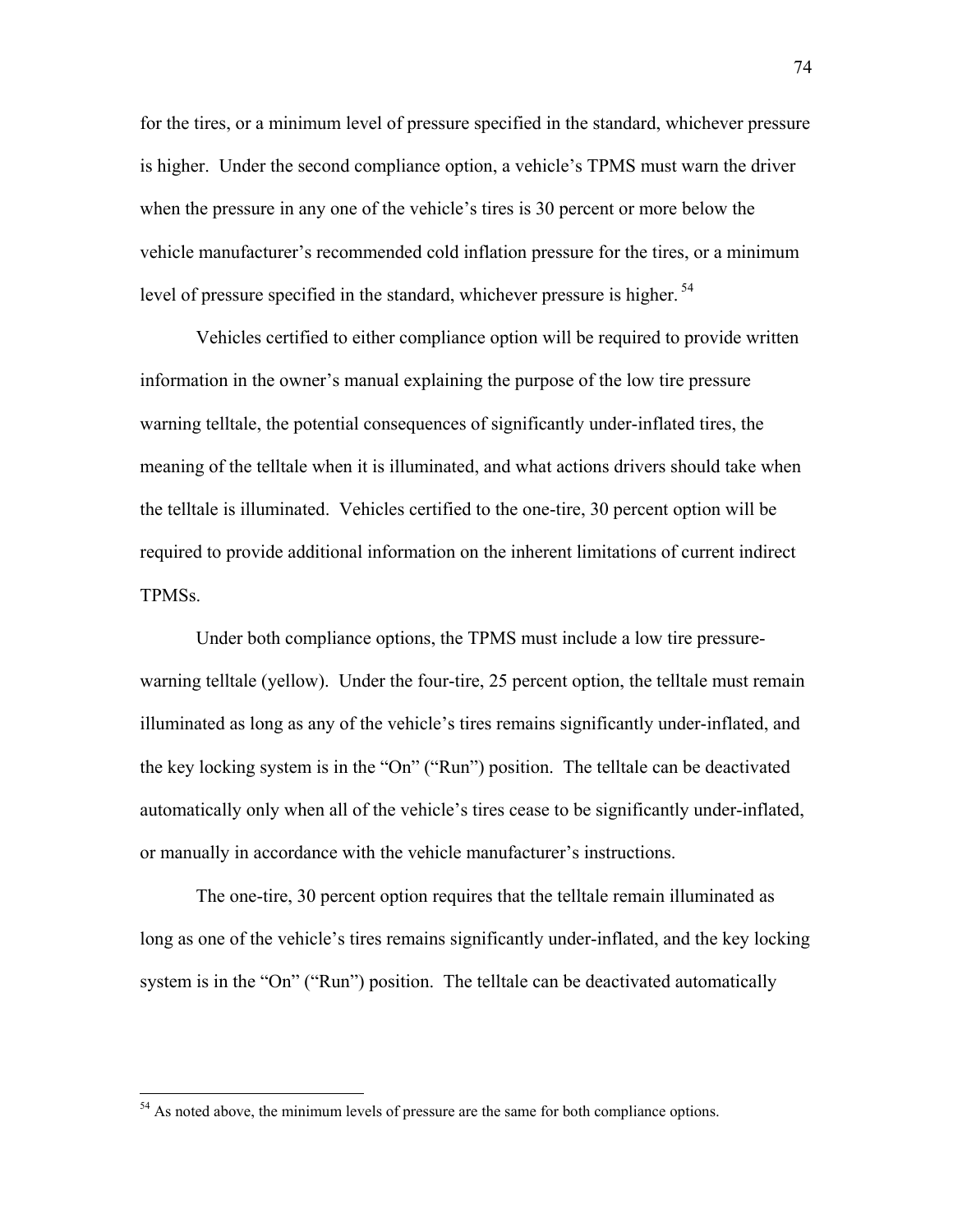for the tires, or a minimum level of pressure specified in the standard, whichever pressure is higher. Under the second compliance option, a vehicle's TPMS must warn the driver when the pressure in any one of the vehicle's tires is 30 percent or more below the vehicle manufacturer's recommended cold inflation pressure for the tires, or a minimum level of pressure specified in the standard, whichever pressure is higher.[54]

Vehicles certified to either compliance option will be required to provide written information in the owner's manual explaining the purpose of the low tire pressure warning telltale, the potential consequences of significantly under-inflated tires, the meaning of the telltale when it is illuminated, and what actions drivers should take when the telltale is illuminated. Vehicles certified to the one-tire, 30 percent option will be required to provide additional information on the inherent limitations of current indirect TPMSs.

Under both compliance options, the TPMS must include a low tire pressure-warning telltale (yellow). Under the four-tire, 25 percent option, the telltale must remain illuminated as long as any of the vehicle's tires remains significantly under-inflated, and the key locking system is in the "On" ("Run") position. The telltale can be deactivated automatically only when all of the vehicle's tires cease to be significantly under-inflated, or manually in accordance with the vehicle manufacturer's instructions.

The one-tire, 30 percent option requires that the telltale remain illuminated as long as one of the vehicle's tires remains significantly under-inflated, and the key locking system is in the "On" ("Run") position. The telltale can be deactivated automatically

[54] As noted above, the minimum levels of pressure are the same for both compliance options.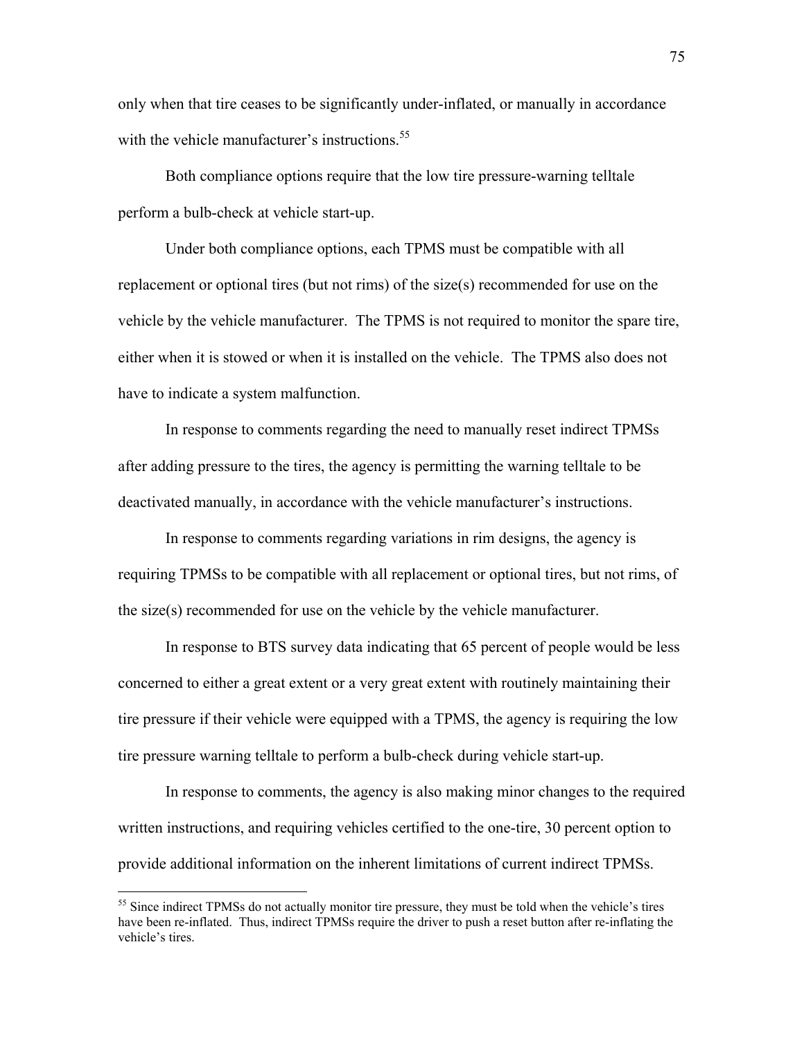only when that tire ceases to be significantly under-inflated, or manually in accordance with the vehicle manufacturer's instructions.[55]

Both compliance options require that the low tire pressure-warning telltale perform a bulb-check at vehicle start-up.

Under both compliance options, each TPMS must be compatible with all replacement or optional tires (but not rims) of the size(s) recommended for use on the vehicle by the vehicle manufacturer. The TPMS is not required to monitor the spare tire, either when it is stowed or when it is installed on the vehicle. The TPMS also does not have to indicate a system malfunction.

In response to comments regarding the need to manually reset indirect TPMSs after adding pressure to the tires, the agency is permitting the warning telltale to be deactivated manually, in accordance with the vehicle manufacturer's instructions.

In response to comments regarding variations in rim designs, the agency is requiring TPMSs to be compatible with all replacement or optional tires, but not rims, of the size(s) recommended for use on the vehicle by the vehicle manufacturer.

In response to BTS survey data indicating that 65 percent of people would be less concerned to either a great extent or a very great extent with routinely maintaining their tire pressure if their vehicle were equipped with a TPMS, the agency is requiring the low tire pressure warning telltale to perform a bulb-check during vehicle start-up.

In response to comments, the agency is also making minor changes to the required written instructions, and requiring vehicles certified to the one-tire, 30 percent option to provide additional information on the inherent limitations of current indirect TPMSs.

---

[55] Since indirect TPMSs do not actually monitor tire pressure, they must be told when the vehicle's tires have been re-inflated. Thus, indirect TPMSs require the driver to push a reset button after re-inflating the vehicle's tires.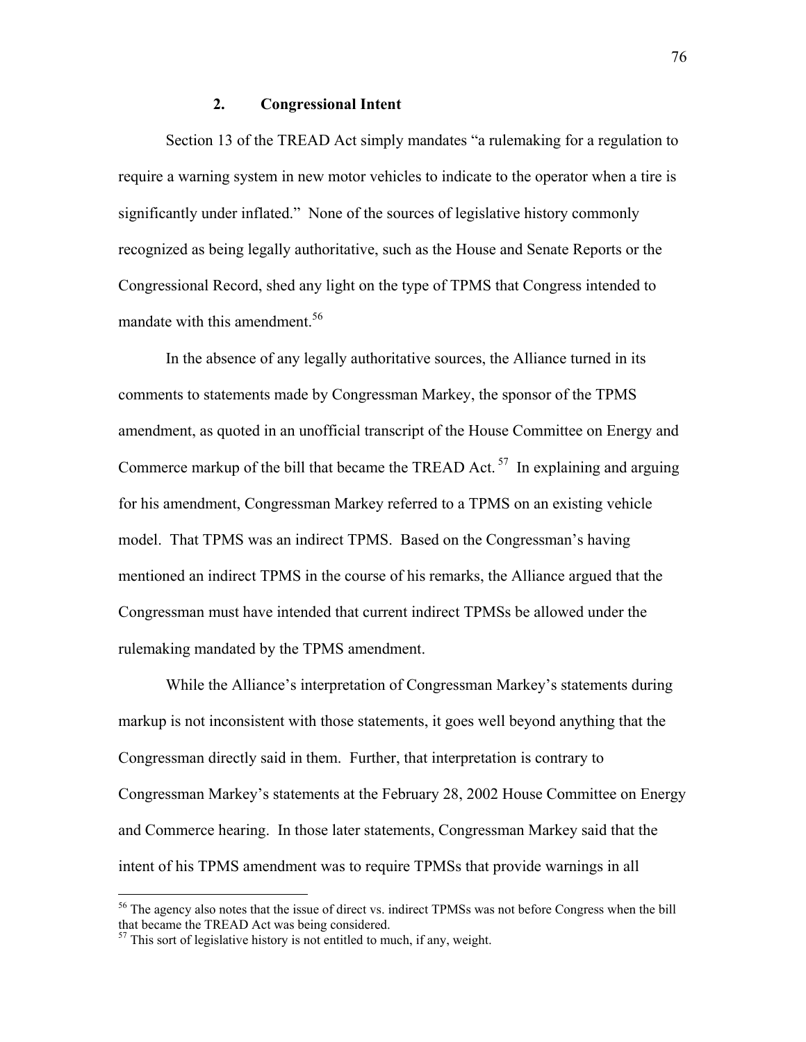### 2. Congressional Intent

Section 13 of the TREAD Act simply mandates "a rulemaking for a regulation to require a warning system in new motor vehicles to indicate to the operator when a tire is significantly under inflated." None of the sources of legislative history commonly recognized as being legally authoritative, such as the House and Senate Reports or the Congressional Record, shed any light on the type of TPMS that Congress intended to mandate with this amendment.[56]

In the absence of any legally authoritative sources, the Alliance turned in its comments to statements made by Congressman Markey, the sponsor of the TPMS amendment, as quoted in an unofficial transcript of the House Committee on Energy and Commerce markup of the bill that became the TREAD Act.[57] In explaining and arguing for his amendment, Congressman Markey referred to a TPMS on an existing vehicle model. That TPMS was an indirect TPMS. Based on the Congressman's having mentioned an indirect TPMS in the course of his remarks, the Alliance argued that the Congressman must have intended that current indirect TPMSs be allowed under the rulemaking mandated by the TPMS amendment.

While the Alliance's interpretation of Congressman Markey's statements during markup is not inconsistent with those statements, it goes well beyond anything that the Congressman directly said in them. Further, that interpretation is contrary to Congressman Markey's statements at the February 28, 2002 House Committee on Energy and Commerce hearing. In those later statements, Congressman Markey said that the intent of his TPMS amendment was to require TPMSs that provide warnings in all

---

[56] The agency also notes that the issue of direct vs. indirect TPMSs was not before Congress when the bill that became the TREAD Act was being considered.

[57] This sort of legislative history is not entitled to much, if any, weight.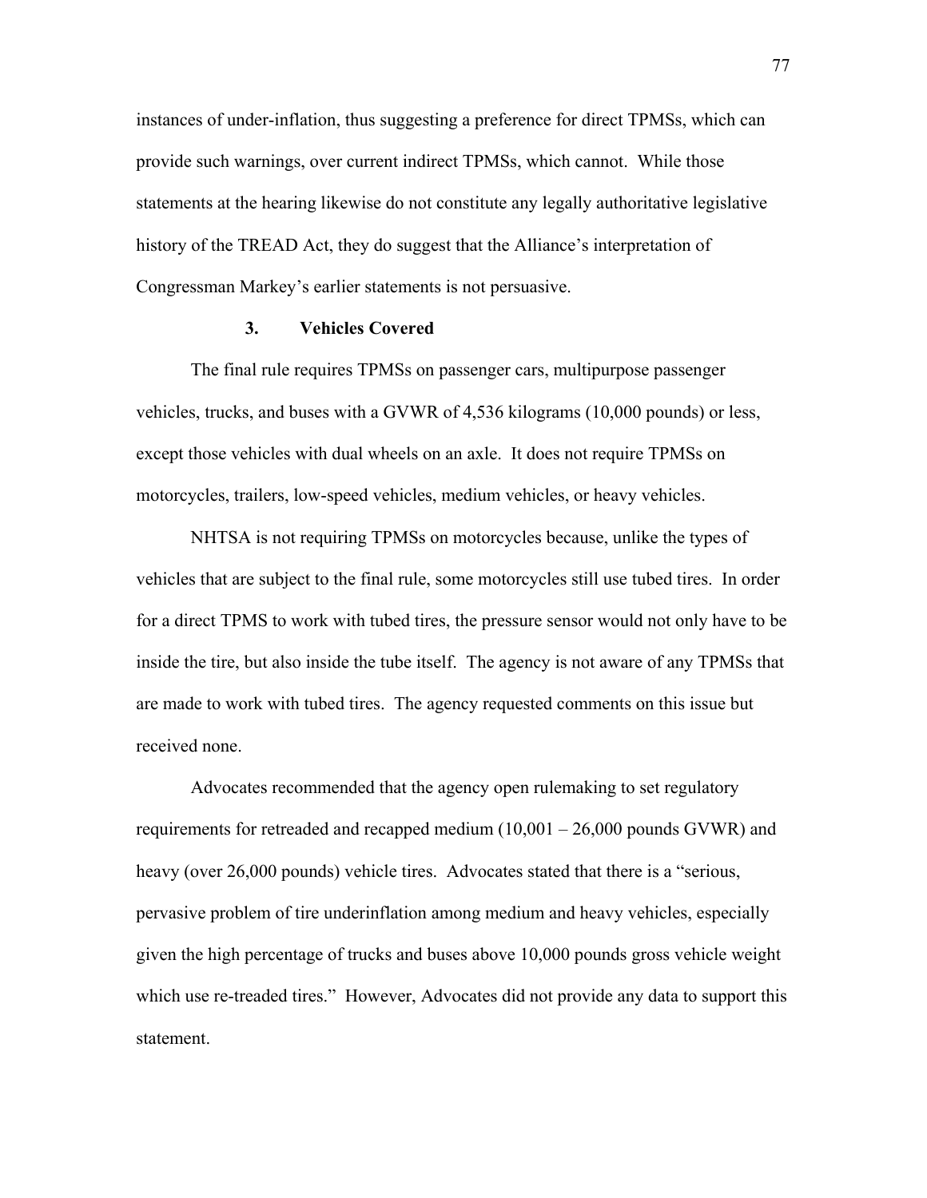instances of under-inflation, thus suggesting a preference for direct TPMSs, which can provide such warnings, over current indirect TPMSs, which cannot. While those statements at the hearing likewise do not constitute any legally authoritative legislative history of the TREAD Act, they do suggest that the Alliance's interpretation of Congressman Markey's earlier statements is not persuasive.

### 3. Vehicles Covered

The final rule requires TPMSs on passenger cars, multipurpose passenger vehicles, trucks, and buses with a GVWR of 4,536 kilograms (10,000 pounds) or less, except those vehicles with dual wheels on an axle. It does not require TPMSs on motorcycles, trailers, low-speed vehicles, medium vehicles, or heavy vehicles.

NHTSA is not requiring TPMSs on motorcycles because, unlike the types of vehicles that are subject to the final rule, some motorcycles still use tubed tires. In order for a direct TPMS to work with tubed tires, the pressure sensor would not only have to be inside the tire, but also inside the tube itself. The agency is not aware of any TPMSs that are made to work with tubed tires. The agency requested comments on this issue but received none.

Advocates recommended that the agency open rulemaking to set regulatory requirements for retreaded and recapped medium (10,001 – 26,000 pounds GVWR) and heavy (over 26,000 pounds) vehicle tires. Advocates stated that there is a "serious, pervasive problem of tire underinflation among medium and heavy vehicles, especially given the high percentage of trucks and buses above 10,000 pounds gross vehicle weight which use re-treaded tires." However, Advocates did not provide any data to support this statement.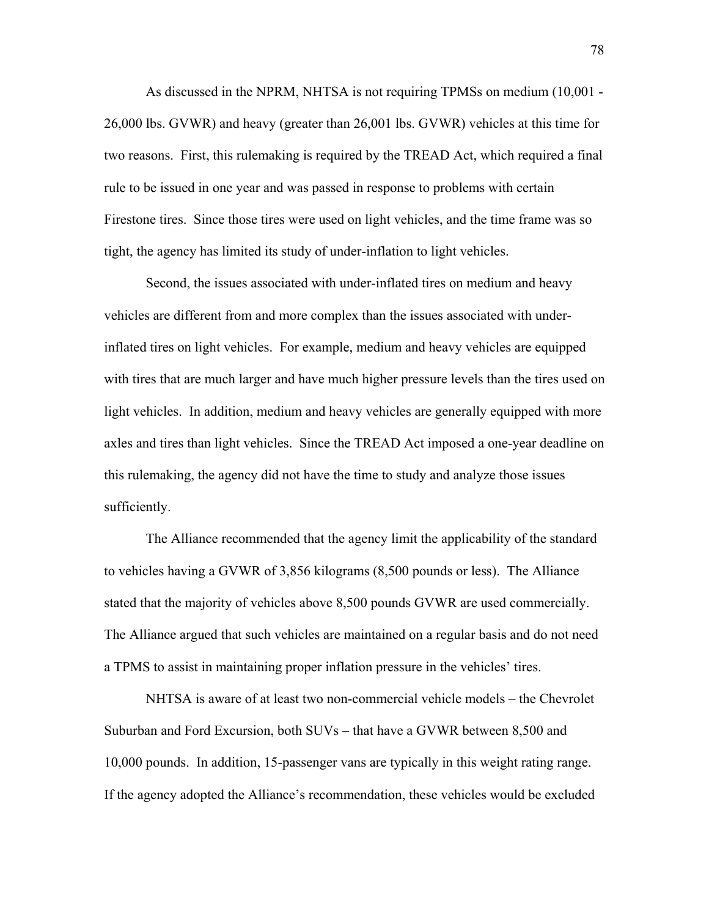As discussed in the NPRM, NHTSA is not requiring TPMSs on medium (10,001 - 26,000 lbs. GVWR) and heavy (greater than 26,001 lbs. GVWR) vehicles at this time for two reasons. First, this rulemaking is required by the TREAD Act, which required a final rule to be issued in one year and was passed in response to problems with certain Firestone tires. Since those tires were used on light vehicles, and the time frame was so tight, the agency has limited its study of under-inflation to light vehicles.

Second, the issues associated with under-inflated tires on medium and heavy vehicles are different from and more complex than the issues associated with under-inflated tires on light vehicles. For example, medium and heavy vehicles are equipped with tires that are much larger and have much higher pressure levels than the tires used on light vehicles. In addition, medium and heavy vehicles are generally equipped with more axles and tires than light vehicles. Since the TREAD Act imposed a one-year deadline on this rulemaking, the agency did not have the time to study and analyze those issues sufficiently.

The Alliance recommended that the agency limit the applicability of the standard to vehicles having a GVWR of 3,856 kilograms (8,500 pounds or less). The Alliance stated that the majority of vehicles above 8,500 pounds GVWR are used commercially. The Alliance argued that such vehicles are maintained on a regular basis and do not need a TPMS to assist in maintaining proper inflation pressure in the vehicles' tires.

NHTSA is aware of at least two non-commercial vehicle models – the Chevrolet Suburban and Ford Excursion, both SUVs – that have a GVWR between 8,500 and 10,000 pounds. In addition, 15-passenger vans are typically in this weight rating range. If the agency adopted the Alliance's recommendation, these vehicles would be excluded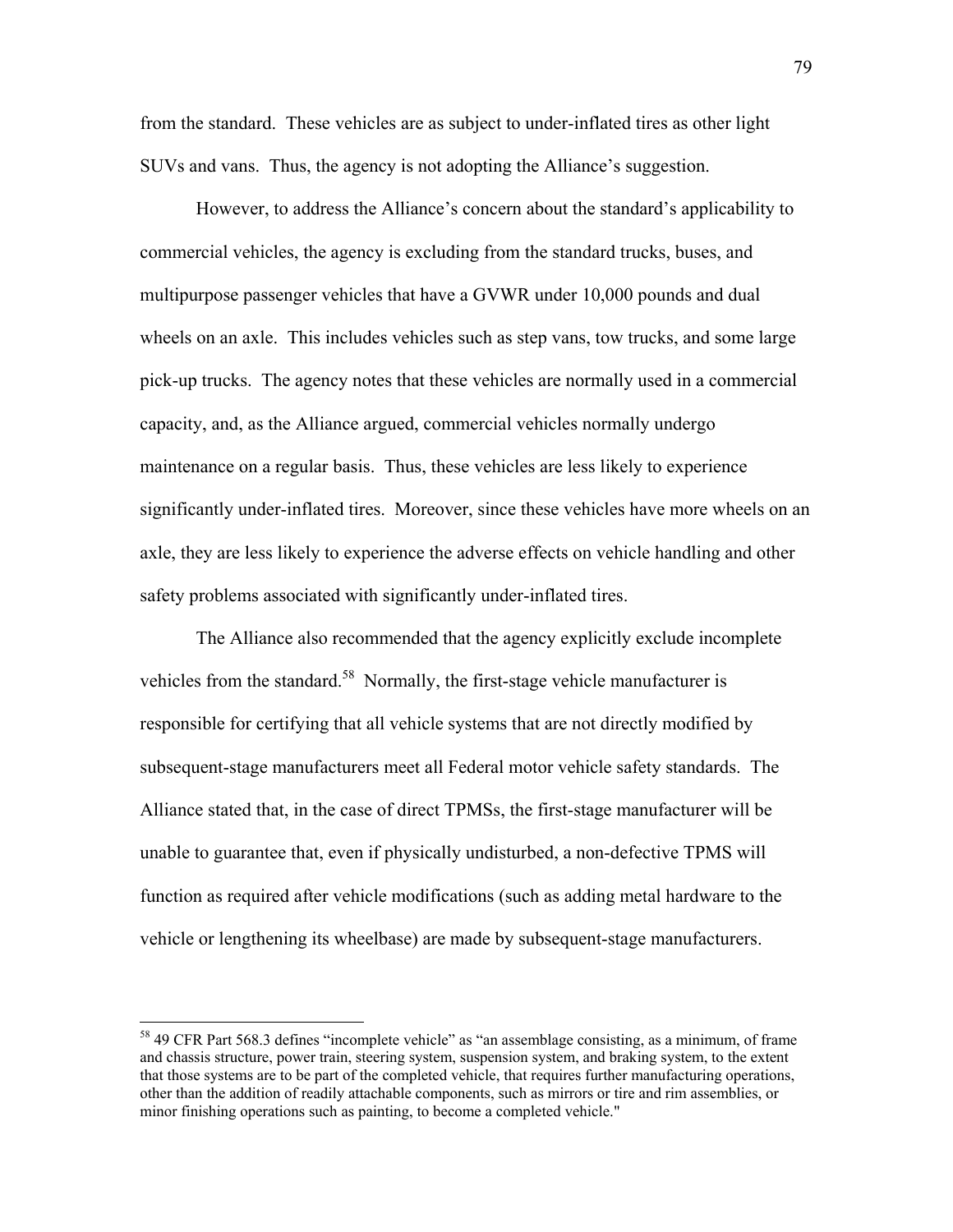from the standard. These vehicles are as subject to under-inflated tires as other light SUVs and vans. Thus, the agency is not adopting the Alliance's suggestion.

However, to address the Alliance's concern about the standard's applicability to commercial vehicles, the agency is excluding from the standard trucks, buses, and multipurpose passenger vehicles that have a GVWR under 10,000 pounds and dual wheels on an axle. This includes vehicles such as step vans, tow trucks, and some large pick-up trucks. The agency notes that these vehicles are normally used in a commercial capacity, and, as the Alliance argued, commercial vehicles normally undergo maintenance on a regular basis. Thus, these vehicles are less likely to experience significantly under-inflated tires. Moreover, since these vehicles have more wheels on an axle, they are less likely to experience the adverse effects on vehicle handling and other safety problems associated with significantly under-inflated tires.

The Alliance also recommended that the agency explicitly exclude incomplete vehicles from the standard.[58] Normally, the first-stage vehicle manufacturer is responsible for certifying that all vehicle systems that are not directly modified by subsequent-stage manufacturers meet all Federal motor vehicle safety standards. The Alliance stated that, in the case of direct TPMSs, the first-stage manufacturer will be unable to guarantee that, even if physically undisturbed, a non-defective TPMS will function as required after vehicle modifications (such as adding metal hardware to the vehicle or lengthening its wheelbase) are made by subsequent-stage manufacturers.

---

[58] 49 CFR Part 568.3 defines "incomplete vehicle" as "an assemblage consisting, as a minimum, of frame and chassis structure, power train, steering system, suspension system, and braking system, to the extent that those systems are to be part of the completed vehicle, that requires further manufacturing operations, other than the addition of readily attachable components, such as mirrors or tire and rim assemblies, or minor finishing operations such as painting, to become a completed vehicle."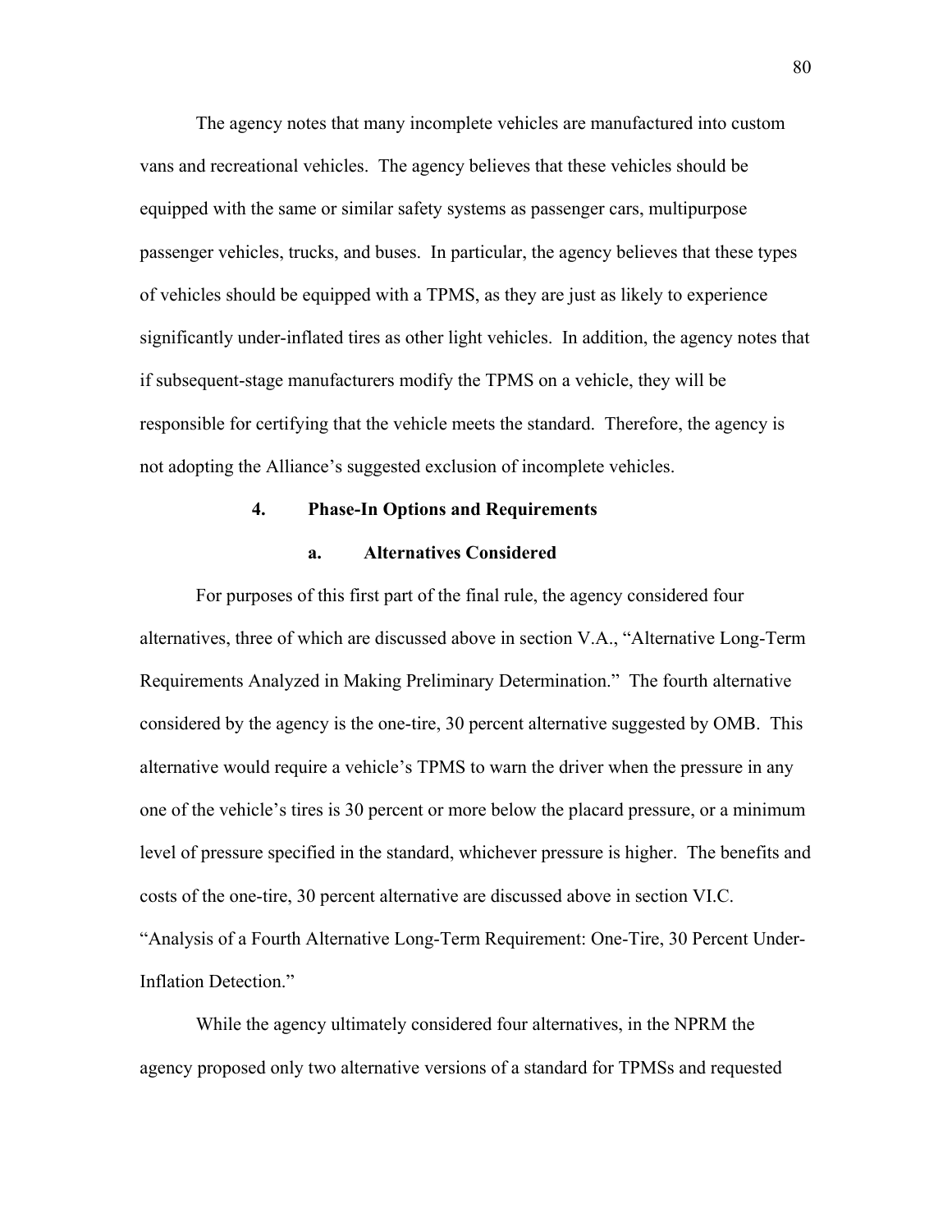The agency notes that many incomplete vehicles are manufactured into custom vans and recreational vehicles. The agency believes that these vehicles should be equipped with the same or similar safety systems as passenger cars, multipurpose passenger vehicles, trucks, and buses. In particular, the agency believes that these types of vehicles should be equipped with a TPMS, as they are just as likely to experience significantly under-inflated tires as other light vehicles. In addition, the agency notes that if subsequent-stage manufacturers modify the TPMS on a vehicle, they will be responsible for certifying that the vehicle meets the standard. Therefore, the agency is not adopting the Alliance's suggested exclusion of incomplete vehicles.

### 4. Phase-In Options and Requirements

#### a. Alternatives Considered

For purposes of this first part of the final rule, the agency considered four alternatives, three of which are discussed above in section V.A., "Alternative Long-Term Requirements Analyzed in Making Preliminary Determination." The fourth alternative considered by the agency is the one-tire, 30 percent alternative suggested by OMB. This alternative would require a vehicle's TPMS to warn the driver when the pressure in any one of the vehicle's tires is 30 percent or more below the placard pressure, or a minimum level of pressure specified in the standard, whichever pressure is higher. The benefits and costs of the one-tire, 30 percent alternative are discussed above in section VI.C. "Analysis of a Fourth Alternative Long-Term Requirement: One-Tire, 30 Percent Under-Inflation Detection."

While the agency ultimately considered four alternatives, in the NPRM the agency proposed only two alternative versions of a standard for TPMSs and requested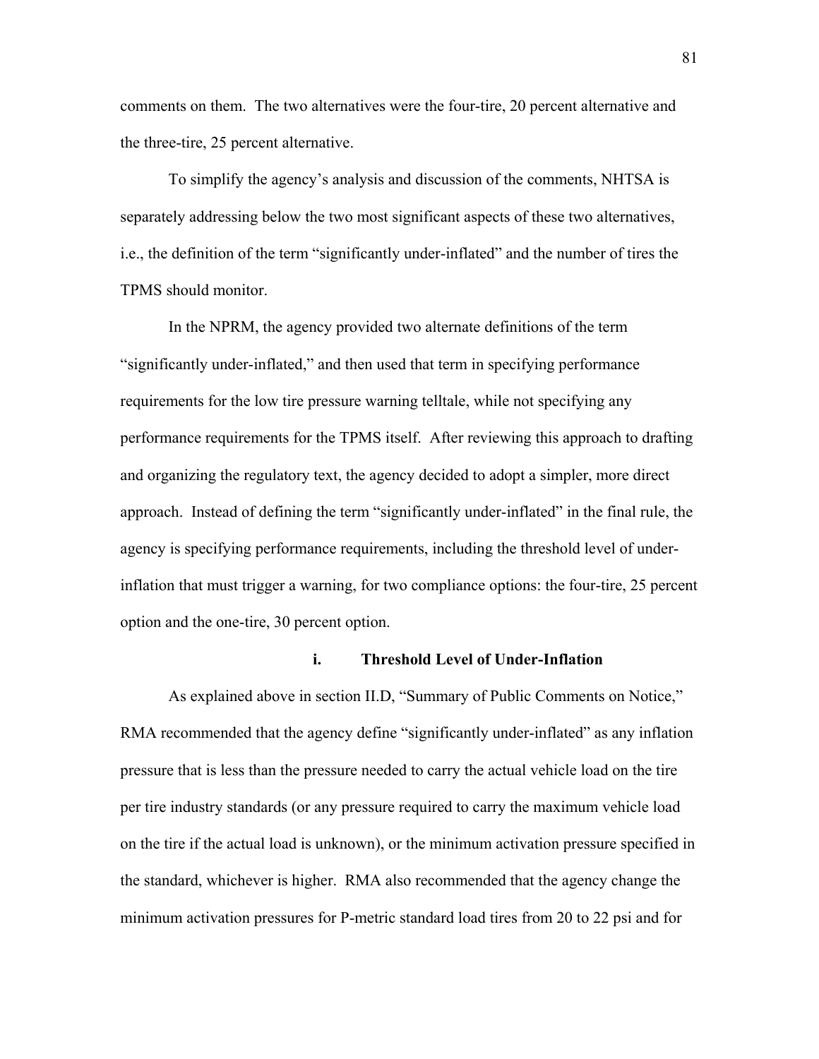comments on them. The two alternatives were the four-tire, 20 percent alternative and the three-tire, 25 percent alternative.

To simplify the agency's analysis and discussion of the comments, NHTSA is separately addressing below the two most significant aspects of these two alternatives, i.e., the definition of the term "significantly under-inflated" and the number of tires the TPMS should monitor.

In the NPRM, the agency provided two alternate definitions of the term "significantly under-inflated," and then used that term in specifying performance requirements for the low tire pressure warning telltale, while not specifying any performance requirements for the TPMS itself. After reviewing this approach to drafting and organizing the regulatory text, the agency decided to adopt a simpler, more direct approach. Instead of defining the term "significantly under-inflated" in the final rule, the agency is specifying performance requirements, including the threshold level of under-inflation that must trigger a warning, for two compliance options: the four-tire, 25 percent option and the one-tire, 30 percent option.

#### i. Threshold Level of Under-Inflation

As explained above in section II.D, "Summary of Public Comments on Notice," RMA recommended that the agency define "significantly under-inflated" as any inflation pressure that is less than the pressure needed to carry the actual vehicle load on the tire per tire industry standards (or any pressure required to carry the maximum vehicle load on the tire if the actual load is unknown), or the minimum activation pressure specified in the standard, whichever is higher. RMA also recommended that the agency change the minimum activation pressures for P-metric standard load tires from 20 to 22 psi and for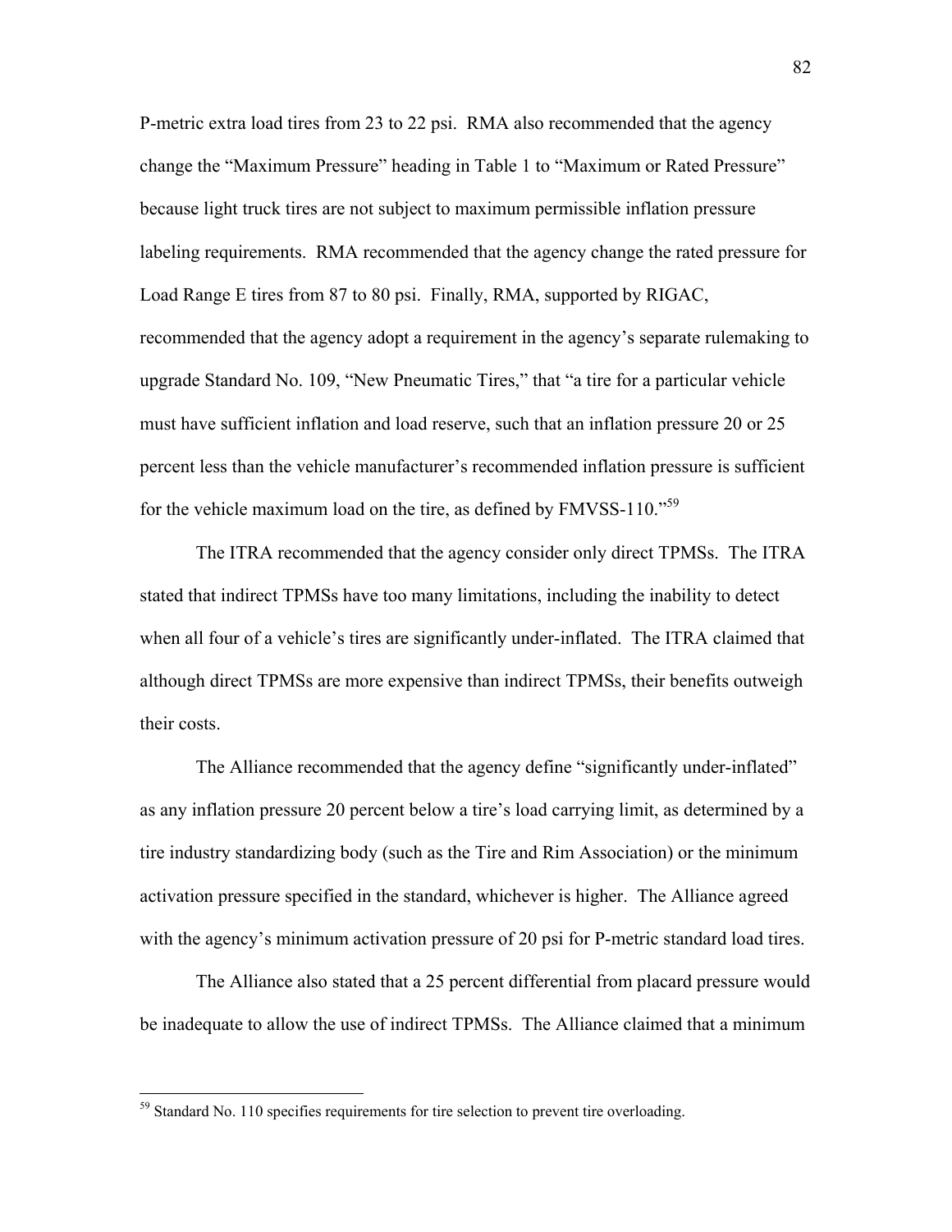P-metric extra load tires from 23 to 22 psi. RMA also recommended that the agency change the "Maximum Pressure" heading in Table 1 to "Maximum or Rated Pressure" because light truck tires are not subject to maximum permissible inflation pressure labeling requirements. RMA recommended that the agency change the rated pressure for Load Range E tires from 87 to 80 psi. Finally, RMA, supported by RIGAC, recommended that the agency adopt a requirement in the agency's separate rulemaking to upgrade Standard No. 109, "New Pneumatic Tires," that "a tire for a particular vehicle must have sufficient inflation and load reserve, such that an inflation pressure 20 or 25 percent less than the vehicle manufacturer's recommended inflation pressure is sufficient for the vehicle maximum load on the tire, as defined by FMVSS-110."[59]

The ITRA recommended that the agency consider only direct TPMSs. The ITRA stated that indirect TPMSs have too many limitations, including the inability to detect when all four of a vehicle's tires are significantly under-inflated. The ITRA claimed that although direct TPMSs are more expensive than indirect TPMSs, their benefits outweigh their costs.

The Alliance recommended that the agency define "significantly under-inflated" as any inflation pressure 20 percent below a tire's load carrying limit, as determined by a tire industry standardizing body (such as the Tire and Rim Association) or the minimum activation pressure specified in the standard, whichever is higher. The Alliance agreed with the agency's minimum activation pressure of 20 psi for P-metric standard load tires.

The Alliance also stated that a 25 percent differential from placard pressure would be inadequate to allow the use of indirect TPMSs. The Alliance claimed that a minimum

---

[59] Standard No. 110 specifies requirements for tire selection to prevent tire overloading.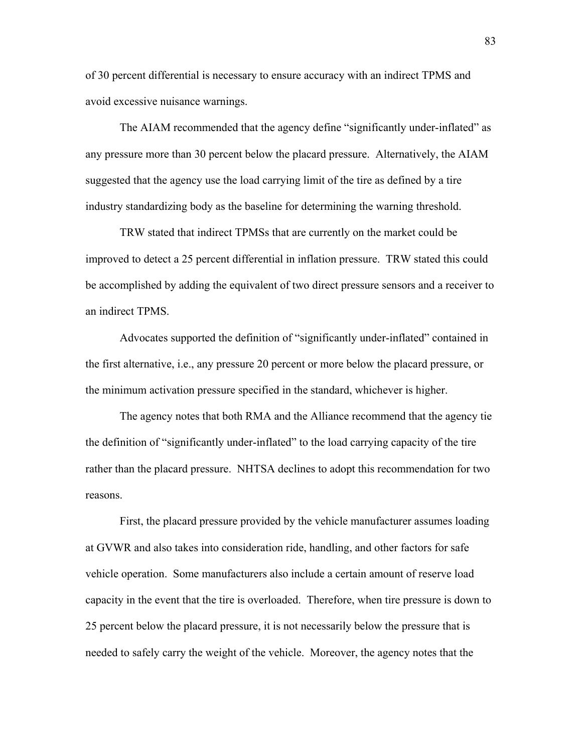of 30 percent differential is necessary to ensure accuracy with an indirect TPMS and avoid excessive nuisance warnings.

The AIAM recommended that the agency define "significantly under-inflated" as any pressure more than 30 percent below the placard pressure. Alternatively, the AIAM suggested that the agency use the load carrying limit of the tire as defined by a tire industry standardizing body as the baseline for determining the warning threshold.

TRW stated that indirect TPMSs that are currently on the market could be improved to detect a 25 percent differential in inflation pressure. TRW stated this could be accomplished by adding the equivalent of two direct pressure sensors and a receiver to an indirect TPMS.

Advocates supported the definition of "significantly under-inflated" contained in the first alternative, i.e., any pressure 20 percent or more below the placard pressure, or the minimum activation pressure specified in the standard, whichever is higher.

The agency notes that both RMA and the Alliance recommend that the agency tie the definition of "significantly under-inflated" to the load carrying capacity of the tire rather than the placard pressure. NHTSA declines to adopt this recommendation for two reasons.

First, the placard pressure provided by the vehicle manufacturer assumes loading at GVWR and also takes into consideration ride, handling, and other factors for safe vehicle operation. Some manufacturers also include a certain amount of reserve load capacity in the event that the tire is overloaded. Therefore, when tire pressure is down to 25 percent below the placard pressure, it is not necessarily below the pressure that is needed to safely carry the weight of the vehicle. Moreover, the agency notes that the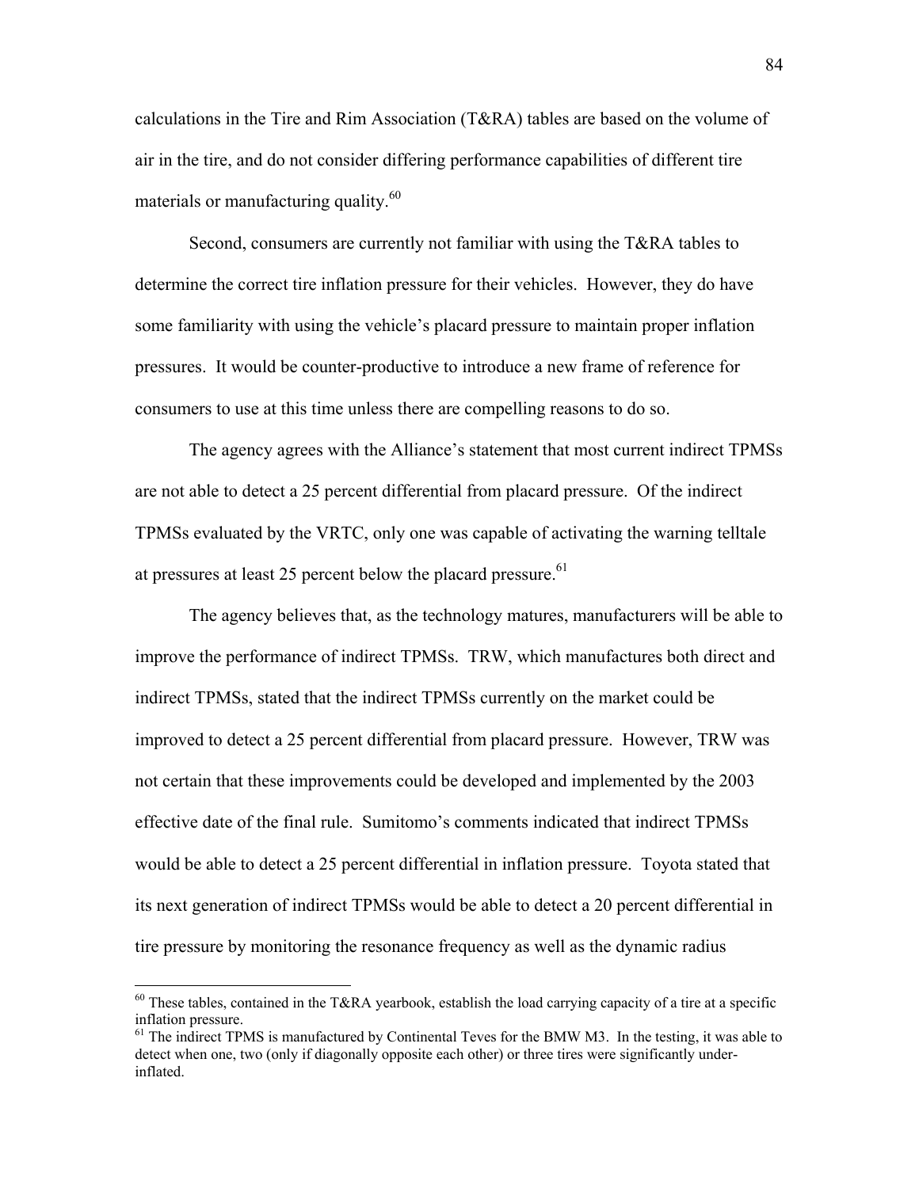calculations in the Tire and Rim Association (T&RA) tables are based on the volume of air in the tire, and do not consider differing performance capabilities of different tire materials or manufacturing quality.[60]

Second, consumers are currently not familiar with using the T&RA tables to determine the correct tire inflation pressure for their vehicles. However, they do have some familiarity with using the vehicle's placard pressure to maintain proper inflation pressures. It would be counter-productive to introduce a new frame of reference for consumers to use at this time unless there are compelling reasons to do so.

The agency agrees with the Alliance's statement that most current indirect TPMSs are not able to detect a 25 percent differential from placard pressure. Of the indirect TPMSs evaluated by the VRTC, only one was capable of activating the warning telltale at pressures at least 25 percent below the placard pressure.[61]

The agency believes that, as the technology matures, manufacturers will be able to improve the performance of indirect TPMSs. TRW, which manufactures both direct and indirect TPMSs, stated that the indirect TPMSs currently on the market could be improved to detect a 25 percent differential from placard pressure. However, TRW was not certain that these improvements could be developed and implemented by the 2003 effective date of the final rule. Sumitomo's comments indicated that indirect TPMSs would be able to detect a 25 percent differential in inflation pressure. Toyota stated that its next generation of indirect TPMSs would be able to detect a 20 percent differential in tire pressure by monitoring the resonance frequency as well as the dynamic radius

---

[60] These tables, contained in the T&RA yearbook, establish the load carrying capacity of a tire at a specific inflation pressure.

[61] The indirect TPMS is manufactured by Continental Teves for the BMW M3. In the testing, it was able to detect when one, two (only if diagonally opposite each other) or three tires were significantly under-inflated.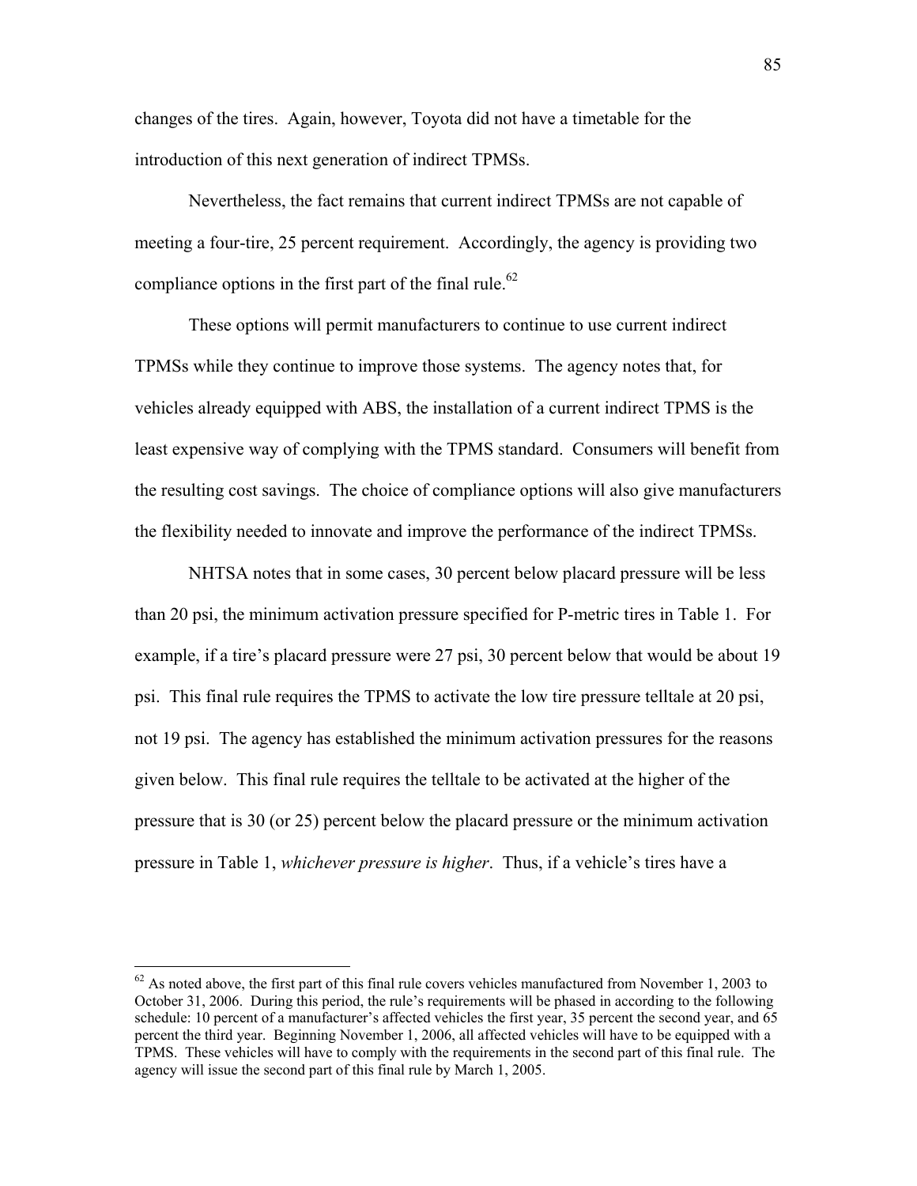changes of the tires. Again, however, Toyota did not have a timetable for the introduction of this next generation of indirect TPMSs.

Nevertheless, the fact remains that current indirect TPMSs are not capable of meeting a four-tire, 25 percent requirement. Accordingly, the agency is providing two compliance options in the first part of the final rule.[62]

These options will permit manufacturers to continue to use current indirect TPMSs while they continue to improve those systems. The agency notes that, for vehicles already equipped with ABS, the installation of a current indirect TPMS is the least expensive way of complying with the TPMS standard. Consumers will benefit from the resulting cost savings. The choice of compliance options will also give manufacturers the flexibility needed to innovate and improve the performance of the indirect TPMSs.

NHTSA notes that in some cases, 30 percent below placard pressure will be less than 20 psi, the minimum activation pressure specified for P-metric tires in Table 1. For example, if a tire's placard pressure were 27 psi, 30 percent below that would be about 19 psi. This final rule requires the TPMS to activate the low tire pressure telltale at 20 psi, not 19 psi. The agency has established the minimum activation pressures for the reasons given below. This final rule requires the telltale to be activated at the higher of the pressure that is 30 (or 25) percent below the placard pressure or the minimum activation pressure in Table 1, *whichever pressure is higher*. Thus, if a vehicle's tires have a

---

[62] As noted above, the first part of this final rule covers vehicles manufactured from November 1, 2003 to October 31, 2006. During this period, the rule's requirements will be phased in according to the following schedule: 10 percent of a manufacturer's affected vehicles the first year, 35 percent the second year, and 65 percent the third year. Beginning November 1, 2006, all affected vehicles will have to be equipped with a TPMS. These vehicles will have to comply with the requirements in the second part of this final rule. The agency will issue the second part of this final rule by March 1, 2005.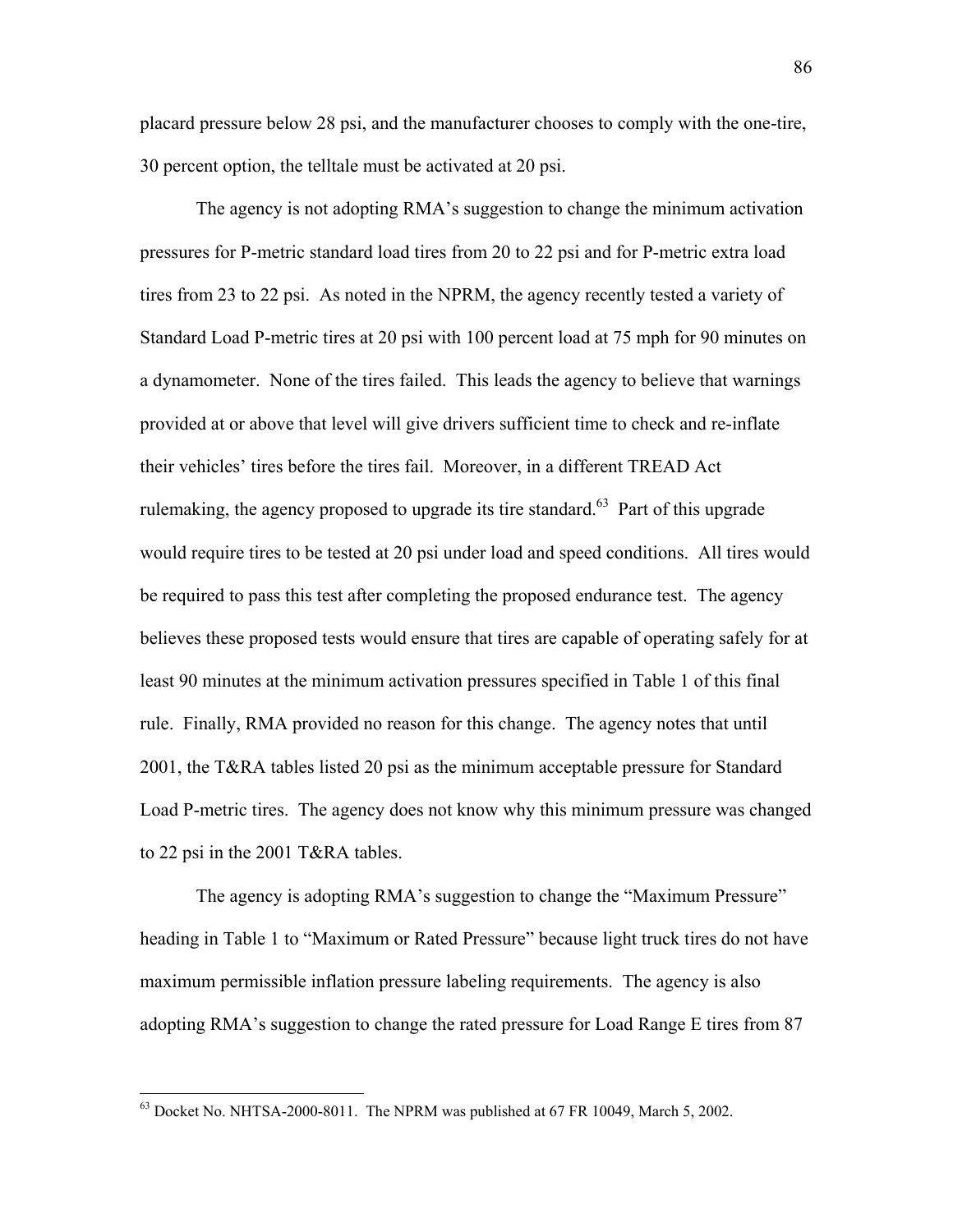placard pressure below 28 psi, and the manufacturer chooses to comply with the one-tire, 30 percent option, the telltale must be activated at 20 psi.

The agency is not adopting RMA's suggestion to change the minimum activation pressures for P-metric standard load tires from 20 to 22 psi and for P-metric extra load tires from 23 to 22 psi. As noted in the NPRM, the agency recently tested a variety of Standard Load P-metric tires at 20 psi with 100 percent load at 75 mph for 90 minutes on a dynamometer. None of the tires failed. This leads the agency to believe that warnings provided at or above that level will give drivers sufficient time to check and re-inflate their vehicles' tires before the tires fail. Moreover, in a different TREAD Act rulemaking, the agency proposed to upgrade its tire standard.[63] Part of this upgrade would require tires to be tested at 20 psi under load and speed conditions. All tires would be required to pass this test after completing the proposed endurance test. The agency believes these proposed tests would ensure that tires are capable of operating safely for at least 90 minutes at the minimum activation pressures specified in Table 1 of this final rule. Finally, RMA provided no reason for this change. The agency notes that until 2001, the T&RA tables listed 20 psi as the minimum acceptable pressure for Standard Load P-metric tires. The agency does not know why this minimum pressure was changed to 22 psi in the 2001 T&RA tables.

The agency is adopting RMA's suggestion to change the "Maximum Pressure" heading in Table 1 to "Maximum or Rated Pressure" because light truck tires do not have maximum permissible inflation pressure labeling requirements. The agency is also adopting RMA's suggestion to change the rated pressure for Load Range E tires from 87

---

[63] Docket No. NHTSA-2000-8011. The NPRM was published at 67 FR 10049, March 5, 2002.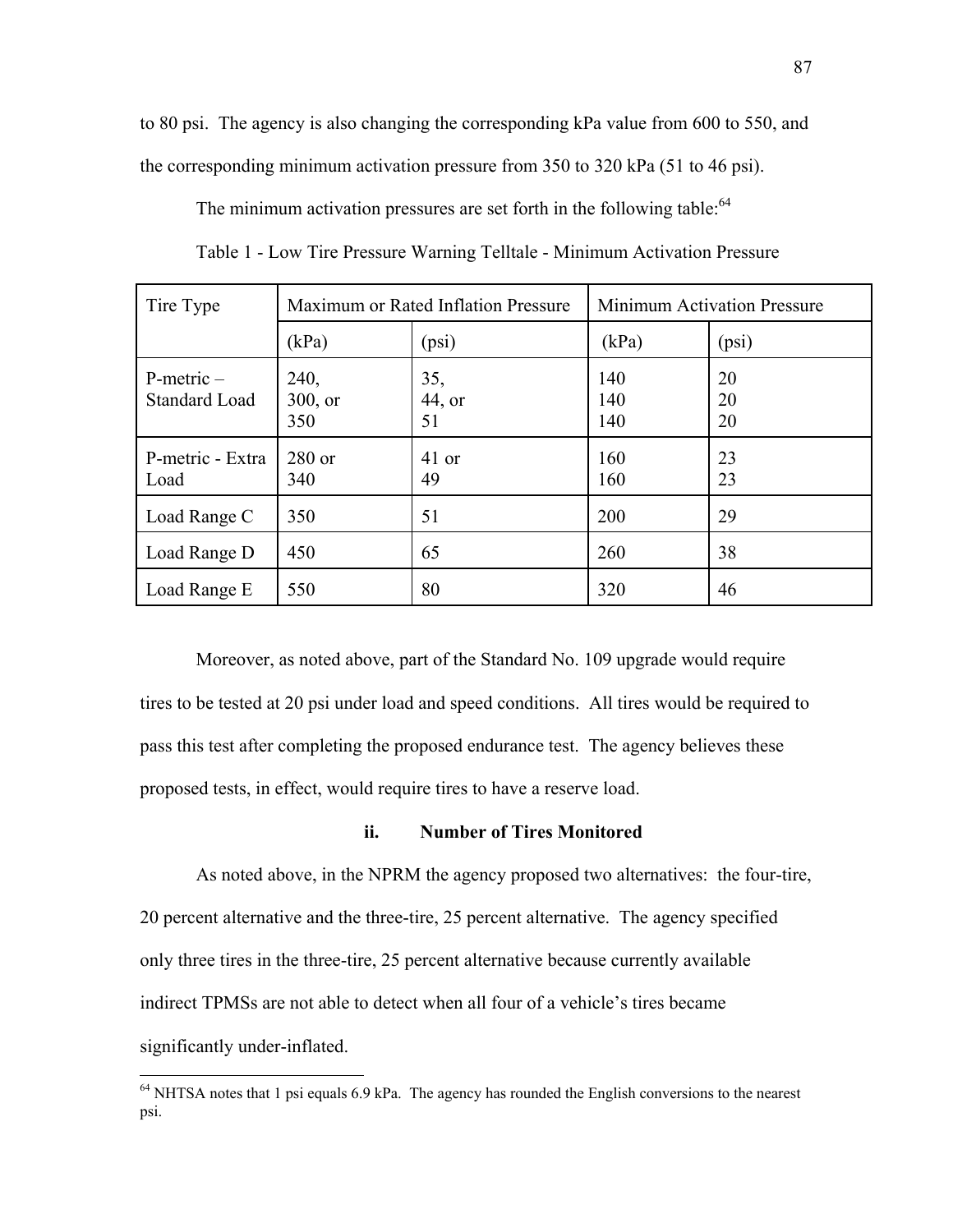to 80 psi. The agency is also changing the corresponding kPa value from 600 to 550, and the corresponding minimum activation pressure from 350 to 320 kPa (51 to 46 psi).

The minimum activation pressures are set forth in the following table:[64]

Table 1 - Low Tire Pressure Warning Telltale - Minimum Activation Pressure

| Tire Type | Maximum or Rated Inflation Pressure | | Minimum Activation Pressure | |
|---|---|---|---|---|
| | (kPa) | (psi) | (kPa) | (psi) |
| P-metric – Standard Load | 240, 300, or 350 | 35, 44, or 51 | 140 140 140 | 20 20 20 |
| P-metric - Extra Load | 280 or 340 | 41 or 49 | 160 160 | 23 23 |
| Load Range C | 350 | 51 | 200 | 29 |
| Load Range D | 450 | 65 | 260 | 38 |
| Load Range E | 550 | 80 | 320 | 46 |

Moreover, as noted above, part of the Standard No. 109 upgrade would require tires to be tested at 20 psi under load and speed conditions. All tires would be required to pass this test after completing the proposed endurance test. The agency believes these proposed tests, in effect, would require tires to have a reserve load.

### ii. Number of Tires Monitored

As noted above, in the NPRM the agency proposed two alternatives: the four-tire, 20 percent alternative and the three-tire, 25 percent alternative. The agency specified only three tires in the three-tire, 25 percent alternative because currently available indirect TPMSs are not able to detect when all four of a vehicle's tires became significantly under-inflated.

[64] NHTSA notes that 1 psi equals 6.9 kPa. The agency has rounded the English conversions to the nearest psi.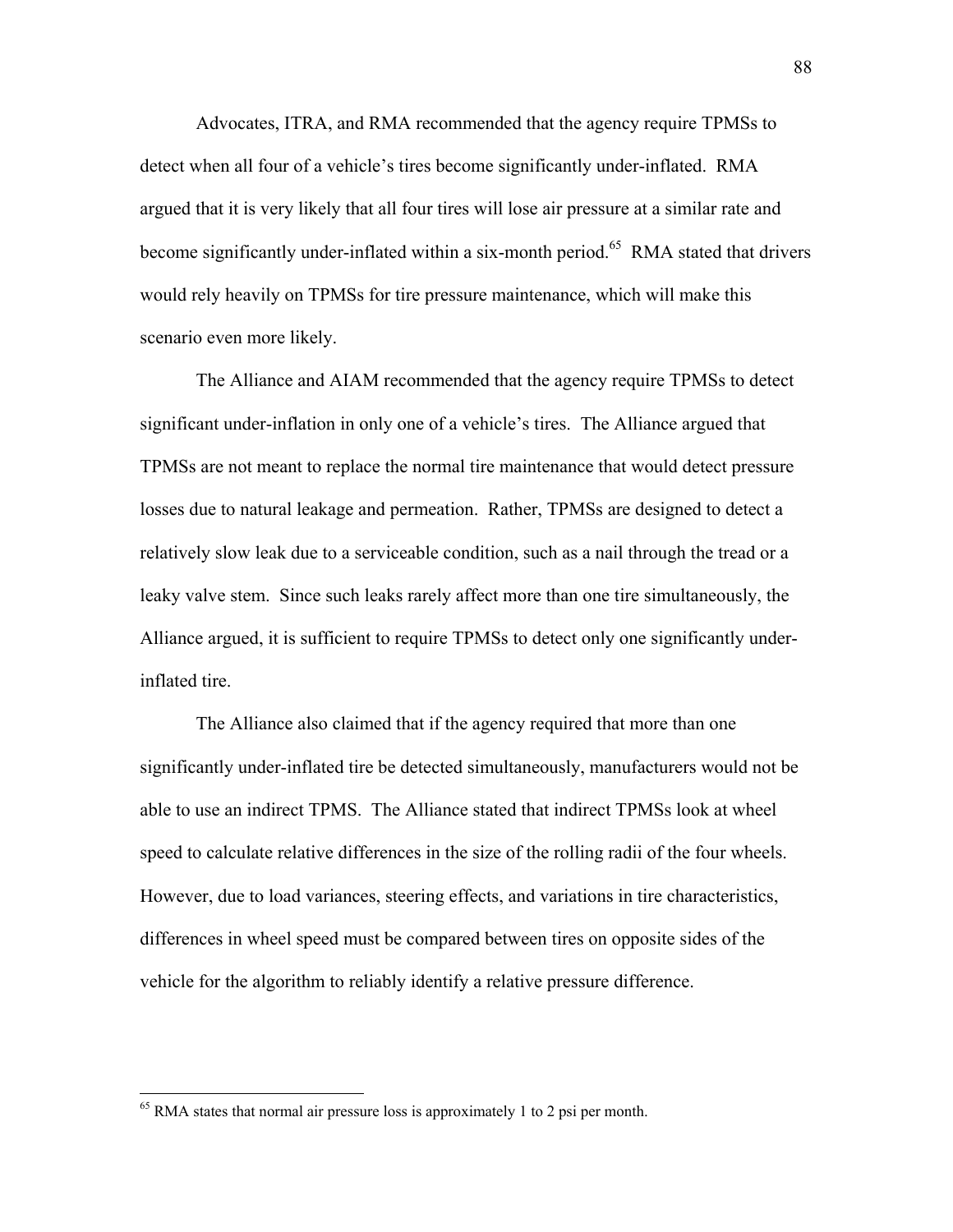Advocates, ITRA, and RMA recommended that the agency require TPMSs to detect when all four of a vehicle's tires become significantly under-inflated. RMA argued that it is very likely that all four tires will lose air pressure at a similar rate and become significantly under-inflated within a six-month period.[65] RMA stated that drivers would rely heavily on TPMSs for tire pressure maintenance, which will make this scenario even more likely.

The Alliance and AIAM recommended that the agency require TPMSs to detect significant under-inflation in only one of a vehicle's tires. The Alliance argued that TPMSs are not meant to replace the normal tire maintenance that would detect pressure losses due to natural leakage and permeation. Rather, TPMSs are designed to detect a relatively slow leak due to a serviceable condition, such as a nail through the tread or a leaky valve stem. Since such leaks rarely affect more than one tire simultaneously, the Alliance argued, it is sufficient to require TPMSs to detect only one significantly under-inflated tire.

The Alliance also claimed that if the agency required that more than one significantly under-inflated tire be detected simultaneously, manufacturers would not be able to use an indirect TPMS. The Alliance stated that indirect TPMSs look at wheel speed to calculate relative differences in the size of the rolling radii of the four wheels. However, due to load variances, steering effects, and variations in tire characteristics, differences in wheel speed must be compared between tires on opposite sides of the vehicle for the algorithm to reliably identify a relative pressure difference.

---

[65] RMA states that normal air pressure loss is approximately 1 to 2 psi per month.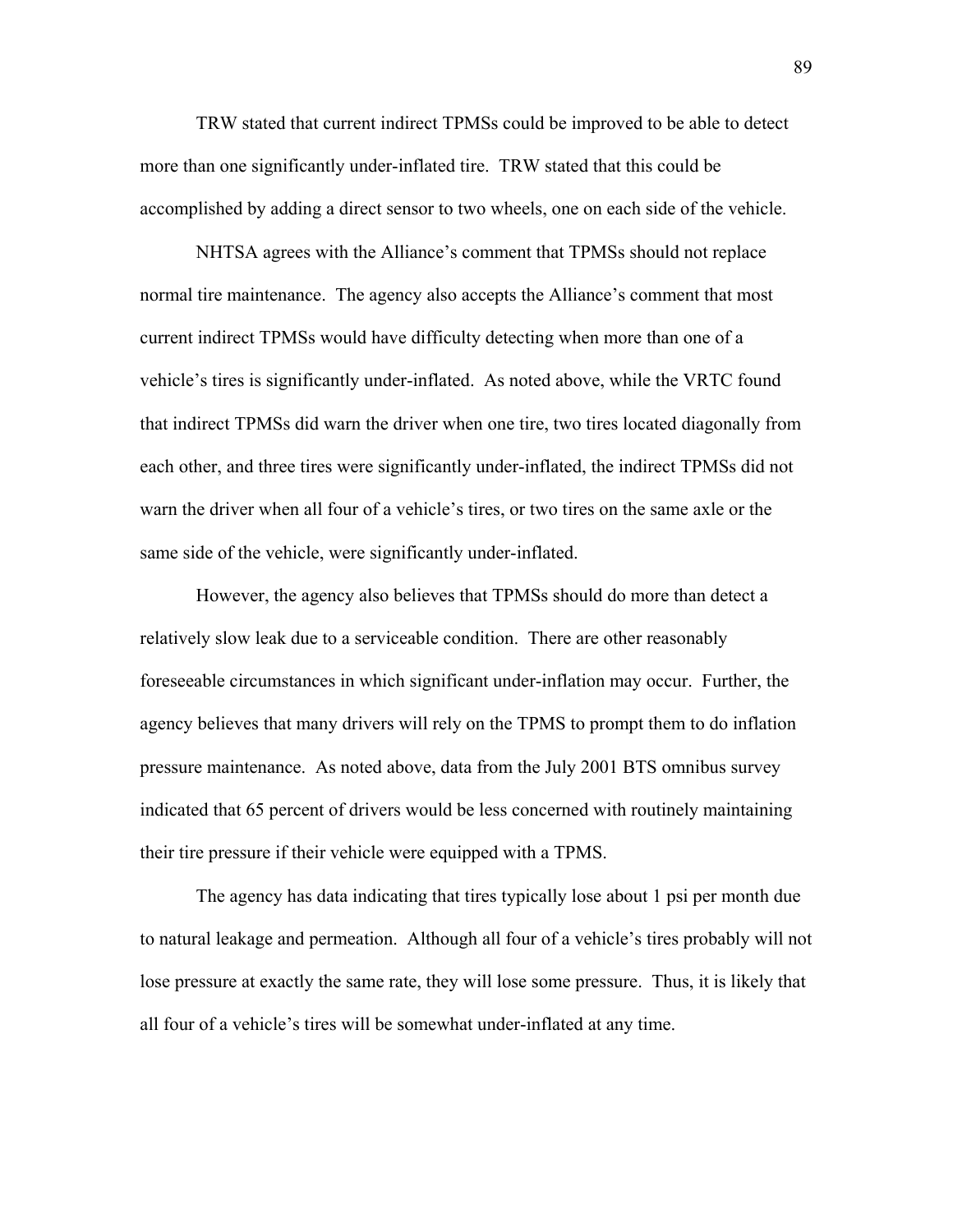TRW stated that current indirect TPMSs could be improved to be able to detect more than one significantly under-inflated tire. TRW stated that this could be accomplished by adding a direct sensor to two wheels, one on each side of the vehicle.

NHTSA agrees with the Alliance's comment that TPMSs should not replace normal tire maintenance. The agency also accepts the Alliance's comment that most current indirect TPMSs would have difficulty detecting when more than one of a vehicle's tires is significantly under-inflated. As noted above, while the VRTC found that indirect TPMSs did warn the driver when one tire, two tires located diagonally from each other, and three tires were significantly under-inflated, the indirect TPMSs did not warn the driver when all four of a vehicle's tires, or two tires on the same axle or the same side of the vehicle, were significantly under-inflated.

However, the agency also believes that TPMSs should do more than detect a relatively slow leak due to a serviceable condition. There are other reasonably foreseeable circumstances in which significant under-inflation may occur. Further, the agency believes that many drivers will rely on the TPMS to prompt them to do inflation pressure maintenance. As noted above, data from the July 2001 BTS omnibus survey indicated that 65 percent of drivers would be less concerned with routinely maintaining their tire pressure if their vehicle were equipped with a TPMS.

The agency has data indicating that tires typically lose about 1 psi per month due to natural leakage and permeation. Although all four of a vehicle's tires probably will not lose pressure at exactly the same rate, they will lose some pressure. Thus, it is likely that all four of a vehicle's tires will be somewhat under-inflated at any time.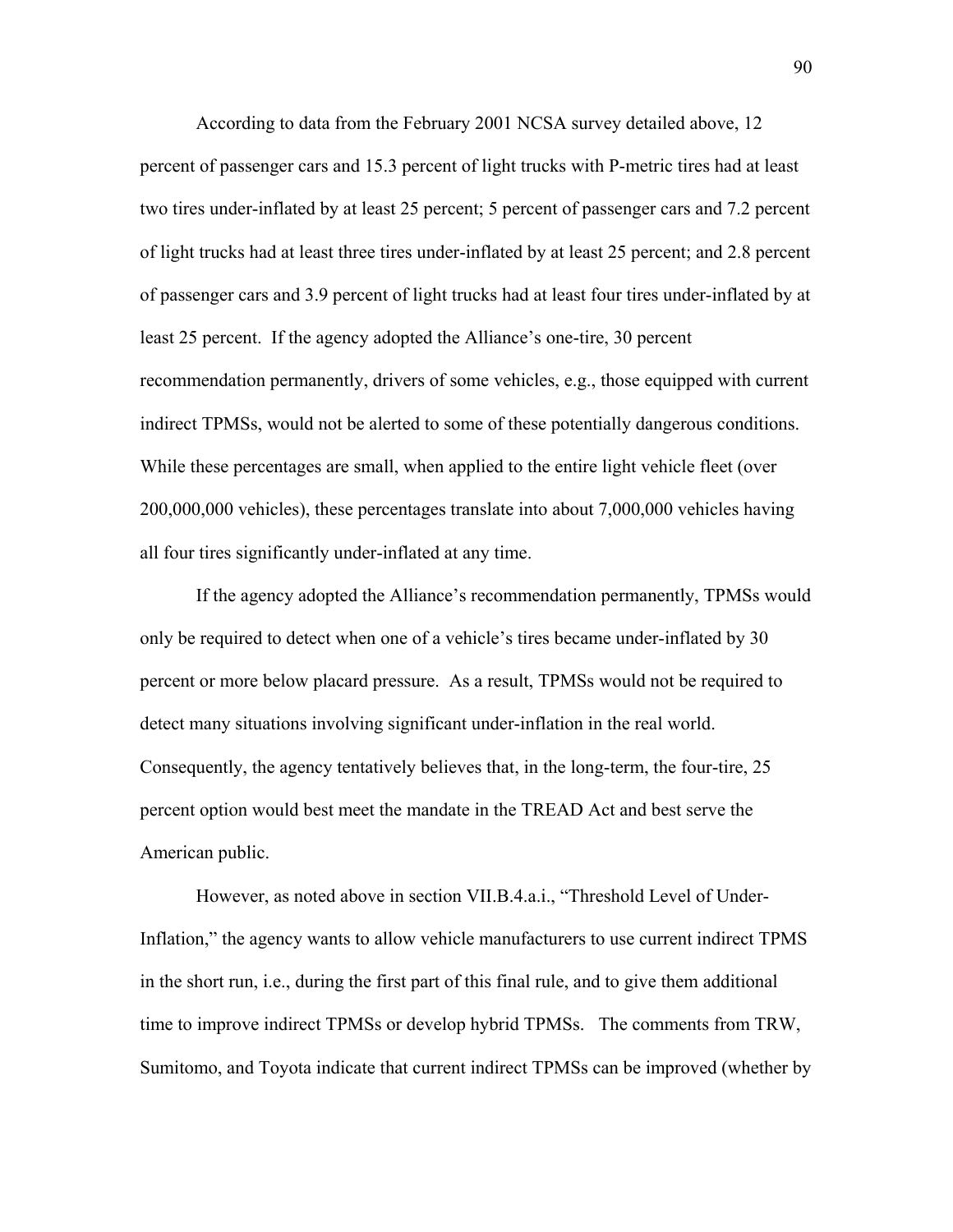According to data from the February 2001 NCSA survey detailed above, 12 percent of passenger cars and 15.3 percent of light trucks with P-metric tires had at least two tires under-inflated by at least 25 percent; 5 percent of passenger cars and 7.2 percent of light trucks had at least three tires under-inflated by at least 25 percent; and 2.8 percent of passenger cars and 3.9 percent of light trucks had at least four tires under-inflated by at least 25 percent. If the agency adopted the Alliance's one-tire, 30 percent recommendation permanently, drivers of some vehicles, e.g., those equipped with current indirect TPMSs, would not be alerted to some of these potentially dangerous conditions. While these percentages are small, when applied to the entire light vehicle fleet (over 200,000,000 vehicles), these percentages translate into about 7,000,000 vehicles having all four tires significantly under-inflated at any time.

If the agency adopted the Alliance's recommendation permanently, TPMSs would only be required to detect when one of a vehicle's tires became under-inflated by 30 percent or more below placard pressure. As a result, TPMSs would not be required to detect many situations involving significant under-inflation in the real world. Consequently, the agency tentatively believes that, in the long-term, the four-tire, 25 percent option would best meet the mandate in the TREAD Act and best serve the American public.

However, as noted above in section VII.B.4.a.i., "Threshold Level of Under-Inflation," the agency wants to allow vehicle manufacturers to use current indirect TPMS in the short run, i.e., during the first part of this final rule, and to give them additional time to improve indirect TPMSs or develop hybrid TPMSs. The comments from TRW, Sumitomo, and Toyota indicate that current indirect TPMSs can be improved (whether by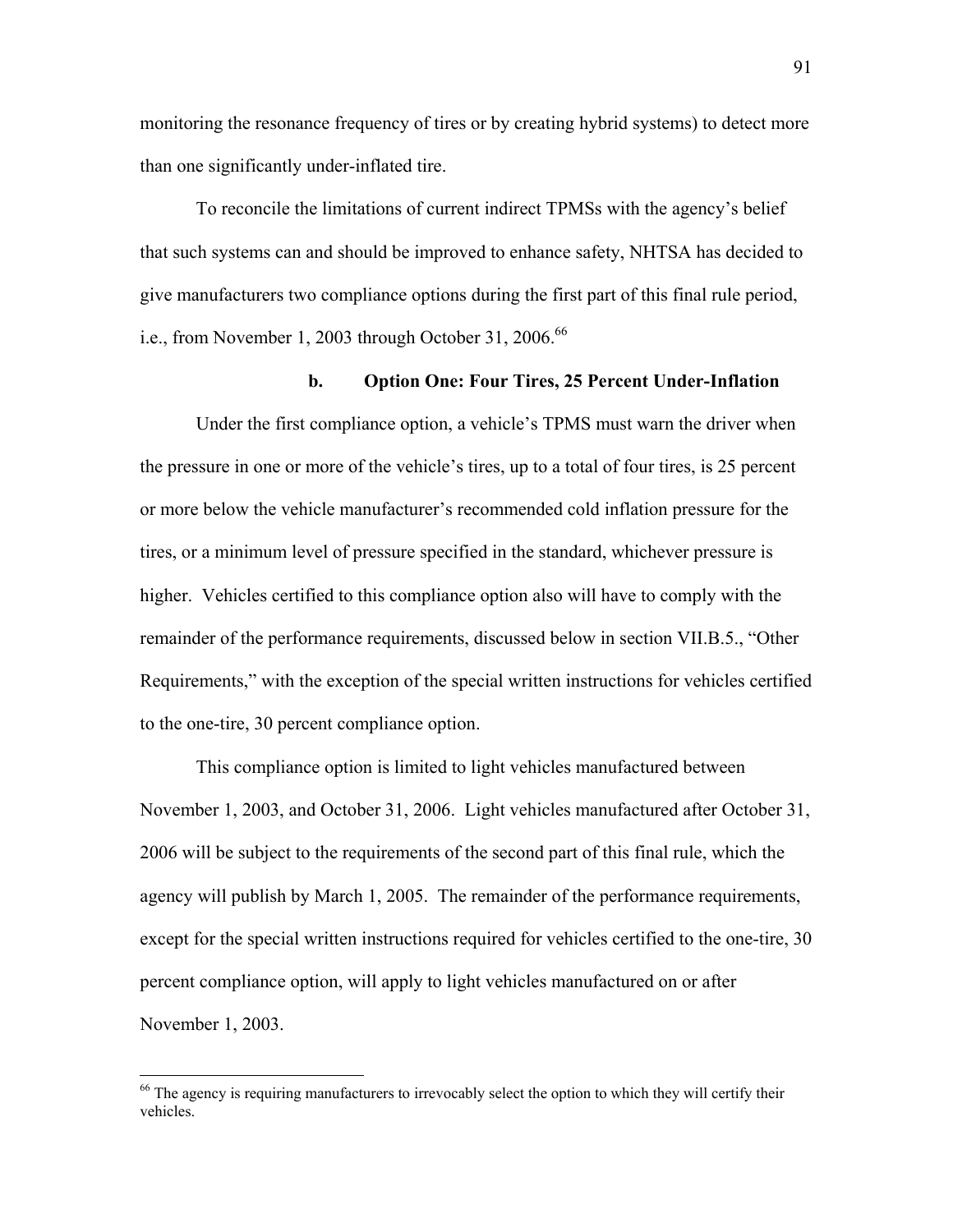monitoring the resonance frequency of tires or by creating hybrid systems) to detect more than one significantly under-inflated tire.

To reconcile the limitations of current indirect TPMSs with the agency's belief that such systems can and should be improved to enhance safety, NHTSA has decided to give manufacturers two compliance options during the first part of this final rule period, i.e., from November 1, 2003 through October 31, 2006.[66]

### b. Option One: Four Tires, 25 Percent Under-Inflation

Under the first compliance option, a vehicle's TPMS must warn the driver when the pressure in one or more of the vehicle's tires, up to a total of four tires, is 25 percent or more below the vehicle manufacturer's recommended cold inflation pressure for the tires, or a minimum level of pressure specified in the standard, whichever pressure is higher. Vehicles certified to this compliance option also will have to comply with the remainder of the performance requirements, discussed below in section VII.B.5., "Other Requirements," with the exception of the special written instructions for vehicles certified to the one-tire, 30 percent compliance option.

This compliance option is limited to light vehicles manufactured between November 1, 2003, and October 31, 2006. Light vehicles manufactured after October 31, 2006 will be subject to the requirements of the second part of this final rule, which the agency will publish by March 1, 2005. The remainder of the performance requirements, except for the special written instructions required for vehicles certified to the one-tire, 30 percent compliance option, will apply to light vehicles manufactured on or after November 1, 2003.

---

[66] The agency is requiring manufacturers to irrevocably select the option to which they will certify their vehicles.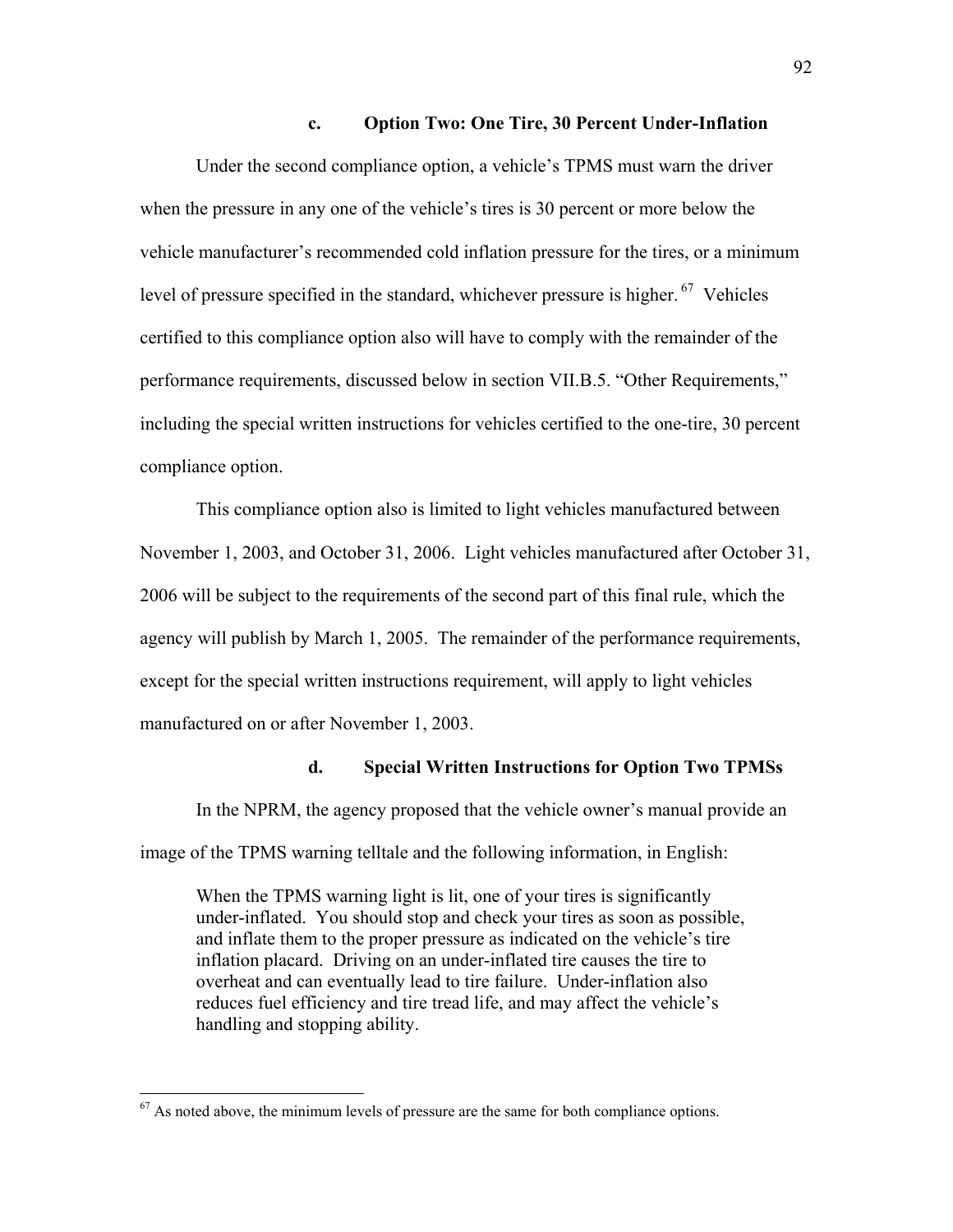#### c. Option Two: One Tire, 30 Percent Under-Inflation

Under the second compliance option, a vehicle's TPMS must warn the driver when the pressure in any one of the vehicle's tires is 30 percent or more below the vehicle manufacturer's recommended cold inflation pressure for the tires, or a minimum level of pressure specified in the standard, whichever pressure is higher.[67] Vehicles certified to this compliance option also will have to comply with the remainder of the performance requirements, discussed below in section VII.B.5. "Other Requirements," including the special written instructions for vehicles certified to the one-tire, 30 percent compliance option.

This compliance option also is limited to light vehicles manufactured between November 1, 2003, and October 31, 2006. Light vehicles manufactured after October 31, 2006 will be subject to the requirements of the second part of this final rule, which the agency will publish by March 1, 2005. The remainder of the performance requirements, except for the special written instructions requirement, will apply to light vehicles manufactured on or after November 1, 2003.

#### d. Special Written Instructions for Option Two TPMSs

In the NPRM, the agency proposed that the vehicle owner's manual provide an image of the TPMS warning telltale and the following information, in English:

> When the TPMS warning light is lit, one of your tires is significantly under-inflated. You should stop and check your tires as soon as possible, and inflate them to the proper pressure as indicated on the vehicle's tire inflation placard. Driving on an under-inflated tire causes the tire to overheat and can eventually lead to tire failure. Under-inflation also reduces fuel efficiency and tire tread life, and may affect the vehicle's handling and stopping ability.

---

[67] As noted above, the minimum levels of pressure are the same for both compliance options.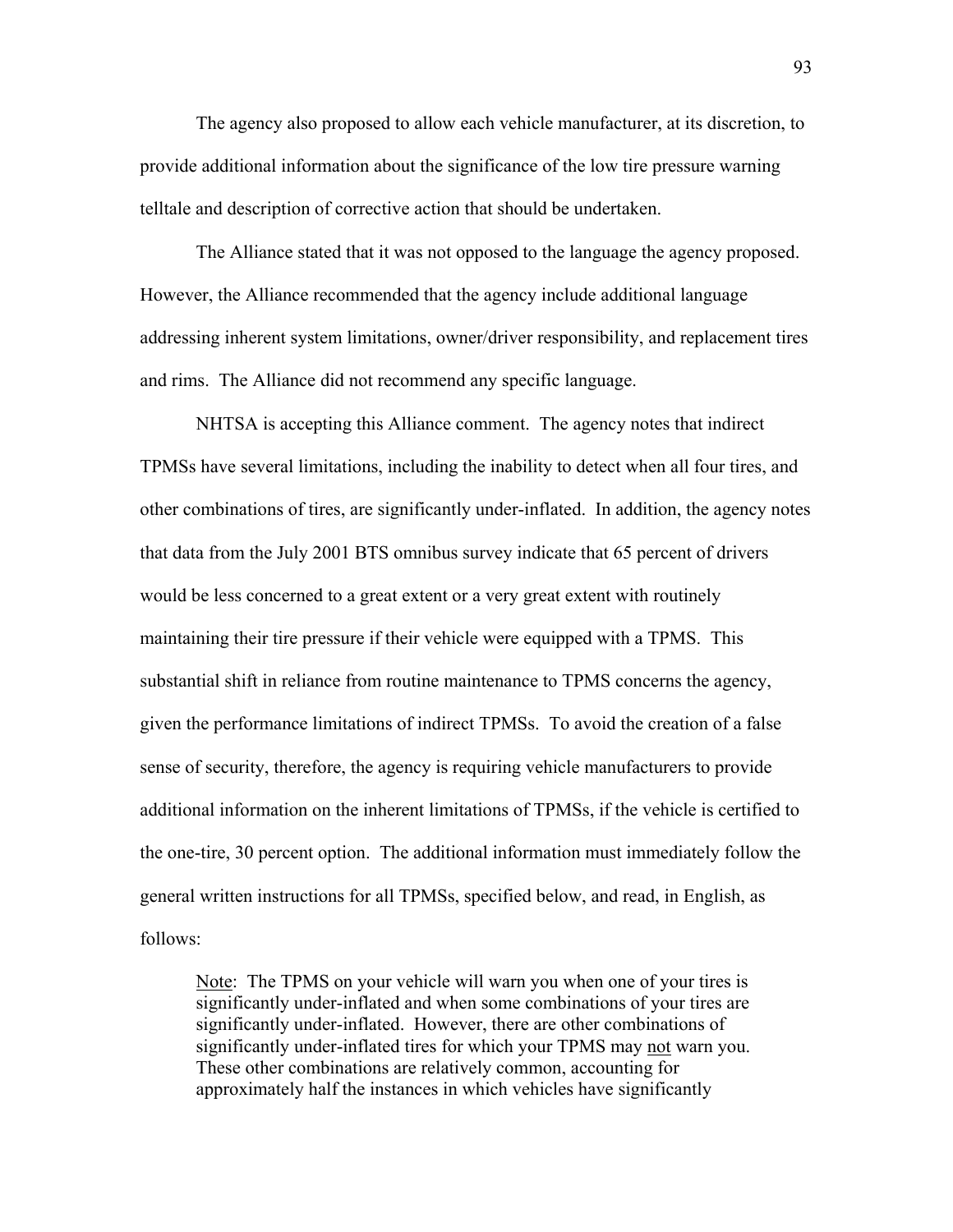The agency also proposed to allow each vehicle manufacturer, at its discretion, to provide additional information about the significance of the low tire pressure warning telltale and description of corrective action that should be undertaken.

The Alliance stated that it was not opposed to the language the agency proposed. However, the Alliance recommended that the agency include additional language addressing inherent system limitations, owner/driver responsibility, and replacement tires and rims. The Alliance did not recommend any specific language.

NHTSA is accepting this Alliance comment. The agency notes that indirect TPMSs have several limitations, including the inability to detect when all four tires, and other combinations of tires, are significantly under-inflated. In addition, the agency notes that data from the July 2001 BTS omnibus survey indicate that 65 percent of drivers would be less concerned to a great extent or a very great extent with routinely maintaining their tire pressure if their vehicle were equipped with a TPMS. This substantial shift in reliance from routine maintenance to TPMS concerns the agency, given the performance limitations of indirect TPMSs. To avoid the creation of a false sense of security, therefore, the agency is requiring vehicle manufacturers to provide additional information on the inherent limitations of TPMSs, if the vehicle is certified to the one-tire, 30 percent option. The additional information must immediately follow the general written instructions for all TPMSs, specified below, and read, in English, as follows:

> <u>Note</u>: The TPMS on your vehicle will warn you when one of your tires is significantly under-inflated and when some combinations of your tires are significantly under-inflated. However, there are other combinations of significantly under-inflated tires for which your TPMS may <u>not</u> warn you. These other combinations are relatively common, accounting for approximately half the instances in which vehicles have significantly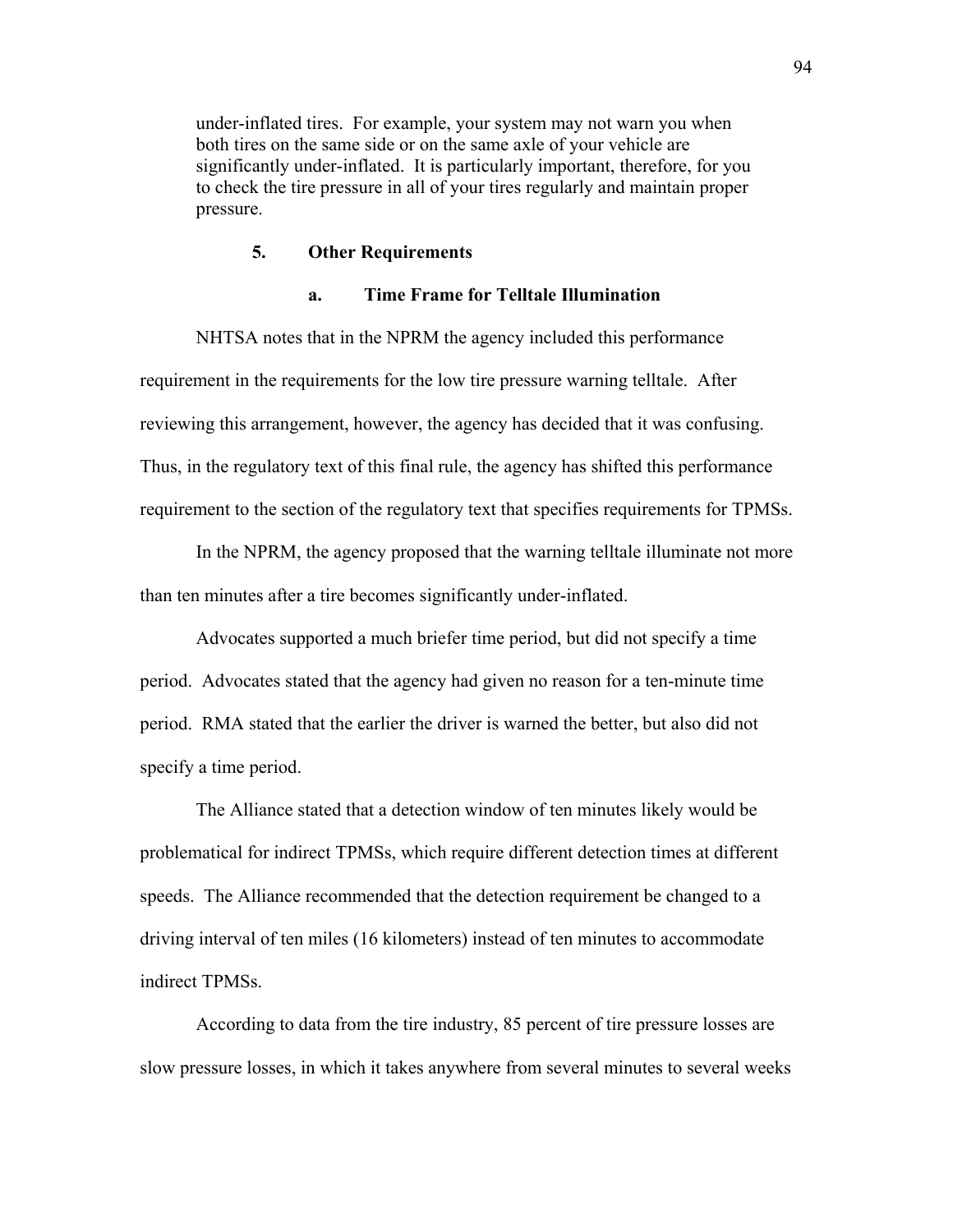under-inflated tires. For example, your system may not warn you when both tires on the same side or on the same axle of your vehicle are significantly under-inflated. It is particularly important, therefore, for you to check the tire pressure in all of your tires regularly and maintain proper pressure.

### 5. Other Requirements

#### a. Time Frame for Telltale Illumination

NHTSA notes that in the NPRM the agency included this performance requirement in the requirements for the low tire pressure warning telltale. After reviewing this arrangement, however, the agency has decided that it was confusing. Thus, in the regulatory text of this final rule, the agency has shifted this performance requirement to the section of the regulatory text that specifies requirements for TPMSs.

In the NPRM, the agency proposed that the warning telltale illuminate not more than ten minutes after a tire becomes significantly under-inflated.

Advocates supported a much briefer time period, but did not specify a time period. Advocates stated that the agency had given no reason for a ten-minute time period. RMA stated that the earlier the driver is warned the better, but also did not specify a time period.

The Alliance stated that a detection window of ten minutes likely would be problematical for indirect TPMSs, which require different detection times at different speeds. The Alliance recommended that the detection requirement be changed to a driving interval of ten miles (16 kilometers) instead of ten minutes to accommodate indirect TPMSs.

According to data from the tire industry, 85 percent of tire pressure losses are slow pressure losses, in which it takes anywhere from several minutes to several weeks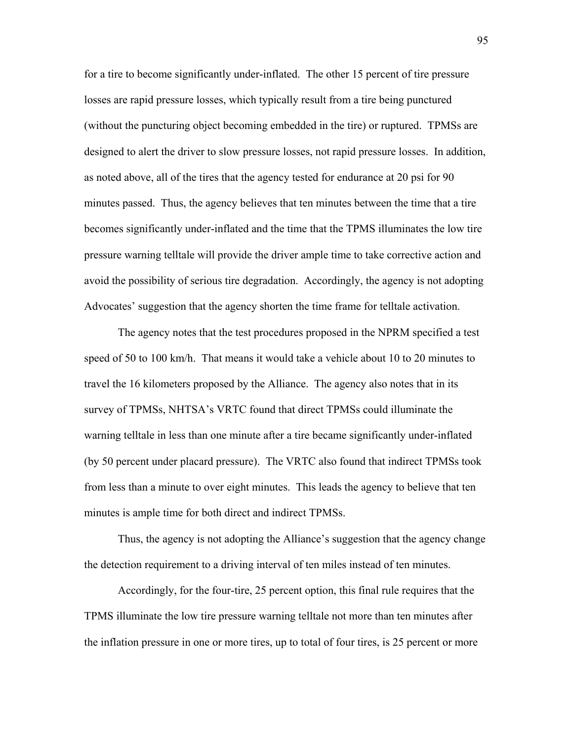for a tire to become significantly under-inflated. The other 15 percent of tire pressure losses are rapid pressure losses, which typically result from a tire being punctured (without the puncturing object becoming embedded in the tire) or ruptured. TPMSs are designed to alert the driver to slow pressure losses, not rapid pressure losses. In addition, as noted above, all of the tires that the agency tested for endurance at 20 psi for 90 minutes passed. Thus, the agency believes that ten minutes between the time that a tire becomes significantly under-inflated and the time that the TPMS illuminates the low tire pressure warning telltale will provide the driver ample time to take corrective action and avoid the possibility of serious tire degradation. Accordingly, the agency is not adopting Advocates' suggestion that the agency shorten the time frame for telltale activation.

The agency notes that the test procedures proposed in the NPRM specified a test speed of 50 to 100 km/h. That means it would take a vehicle about 10 to 20 minutes to travel the 16 kilometers proposed by the Alliance. The agency also notes that in its survey of TPMSs, NHTSA's VRTC found that direct TPMSs could illuminate the warning telltale in less than one minute after a tire became significantly under-inflated (by 50 percent under placard pressure). The VRTC also found that indirect TPMSs took from less than a minute to over eight minutes. This leads the agency to believe that ten minutes is ample time for both direct and indirect TPMSs.

Thus, the agency is not adopting the Alliance's suggestion that the agency change the detection requirement to a driving interval of ten miles instead of ten minutes.

Accordingly, for the four-tire, 25 percent option, this final rule requires that the TPMS illuminate the low tire pressure warning telltale not more than ten minutes after the inflation pressure in one or more tires, up to total of four tires, is 25 percent or more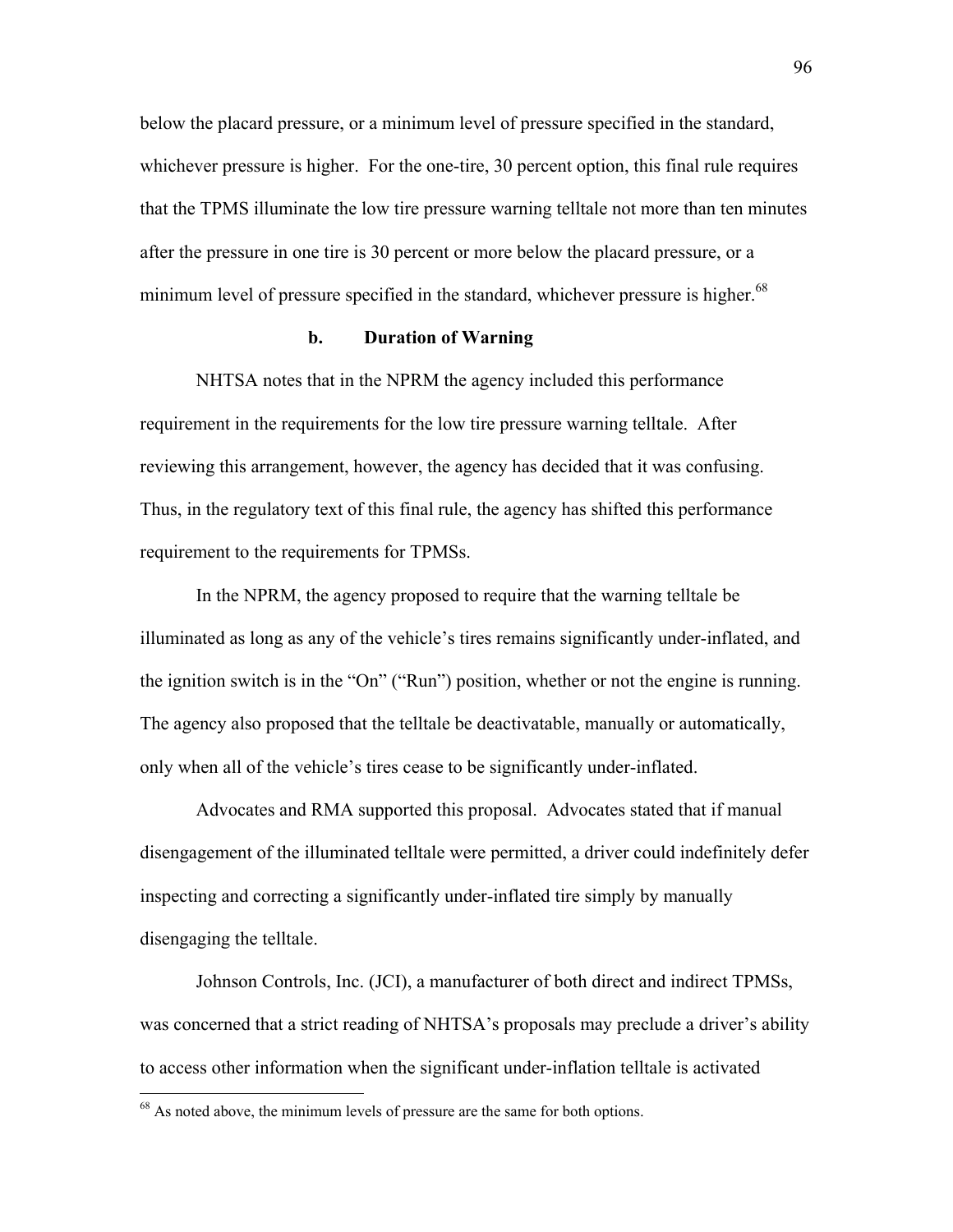below the placard pressure, or a minimum level of pressure specified in the standard, whichever pressure is higher. For the one-tire, 30 percent option, this final rule requires that the TPMS illuminate the low tire pressure warning telltale not more than ten minutes after the pressure in one tire is 30 percent or more below the placard pressure, or a minimum level of pressure specified in the standard, whichever pressure is higher.[68]

### b. Duration of Warning

NHTSA notes that in the NPRM the agency included this performance requirement in the requirements for the low tire pressure warning telltale. After reviewing this arrangement, however, the agency has decided that it was confusing. Thus, in the regulatory text of this final rule, the agency has shifted this performance requirement to the requirements for TPMSs.

In the NPRM, the agency proposed to require that the warning telltale be illuminated as long as any of the vehicle's tires remains significantly under-inflated, and the ignition switch is in the "On" ("Run") position, whether or not the engine is running. The agency also proposed that the telltale be deactivatable, manually or automatically, only when all of the vehicle's tires cease to be significantly under-inflated.

Advocates and RMA supported this proposal. Advocates stated that if manual disengagement of the illuminated telltale were permitted, a driver could indefinitely defer inspecting and correcting a significantly under-inflated tire simply by manually disengaging the telltale.

Johnson Controls, Inc. (JCI), a manufacturer of both direct and indirect TPMSs, was concerned that a strict reading of NHTSA's proposals may preclude a driver's ability to access other information when the significant under-inflation telltale is activated

---

[68] As noted above, the minimum levels of pressure are the same for both options.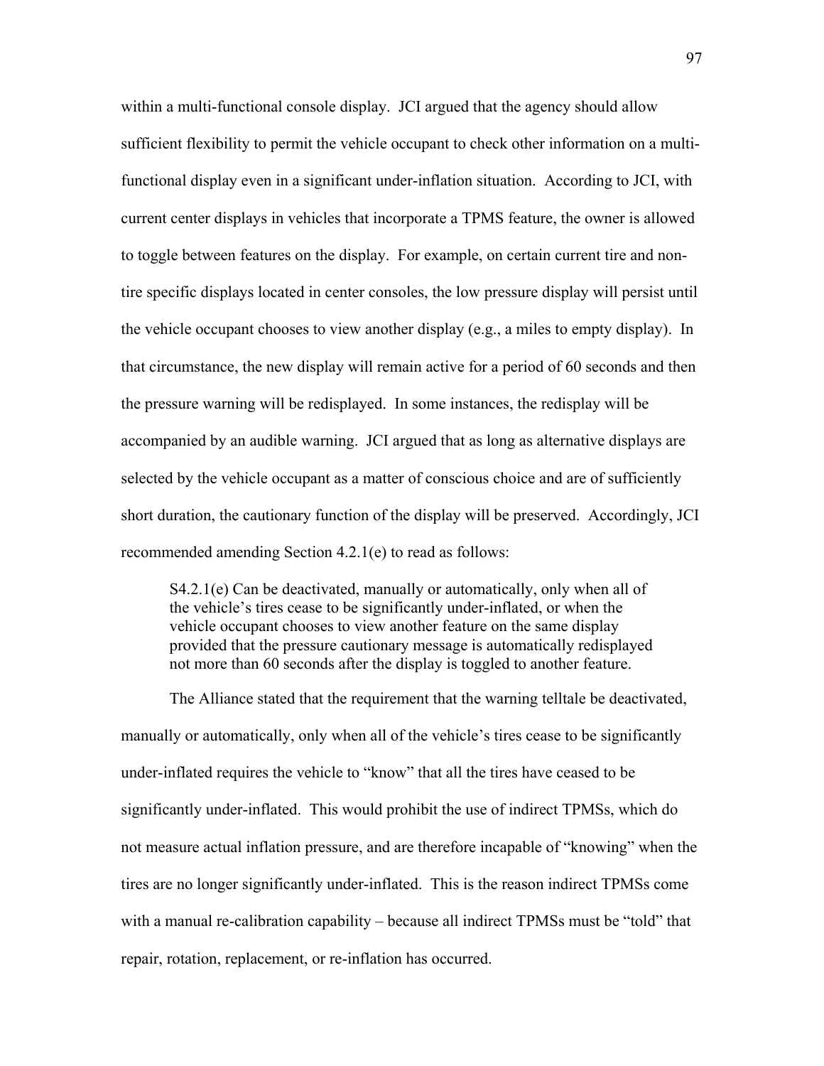within a multi-functional console display. JCI argued that the agency should allow sufficient flexibility to permit the vehicle occupant to check other information on a multi-functional display even in a significant under-inflation situation. According to JCI, with current center displays in vehicles that incorporate a TPMS feature, the owner is allowed to toggle between features on the display. For example, on certain current tire and non-tire specific displays located in center consoles, the low pressure display will persist until the vehicle occupant chooses to view another display (e.g., a miles to empty display). In that circumstance, the new display will remain active for a period of 60 seconds and then the pressure warning will be redisplayed. In some instances, the redisplay will be accompanied by an audible warning. JCI argued that as long as alternative displays are selected by the vehicle occupant as a matter of conscious choice and are of sufficiently short duration, the cautionary function of the display will be preserved. Accordingly, JCI recommended amending Section 4.2.1(e) to read as follows:

> S4.2.1(e) Can be deactivated, manually or automatically, only when all of the vehicle's tires cease to be significantly under-inflated, or when the vehicle occupant chooses to view another feature on the same display provided that the pressure cautionary message is automatically redisplayed not more than 60 seconds after the display is toggled to another feature.

The Alliance stated that the requirement that the warning telltale be deactivated, manually or automatically, only when all of the vehicle's tires cease to be significantly under-inflated requires the vehicle to "know" that all the tires have ceased to be significantly under-inflated. This would prohibit the use of indirect TPMSs, which do not measure actual inflation pressure, and are therefore incapable of "knowing" when the tires are no longer significantly under-inflated. This is the reason indirect TPMSs come with a manual re-calibration capability – because all indirect TPMSs must be "told" that repair, rotation, replacement, or re-inflation has occurred.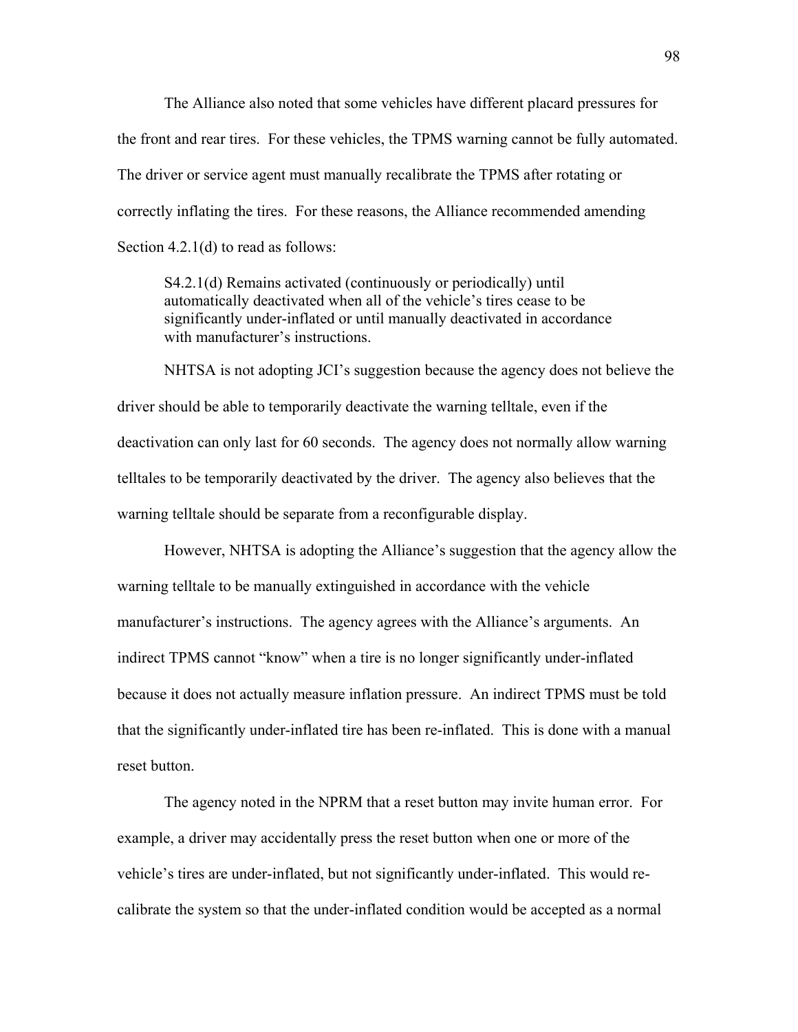The Alliance also noted that some vehicles have different placard pressures for the front and rear tires. For these vehicles, the TPMS warning cannot be fully automated. The driver or service agent must manually recalibrate the TPMS after rotating or correctly inflating the tires. For these reasons, the Alliance recommended amending Section 4.2.1(d) to read as follows:

> S4.2.1(d) Remains activated (continuously or periodically) until automatically deactivated when all of the vehicle's tires cease to be significantly under-inflated or until manually deactivated in accordance with manufacturer's instructions.

NHTSA is not adopting JCI's suggestion because the agency does not believe the driver should be able to temporarily deactivate the warning telltale, even if the deactivation can only last for 60 seconds. The agency does not normally allow warning telltales to be temporarily deactivated by the driver. The agency also believes that the warning telltale should be separate from a reconfigurable display.

However, NHTSA is adopting the Alliance's suggestion that the agency allow the warning telltale to be manually extinguished in accordance with the vehicle manufacturer's instructions. The agency agrees with the Alliance's arguments. An indirect TPMS cannot "know" when a tire is no longer significantly under-inflated because it does not actually measure inflation pressure. An indirect TPMS must be told that the significantly under-inflated tire has been re-inflated. This is done with a manual reset button.

The agency noted in the NPRM that a reset button may invite human error. For example, a driver may accidentally press the reset button when one or more of the vehicle's tires are under-inflated, but not significantly under-inflated. This would re-calibrate the system so that the under-inflated condition would be accepted as a normal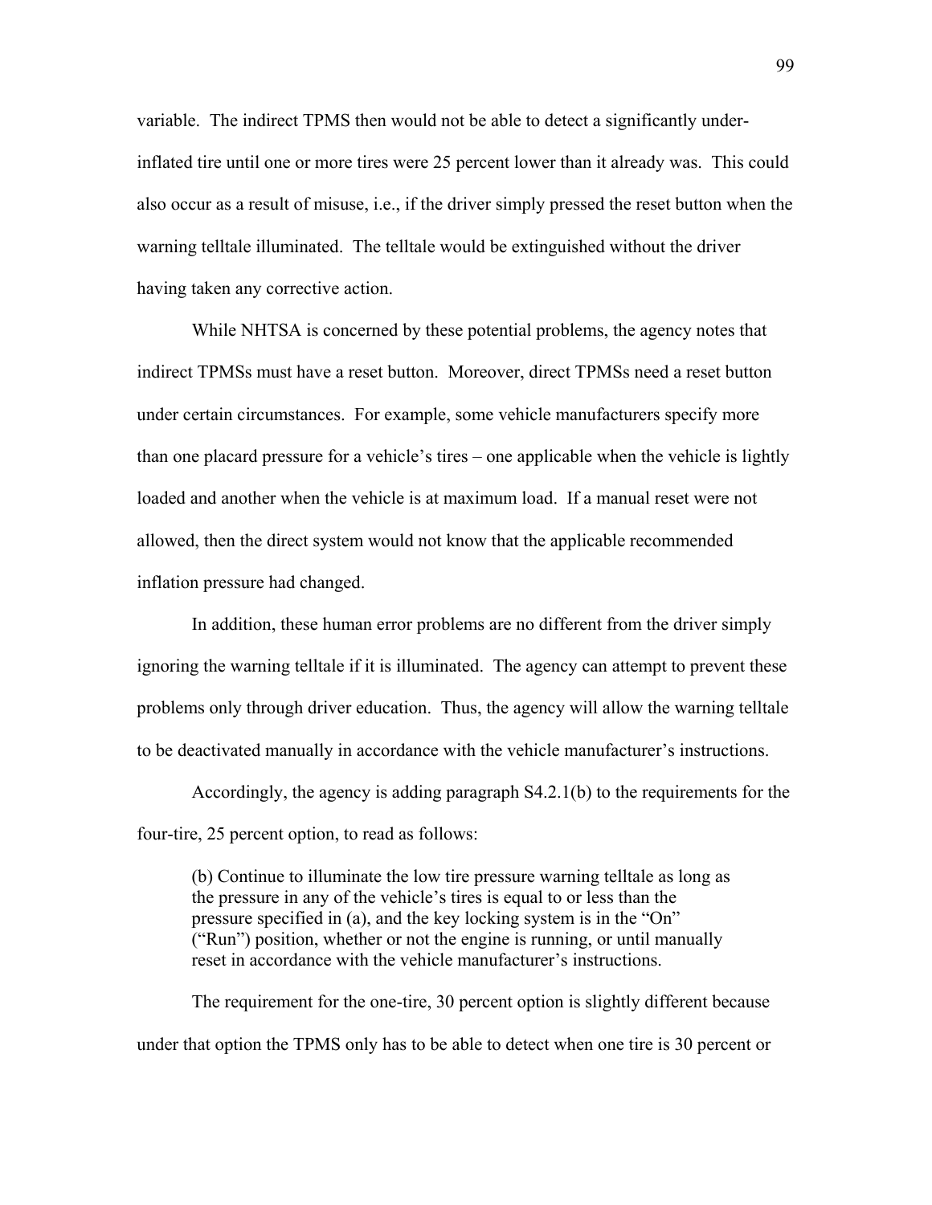variable. The indirect TPMS then would not be able to detect a significantly under-inflated tire until one or more tires were 25 percent lower than it already was. This could also occur as a result of misuse, i.e., if the driver simply pressed the reset button when the warning telltale illuminated. The telltale would be extinguished without the driver having taken any corrective action.

While NHTSA is concerned by these potential problems, the agency notes that indirect TPMSs must have a reset button. Moreover, direct TPMSs need a reset button under certain circumstances. For example, some vehicle manufacturers specify more than one placard pressure for a vehicle's tires – one applicable when the vehicle is lightly loaded and another when the vehicle is at maximum load. If a manual reset were not allowed, then the direct system would not know that the applicable recommended inflation pressure had changed.

In addition, these human error problems are no different from the driver simply ignoring the warning telltale if it is illuminated. The agency can attempt to prevent these problems only through driver education. Thus, the agency will allow the warning telltale to be deactivated manually in accordance with the vehicle manufacturer's instructions.

Accordingly, the agency is adding paragraph S4.2.1(b) to the requirements for the four-tire, 25 percent option, to read as follows:

> (b) Continue to illuminate the low tire pressure warning telltale as long as the pressure in any of the vehicle's tires is equal to or less than the pressure specified in (a), and the key locking system is in the "On" ("Run") position, whether or not the engine is running, or until manually reset in accordance with the vehicle manufacturer's instructions.

The requirement for the one-tire, 30 percent option is slightly different because under that option the TPMS only has to be able to detect when one tire is 30 percent or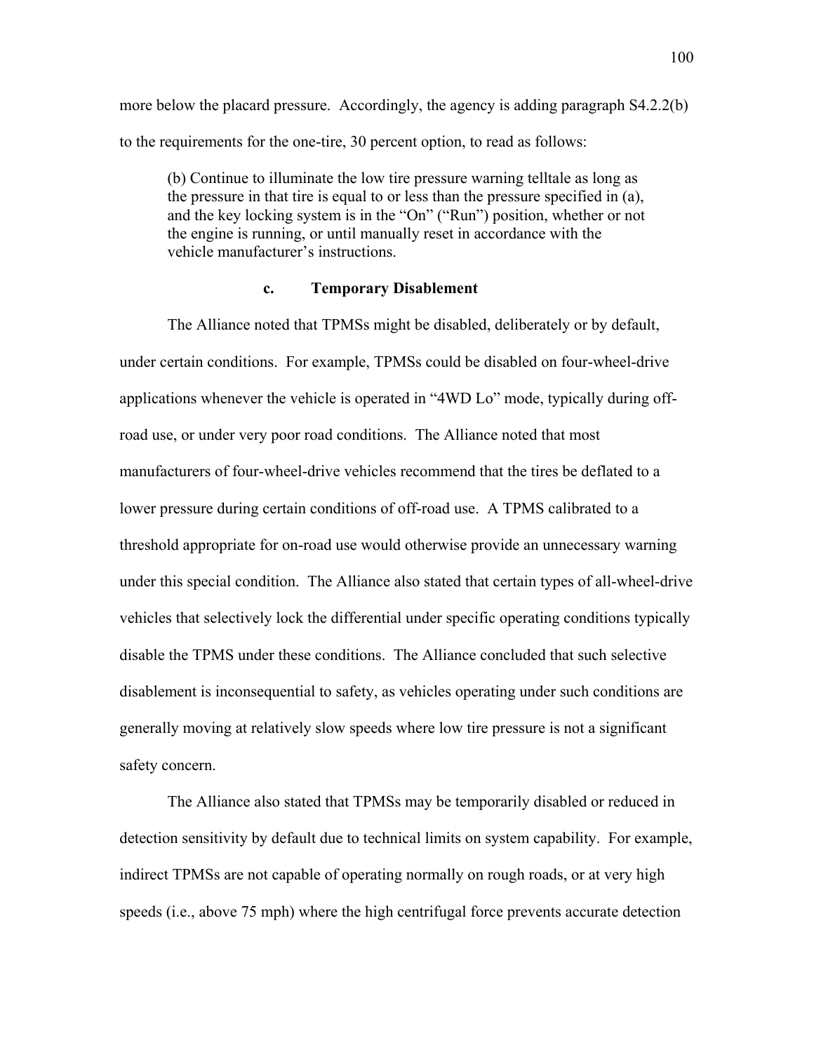more below the placard pressure. Accordingly, the agency is adding paragraph S4.2.2(b) to the requirements for the one-tire, 30 percent option, to read as follows:

> (b) Continue to illuminate the low tire pressure warning telltale as long as the pressure in that tire is equal to or less than the pressure specified in (a), and the key locking system is in the "On" ("Run") position, whether or not the engine is running, or until manually reset in accordance with the vehicle manufacturer's instructions.

### c. Temporary Disablement

The Alliance noted that TPMSs might be disabled, deliberately or by default, under certain conditions. For example, TPMSs could be disabled on four-wheel-drive applications whenever the vehicle is operated in "4WD Lo" mode, typically during off-road use, or under very poor road conditions. The Alliance noted that most manufacturers of four-wheel-drive vehicles recommend that the tires be deflated to a lower pressure during certain conditions of off-road use. A TPMS calibrated to a threshold appropriate for on-road use would otherwise provide an unnecessary warning under this special condition. The Alliance also stated that certain types of all-wheel-drive vehicles that selectively lock the differential under specific operating conditions typically disable the TPMS under these conditions. The Alliance concluded that such selective disablement is inconsequential to safety, as vehicles operating under such conditions are generally moving at relatively slow speeds where low tire pressure is not a significant safety concern.

The Alliance also stated that TPMSs may be temporarily disabled or reduced in detection sensitivity by default due to technical limits on system capability. For example, indirect TPMSs are not capable of operating normally on rough roads, or at very high speeds (i.e., above 75 mph) where the high centrifugal force prevents accurate detection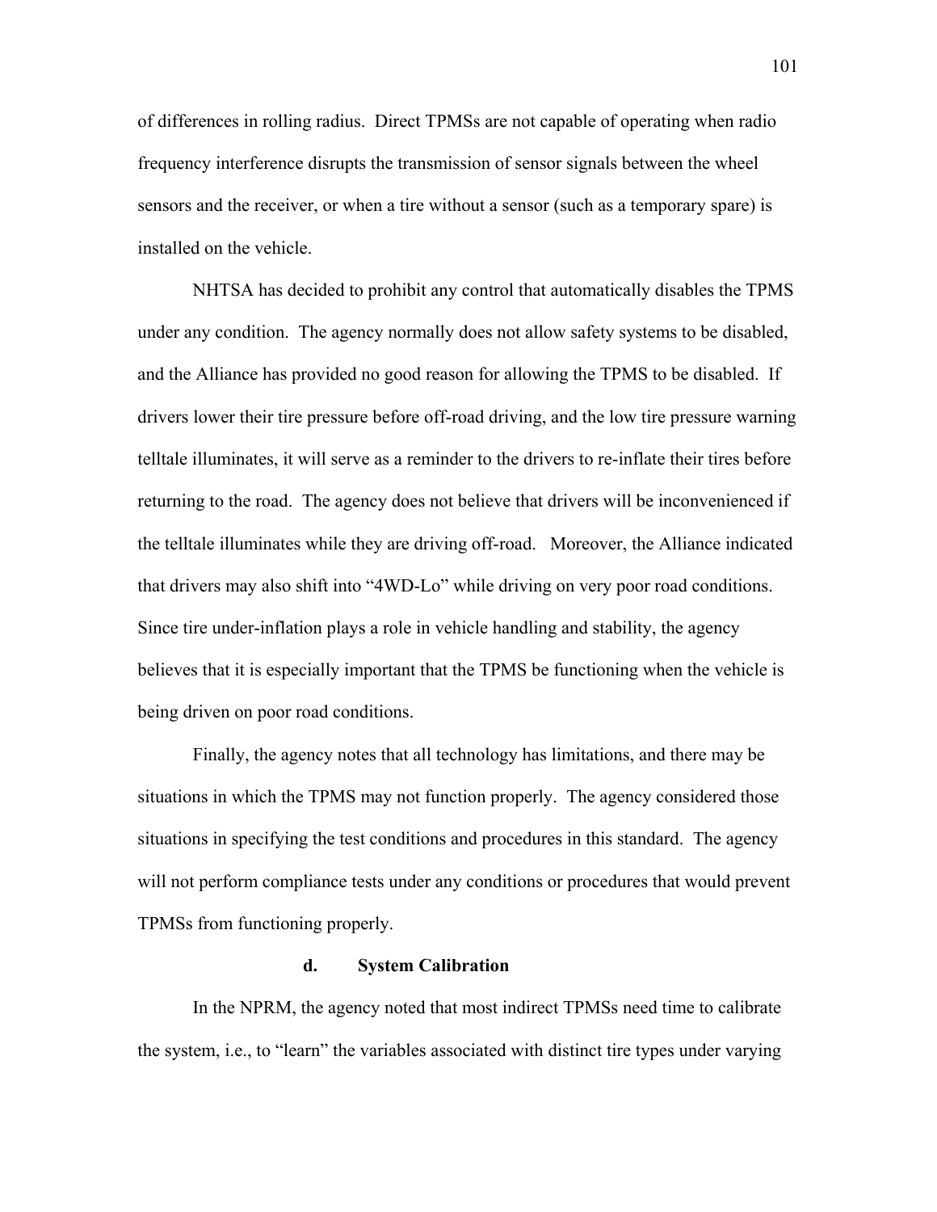of differences in rolling radius. Direct TPMSs are not capable of operating when radio frequency interference disrupts the transmission of sensor signals between the wheel sensors and the receiver, or when a tire without a sensor (such as a temporary spare) is installed on the vehicle.

NHTSA has decided to prohibit any control that automatically disables the TPMS under any condition. The agency normally does not allow safety systems to be disabled, and the Alliance has provided no good reason for allowing the TPMS to be disabled. If drivers lower their tire pressure before off-road driving, and the low tire pressure warning telltale illuminates, it will serve as a reminder to the drivers to re-inflate their tires before returning to the road. The agency does not believe that drivers will be inconvenienced if the telltale illuminates while they are driving off-road. Moreover, the Alliance indicated that drivers may also shift into "4WD-Lo" while driving on very poor road conditions. Since tire under-inflation plays a role in vehicle handling and stability, the agency believes that it is especially important that the TPMS be functioning when the vehicle is being driven on poor road conditions.

Finally, the agency notes that all technology has limitations, and there may be situations in which the TPMS may not function properly. The agency considered those situations in specifying the test conditions and procedures in this standard. The agency will not perform compliance tests under any conditions or procedures that would prevent TPMSs from functioning properly.

#### d. System Calibration

In the NPRM, the agency noted that most indirect TPMSs need time to calibrate the system, i.e., to "learn" the variables associated with distinct tire types under varying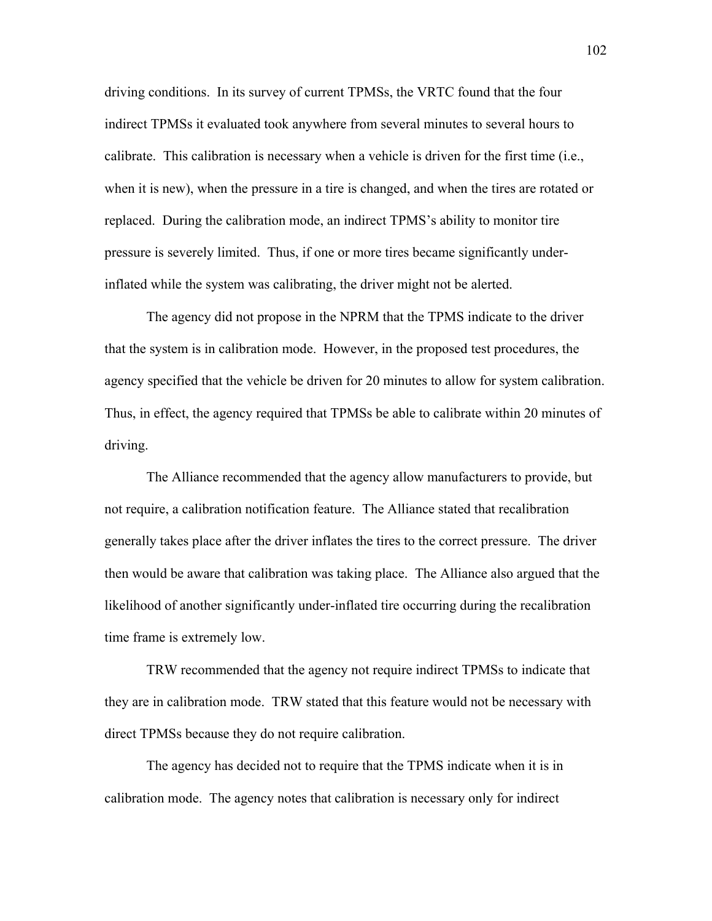driving conditions. In its survey of current TPMSs, the VRTC found that the four indirect TPMSs it evaluated took anywhere from several minutes to several hours to calibrate. This calibration is necessary when a vehicle is driven for the first time (i.e., when it is new), when the pressure in a tire is changed, and when the tires are rotated or replaced. During the calibration mode, an indirect TPMS's ability to monitor tire pressure is severely limited. Thus, if one or more tires became significantly under-inflated while the system was calibrating, the driver might not be alerted.

The agency did not propose in the NPRM that the TPMS indicate to the driver that the system is in calibration mode. However, in the proposed test procedures, the agency specified that the vehicle be driven for 20 minutes to allow for system calibration. Thus, in effect, the agency required that TPMSs be able to calibrate within 20 minutes of driving.

The Alliance recommended that the agency allow manufacturers to provide, but not require, a calibration notification feature. The Alliance stated that recalibration generally takes place after the driver inflates the tires to the correct pressure. The driver then would be aware that calibration was taking place. The Alliance also argued that the likelihood of another significantly under-inflated tire occurring during the recalibration time frame is extremely low.

TRW recommended that the agency not require indirect TPMSs to indicate that they are in calibration mode. TRW stated that this feature would not be necessary with direct TPMSs because they do not require calibration.

The agency has decided not to require that the TPMS indicate when it is in calibration mode. The agency notes that calibration is necessary only for indirect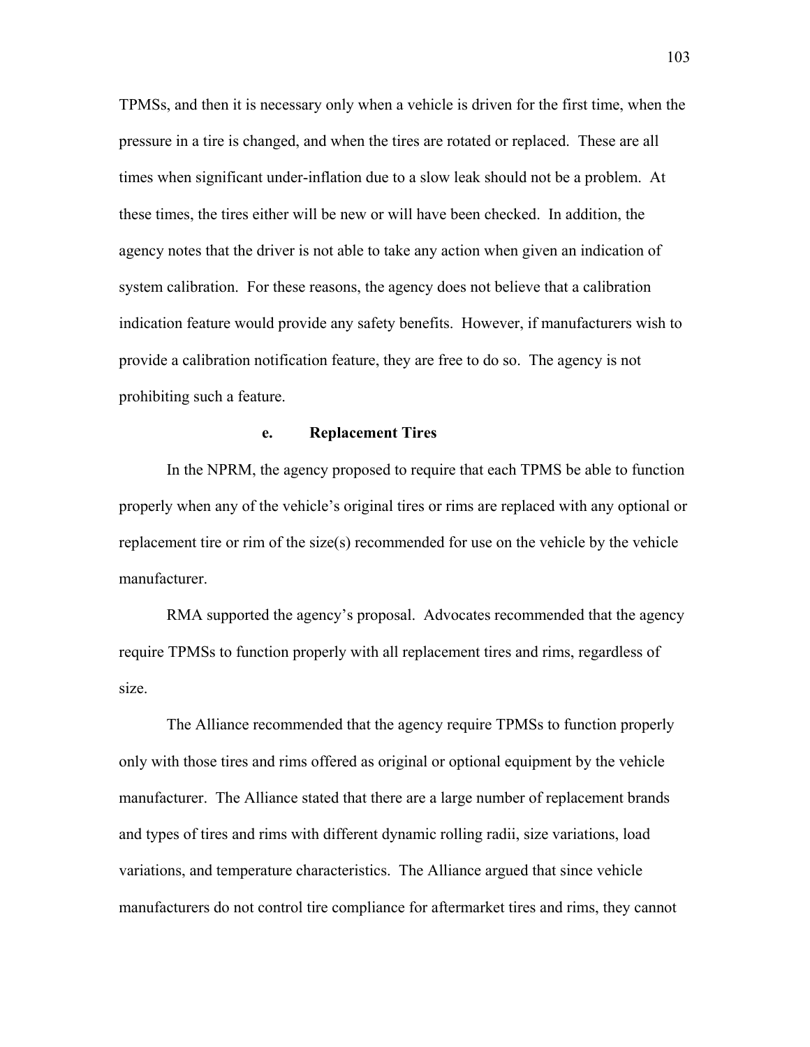TPMSs, and then it is necessary only when a vehicle is driven for the first time, when the pressure in a tire is changed, and when the tires are rotated or replaced. These are all times when significant under-inflation due to a slow leak should not be a problem. At these times, the tires either will be new or will have been checked. In addition, the agency notes that the driver is not able to take any action when given an indication of system calibration. For these reasons, the agency does not believe that a calibration indication feature would provide any safety benefits. However, if manufacturers wish to provide a calibration notification feature, they are free to do so. The agency is not prohibiting such a feature.

### e. Replacement Tires

In the NPRM, the agency proposed to require that each TPMS be able to function properly when any of the vehicle's original tires or rims are replaced with any optional or replacement tire or rim of the size(s) recommended for use on the vehicle by the vehicle manufacturer.

RMA supported the agency's proposal. Advocates recommended that the agency require TPMSs to function properly with all replacement tires and rims, regardless of size.

The Alliance recommended that the agency require TPMSs to function properly only with those tires and rims offered as original or optional equipment by the vehicle manufacturer. The Alliance stated that there are a large number of replacement brands and types of tires and rims with different dynamic rolling radii, size variations, load variations, and temperature characteristics. The Alliance argued that since vehicle manufacturers do not control tire compliance for aftermarket tires and rims, they cannot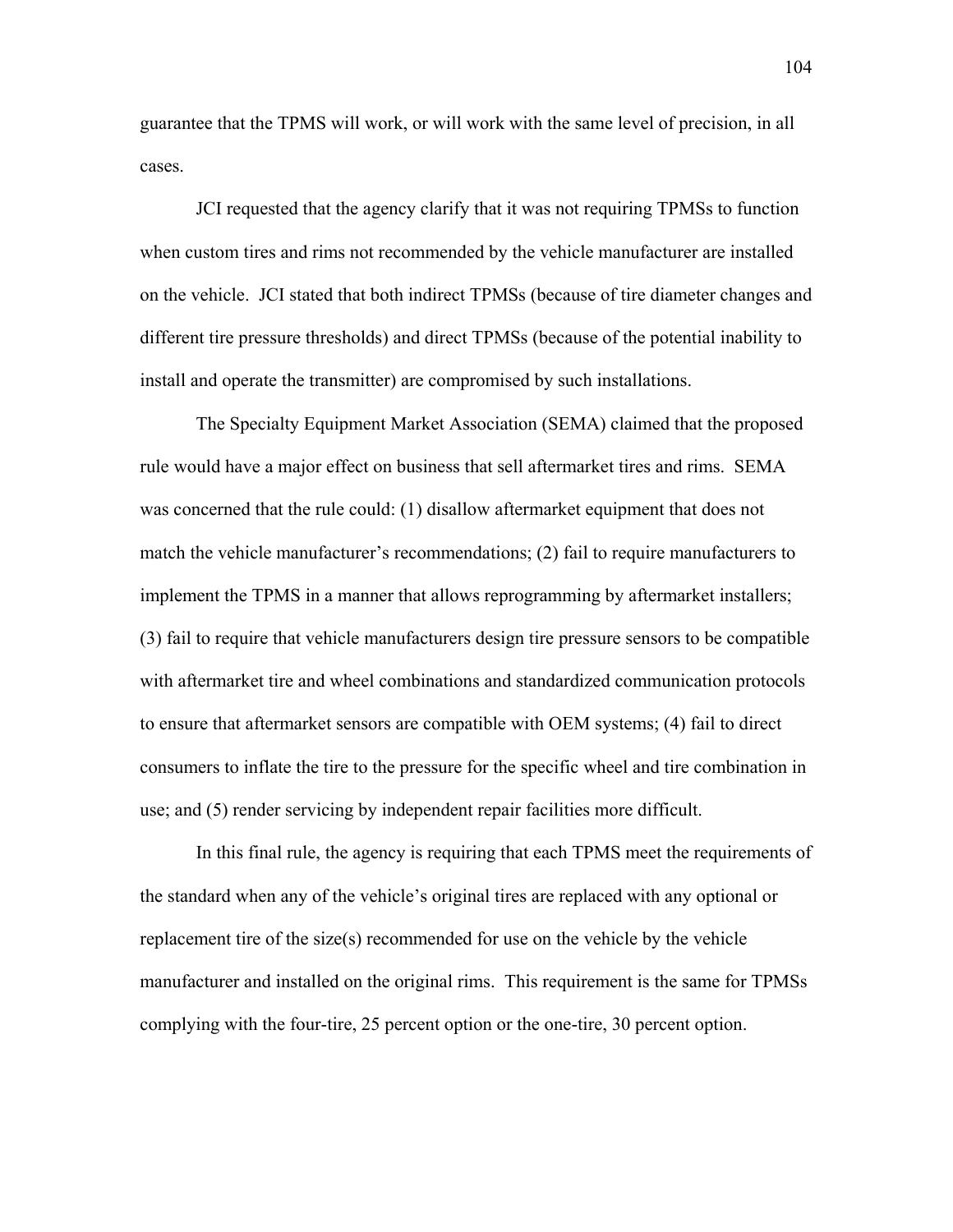guarantee that the TPMS will work, or will work with the same level of precision, in all cases.

JCI requested that the agency clarify that it was not requiring TPMSs to function when custom tires and rims not recommended by the vehicle manufacturer are installed on the vehicle. JCI stated that both indirect TPMSs (because of tire diameter changes and different tire pressure thresholds) and direct TPMSs (because of the potential inability to install and operate the transmitter) are compromised by such installations.

The Specialty Equipment Market Association (SEMA) claimed that the proposed rule would have a major effect on business that sell aftermarket tires and rims. SEMA was concerned that the rule could: (1) disallow aftermarket equipment that does not match the vehicle manufacturer's recommendations; (2) fail to require manufacturers to implement the TPMS in a manner that allows reprogramming by aftermarket installers; (3) fail to require that vehicle manufacturers design tire pressure sensors to be compatible with aftermarket tire and wheel combinations and standardized communication protocols to ensure that aftermarket sensors are compatible with OEM systems; (4) fail to direct consumers to inflate the tire to the pressure for the specific wheel and tire combination in use; and (5) render servicing by independent repair facilities more difficult.

In this final rule, the agency is requiring that each TPMS meet the requirements of the standard when any of the vehicle's original tires are replaced with any optional or replacement tire of the size(s) recommended for use on the vehicle by the vehicle manufacturer and installed on the original rims. This requirement is the same for TPMSs complying with the four-tire, 25 percent option or the one-tire, 30 percent option.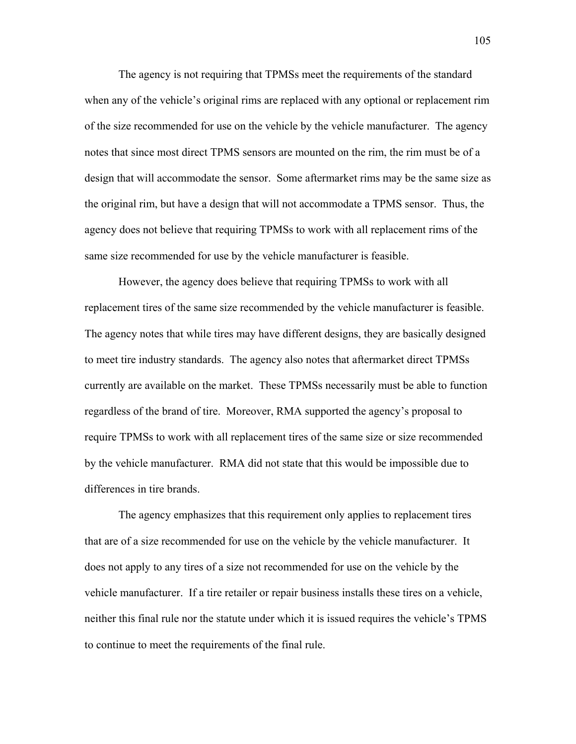The agency is not requiring that TPMSs meet the requirements of the standard when any of the vehicle's original rims are replaced with any optional or replacement rim of the size recommended for use on the vehicle by the vehicle manufacturer. The agency notes that since most direct TPMS sensors are mounted on the rim, the rim must be of a design that will accommodate the sensor. Some aftermarket rims may be the same size as the original rim, but have a design that will not accommodate a TPMS sensor. Thus, the agency does not believe that requiring TPMSs to work with all replacement rims of the same size recommended for use by the vehicle manufacturer is feasible.

However, the agency does believe that requiring TPMSs to work with all replacement tires of the same size recommended by the vehicle manufacturer is feasible. The agency notes that while tires may have different designs, they are basically designed to meet tire industry standards. The agency also notes that aftermarket direct TPMSs currently are available on the market. These TPMSs necessarily must be able to function regardless of the brand of tire. Moreover, RMA supported the agency's proposal to require TPMSs to work with all replacement tires of the same size or size recommended by the vehicle manufacturer. RMA did not state that this would be impossible due to differences in tire brands.

The agency emphasizes that this requirement only applies to replacement tires that are of a size recommended for use on the vehicle by the vehicle manufacturer. It does not apply to any tires of a size not recommended for use on the vehicle by the vehicle manufacturer. If a tire retailer or repair business installs these tires on a vehicle, neither this final rule nor the statute under which it is issued requires the vehicle's TPMS to continue to meet the requirements of the final rule.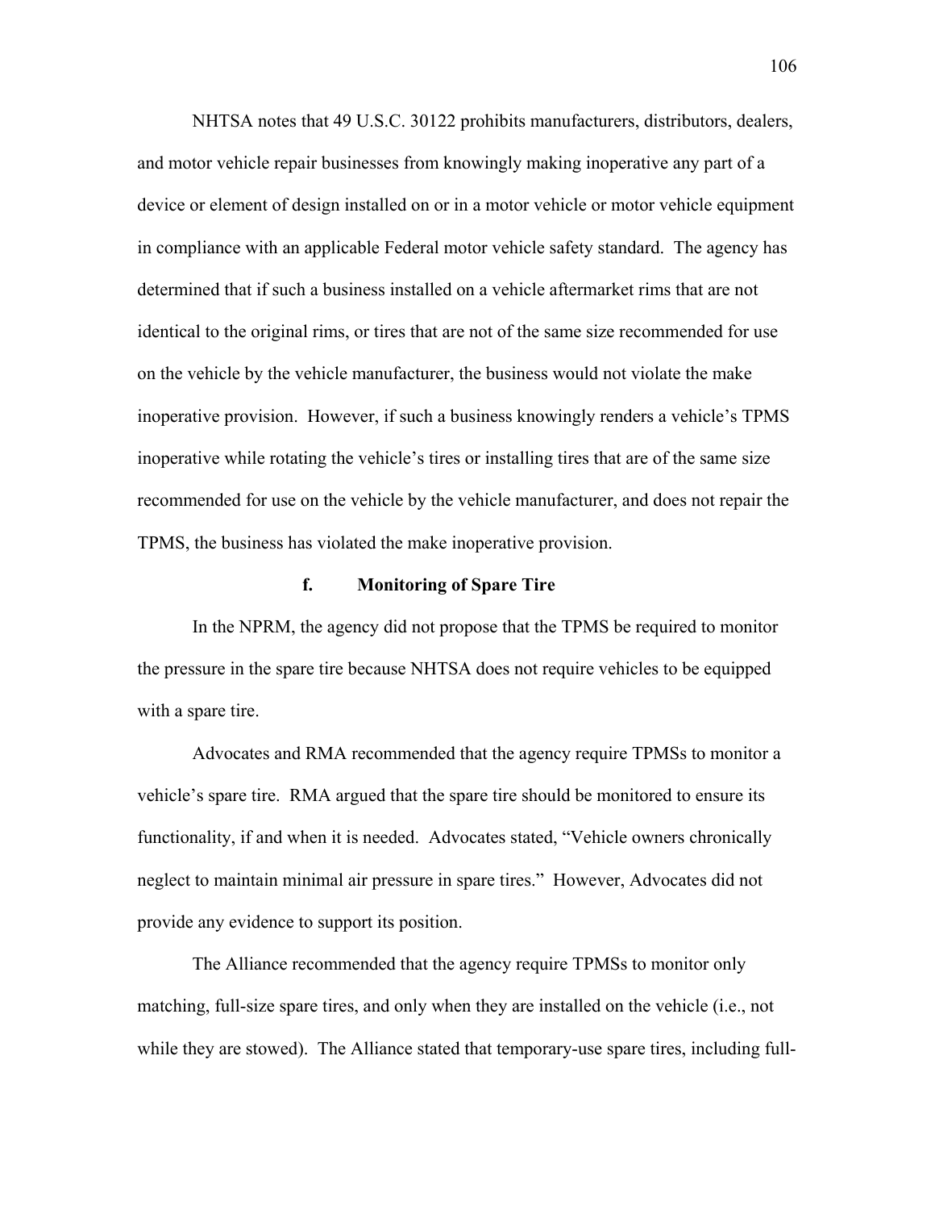NHTSA notes that 49 U.S.C. 30122 prohibits manufacturers, distributors, dealers, and motor vehicle repair businesses from knowingly making inoperative any part of a device or element of design installed on or in a motor vehicle or motor vehicle equipment in compliance with an applicable Federal motor vehicle safety standard. The agency has determined that if such a business installed on a vehicle aftermarket rims that are not identical to the original rims, or tires that are not of the same size recommended for use on the vehicle by the vehicle manufacturer, the business would not violate the make inoperative provision. However, if such a business knowingly renders a vehicle's TPMS inoperative while rotating the vehicle's tires or installing tires that are of the same size recommended for use on the vehicle by the vehicle manufacturer, and does not repair the TPMS, the business has violated the make inoperative provision.

### f. Monitoring of Spare Tire

In the NPRM, the agency did not propose that the TPMS be required to monitor the pressure in the spare tire because NHTSA does not require vehicles to be equipped with a spare tire.

Advocates and RMA recommended that the agency require TPMSs to monitor a vehicle's spare tire. RMA argued that the spare tire should be monitored to ensure its functionality, if and when it is needed. Advocates stated, "Vehicle owners chronically neglect to maintain minimal air pressure in spare tires." However, Advocates did not provide any evidence to support its position.

The Alliance recommended that the agency require TPMSs to monitor only matching, full-size spare tires, and only when they are installed on the vehicle (i.e., not while they are stowed). The Alliance stated that temporary-use spare tires, including full-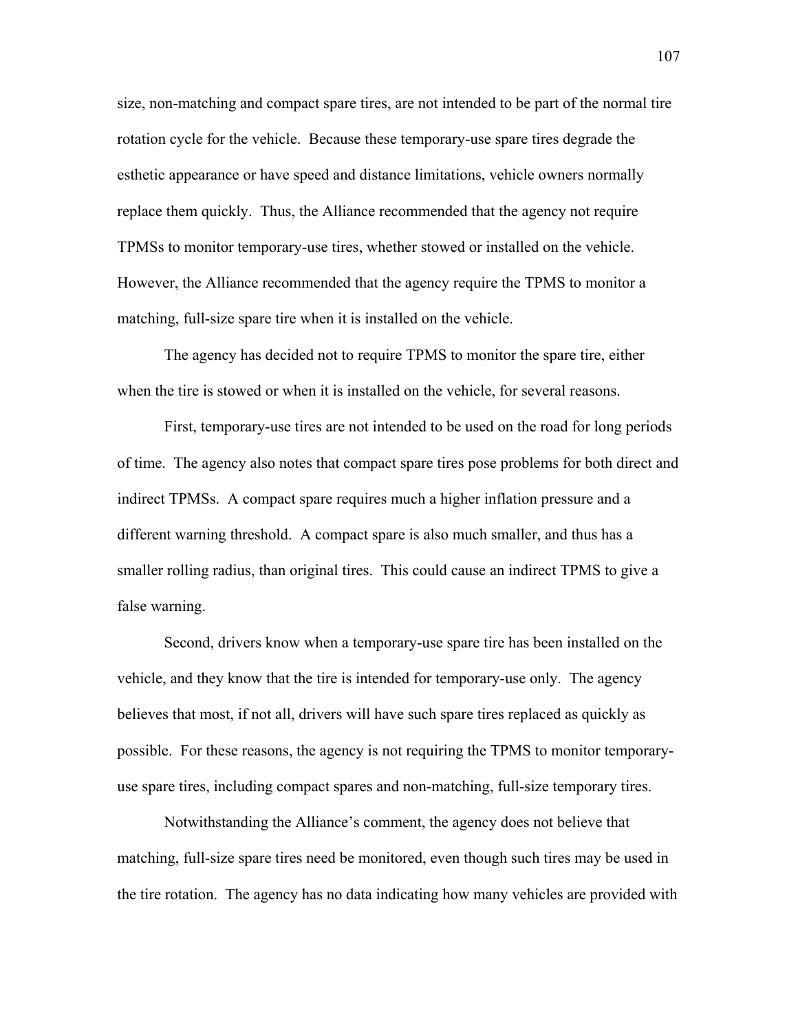size, non-matching and compact spare tires, are not intended to be part of the normal tire rotation cycle for the vehicle. Because these temporary-use spare tires degrade the esthetic appearance or have speed and distance limitations, vehicle owners normally replace them quickly. Thus, the Alliance recommended that the agency not require TPMSs to monitor temporary-use tires, whether stowed or installed on the vehicle. However, the Alliance recommended that the agency require the TPMS to monitor a matching, full-size spare tire when it is installed on the vehicle.

The agency has decided not to require TPMS to monitor the spare tire, either when the tire is stowed or when it is installed on the vehicle, for several reasons.

First, temporary-use tires are not intended to be used on the road for long periods of time. The agency also notes that compact spare tires pose problems for both direct and indirect TPMSs. A compact spare requires much a higher inflation pressure and a different warning threshold. A compact spare is also much smaller, and thus has a smaller rolling radius, than original tires. This could cause an indirect TPMS to give a false warning.

Second, drivers know when a temporary-use spare tire has been installed on the vehicle, and they know that the tire is intended for temporary-use only. The agency believes that most, if not all, drivers will have such spare tires replaced as quickly as possible. For these reasons, the agency is not requiring the TPMS to monitor temporary-use spare tires, including compact spares and non-matching, full-size temporary tires.

Notwithstanding the Alliance's comment, the agency does not believe that matching, full-size spare tires need be monitored, even though such tires may be used in the tire rotation. The agency has no data indicating how many vehicles are provided with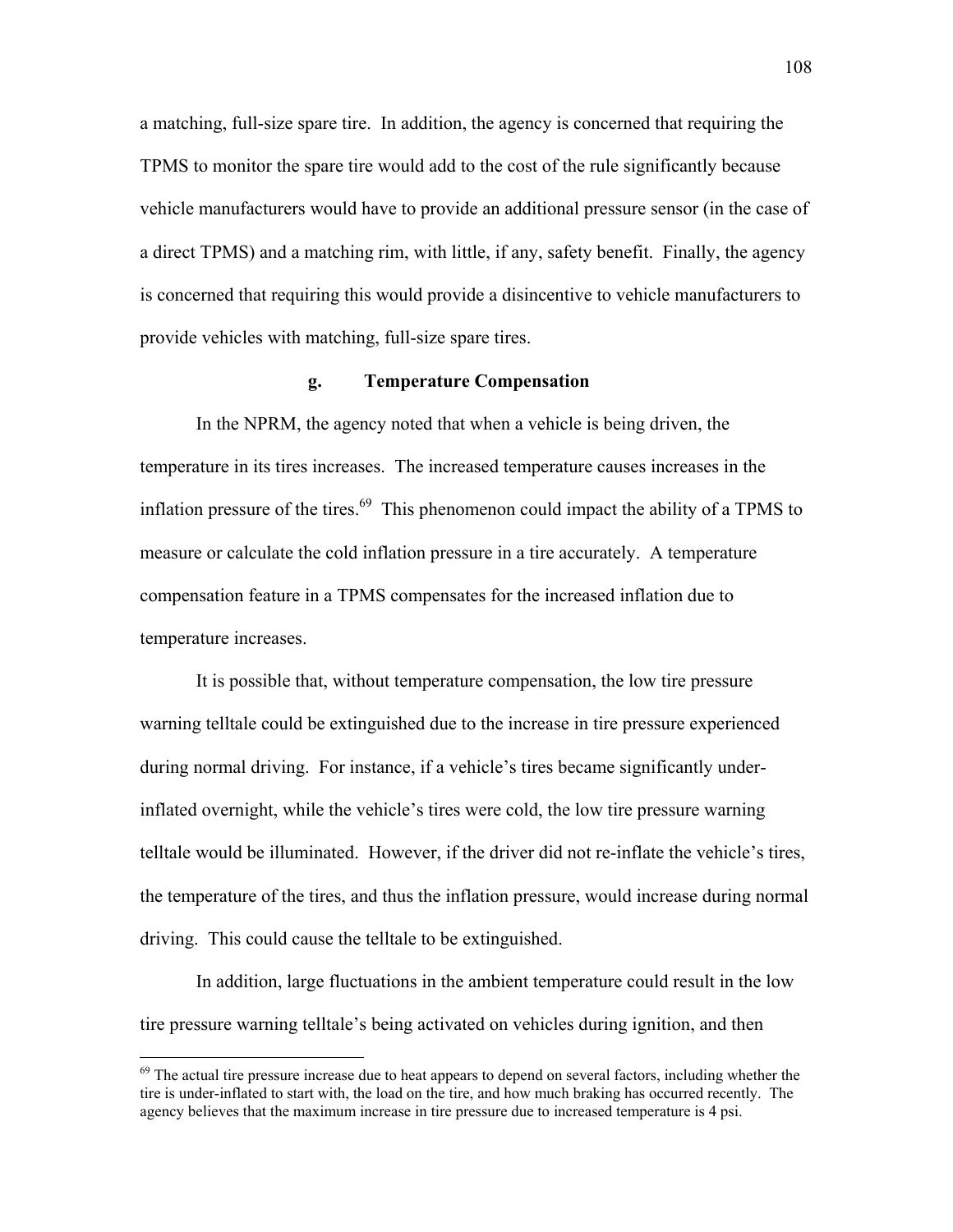a matching, full-size spare tire. In addition, the agency is concerned that requiring the TPMS to monitor the spare tire would add to the cost of the rule significantly because vehicle manufacturers would have to provide an additional pressure sensor (in the case of a direct TPMS) and a matching rim, with little, if any, safety benefit. Finally, the agency is concerned that requiring this would provide a disincentive to vehicle manufacturers to provide vehicles with matching, full-size spare tires.

#### g. Temperature Compensation

In the NPRM, the agency noted that when a vehicle is being driven, the temperature in its tires increases. The increased temperature causes increases in the inflation pressure of the tires.[69] This phenomenon could impact the ability of a TPMS to measure or calculate the cold inflation pressure in a tire accurately. A temperature compensation feature in a TPMS compensates for the increased inflation due to temperature increases.

It is possible that, without temperature compensation, the low tire pressure warning telltale could be extinguished due to the increase in tire pressure experienced during normal driving. For instance, if a vehicle's tires became significantly under-inflated overnight, while the vehicle's tires were cold, the low tire pressure warning telltale would be illuminated. However, if the driver did not re-inflate the vehicle's tires, the temperature of the tires, and thus the inflation pressure, would increase during normal driving. This could cause the telltale to be extinguished.

In addition, large fluctuations in the ambient temperature could result in the low tire pressure warning telltale's being activated on vehicles during ignition, and then

[69] The actual tire pressure increase due to heat appears to depend on several factors, including whether the tire is under-inflated to start with, the load on the tire, and how much braking has occurred recently. The agency believes that the maximum increase in tire pressure due to increased temperature is 4 psi.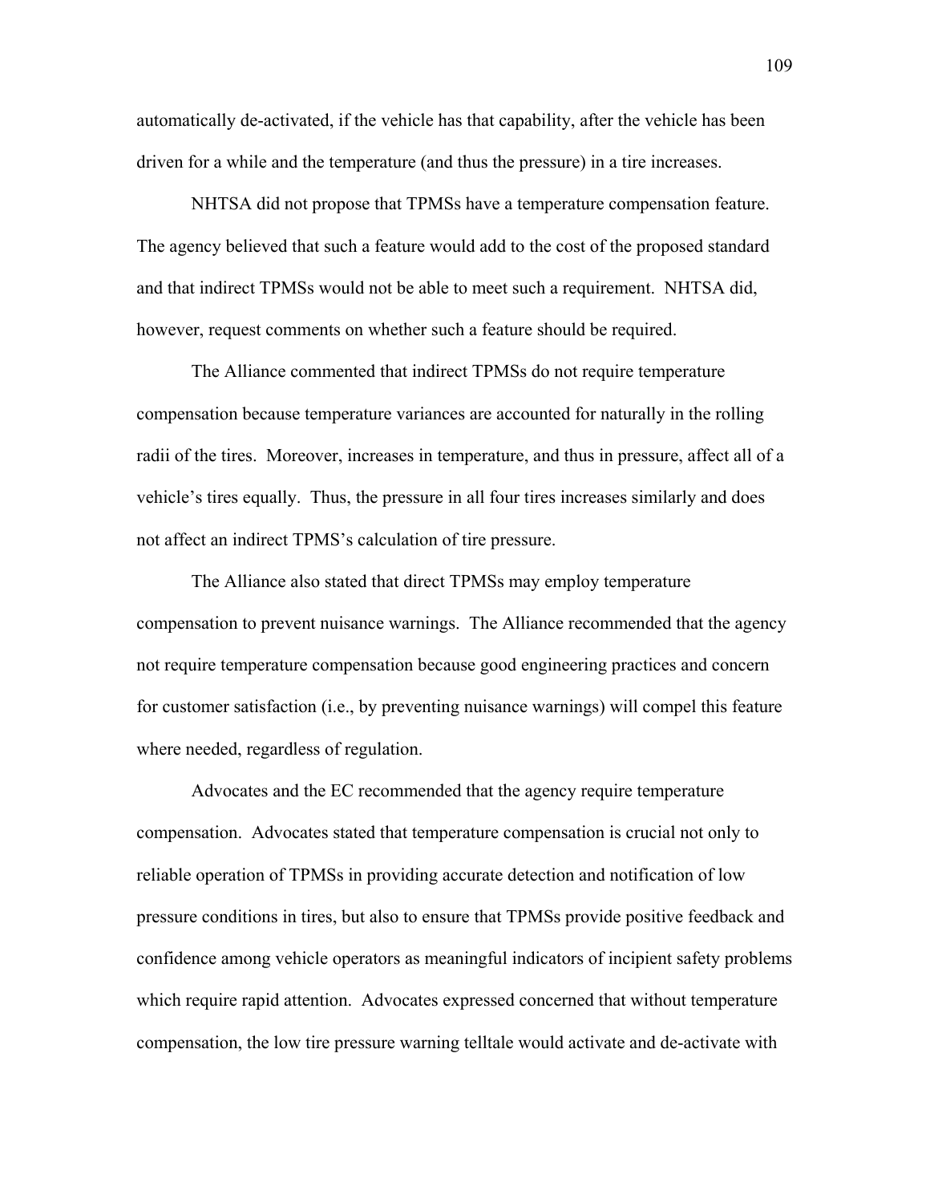automatically de-activated, if the vehicle has that capability, after the vehicle has been driven for a while and the temperature (and thus the pressure) in a tire increases.

NHTSA did not propose that TPMSs have a temperature compensation feature. The agency believed that such a feature would add to the cost of the proposed standard and that indirect TPMSs would not be able to meet such a requirement. NHTSA did, however, request comments on whether such a feature should be required.

The Alliance commented that indirect TPMSs do not require temperature compensation because temperature variances are accounted for naturally in the rolling radii of the tires. Moreover, increases in temperature, and thus in pressure, affect all of a vehicle's tires equally. Thus, the pressure in all four tires increases similarly and does not affect an indirect TPMS's calculation of tire pressure.

The Alliance also stated that direct TPMSs may employ temperature compensation to prevent nuisance warnings. The Alliance recommended that the agency not require temperature compensation because good engineering practices and concern for customer satisfaction (i.e., by preventing nuisance warnings) will compel this feature where needed, regardless of regulation.

Advocates and the EC recommended that the agency require temperature compensation. Advocates stated that temperature compensation is crucial not only to reliable operation of TPMSs in providing accurate detection and notification of low pressure conditions in tires, but also to ensure that TPMSs provide positive feedback and confidence among vehicle operators as meaningful indicators of incipient safety problems which require rapid attention. Advocates expressed concerned that without temperature compensation, the low tire pressure warning telltale would activate and de-activate with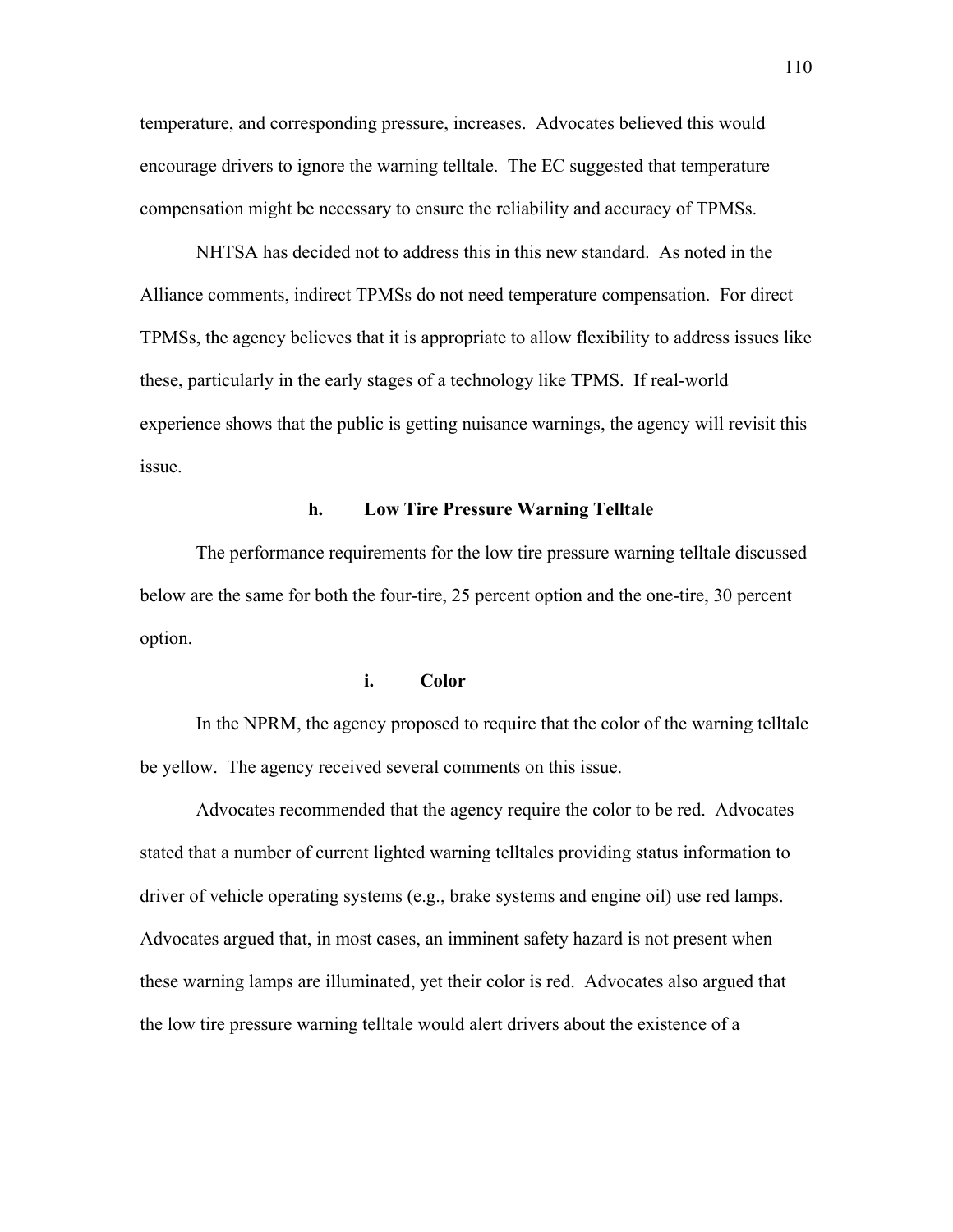temperature, and corresponding pressure, increases. Advocates believed this would encourage drivers to ignore the warning telltale. The EC suggested that temperature compensation might be necessary to ensure the reliability and accuracy of TPMSs.

NHTSA has decided not to address this in this new standard. As noted in the Alliance comments, indirect TPMSs do not need temperature compensation. For direct TPMSs, the agency believes that it is appropriate to allow flexibility to address issues like these, particularly in the early stages of a technology like TPMS. If real-world experience shows that the public is getting nuisance warnings, the agency will revisit this issue.

### h. Low Tire Pressure Warning Telltale

The performance requirements for the low tire pressure warning telltale discussed below are the same for both the four-tire, 25 percent option and the one-tire, 30 percent option.

#### i. Color

In the NPRM, the agency proposed to require that the color of the warning telltale be yellow. The agency received several comments on this issue.

Advocates recommended that the agency require the color to be red. Advocates stated that a number of current lighted warning telltales providing status information to driver of vehicle operating systems (e.g., brake systems and engine oil) use red lamps. Advocates argued that, in most cases, an imminent safety hazard is not present when these warning lamps are illuminated, yet their color is red. Advocates also argued that the low tire pressure warning telltale would alert drivers about the existence of a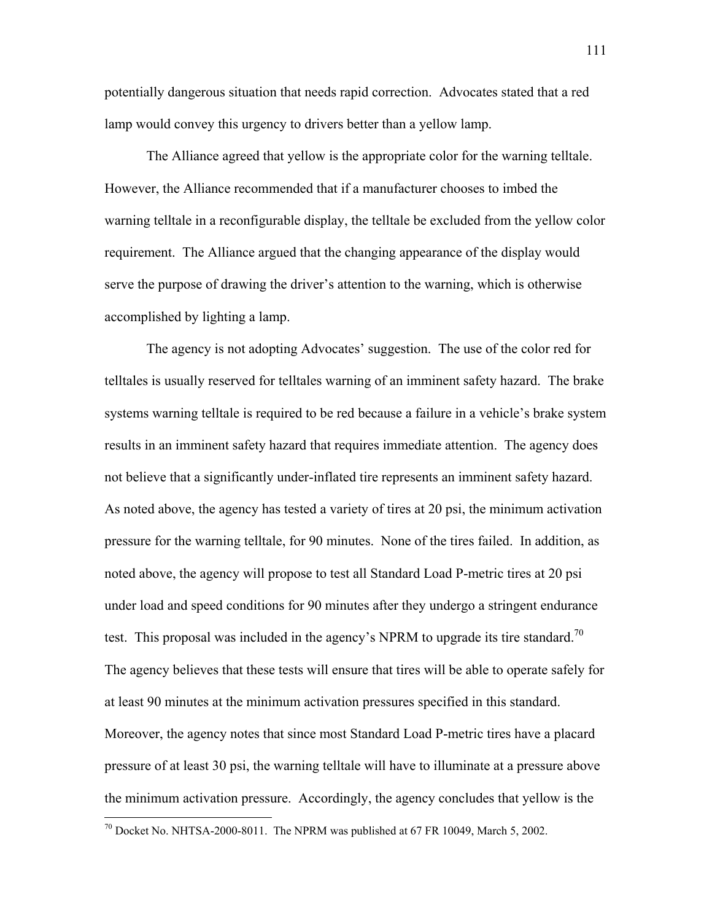potentially dangerous situation that needs rapid correction. Advocates stated that a red lamp would convey this urgency to drivers better than a yellow lamp.

The Alliance agreed that yellow is the appropriate color for the warning telltale. However, the Alliance recommended that if a manufacturer chooses to imbed the warning telltale in a reconfigurable display, the telltale be excluded from the yellow color requirement. The Alliance argued that the changing appearance of the display would serve the purpose of drawing the driver's attention to the warning, which is otherwise accomplished by lighting a lamp.

The agency is not adopting Advocates' suggestion. The use of the color red for telltales is usually reserved for telltales warning of an imminent safety hazard. The brake systems warning telltale is required to be red because a failure in a vehicle's brake system results in an imminent safety hazard that requires immediate attention. The agency does not believe that a significantly under-inflated tire represents an imminent safety hazard. As noted above, the agency has tested a variety of tires at 20 psi, the minimum activation pressure for the warning telltale, for 90 minutes. None of the tires failed. In addition, as noted above, the agency will propose to test all Standard Load P-metric tires at 20 psi under load and speed conditions for 90 minutes after they undergo a stringent endurance test. This proposal was included in the agency's NPRM to upgrade its tire standard.[70] The agency believes that these tests will ensure that tires will be able to operate safely for at least 90 minutes at the minimum activation pressures specified in this standard. Moreover, the agency notes that since most Standard Load P-metric tires have a placard pressure of at least 30 psi, the warning telltale will have to illuminate at a pressure above the minimum activation pressure. Accordingly, the agency concludes that yellow is the

[70] Docket No. NHTSA-2000-8011. The NPRM was published at 67 FR 10049, March 5, 2002.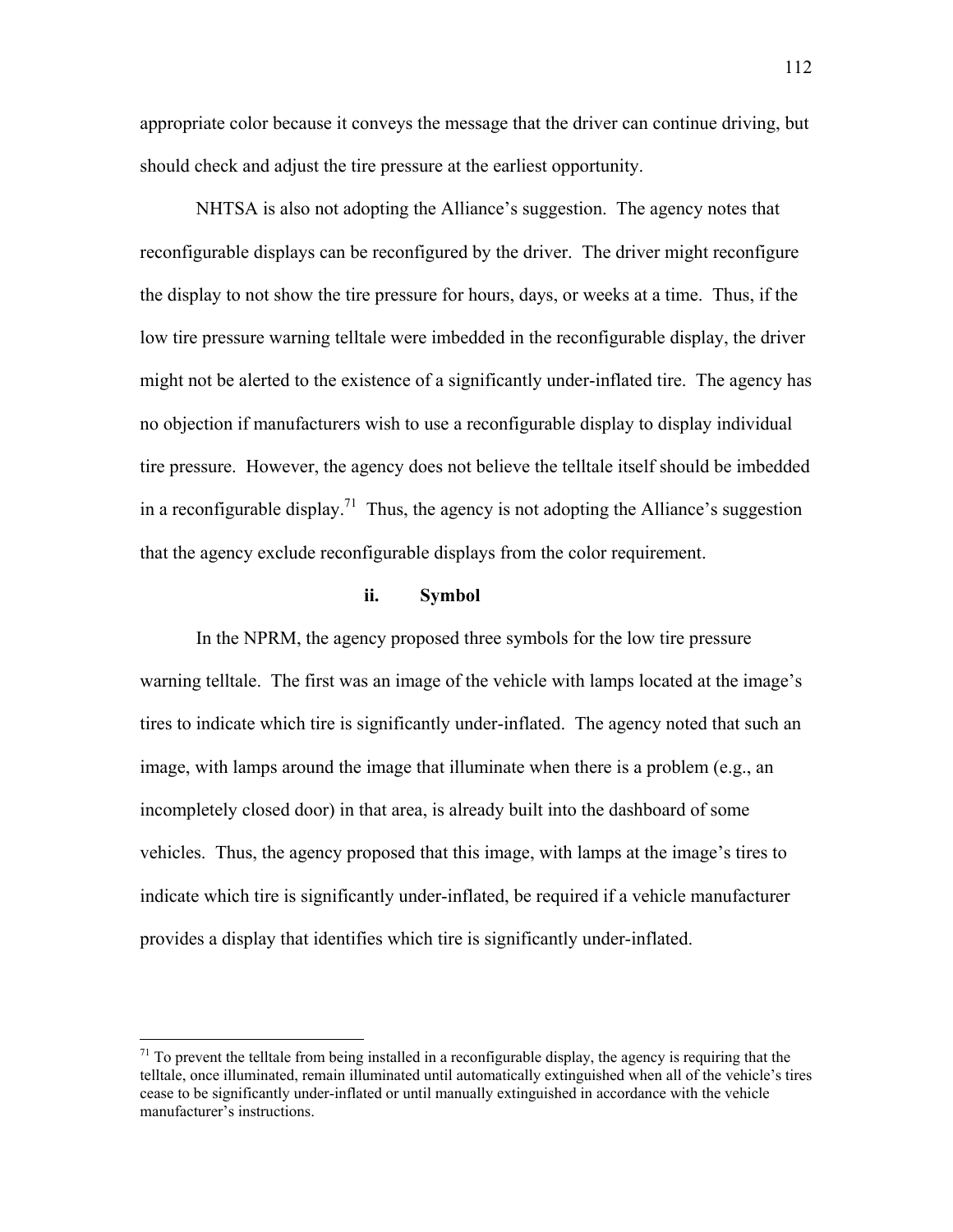appropriate color because it conveys the message that the driver can continue driving, but should check and adjust the tire pressure at the earliest opportunity.

NHTSA is also not adopting the Alliance's suggestion. The agency notes that reconfigurable displays can be reconfigured by the driver. The driver might reconfigure the display to not show the tire pressure for hours, days, or weeks at a time. Thus, if the low tire pressure warning telltale were imbedded in the reconfigurable display, the driver might not be alerted to the existence of a significantly under-inflated tire. The agency has no objection if manufacturers wish to use a reconfigurable display to display individual tire pressure. However, the agency does not believe the telltale itself should be imbedded in a reconfigurable display.[71] Thus, the agency is not adopting the Alliance's suggestion that the agency exclude reconfigurable displays from the color requirement.

**ii. Symbol**

In the NPRM, the agency proposed three symbols for the low tire pressure warning telltale. The first was an image of the vehicle with lamps located at the image's tires to indicate which tire is significantly under-inflated. The agency noted that such an image, with lamps around the image that illuminate when there is a problem (e.g., an incompletely closed door) in that area, is already built into the dashboard of some vehicles. Thus, the agency proposed that this image, with lamps at the image's tires to indicate which tire is significantly under-inflated, be required if a vehicle manufacturer provides a display that identifies which tire is significantly under-inflated.

[71] To prevent the telltale from being installed in a reconfigurable display, the agency is requiring that the telltale, once illuminated, remain illuminated until automatically extinguished when all of the vehicle's tires cease to be significantly under-inflated or until manually extinguished in accordance with the vehicle manufacturer's instructions.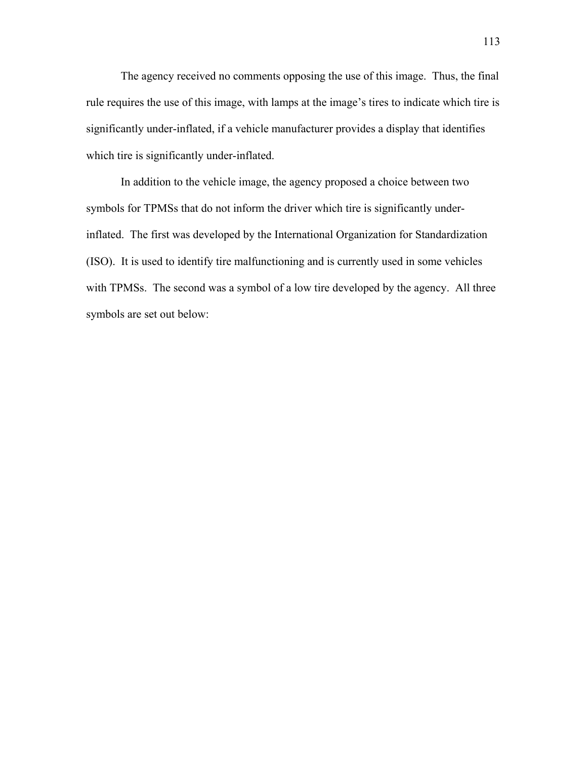The agency received no comments opposing the use of this image. Thus, the final rule requires the use of this image, with lamps at the image's tires to indicate which tire is significantly under-inflated, if a vehicle manufacturer provides a display that identifies which tire is significantly under-inflated.

In addition to the vehicle image, the agency proposed a choice between two symbols for TPMSs that do not inform the driver which tire is significantly under-inflated. The first was developed by the International Organization for Standardization (ISO). It is used to identify tire malfunctioning and is currently used in some vehicles with TPMSs. The second was a symbol of a low tire developed by the agency. All three symbols are set out below: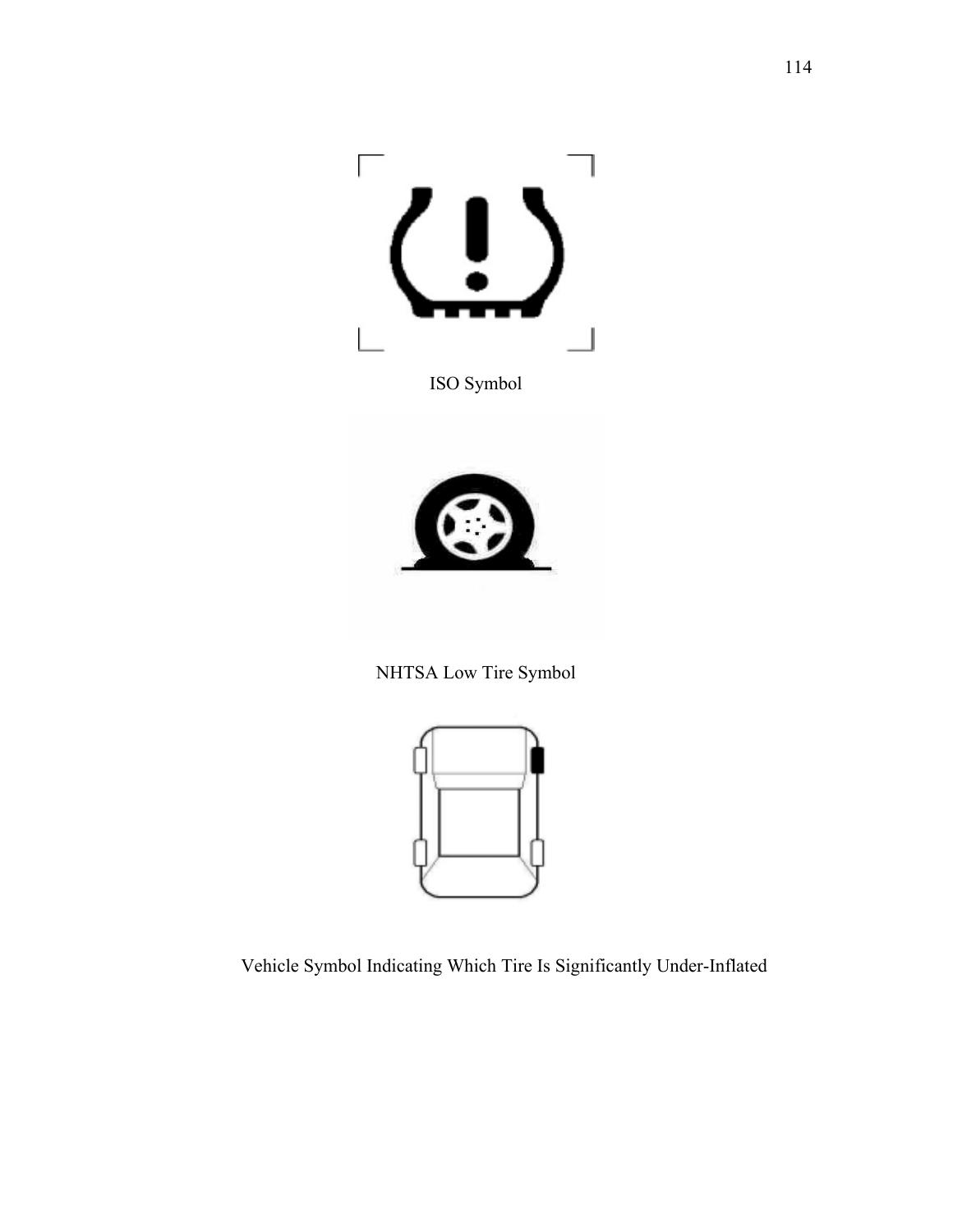ISO Symbol

NHTSA Low Tire Symbol

Vehicle Symbol Indicating Which Tire Is Significantly Under-Inflated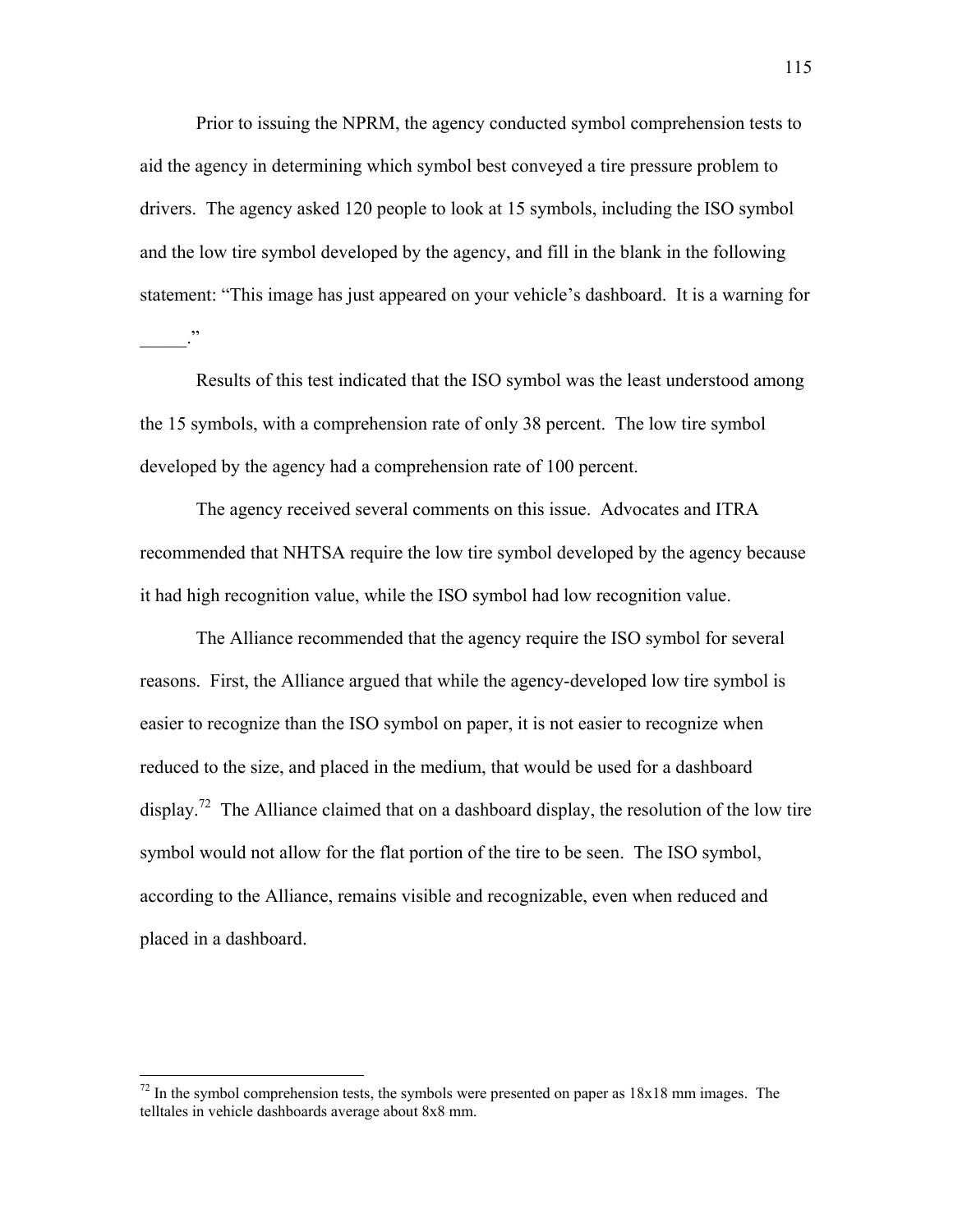Prior to issuing the NPRM, the agency conducted symbol comprehension tests to aid the agency in determining which symbol best conveyed a tire pressure problem to drivers. The agency asked 120 people to look at 15 symbols, including the ISO symbol and the low tire symbol developed by the agency, and fill in the blank in the following statement: "This image has just appeared on your vehicle's dashboard. It is a warning for _____."

Results of this test indicated that the ISO symbol was the least understood among the 15 symbols, with a comprehension rate of only 38 percent. The low tire symbol developed by the agency had a comprehension rate of 100 percent.

The agency received several comments on this issue. Advocates and ITRA recommended that NHTSA require the low tire symbol developed by the agency because it had high recognition value, while the ISO symbol had low recognition value.

The Alliance recommended that the agency require the ISO symbol for several reasons. First, the Alliance argued that while the agency-developed low tire symbol is easier to recognize than the ISO symbol on paper, it is not easier to recognize when reduced to the size, and placed in the medium, that would be used for a dashboard display.[72] The Alliance claimed that on a dashboard display, the resolution of the low tire symbol would not allow for the flat portion of the tire to be seen. The ISO symbol, according to the Alliance, remains visible and recognizable, even when reduced and placed in a dashboard.

---

[72] In the symbol comprehension tests, the symbols were presented on paper as 18x18 mm images. The telltales in vehicle dashboards average about 8x8 mm.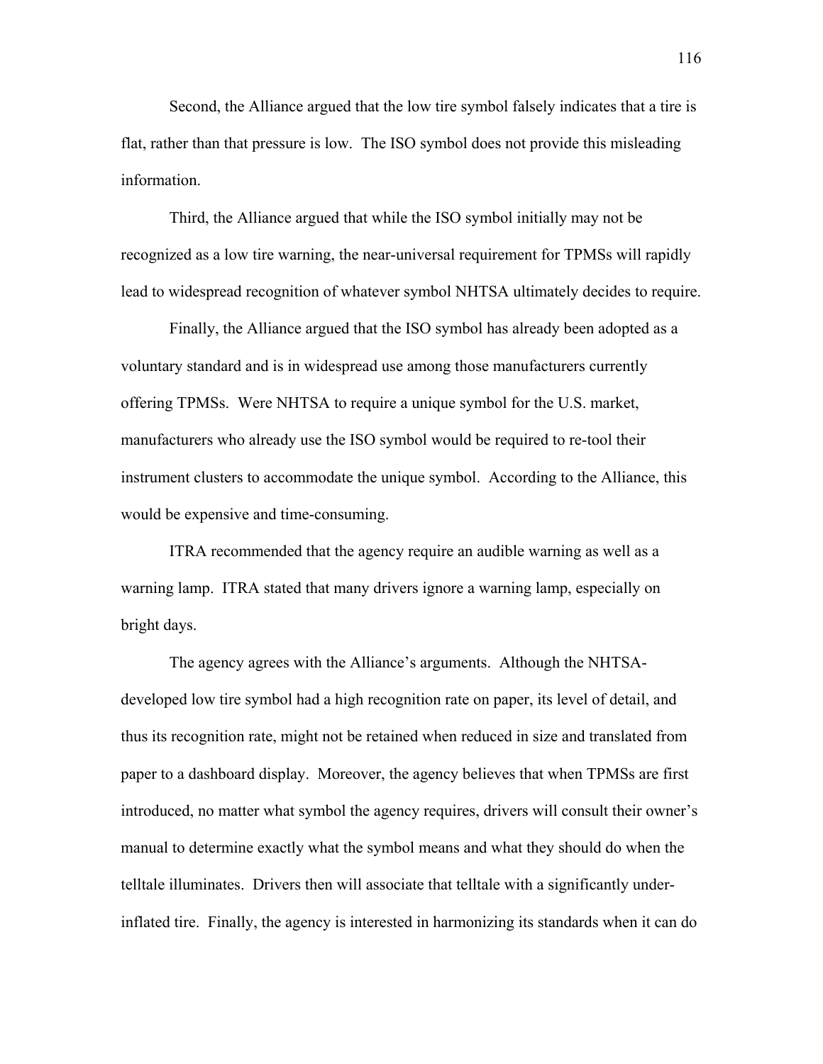Second, the Alliance argued that the low tire symbol falsely indicates that a tire is flat, rather than that pressure is low. The ISO symbol does not provide this misleading information.

Third, the Alliance argued that while the ISO symbol initially may not be recognized as a low tire warning, the near-universal requirement for TPMSs will rapidly lead to widespread recognition of whatever symbol NHTSA ultimately decides to require.

Finally, the Alliance argued that the ISO symbol has already been adopted as a voluntary standard and is in widespread use among those manufacturers currently offering TPMSs. Were NHTSA to require a unique symbol for the U.S. market, manufacturers who already use the ISO symbol would be required to re-tool their instrument clusters to accommodate the unique symbol. According to the Alliance, this would be expensive and time-consuming.

ITRA recommended that the agency require an audible warning as well as a warning lamp. ITRA stated that many drivers ignore a warning lamp, especially on bright days.

The agency agrees with the Alliance's arguments. Although the NHTSA-developed low tire symbol had a high recognition rate on paper, its level of detail, and thus its recognition rate, might not be retained when reduced in size and translated from paper to a dashboard display. Moreover, the agency believes that when TPMSs are first introduced, no matter what symbol the agency requires, drivers will consult their owner's manual to determine exactly what the symbol means and what they should do when the telltale illuminates. Drivers then will associate that telltale with a significantly under-inflated tire. Finally, the agency is interested in harmonizing its standards when it can do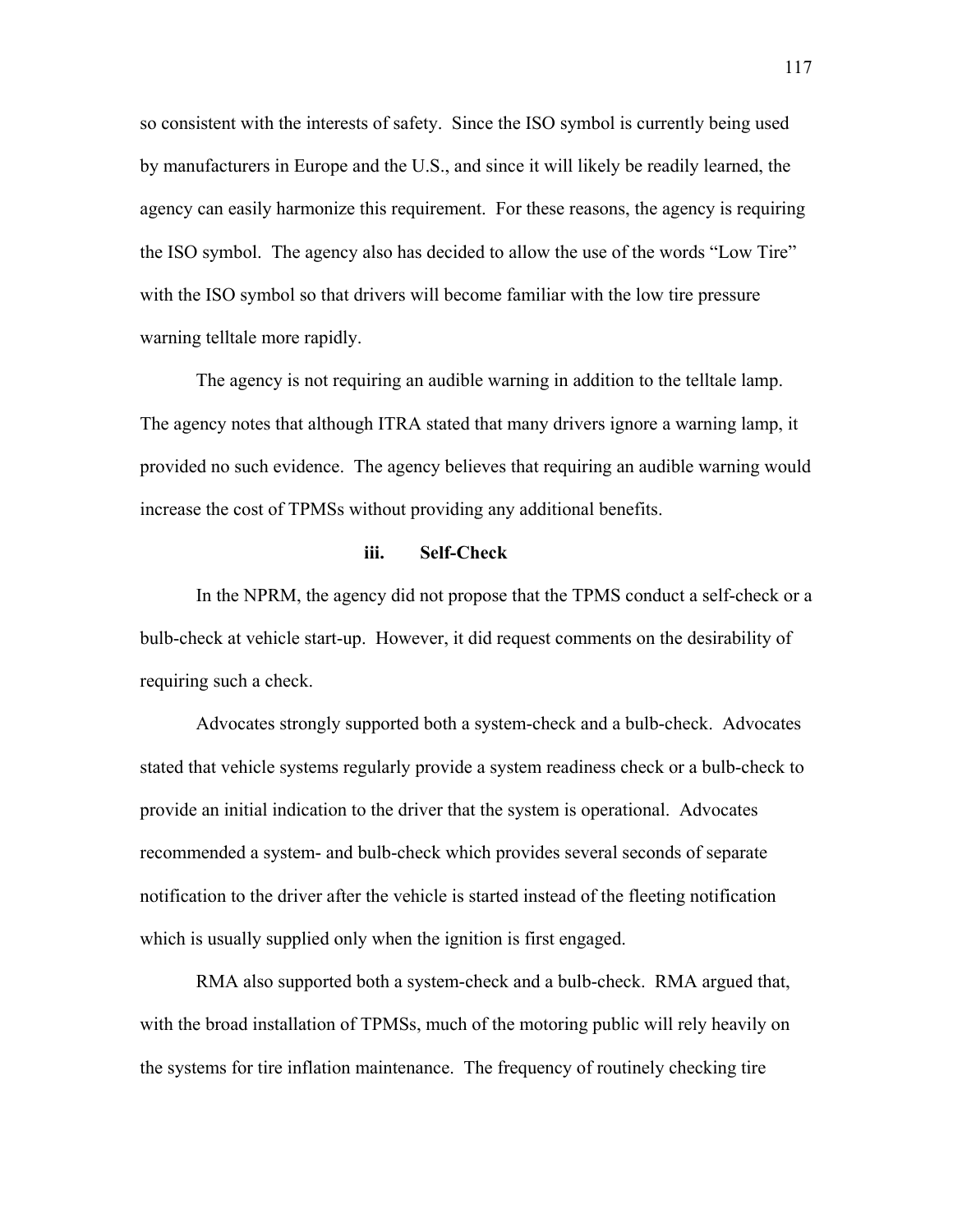so consistent with the interests of safety. Since the ISO symbol is currently being used by manufacturers in Europe and the U.S., and since it will likely be readily learned, the agency can easily harmonize this requirement. For these reasons, the agency is requiring the ISO symbol. The agency also has decided to allow the use of the words "Low Tire" with the ISO symbol so that drivers will become familiar with the low tire pressure warning telltale more rapidly.

The agency is not requiring an audible warning in addition to the telltale lamp. The agency notes that although ITRA stated that many drivers ignore a warning lamp, it provided no such evidence. The agency believes that requiring an audible warning would increase the cost of TPMSs without providing any additional benefits.

### iii. Self-Check

In the NPRM, the agency did not propose that the TPMS conduct a self-check or a bulb-check at vehicle start-up. However, it did request comments on the desirability of requiring such a check.

Advocates strongly supported both a system-check and a bulb-check. Advocates stated that vehicle systems regularly provide a system readiness check or a bulb-check to provide an initial indication to the driver that the system is operational. Advocates recommended a system- and bulb-check which provides several seconds of separate notification to the driver after the vehicle is started instead of the fleeting notification which is usually supplied only when the ignition is first engaged.

RMA also supported both a system-check and a bulb-check. RMA argued that, with the broad installation of TPMSs, much of the motoring public will rely heavily on the systems for tire inflation maintenance. The frequency of routinely checking tire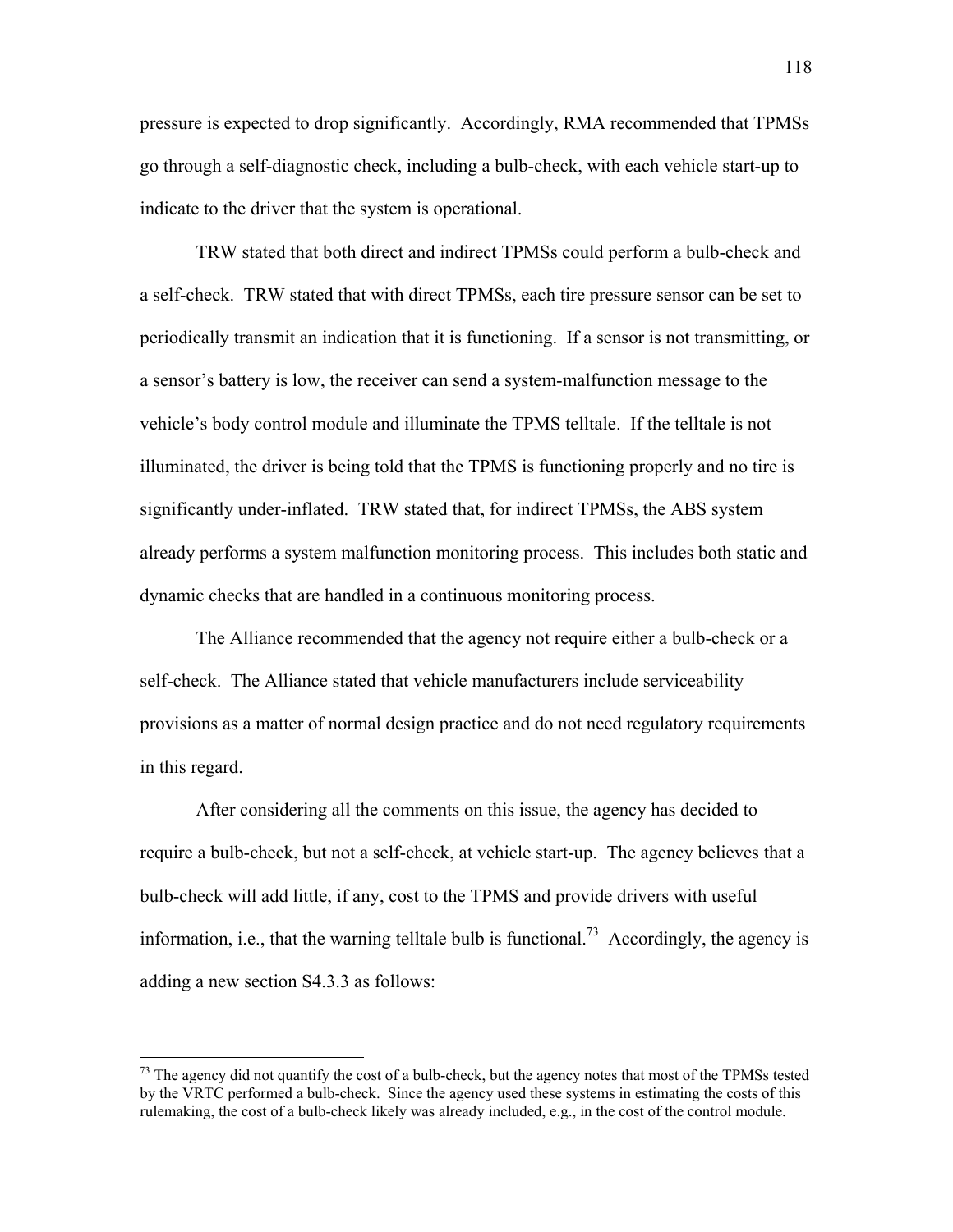pressure is expected to drop significantly. Accordingly, RMA recommended that TPMSs go through a self-diagnostic check, including a bulb-check, with each vehicle start-up to indicate to the driver that the system is operational.

TRW stated that both direct and indirect TPMSs could perform a bulb-check and a self-check. TRW stated that with direct TPMSs, each tire pressure sensor can be set to periodically transmit an indication that it is functioning. If a sensor is not transmitting, or a sensor's battery is low, the receiver can send a system-malfunction message to the vehicle's body control module and illuminate the TPMS telltale. If the telltale is not illuminated, the driver is being told that the TPMS is functioning properly and no tire is significantly under-inflated. TRW stated that, for indirect TPMSs, the ABS system already performs a system malfunction monitoring process. This includes both static and dynamic checks that are handled in a continuous monitoring process.

The Alliance recommended that the agency not require either a bulb-check or a self-check. The Alliance stated that vehicle manufacturers include serviceability provisions as a matter of normal design practice and do not need regulatory requirements in this regard.

After considering all the comments on this issue, the agency has decided to require a bulb-check, but not a self-check, at vehicle start-up. The agency believes that a bulb-check will add little, if any, cost to the TPMS and provide drivers with useful information, i.e., that the warning telltale bulb is functional.[73] Accordingly, the agency is adding a new section S4.3.3 as follows:

---

[73] The agency did not quantify the cost of a bulb-check, but the agency notes that most of the TPMSs tested by the VRTC performed a bulb-check. Since the agency used these systems in estimating the costs of this rulemaking, the cost of a bulb-check likely was already included, e.g., in the cost of the control module.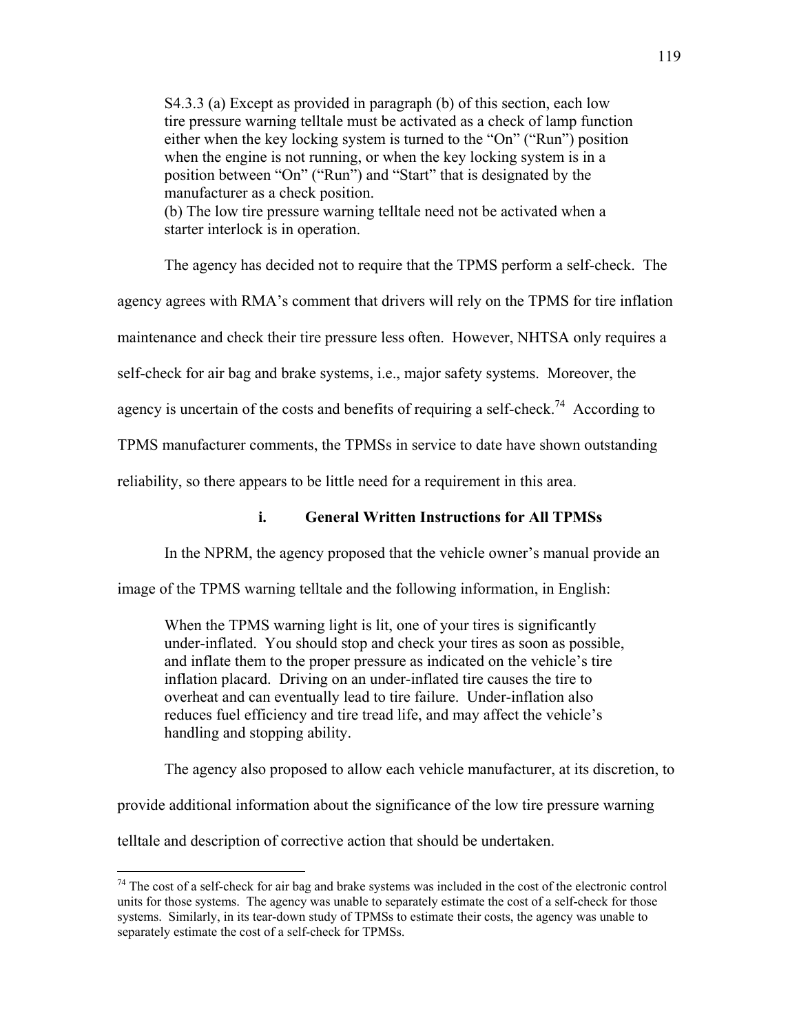> S4.3.3 (a) Except as provided in paragraph (b) of this section, each low tire pressure warning telltale must be activated as a check of lamp function either when the key locking system is turned to the "On" ("Run") position when the engine is not running, or when the key locking system is in a position between "On" ("Run") and "Start" that is designated by the manufacturer as a check position.
> (b) The low tire pressure warning telltale need not be activated when a starter interlock is in operation.

The agency has decided not to require that the TPMS perform a self-check. The agency agrees with RMA's comment that drivers will rely on the TPMS for tire inflation maintenance and check their tire pressure less often. However, NHTSA only requires a self-check for air bag and brake systems, i.e., major safety systems. Moreover, the agency is uncertain of the costs and benefits of requiring a self-check.[74] According to TPMS manufacturer comments, the TPMSs in service to date have shown outstanding reliability, so there appears to be little need for a requirement in this area.

### i. General Written Instructions for All TPMSs

In the NPRM, the agency proposed that the vehicle owner's manual provide an image of the TPMS warning telltale and the following information, in English:

> When the TPMS warning light is lit, one of your tires is significantly under-inflated. You should stop and check your tires as soon as possible, and inflate them to the proper pressure as indicated on the vehicle's tire inflation placard. Driving on an under-inflated tire causes the tire to overheat and can eventually lead to tire failure. Under-inflation also reduces fuel efficiency and tire tread life, and may affect the vehicle's handling and stopping ability.

The agency also proposed to allow each vehicle manufacturer, at its discretion, to provide additional information about the significance of the low tire pressure warning telltale and description of corrective action that should be undertaken.

---

[74] The cost of a self-check for air bag and brake systems was included in the cost of the electronic control units for those systems. The agency was unable to separately estimate the cost of a self-check for those systems. Similarly, in its tear-down study of TPMSs to estimate their costs, the agency was unable to separately estimate the cost of a self-check for TPMSs.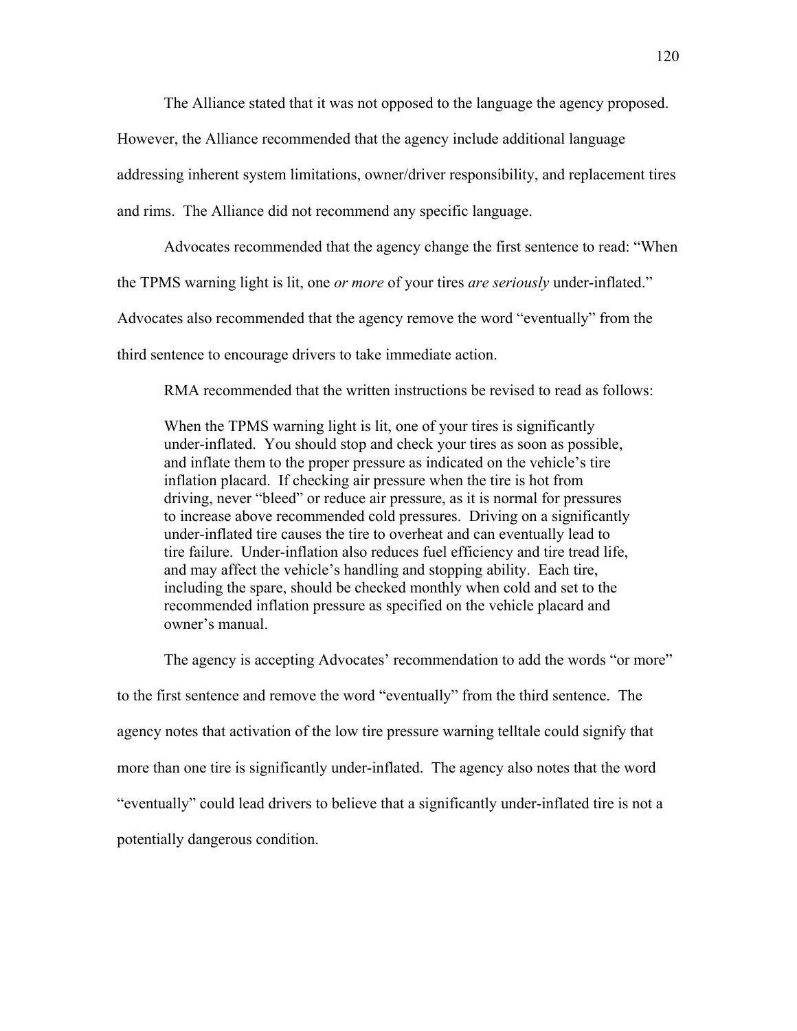The Alliance stated that it was not opposed to the language the agency proposed. However, the Alliance recommended that the agency include additional language addressing inherent system limitations, owner/driver responsibility, and replacement tires and rims. The Alliance did not recommend any specific language.

Advocates recommended that the agency change the first sentence to read: "When the TPMS warning light is lit, one *or more* of your tires *are seriously* under-inflated." Advocates also recommended that the agency remove the word "eventually" from the third sentence to encourage drivers to take immediate action.

RMA recommended that the written instructions be revised to read as follows:

> When the TPMS warning light is lit, one of your tires is significantly under-inflated. You should stop and check your tires as soon as possible, and inflate them to the proper pressure as indicated on the vehicle's tire inflation placard. If checking air pressure when the tire is hot from driving, never "bleed" or reduce air pressure, as it is normal for pressures to increase above recommended cold pressures. Driving on a significantly under-inflated tire causes the tire to overheat and can eventually lead to tire failure. Under-inflation also reduces fuel efficiency and tire tread life, and may affect the vehicle's handling and stopping ability. Each tire, including the spare, should be checked monthly when cold and set to the recommended inflation pressure as specified on the vehicle placard and owner's manual.

The agency is accepting Advocates' recommendation to add the words "or more" to the first sentence and remove the word "eventually" from the third sentence. The agency notes that activation of the low tire pressure warning telltale could signify that more than one tire is significantly under-inflated. The agency also notes that the word "eventually" could lead drivers to believe that a significantly under-inflated tire is not a potentially dangerous condition.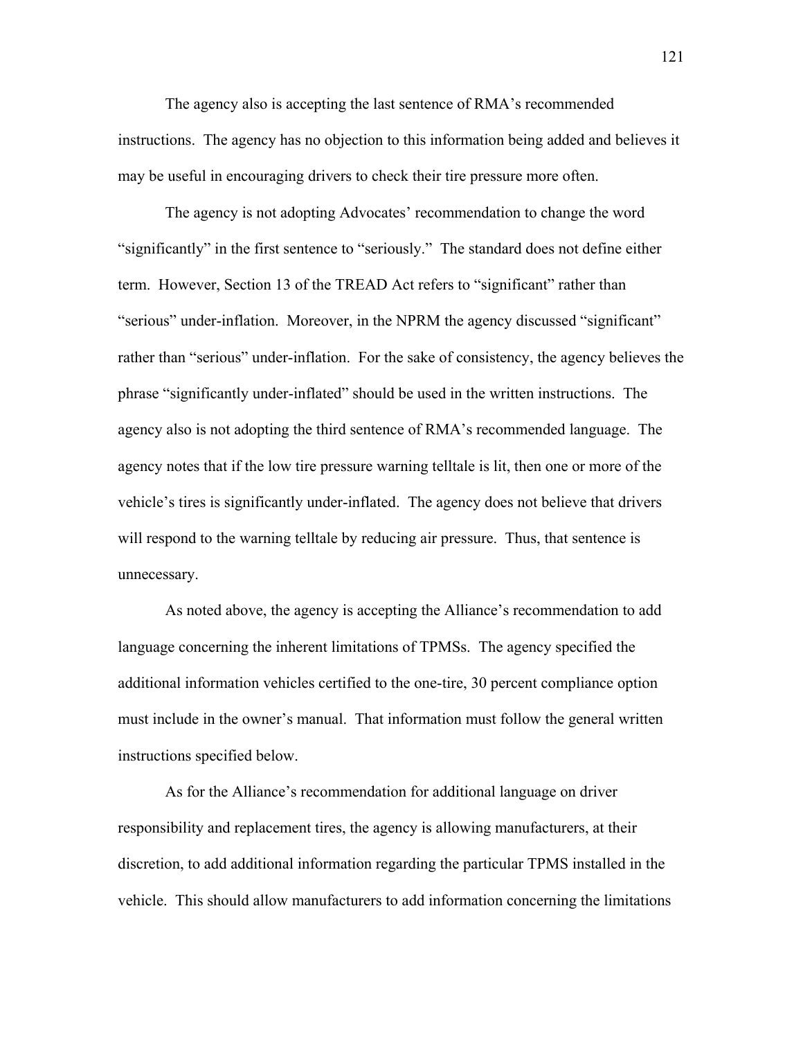The agency also is accepting the last sentence of RMA's recommended instructions. The agency has no objection to this information being added and believes it may be useful in encouraging drivers to check their tire pressure more often.

The agency is not adopting Advocates' recommendation to change the word "significantly" in the first sentence to "seriously." The standard does not define either term. However, Section 13 of the TREAD Act refers to "significant" rather than "serious" under-inflation. Moreover, in the NPRM the agency discussed "significant" rather than "serious" under-inflation. For the sake of consistency, the agency believes the phrase "significantly under-inflated" should be used in the written instructions. The agency also is not adopting the third sentence of RMA's recommended language. The agency notes that if the low tire pressure warning telltale is lit, then one or more of the vehicle's tires is significantly under-inflated. The agency does not believe that drivers will respond to the warning telltale by reducing air pressure. Thus, that sentence is unnecessary.

As noted above, the agency is accepting the Alliance's recommendation to add language concerning the inherent limitations of TPMSs. The agency specified the additional information vehicles certified to the one-tire, 30 percent compliance option must include in the owner's manual. That information must follow the general written instructions specified below.

As for the Alliance's recommendation for additional language on driver responsibility and replacement tires, the agency is allowing manufacturers, at their discretion, to add additional information regarding the particular TPMS installed in the vehicle. This should allow manufacturers to add information concerning the limitations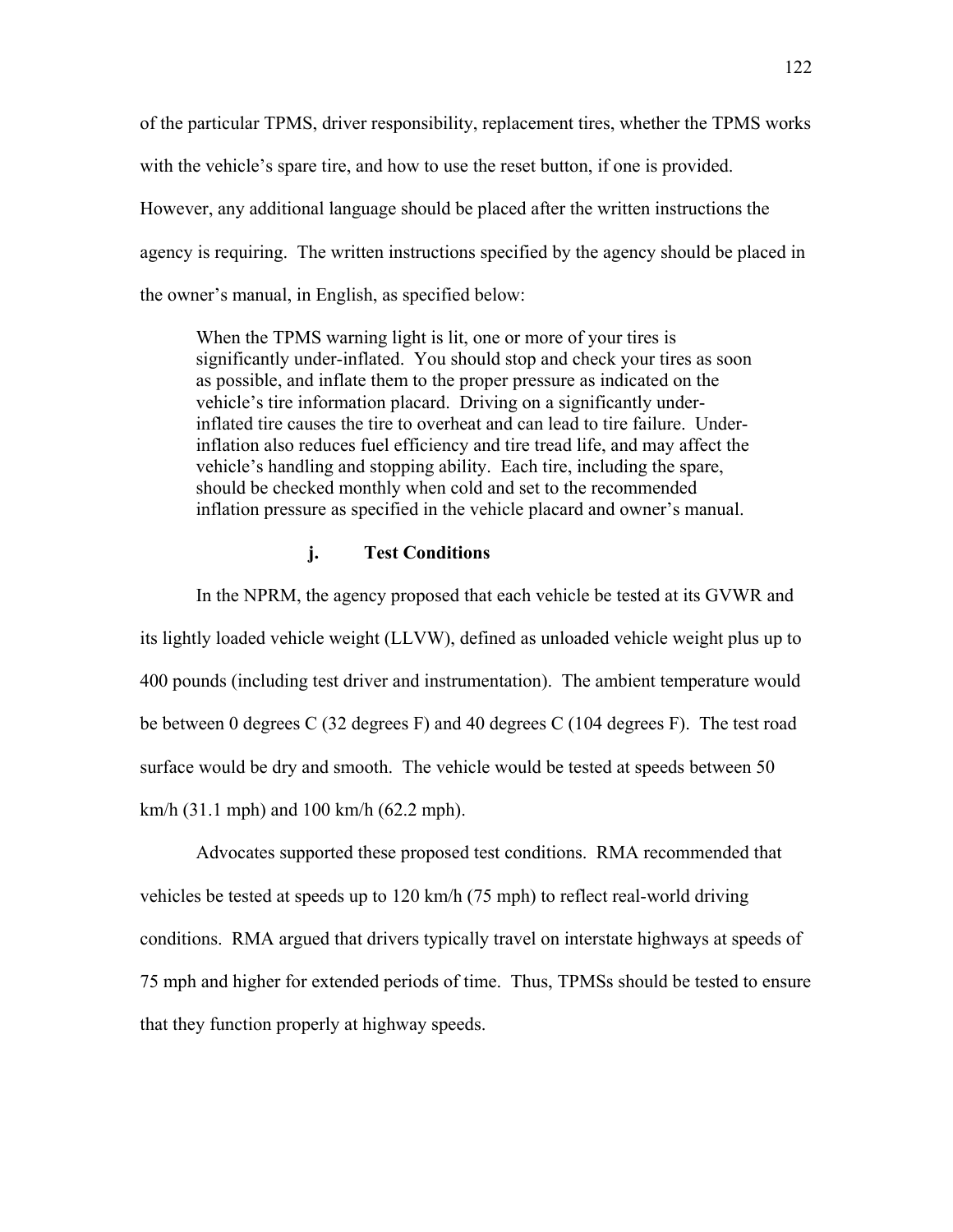of the particular TPMS, driver responsibility, replacement tires, whether the TPMS works with the vehicle's spare tire, and how to use the reset button, if one is provided. However, any additional language should be placed after the written instructions the agency is requiring. The written instructions specified by the agency should be placed in the owner's manual, in English, as specified below:

> When the TPMS warning light is lit, one or more of your tires is significantly under-inflated. You should stop and check your tires as soon as possible, and inflate them to the proper pressure as indicated on the vehicle's tire information placard. Driving on a significantly under-inflated tire causes the tire to overheat and can lead to tire failure. Under-inflation also reduces fuel efficiency and tire tread life, and may affect the vehicle's handling and stopping ability. Each tire, including the spare, should be checked monthly when cold and set to the recommended inflation pressure as specified in the vehicle placard and owner's manual.

**j. Test Conditions**

In the NPRM, the agency proposed that each vehicle be tested at its GVWR and its lightly loaded vehicle weight (LLVW), defined as unloaded vehicle weight plus up to 400 pounds (including test driver and instrumentation). The ambient temperature would be between 0 degrees C (32 degrees F) and 40 degrees C (104 degrees F). The test road surface would be dry and smooth. The vehicle would be tested at speeds between 50 km/h (31.1 mph) and 100 km/h (62.2 mph).

Advocates supported these proposed test conditions. RMA recommended that vehicles be tested at speeds up to 120 km/h (75 mph) to reflect real-world driving conditions. RMA argued that drivers typically travel on interstate highways at speeds of 75 mph and higher for extended periods of time. Thus, TPMSs should be tested to ensure that they function properly at highway speeds.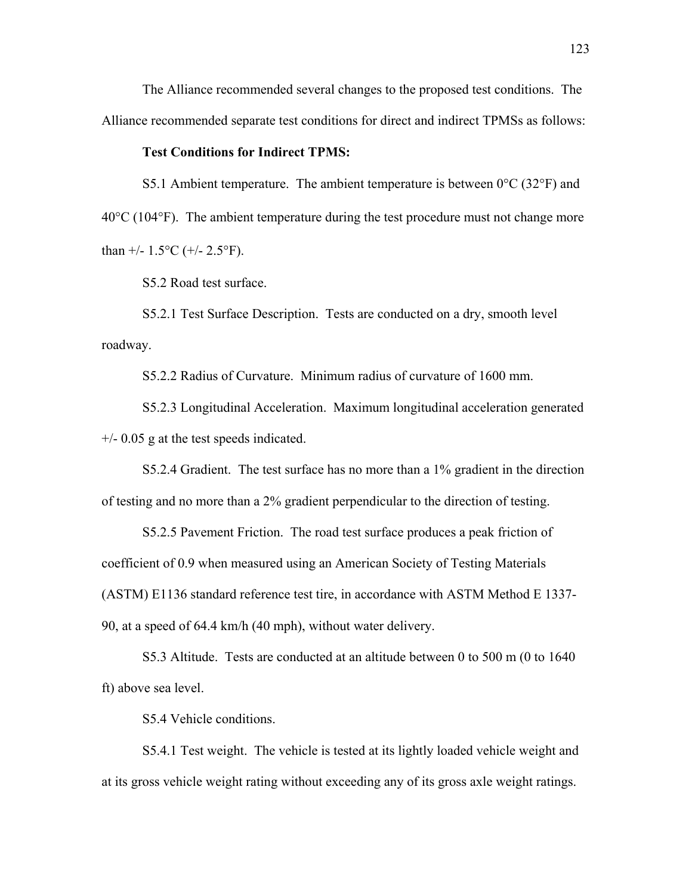The Alliance recommended several changes to the proposed test conditions. The Alliance recommended separate test conditions for direct and indirect TPMSs as follows:

**Test Conditions for Indirect TPMS:**

S5.1 Ambient temperature. The ambient temperature is between 0°C (32°F) and 40°C (104°F). The ambient temperature during the test procedure must not change more than +/- 1.5°C (+/- 2.5°F).

S5.2 Road test surface.

S5.2.1 Test Surface Description. Tests are conducted on a dry, smooth level roadway.

S5.2.2 Radius of Curvature. Minimum radius of curvature of 1600 mm.

S5.2.3 Longitudinal Acceleration. Maximum longitudinal acceleration generated +/- 0.05 g at the test speeds indicated.

S5.2.4 Gradient. The test surface has no more than a 1% gradient in the direction of testing and no more than a 2% gradient perpendicular to the direction of testing.

S5.2.5 Pavement Friction. The road test surface produces a peak friction of coefficient of 0.9 when measured using an American Society of Testing Materials (ASTM) E1136 standard reference test tire, in accordance with ASTM Method E 1337-90, at a speed of 64.4 km/h (40 mph), without water delivery.

S5.3 Altitude. Tests are conducted at an altitude between 0 to 500 m (0 to 1640 ft) above sea level.

S5.4 Vehicle conditions.

S5.4.1 Test weight. The vehicle is tested at its lightly loaded vehicle weight and at its gross vehicle weight rating without exceeding any of its gross axle weight ratings.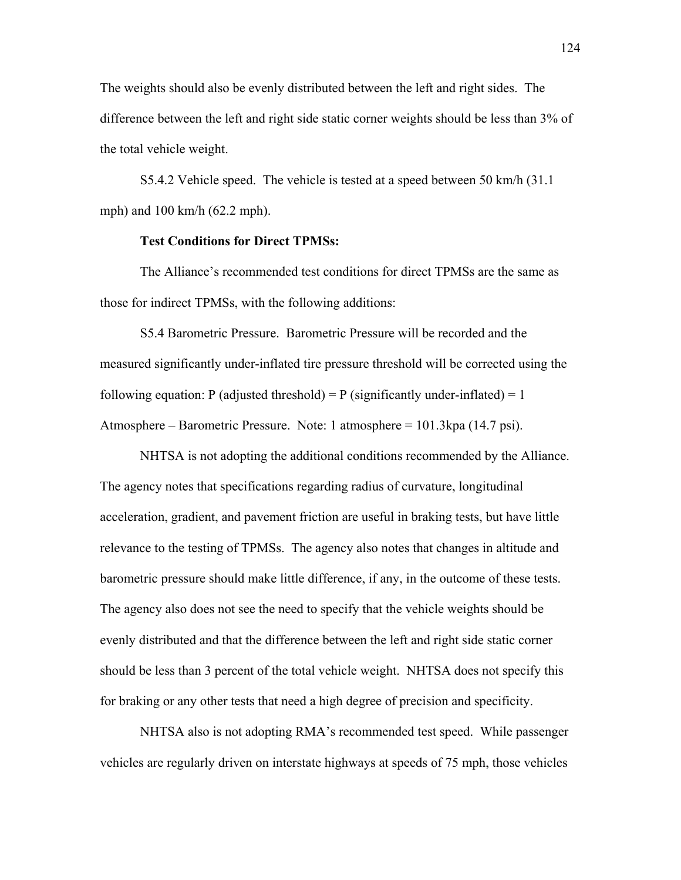The weights should also be evenly distributed between the left and right sides. The difference between the left and right side static corner weights should be less than 3% of the total vehicle weight.

S5.4.2 Vehicle speed. The vehicle is tested at a speed between 50 km/h (31.1 mph) and 100 km/h (62.2 mph).

**Test Conditions for Direct TPMSs:**

The Alliance's recommended test conditions for direct TPMSs are the same as those for indirect TPMSs, with the following additions:

S5.4 Barometric Pressure. Barometric Pressure will be recorded and the measured significantly under-inflated tire pressure threshold will be corrected using the following equation: P (adjusted threshold) = P (significantly under-inflated) = 1 Atmosphere – Barometric Pressure. Note: 1 atmosphere = 101.3kpa (14.7 psi).

NHTSA is not adopting the additional conditions recommended by the Alliance. The agency notes that specifications regarding radius of curvature, longitudinal acceleration, gradient, and pavement friction are useful in braking tests, but have little relevance to the testing of TPMSs. The agency also notes that changes in altitude and barometric pressure should make little difference, if any, in the outcome of these tests. The agency also does not see the need to specify that the vehicle weights should be evenly distributed and that the difference between the left and right side static corner should be less than 3 percent of the total vehicle weight. NHTSA does not specify this for braking or any other tests that need a high degree of precision and specificity.

NHTSA also is not adopting RMA's recommended test speed. While passenger vehicles are regularly driven on interstate highways at speeds of 75 mph, those vehicles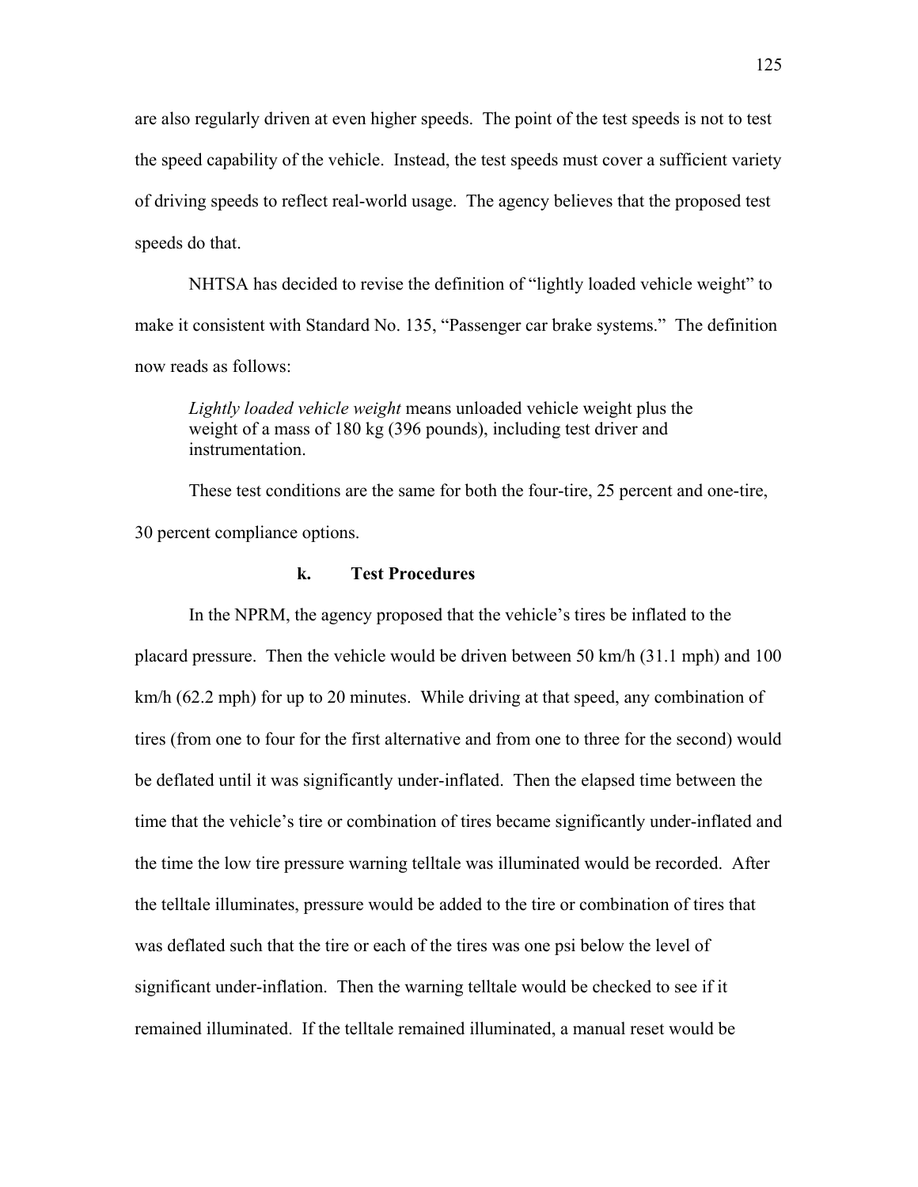are also regularly driven at even higher speeds. The point of the test speeds is not to test the speed capability of the vehicle. Instead, the test speeds must cover a sufficient variety of driving speeds to reflect real-world usage. The agency believes that the proposed test speeds do that.

NHTSA has decided to revise the definition of "lightly loaded vehicle weight" to make it consistent with Standard No. 135, "Passenger car brake systems." The definition now reads as follows:

> *Lightly loaded vehicle weight* means unloaded vehicle weight plus the weight of a mass of 180 kg (396 pounds), including test driver and instrumentation.

These test conditions are the same for both the four-tire, 25 percent and one-tire, 30 percent compliance options.

### k. Test Procedures

In the NPRM, the agency proposed that the vehicle's tires be inflated to the placard pressure. Then the vehicle would be driven between 50 km/h (31.1 mph) and 100 km/h (62.2 mph) for up to 20 minutes. While driving at that speed, any combination of tires (from one to four for the first alternative and from one to three for the second) would be deflated until it was significantly under-inflated. Then the elapsed time between the time that the vehicle's tire or combination of tires became significantly under-inflated and the time the low tire pressure warning telltale was illuminated would be recorded. After the telltale illuminates, pressure would be added to the tire or combination of tires that was deflated such that the tire or each of the tires was one psi below the level of significant under-inflation. Then the warning telltale would be checked to see if it remained illuminated. If the telltale remained illuminated, a manual reset would be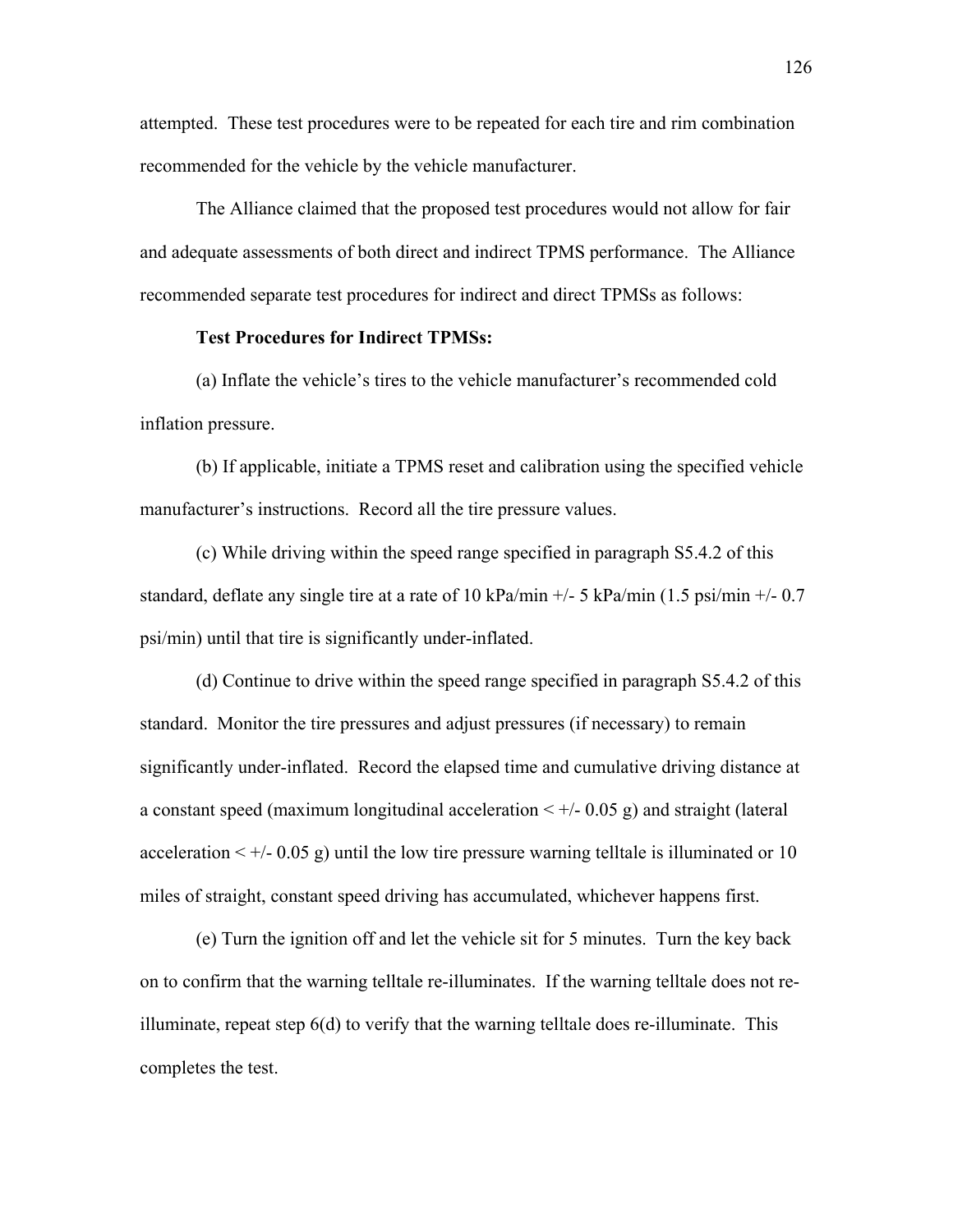attempted. These test procedures were to be repeated for each tire and rim combination recommended for the vehicle by the vehicle manufacturer.

The Alliance claimed that the proposed test procedures would not allow for fair and adequate assessments of both direct and indirect TPMS performance. The Alliance recommended separate test procedures for indirect and direct TPMSs as follows:

**Test Procedures for Indirect TPMSs:**

(a) Inflate the vehicle's tires to the vehicle manufacturer's recommended cold inflation pressure.

(b) If applicable, initiate a TPMS reset and calibration using the specified vehicle manufacturer's instructions. Record all the tire pressure values.

(c) While driving within the speed range specified in paragraph S5.4.2 of this standard, deflate any single tire at a rate of 10 kPa/min +/- 5 kPa/min (1.5 psi/min +/- 0.7 psi/min) until that tire is significantly under-inflated.

(d) Continue to drive within the speed range specified in paragraph S5.4.2 of this standard. Monitor the tire pressures and adjust pressures (if necessary) to remain significantly under-inflated. Record the elapsed time and cumulative driving distance at a constant speed (maximum longitudinal acceleration < +/- 0.05 g) and straight (lateral acceleration < +/- 0.05 g) until the low tire pressure warning telltale is illuminated or 10 miles of straight, constant speed driving has accumulated, whichever happens first.

(e) Turn the ignition off and let the vehicle sit for 5 minutes. Turn the key back on to confirm that the warning telltale re-illuminates. If the warning telltale does not re-illuminate, repeat step 6(d) to verify that the warning telltale does re-illuminate. This completes the test.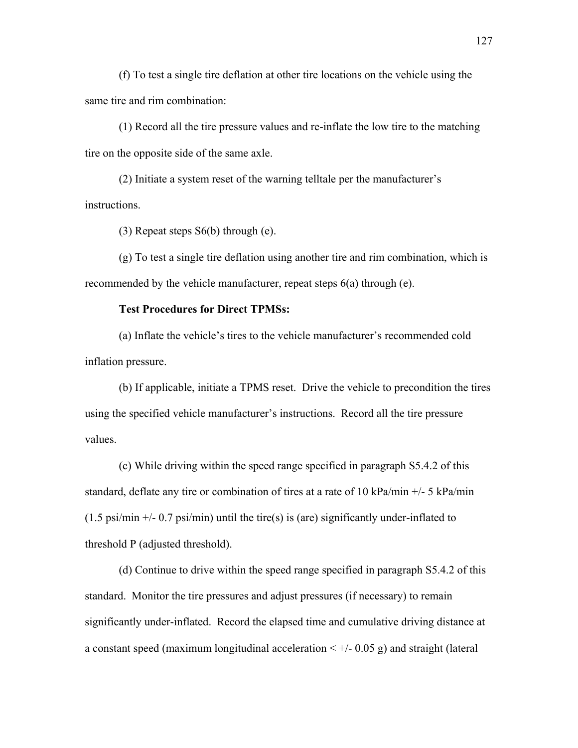(f) To test a single tire deflation at other tire locations on the vehicle using the same tire and rim combination:

(1) Record all the tire pressure values and re-inflate the low tire to the matching tire on the opposite side of the same axle.

(2) Initiate a system reset of the warning telltale per the manufacturer's instructions.

(3) Repeat steps S6(b) through (e).

(g) To test a single tire deflation using another tire and rim combination, which is recommended by the vehicle manufacturer, repeat steps 6(a) through (e).

**Test Procedures for Direct TPMSs:**

(a) Inflate the vehicle's tires to the vehicle manufacturer's recommended cold inflation pressure.

(b) If applicable, initiate a TPMS reset. Drive the vehicle to precondition the tires using the specified vehicle manufacturer's instructions. Record all the tire pressure values.

(c) While driving within the speed range specified in paragraph S5.4.2 of this standard, deflate any tire or combination of tires at a rate of 10 kPa/min +/- 5 kPa/min (1.5 psi/min +/- 0.7 psi/min) until the tire(s) is (are) significantly under-inflated to threshold P (adjusted threshold).

(d) Continue to drive within the speed range specified in paragraph S5.4.2 of this standard. Monitor the tire pressures and adjust pressures (if necessary) to remain significantly under-inflated. Record the elapsed time and cumulative driving distance at a constant speed (maximum longitudinal acceleration < +/- 0.05 g) and straight (lateral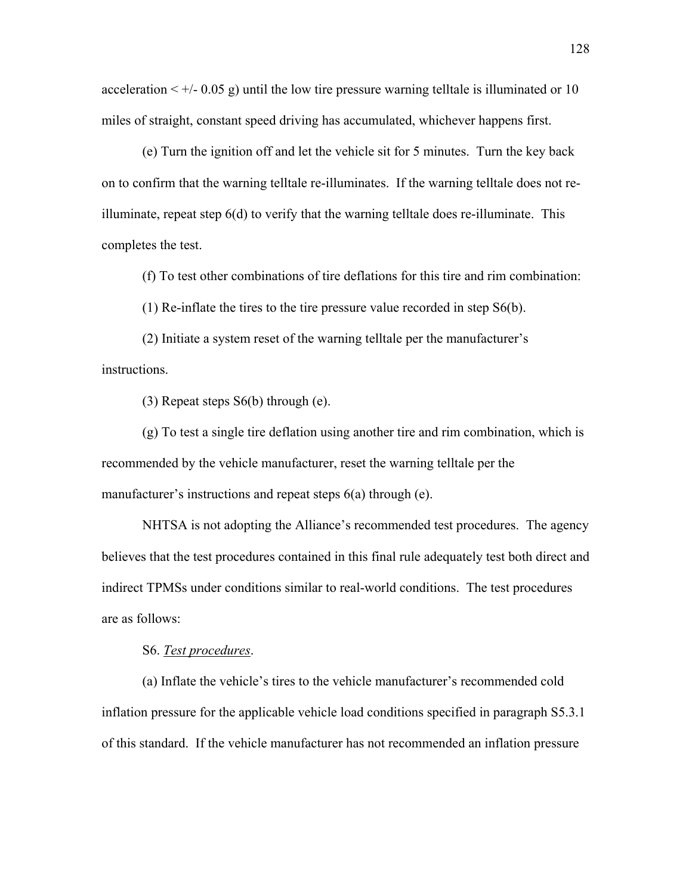acceleration < +/- 0.05 g) until the low tire pressure warning telltale is illuminated or 10 miles of straight, constant speed driving has accumulated, whichever happens first.

(e) Turn the ignition off and let the vehicle sit for 5 minutes. Turn the key back on to confirm that the warning telltale re-illuminates. If the warning telltale does not re-illuminate, repeat step 6(d) to verify that the warning telltale does re-illuminate. This completes the test.

(f) To test other combinations of tire deflations for this tire and rim combination:

(1) Re-inflate the tires to the tire pressure value recorded in step S6(b).

(2) Initiate a system reset of the warning telltale per the manufacturer's instructions.

(3) Repeat steps S6(b) through (e).

(g) To test a single tire deflation using another tire and rim combination, which is recommended by the vehicle manufacturer, reset the warning telltale per the manufacturer's instructions and repeat steps 6(a) through (e).

NHTSA is not adopting the Alliance's recommended test procedures. The agency believes that the test procedures contained in this final rule adequately test both direct and indirect TPMSs under conditions similar to real-world conditions. The test procedures are as follows:

S6. *Test procedures*.

(a) Inflate the vehicle's tires to the vehicle manufacturer's recommended cold inflation pressure for the applicable vehicle load conditions specified in paragraph S5.3.1 of this standard. If the vehicle manufacturer has not recommended an inflation pressure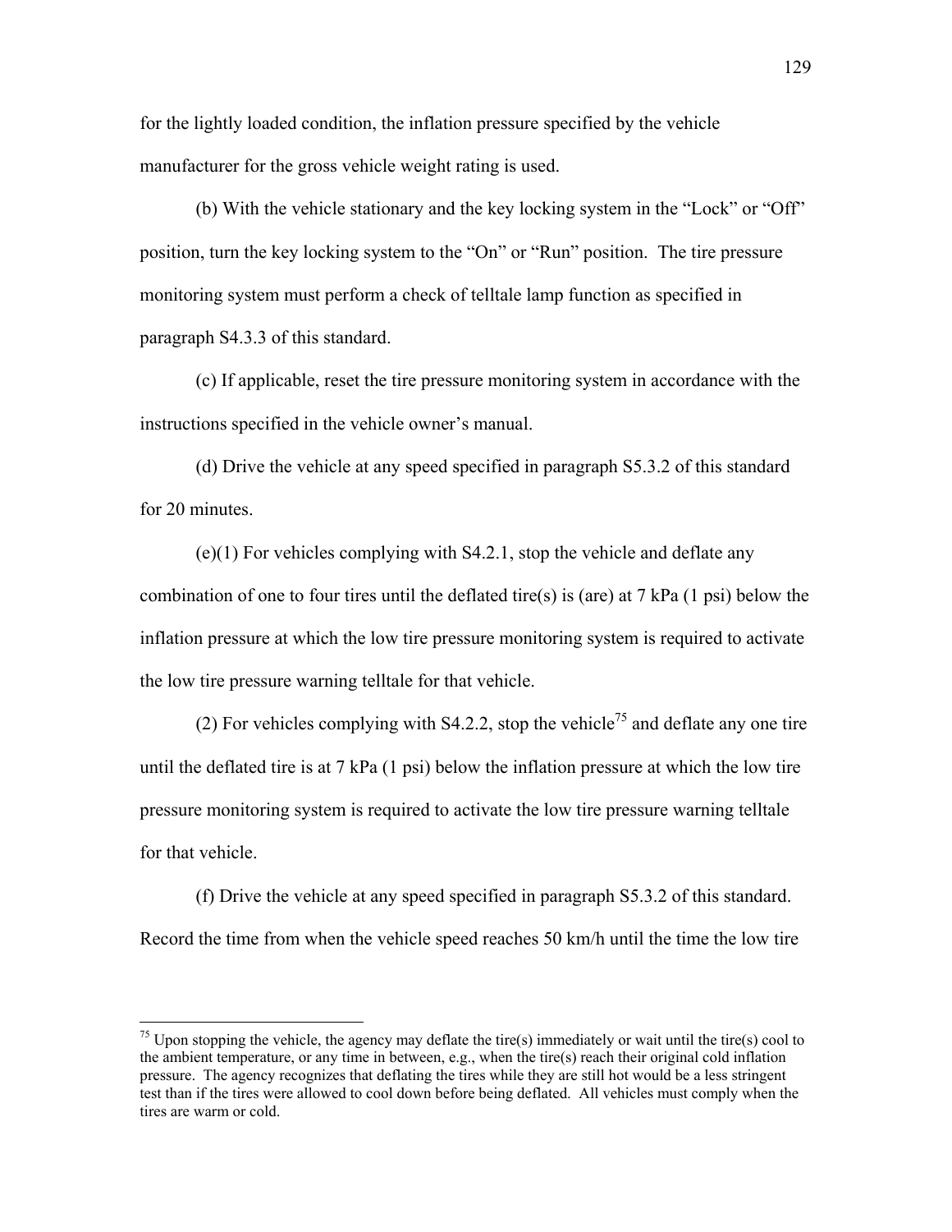for the lightly loaded condition, the inflation pressure specified by the vehicle manufacturer for the gross vehicle weight rating is used.

(b) With the vehicle stationary and the key locking system in the “Lock” or “Off” position, turn the key locking system to the “On” or “Run” position. The tire pressure monitoring system must perform a check of telltale lamp function as specified in paragraph S4.3.3 of this standard.

(c) If applicable, reset the tire pressure monitoring system in accordance with the instructions specified in the vehicle owner’s manual.

(d) Drive the vehicle at any speed specified in paragraph S5.3.2 of this standard for 20 minutes.

(e)(1) For vehicles complying with S4.2.1, stop the vehicle and deflate any combination of one to four tires until the deflated tire(s) is (are) at 7 kPa (1 psi) below the inflation pressure at which the low tire pressure monitoring system is required to activate the low tire pressure warning telltale for that vehicle.

(2) For vehicles complying with S4.2.2, stop the vehicle[75] and deflate any one tire until the deflated tire is at 7 kPa (1 psi) below the inflation pressure at which the low tire pressure monitoring system is required to activate the low tire pressure warning telltale for that vehicle.

(f) Drive the vehicle at any speed specified in paragraph S5.3.2 of this standard. Record the time from when the vehicle speed reaches 50 km/h until the time the low tire

[75] Upon stopping the vehicle, the agency may deflate the tire(s) immediately or wait until the tire(s) cool to the ambient temperature, or any time in between, e.g., when the tire(s) reach their original cold inflation pressure. The agency recognizes that deflating the tires while they are still hot would be a less stringent test than if the tires were allowed to cool down before being deflated. All vehicles must comply when the tires are warm or cold.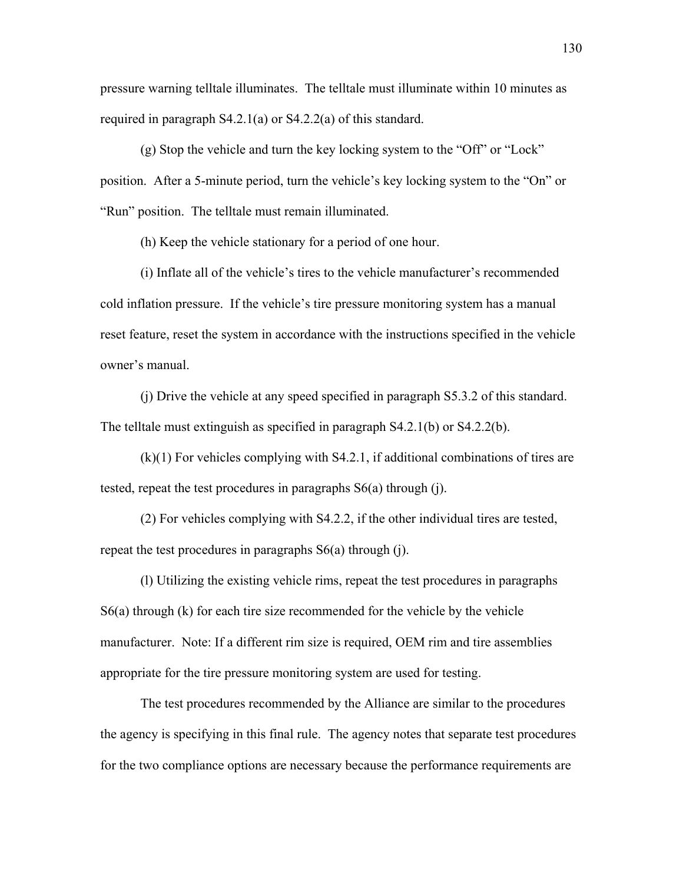pressure warning telltale illuminates. The telltale must illuminate within 10 minutes as required in paragraph S4.2.1(a) or S4.2.2(a) of this standard.

(g) Stop the vehicle and turn the key locking system to the "Off" or "Lock" position. After a 5-minute period, turn the vehicle's key locking system to the "On" or "Run" position. The telltale must remain illuminated.

(h) Keep the vehicle stationary for a period of one hour.

(i) Inflate all of the vehicle's tires to the vehicle manufacturer's recommended cold inflation pressure. If the vehicle's tire pressure monitoring system has a manual reset feature, reset the system in accordance with the instructions specified in the vehicle owner's manual.

(j) Drive the vehicle at any speed specified in paragraph S5.3.2 of this standard. The telltale must extinguish as specified in paragraph S4.2.1(b) or S4.2.2(b).

(k)(1) For vehicles complying with S4.2.1, if additional combinations of tires are tested, repeat the test procedures in paragraphs S6(a) through (j).

(2) For vehicles complying with S4.2.2, if the other individual tires are tested, repeat the test procedures in paragraphs S6(a) through (j).

(l) Utilizing the existing vehicle rims, repeat the test procedures in paragraphs S6(a) through (k) for each tire size recommended for the vehicle by the vehicle manufacturer. Note: If a different rim size is required, OEM rim and tire assemblies appropriate for the tire pressure monitoring system are used for testing.

The test procedures recommended by the Alliance are similar to the procedures the agency is specifying in this final rule. The agency notes that separate test procedures for the two compliance options are necessary because the performance requirements are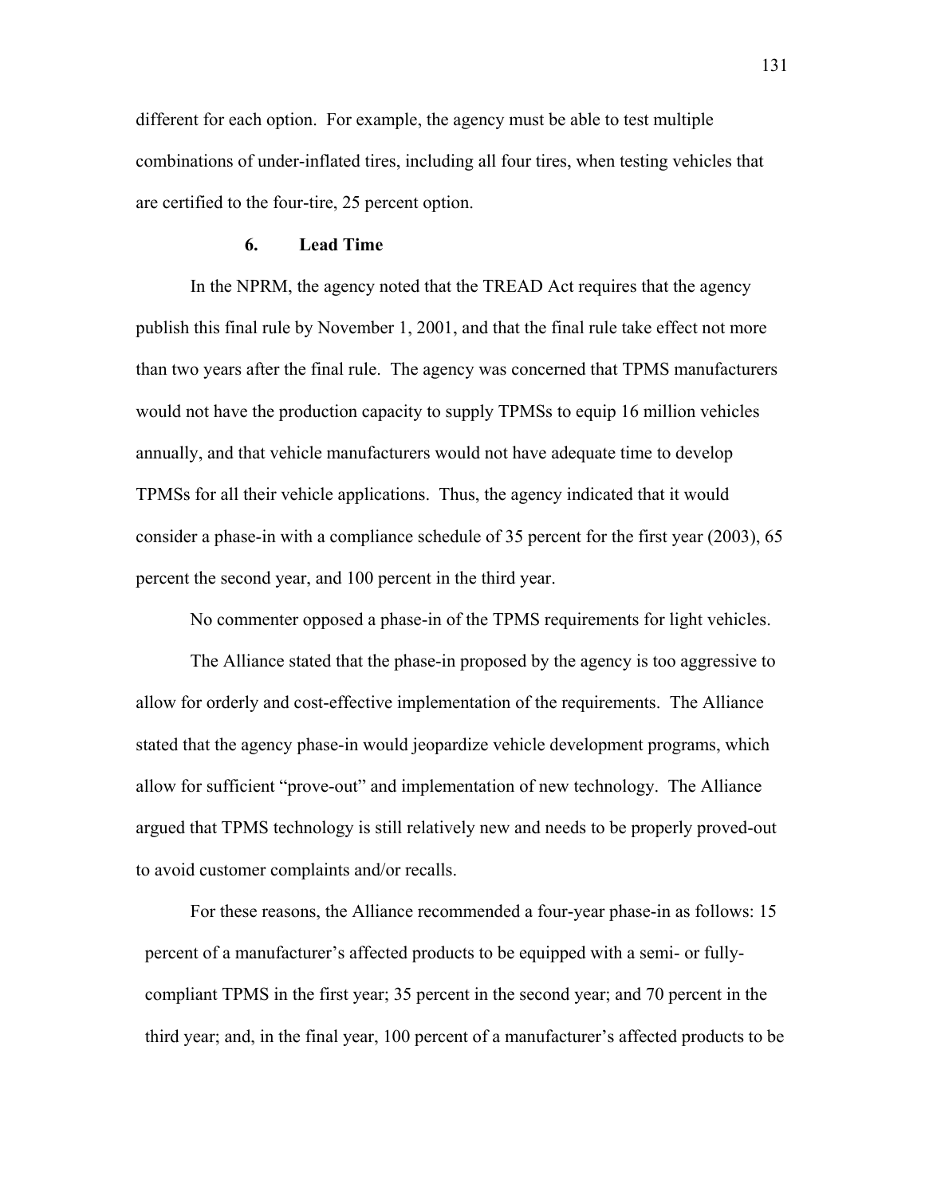different for each option. For example, the agency must be able to test multiple combinations of under-inflated tires, including all four tires, when testing vehicles that are certified to the four-tire, 25 percent option.

### 6. Lead Time

In the NPRM, the agency noted that the TREAD Act requires that the agency publish this final rule by November 1, 2001, and that the final rule take effect not more than two years after the final rule. The agency was concerned that TPMS manufacturers would not have the production capacity to supply TPMSs to equip 16 million vehicles annually, and that vehicle manufacturers would not have adequate time to develop TPMSs for all their vehicle applications. Thus, the agency indicated that it would consider a phase-in with a compliance schedule of 35 percent for the first year (2003), 65 percent the second year, and 100 percent in the third year.

No commenter opposed a phase-in of the TPMS requirements for light vehicles.

The Alliance stated that the phase-in proposed by the agency is too aggressive to allow for orderly and cost-effective implementation of the requirements. The Alliance stated that the agency phase-in would jeopardize vehicle development programs, which allow for sufficient "prove-out" and implementation of new technology. The Alliance argued that TPMS technology is still relatively new and needs to be properly proved-out to avoid customer complaints and/or recalls.

For these reasons, the Alliance recommended a four-year phase-in as follows: 15 percent of a manufacturer's affected products to be equipped with a semi- or fully-compliant TPMS in the first year; 35 percent in the second year; and 70 percent in the third year; and, in the final year, 100 percent of a manufacturer's affected products to be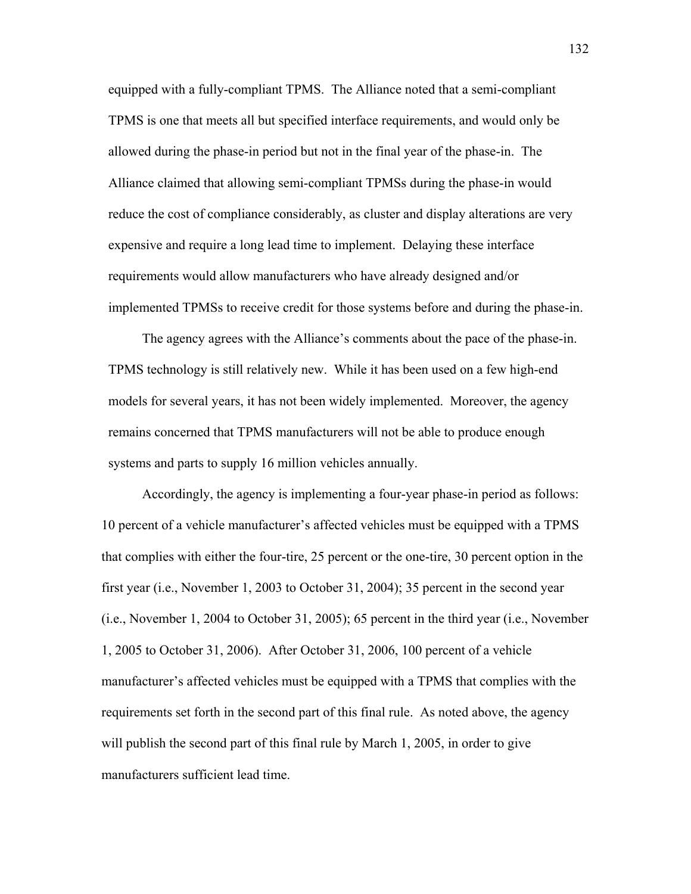equipped with a fully-compliant TPMS. The Alliance noted that a semi-compliant TPMS is one that meets all but specified interface requirements, and would only be allowed during the phase-in period but not in the final year of the phase-in. The Alliance claimed that allowing semi-compliant TPMSs during the phase-in would reduce the cost of compliance considerably, as cluster and display alterations are very expensive and require a long lead time to implement. Delaying these interface requirements would allow manufacturers who have already designed and/or implemented TPMSs to receive credit for those systems before and during the phase-in.

The agency agrees with the Alliance's comments about the pace of the phase-in. TPMS technology is still relatively new. While it has been used on a few high-end models for several years, it has not been widely implemented. Moreover, the agency remains concerned that TPMS manufacturers will not be able to produce enough systems and parts to supply 16 million vehicles annually.

Accordingly, the agency is implementing a four-year phase-in period as follows: 10 percent of a vehicle manufacturer's affected vehicles must be equipped with a TPMS that complies with either the four-tire, 25 percent or the one-tire, 30 percent option in the first year (i.e., November 1, 2003 to October 31, 2004); 35 percent in the second year (i.e., November 1, 2004 to October 31, 2005); 65 percent in the third year (i.e., November 1, 2005 to October 31, 2006). After October 31, 2006, 100 percent of a vehicle manufacturer's affected vehicles must be equipped with a TPMS that complies with the requirements set forth in the second part of this final rule. As noted above, the agency will publish the second part of this final rule by March 1, 2005, in order to give manufacturers sufficient lead time.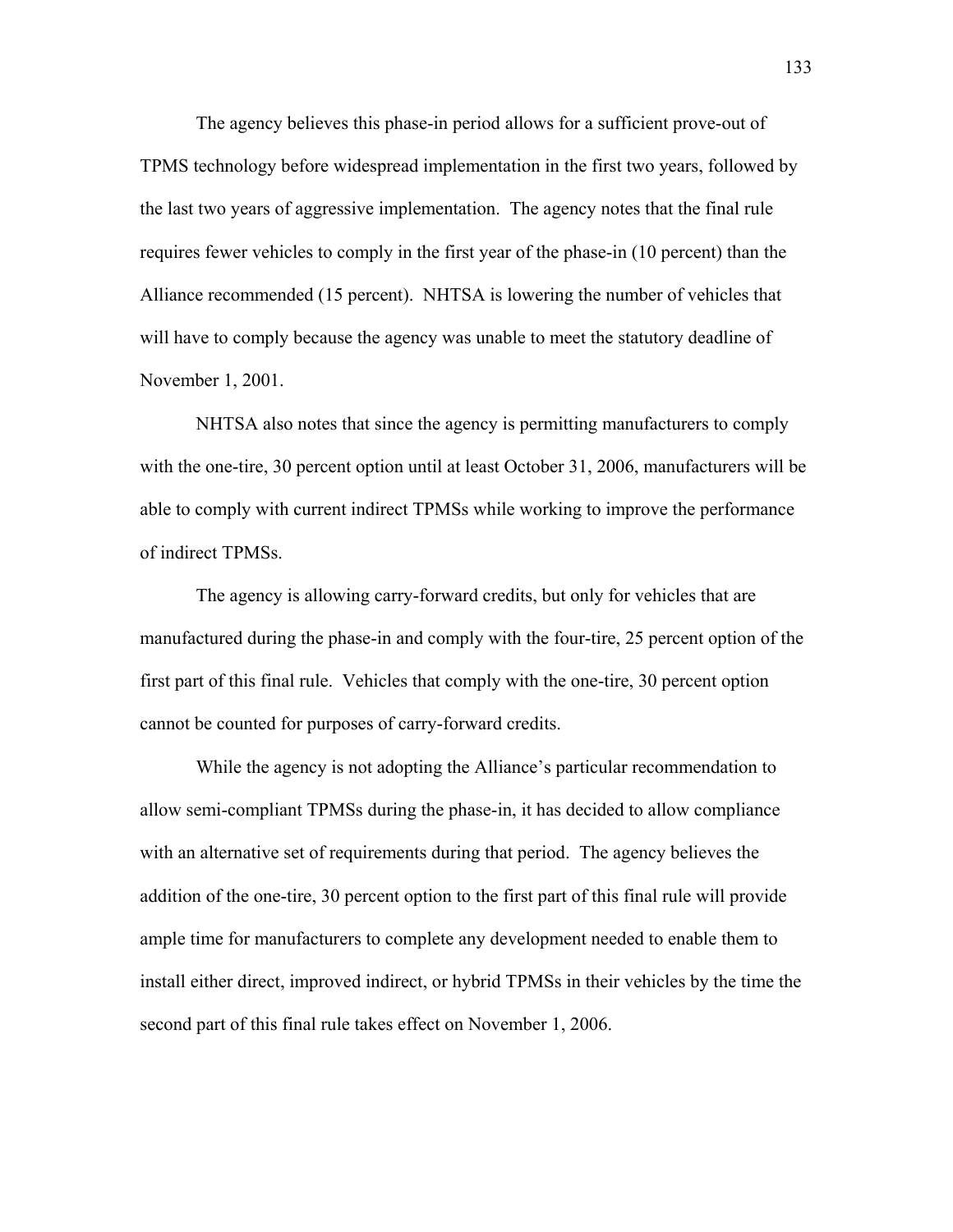The agency believes this phase-in period allows for a sufficient prove-out of TPMS technology before widespread implementation in the first two years, followed by the last two years of aggressive implementation. The agency notes that the final rule requires fewer vehicles to comply in the first year of the phase-in (10 percent) than the Alliance recommended (15 percent). NHTSA is lowering the number of vehicles that will have to comply because the agency was unable to meet the statutory deadline of November 1, 2001.

NHTSA also notes that since the agency is permitting manufacturers to comply with the one-tire, 30 percent option until at least October 31, 2006, manufacturers will be able to comply with current indirect TPMSs while working to improve the performance of indirect TPMSs.

The agency is allowing carry-forward credits, but only for vehicles that are manufactured during the phase-in and comply with the four-tire, 25 percent option of the first part of this final rule. Vehicles that comply with the one-tire, 30 percent option cannot be counted for purposes of carry-forward credits.

While the agency is not adopting the Alliance's particular recommendation to allow semi-compliant TPMSs during the phase-in, it has decided to allow compliance with an alternative set of requirements during that period. The agency believes the addition of the one-tire, 30 percent option to the first part of this final rule will provide ample time for manufacturers to complete any development needed to enable them to install either direct, improved indirect, or hybrid TPMSs in their vehicles by the time the second part of this final rule takes effect on November 1, 2006.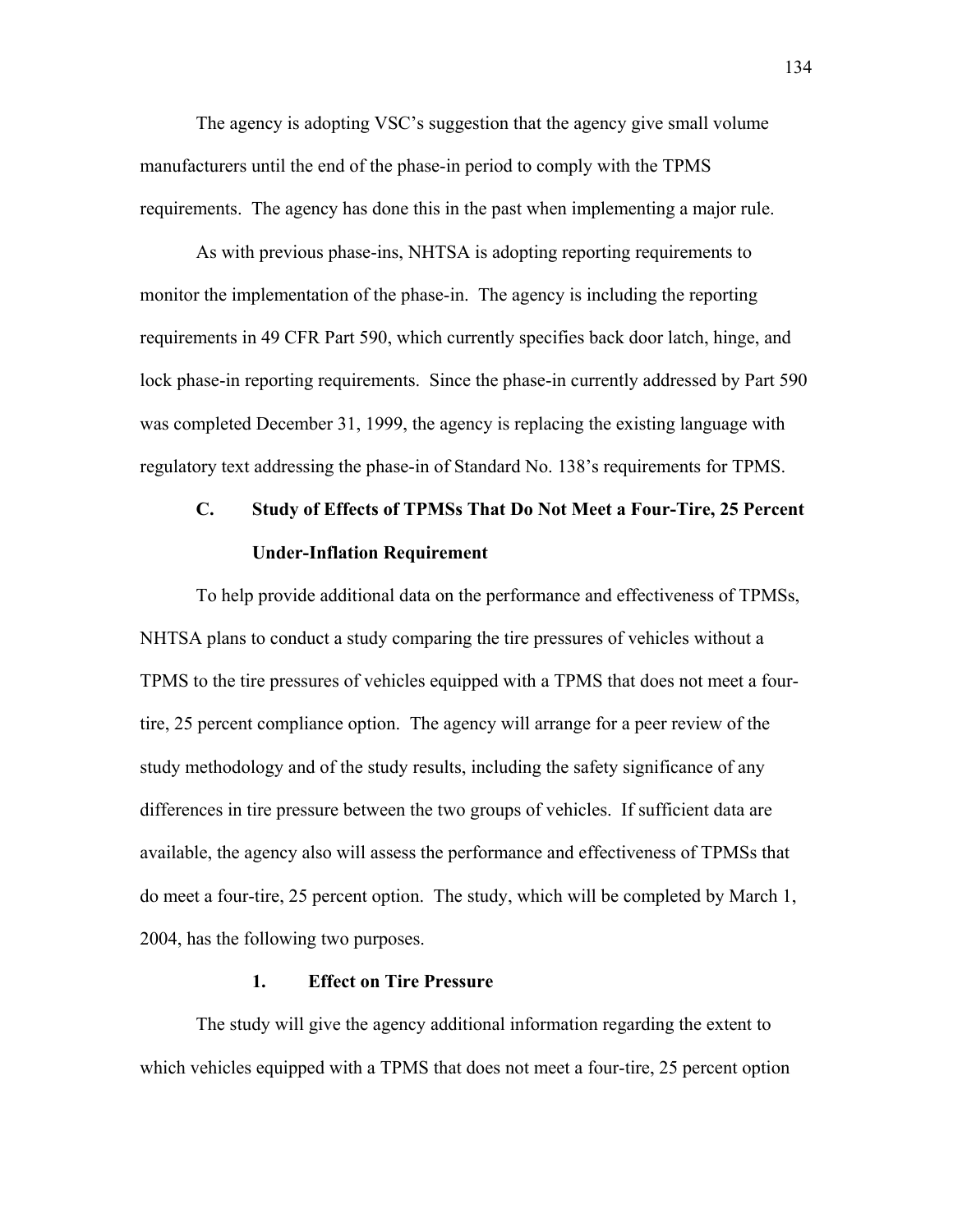The agency is adopting VSC's suggestion that the agency give small volume manufacturers until the end of the phase-in period to comply with the TPMS requirements. The agency has done this in the past when implementing a major rule.

As with previous phase-ins, NHTSA is adopting reporting requirements to monitor the implementation of the phase-in. The agency is including the reporting requirements in 49 CFR Part 590, which currently specifies back door latch, hinge, and lock phase-in reporting requirements. Since the phase-in currently addressed by Part 590 was completed December 31, 1999, the agency is replacing the existing language with regulatory text addressing the phase-in of Standard No. 138's requirements for TPMS.

### C. Study of Effects of TPMSs That Do Not Meet a Four-Tire, 25 Percent Under-Inflation Requirement

To help provide additional data on the performance and effectiveness of TPMSs, NHTSA plans to conduct a study comparing the tire pressures of vehicles without a TPMS to the tire pressures of vehicles equipped with a TPMS that does not meet a four-tire, 25 percent compliance option. The agency will arrange for a peer review of the study methodology and of the study results, including the safety significance of any differences in tire pressure between the two groups of vehicles. If sufficient data are available, the agency also will assess the performance and effectiveness of TPMSs that do meet a four-tire, 25 percent option. The study, which will be completed by March 1, 2004, has the following two purposes.

#### 1. Effect on Tire Pressure

The study will give the agency additional information regarding the extent to which vehicles equipped with a TPMS that does not meet a four-tire, 25 percent option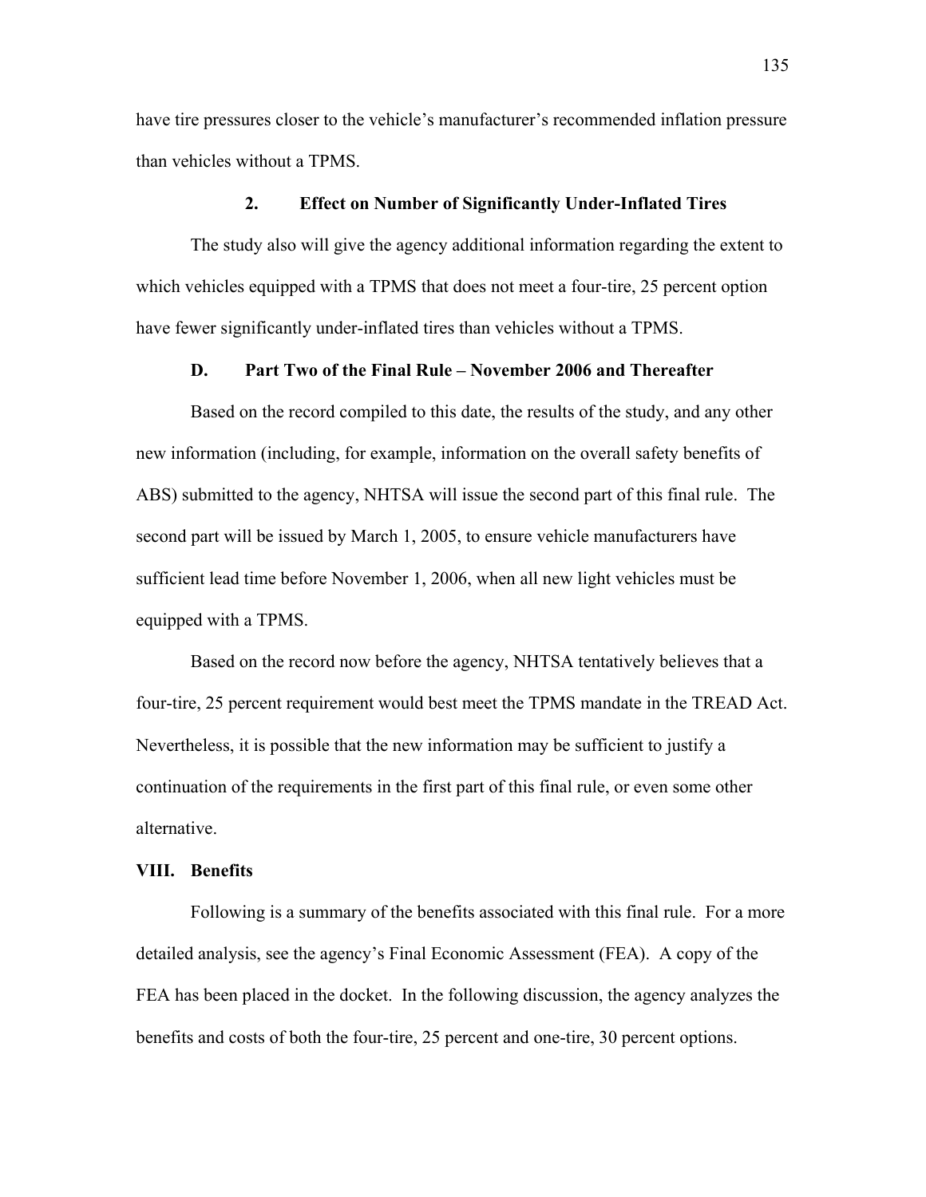have tire pressures closer to the vehicle's manufacturer's recommended inflation pressure than vehicles without a TPMS.

### 2. Effect on Number of Significantly Under-Inflated Tires

The study also will give the agency additional information regarding the extent to which vehicles equipped with a TPMS that does not meet a four-tire, 25 percent option have fewer significantly under-inflated tires than vehicles without a TPMS.

### D. Part Two of the Final Rule – November 2006 and Thereafter

Based on the record compiled to this date, the results of the study, and any other new information (including, for example, information on the overall safety benefits of ABS) submitted to the agency, NHTSA will issue the second part of this final rule. The second part will be issued by March 1, 2005, to ensure vehicle manufacturers have sufficient lead time before November 1, 2006, when all new light vehicles must be equipped with a TPMS.

Based on the record now before the agency, NHTSA tentatively believes that a four-tire, 25 percent requirement would best meet the TPMS mandate in the TREAD Act. Nevertheless, it is possible that the new information may be sufficient to justify a continuation of the requirements in the first part of this final rule, or even some other alternative.

## VIII. Benefits

Following is a summary of the benefits associated with this final rule. For a more detailed analysis, see the agency's Final Economic Assessment (FEA). A copy of the FEA has been placed in the docket. In the following discussion, the agency analyzes the benefits and costs of both the four-tire, 25 percent and one-tire, 30 percent options.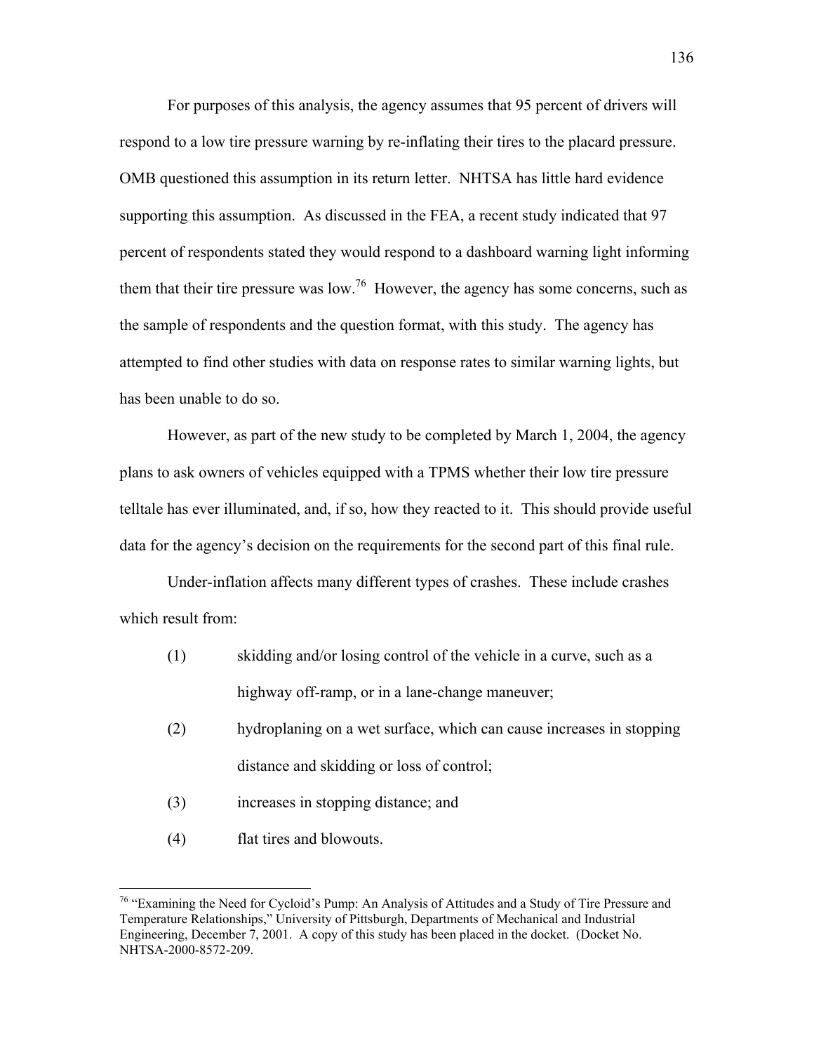For purposes of this analysis, the agency assumes that 95 percent of drivers will respond to a low tire pressure warning by re-inflating their tires to the placard pressure. OMB questioned this assumption in its return letter. NHTSA has little hard evidence supporting this assumption. As discussed in the FEA, a recent study indicated that 97 percent of respondents stated they would respond to a dashboard warning light informing them that their tire pressure was low.[76] However, the agency has some concerns, such as the sample of respondents and the question format, with this study. The agency has attempted to find other studies with data on response rates to similar warning lights, but has been unable to do so.

However, as part of the new study to be completed by March 1, 2004, the agency plans to ask owners of vehicles equipped with a TPMS whether their low tire pressure telltale has ever illuminated, and, if so, how they reacted to it. This should provide useful data for the agency's decision on the requirements for the second part of this final rule.

Under-inflation affects many different types of crashes. These include crashes which result from:

(1) skidding and/or losing control of the vehicle in a curve, such as a highway off-ramp, or in a lane-change maneuver;

(2) hydroplaning on a wet surface, which can cause increases in stopping distance and skidding or loss of control;

(3) increases in stopping distance; and

(4) flat tires and blowouts.

---

[76] "Examining the Need for Cycloid's Pump: An Analysis of Attitudes and a Study of Tire Pressure and Temperature Relationships," University of Pittsburgh, Departments of Mechanical and Industrial Engineering, December 7, 2001. A copy of this study has been placed in the docket. (Docket No. NHTSA-2000-8572-209.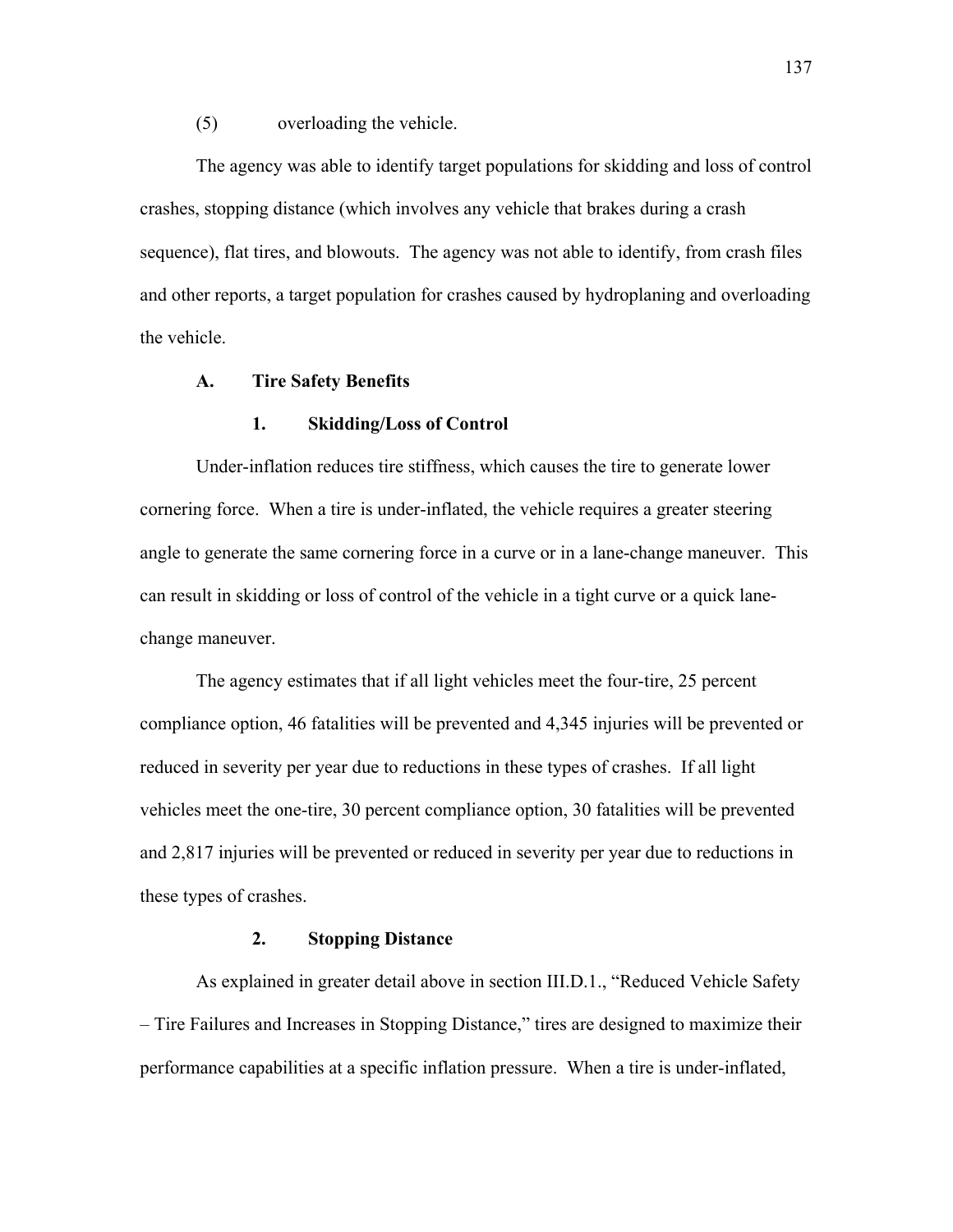(5) overloading the vehicle.

The agency was able to identify target populations for skidding and loss of control crashes, stopping distance (which involves any vehicle that brakes during a crash sequence), flat tires, and blowouts. The agency was not able to identify, from crash files and other reports, a target population for crashes caused by hydroplaning and overloading the vehicle.

## A. Tire Safety Benefits

### 1. Skidding/Loss of Control

Under-inflation reduces tire stiffness, which causes the tire to generate lower cornering force. When a tire is under-inflated, the vehicle requires a greater steering angle to generate the same cornering force in a curve or in a lane-change maneuver. This can result in skidding or loss of control of the vehicle in a tight curve or a quick lane-change maneuver.

The agency estimates that if all light vehicles meet the four-tire, 25 percent compliance option, 46 fatalities will be prevented and 4,345 injuries will be prevented or reduced in severity per year due to reductions in these types of crashes. If all light vehicles meet the one-tire, 30 percent compliance option, 30 fatalities will be prevented and 2,817 injuries will be prevented or reduced in severity per year due to reductions in these types of crashes.

### 2. Stopping Distance

As explained in greater detail above in section III.D.1., "Reduced Vehicle Safety – Tire Failures and Increases in Stopping Distance," tires are designed to maximize their performance capabilities at a specific inflation pressure. When a tire is under-inflated,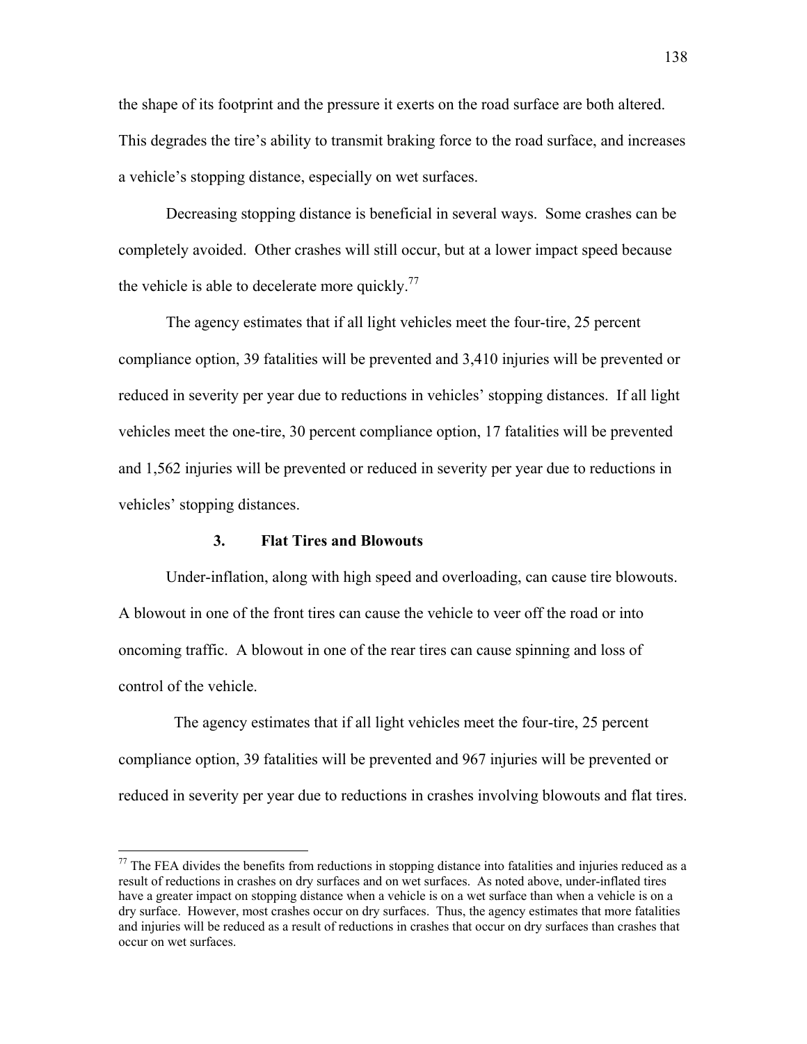the shape of its footprint and the pressure it exerts on the road surface are both altered. This degrades the tire's ability to transmit braking force to the road surface, and increases a vehicle's stopping distance, especially on wet surfaces.

Decreasing stopping distance is beneficial in several ways. Some crashes can be completely avoided. Other crashes will still occur, but at a lower impact speed because the vehicle is able to decelerate more quickly.[77]

The agency estimates that if all light vehicles meet the four-tire, 25 percent compliance option, 39 fatalities will be prevented and 3,410 injuries will be prevented or reduced in severity per year due to reductions in vehicles' stopping distances. If all light vehicles meet the one-tire, 30 percent compliance option, 17 fatalities will be prevented and 1,562 injuries will be prevented or reduced in severity per year due to reductions in vehicles' stopping distances.

### 3. Flat Tires and Blowouts

Under-inflation, along with high speed and overloading, can cause tire blowouts. A blowout in one of the front tires can cause the vehicle to veer off the road or into oncoming traffic. A blowout in one of the rear tires can cause spinning and loss of control of the vehicle.

The agency estimates that if all light vehicles meet the four-tire, 25 percent compliance option, 39 fatalities will be prevented and 967 injuries will be prevented or reduced in severity per year due to reductions in crashes involving blowouts and flat tires.

---

[77] The FEA divides the benefits from reductions in stopping distance into fatalities and injuries reduced as a result of reductions in crashes on dry surfaces and on wet surfaces. As noted above, under-inflated tires have a greater impact on stopping distance when a vehicle is on a wet surface than when a vehicle is on a dry surface. However, most crashes occur on dry surfaces. Thus, the agency estimates that more fatalities and injuries will be reduced as a result of reductions in crashes that occur on dry surfaces than crashes that occur on wet surfaces.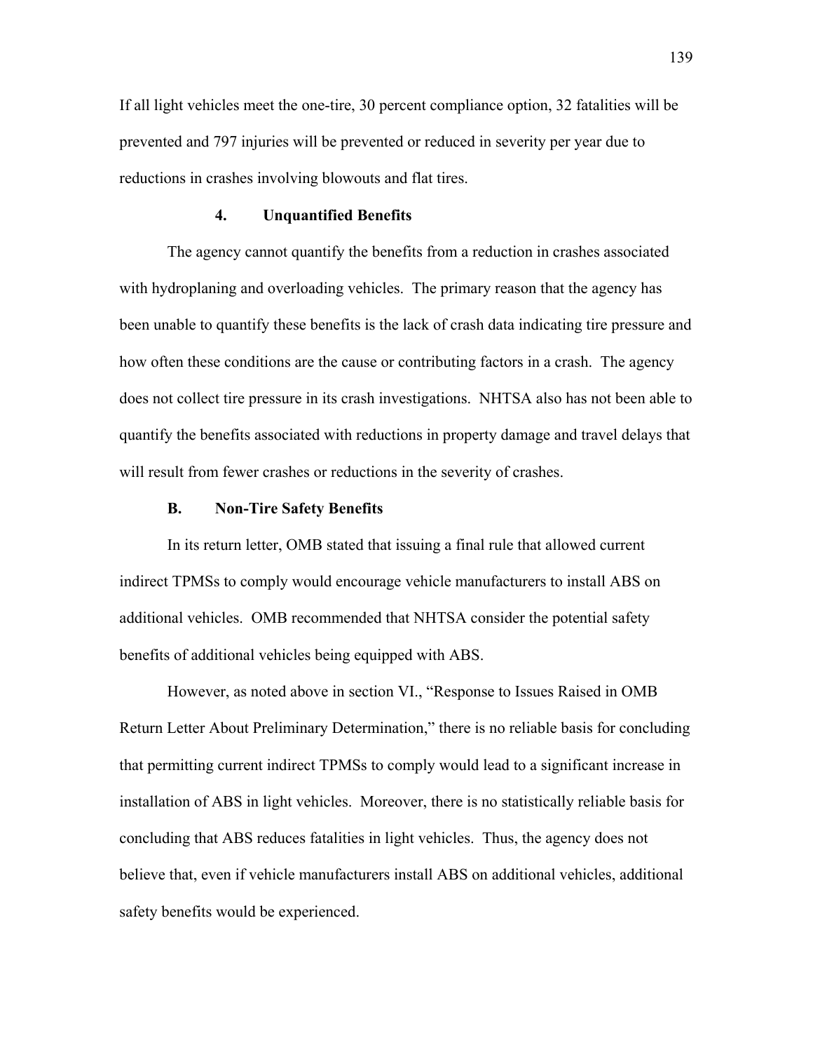If all light vehicles meet the one-tire, 30 percent compliance option, 32 fatalities will be prevented and 797 injuries will be prevented or reduced in severity per year due to reductions in crashes involving blowouts and flat tires.

#### 4. Unquantified Benefits

The agency cannot quantify the benefits from a reduction in crashes associated with hydroplaning and overloading vehicles. The primary reason that the agency has been unable to quantify these benefits is the lack of crash data indicating tire pressure and how often these conditions are the cause or contributing factors in a crash. The agency does not collect tire pressure in its crash investigations. NHTSA also has not been able to quantify the benefits associated with reductions in property damage and travel delays that will result from fewer crashes or reductions in the severity of crashes.

### B. Non-Tire Safety Benefits

In its return letter, OMB stated that issuing a final rule that allowed current indirect TPMSs to comply would encourage vehicle manufacturers to install ABS on additional vehicles. OMB recommended that NHTSA consider the potential safety benefits of additional vehicles being equipped with ABS.

However, as noted above in section VI., "Response to Issues Raised in OMB Return Letter About Preliminary Determination," there is no reliable basis for concluding that permitting current indirect TPMSs to comply would lead to a significant increase in installation of ABS in light vehicles. Moreover, there is no statistically reliable basis for concluding that ABS reduces fatalities in light vehicles. Thus, the agency does not believe that, even if vehicle manufacturers install ABS on additional vehicles, additional safety benefits would be experienced.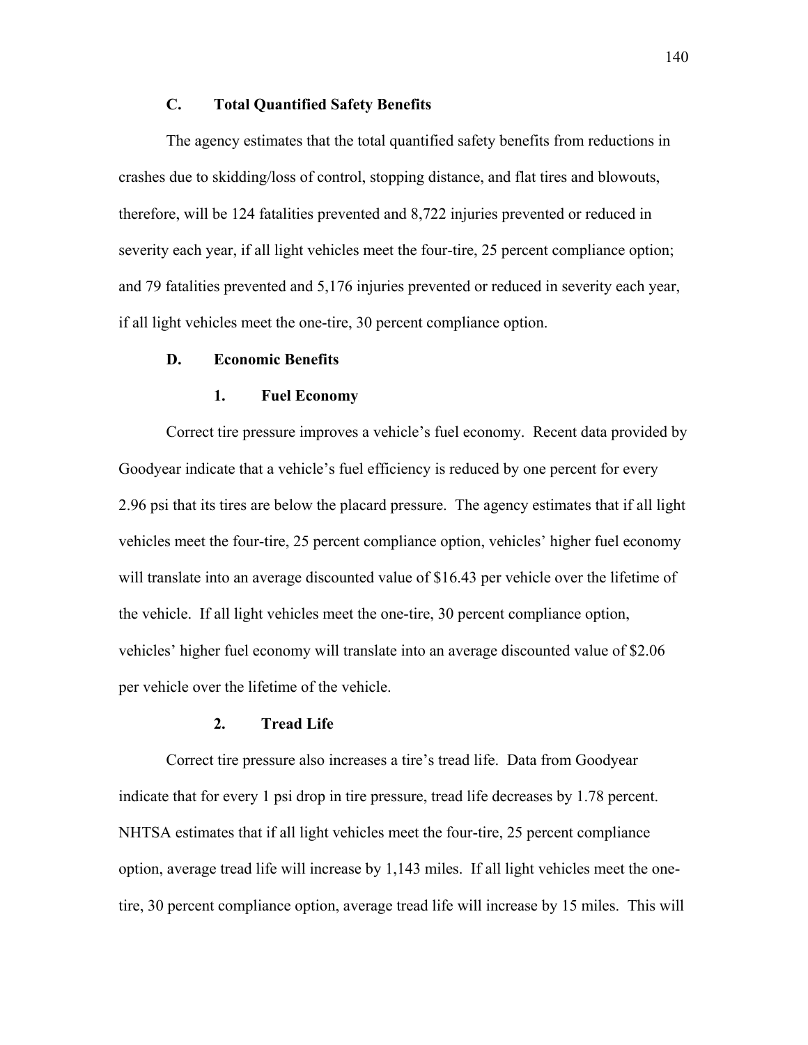### C. Total Quantified Safety Benefits

The agency estimates that the total quantified safety benefits from reductions in crashes due to skidding/loss of control, stopping distance, and flat tires and blowouts, therefore, will be 124 fatalities prevented and 8,722 injuries prevented or reduced in severity each year, if all light vehicles meet the four-tire, 25 percent compliance option; and 79 fatalities prevented and 5,176 injuries prevented or reduced in severity each year, if all light vehicles meet the one-tire, 30 percent compliance option.

### D. Economic Benefits

#### 1. Fuel Economy

Correct tire pressure improves a vehicle's fuel economy. Recent data provided by Goodyear indicate that a vehicle's fuel efficiency is reduced by one percent for every 2.96 psi that its tires are below the placard pressure. The agency estimates that if all light vehicles meet the four-tire, 25 percent compliance option, vehicles' higher fuel economy will translate into an average discounted value of $16.43 per vehicle over the lifetime of the vehicle. If all light vehicles meet the one-tire, 30 percent compliance option, vehicles' higher fuel economy will translate into an average discounted value of $2.06 per vehicle over the lifetime of the vehicle.

#### 2. Tread Life

Correct tire pressure also increases a tire's tread life. Data from Goodyear indicate that for every 1 psi drop in tire pressure, tread life decreases by 1.78 percent. NHTSA estimates that if all light vehicles meet the four-tire, 25 percent compliance option, average tread life will increase by 1,143 miles. If all light vehicles meet the one-tire, 30 percent compliance option, average tread life will increase by 15 miles. This will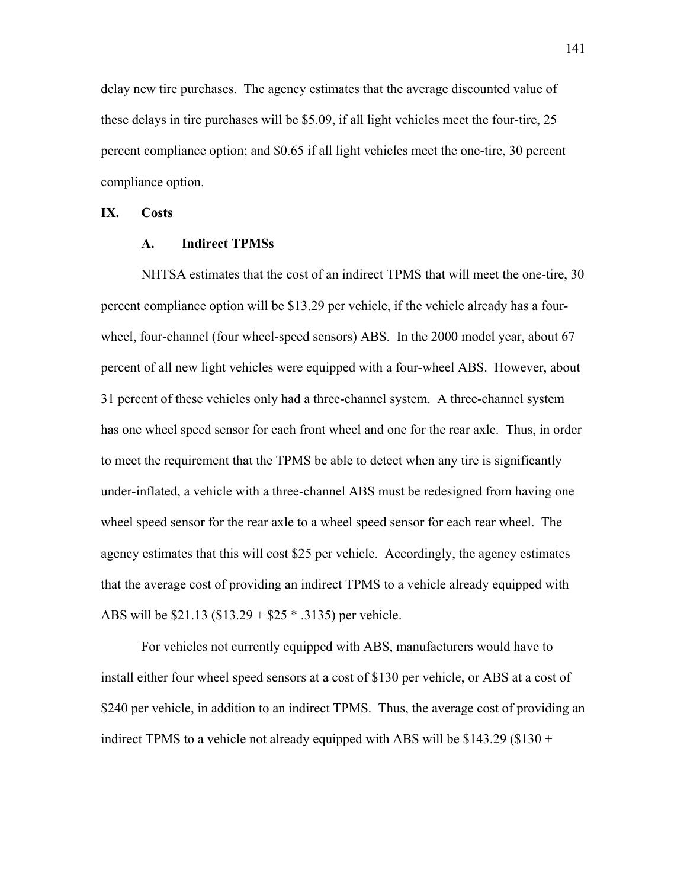delay new tire purchases. The agency estimates that the average discounted value of these delays in tire purchases will be $5.09, if all light vehicles meet the four-tire, 25 percent compliance option; and $0.65 if all light vehicles meet the one-tire, 30 percent compliance option.

## IX. Costs

### A. Indirect TPMSs

NHTSA estimates that the cost of an indirect TPMS that will meet the one-tire, 30 percent compliance option will be $13.29 per vehicle, if the vehicle already has a four-wheel, four-channel (four wheel-speed sensors) ABS. In the 2000 model year, about 67 percent of all new light vehicles were equipped with a four-wheel ABS. However, about 31 percent of these vehicles only had a three-channel system. A three-channel system has one wheel speed sensor for each front wheel and one for the rear axle. Thus, in order to meet the requirement that the TPMS be able to detect when any tire is significantly under-inflated, a vehicle with a three-channel ABS must be redesigned from having one wheel speed sensor for the rear axle to a wheel speed sensor for each rear wheel. The agency estimates that this will cost $25 per vehicle. Accordingly, the agency estimates that the average cost of providing an indirect TPMS to a vehicle already equipped with ABS will be $21.13 ($13.29 + $25 * .3135) per vehicle.

For vehicles not currently equipped with ABS, manufacturers would have to install either four wheel speed sensors at a cost of $130 per vehicle, or ABS at a cost of $240 per vehicle, in addition to an indirect TPMS. Thus, the average cost of providing an indirect TPMS to a vehicle not already equipped with ABS will be $143.29 ($130 +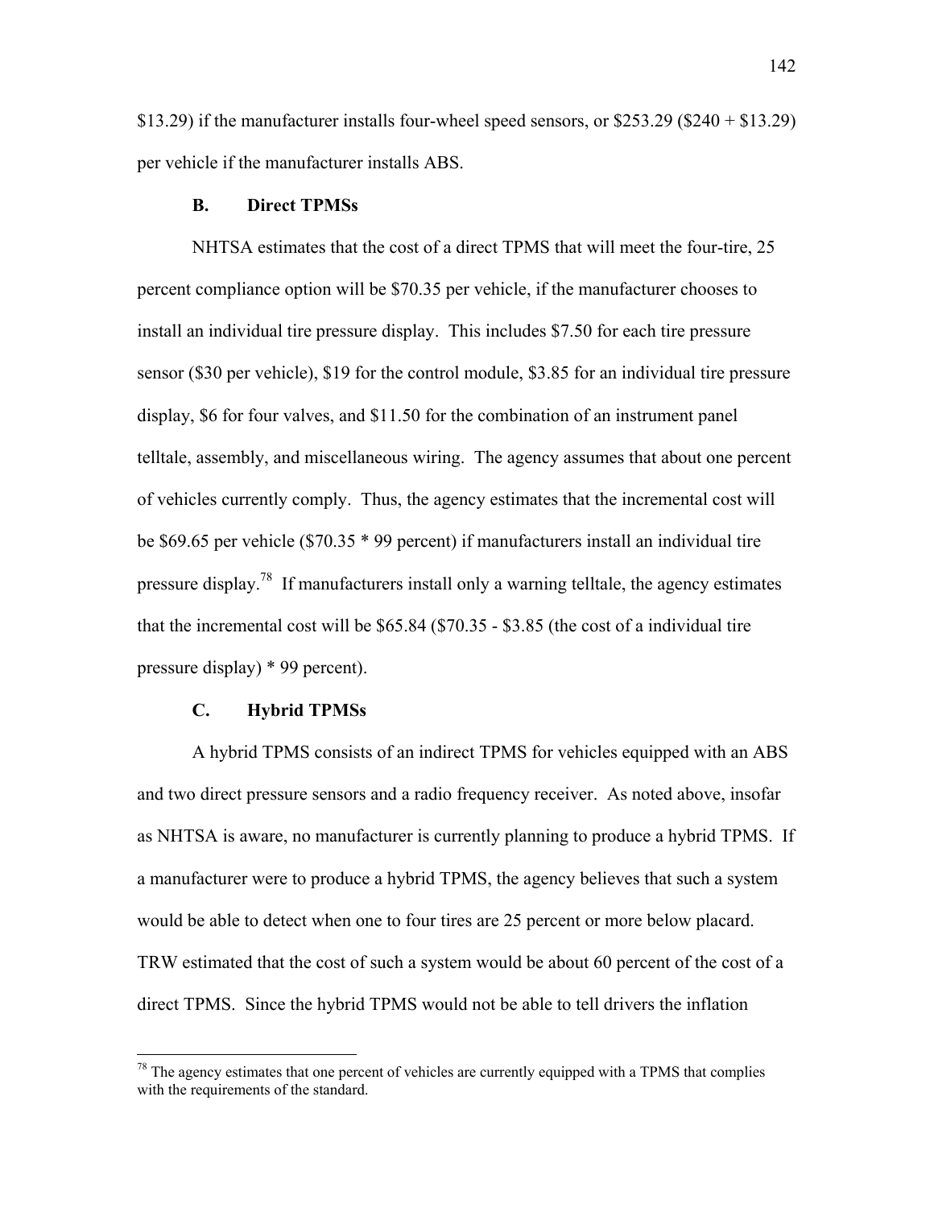\$13.29) if the manufacturer installs four-wheel speed sensors, or \$253.29 (\$240 + \$13.29) per vehicle if the manufacturer installs ABS.

### B. Direct TPMSs

NHTSA estimates that the cost of a direct TPMS that will meet the four-tire, 25 percent compliance option will be \$70.35 per vehicle, if the manufacturer chooses to install an individual tire pressure display. This includes \$7.50 for each tire pressure sensor (\$30 per vehicle), \$19 for the control module, \$3.85 for an individual tire pressure display, \$6 for four valves, and \$11.50 for the combination of an instrument panel telltale, assembly, and miscellaneous wiring. The agency assumes that about one percent of vehicles currently comply. Thus, the agency estimates that the incremental cost will be \$69.65 per vehicle (\$70.35 * 99 percent) if manufacturers install an individual tire pressure display.[78] If manufacturers install only a warning telltale, the agency estimates that the incremental cost will be \$65.84 (\$70.35 - \$3.85 (the cost of a individual tire pressure display) * 99 percent).

### C. Hybrid TPMSs

A hybrid TPMS consists of an indirect TPMS for vehicles equipped with an ABS and two direct pressure sensors and a radio frequency receiver. As noted above, insofar as NHTSA is aware, no manufacturer is currently planning to produce a hybrid TPMS. If a manufacturer were to produce a hybrid TPMS, the agency believes that such a system would be able to detect when one to four tires are 25 percent or more below placard. TRW estimated that the cost of such a system would be about 60 percent of the cost of a direct TPMS. Since the hybrid TPMS would not be able to tell drivers the inflation

---

[78] The agency estimates that one percent of vehicles are currently equipped with a TPMS that complies with the requirements of the standard.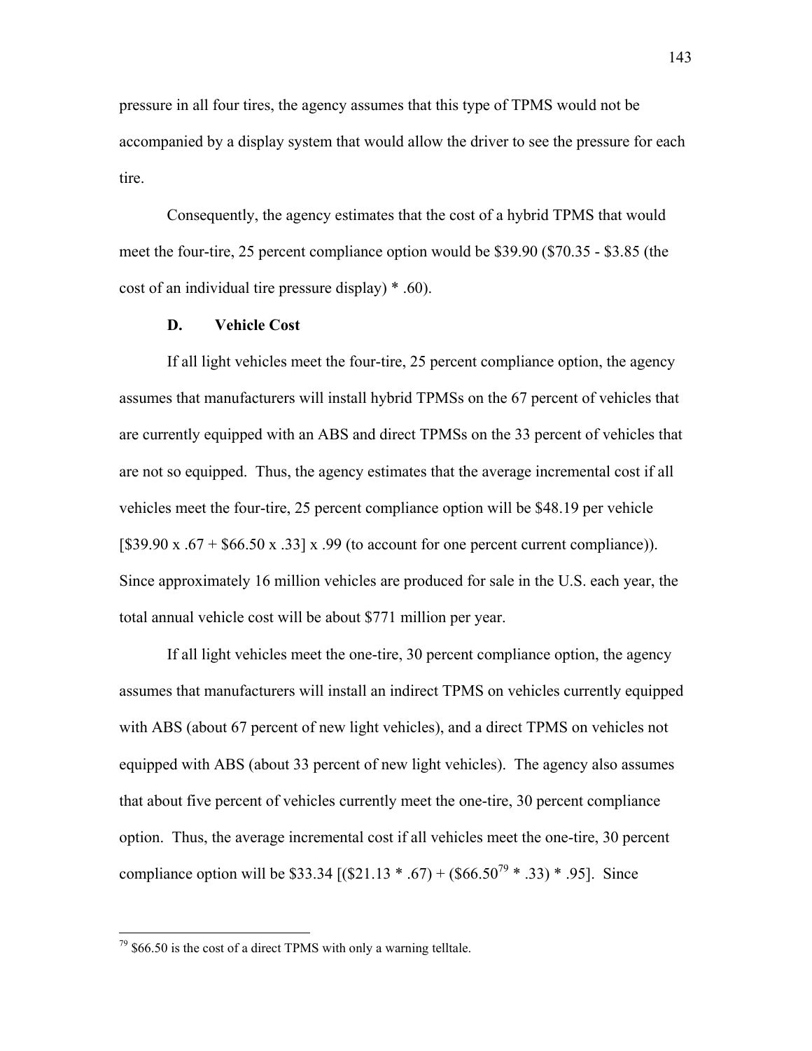pressure in all four tires, the agency assumes that this type of TPMS would not be accompanied by a display system that would allow the driver to see the pressure for each tire.

Consequently, the agency estimates that the cost of a hybrid TPMS that would meet the four-tire, 25 percent compliance option would be $39.90 ($70.35 - $3.85 (the cost of an individual tire pressure display) * .60).

### D. Vehicle Cost

If all light vehicles meet the four-tire, 25 percent compliance option, the agency assumes that manufacturers will install hybrid TPMSs on the 67 percent of vehicles that are currently equipped with an ABS and direct TPMSs on the 33 percent of vehicles that are not so equipped. Thus, the agency estimates that the average incremental cost if all vehicles meet the four-tire, 25 percent compliance option will be $48.19 per vehicle [$39.90 x .67 + $66.50 x .33] x .99 (to account for one percent current compliance)). Since approximately 16 million vehicles are produced for sale in the U.S. each year, the total annual vehicle cost will be about $771 million per year.

If all light vehicles meet the one-tire, 30 percent compliance option, the agency assumes that manufacturers will install an indirect TPMS on vehicles currently equipped with ABS (about 67 percent of new light vehicles), and a direct TPMS on vehicles not equipped with ABS (about 33 percent of new light vehicles). The agency also assumes that about five percent of vehicles currently meet the one-tire, 30 percent compliance option. Thus, the average incremental cost if all vehicles meet the one-tire, 30 percent compliance option will be $33.34 [($21.13 * .67) + ($66.50[79] * .33) * .95]. Since

[79] $66.50 is the cost of a direct TPMS with only a warning telltale.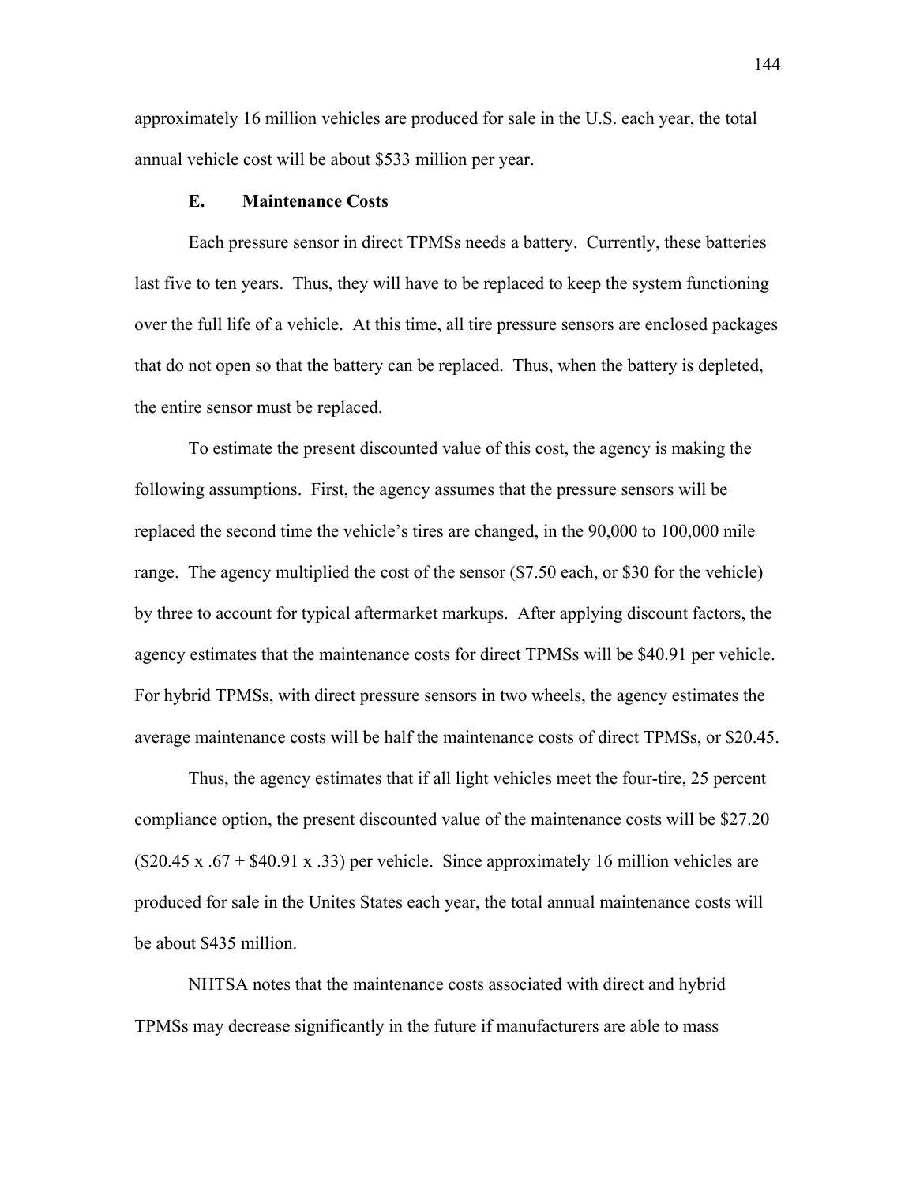approximately 16 million vehicles are produced for sale in the U.S. each year, the total annual vehicle cost will be about $533 million per year.

### E. Maintenance Costs

Each pressure sensor in direct TPMSs needs a battery. Currently, these batteries last five to ten years. Thus, they will have to be replaced to keep the system functioning over the full life of a vehicle. At this time, all tire pressure sensors are enclosed packages that do not open so that the battery can be replaced. Thus, when the battery is depleted, the entire sensor must be replaced.

To estimate the present discounted value of this cost, the agency is making the following assumptions. First, the agency assumes that the pressure sensors will be replaced the second time the vehicle's tires are changed, in the 90,000 to 100,000 mile range. The agency multiplied the cost of the sensor ($7.50 each, or $30 for the vehicle) by three to account for typical aftermarket markups. After applying discount factors, the agency estimates that the maintenance costs for direct TPMSs will be $40.91 per vehicle. For hybrid TPMSs, with direct pressure sensors in two wheels, the agency estimates the average maintenance costs will be half the maintenance costs of direct TPMSs, or $20.45.

Thus, the agency estimates that if all light vehicles meet the four-tire, 25 percent compliance option, the present discounted value of the maintenance costs will be $27.20 ($20.45 x .67 + $40.91 x .33) per vehicle. Since approximately 16 million vehicles are produced for sale in the Unites States each year, the total annual maintenance costs will be about $435 million.

NHTSA notes that the maintenance costs associated with direct and hybrid TPMSs may decrease significantly in the future if manufacturers are able to mass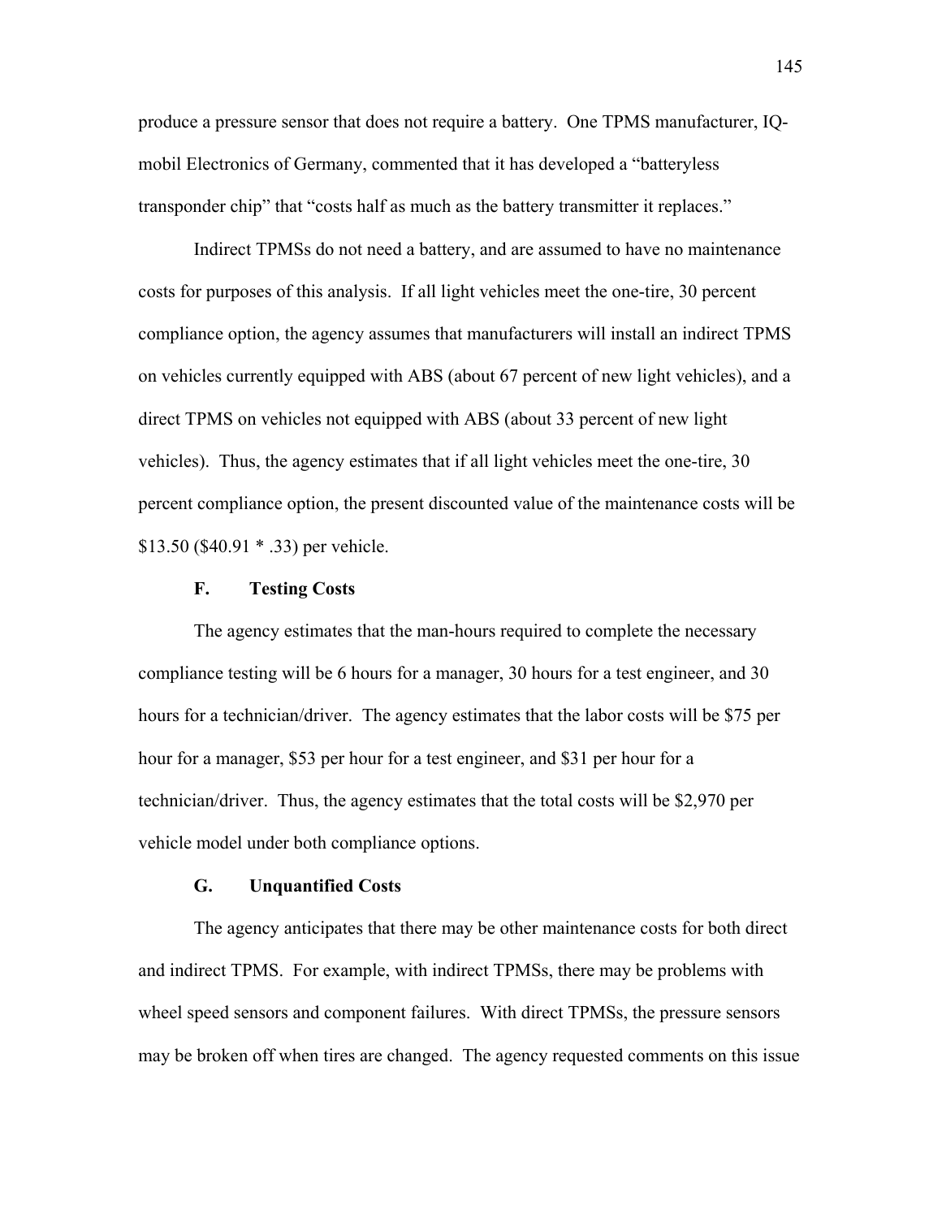produce a pressure sensor that does not require a battery. One TPMS manufacturer, IQ-mobil Electronics of Germany, commented that it has developed a "batteryless transponder chip" that "costs half as much as the battery transmitter it replaces."

Indirect TPMSs do not need a battery, and are assumed to have no maintenance costs for purposes of this analysis. If all light vehicles meet the one-tire, 30 percent compliance option, the agency assumes that manufacturers will install an indirect TPMS on vehicles currently equipped with ABS (about 67 percent of new light vehicles), and a direct TPMS on vehicles not equipped with ABS (about 33 percent of new light vehicles). Thus, the agency estimates that if all light vehicles meet the one-tire, 30 percent compliance option, the present discounted value of the maintenance costs will be $13.50 ($40.91 * .33) per vehicle.

### F. Testing Costs

The agency estimates that the man-hours required to complete the necessary compliance testing will be 6 hours for a manager, 30 hours for a test engineer, and 30 hours for a technician/driver. The agency estimates that the labor costs will be $75 per hour for a manager, $53 per hour for a test engineer, and $31 per hour for a technician/driver. Thus, the agency estimates that the total costs will be $2,970 per vehicle model under both compliance options.

### G. Unquantified Costs

The agency anticipates that there may be other maintenance costs for both direct and indirect TPMS. For example, with indirect TPMSs, there may be problems with wheel speed sensors and component failures. With direct TPMSs, the pressure sensors may be broken off when tires are changed. The agency requested comments on this issue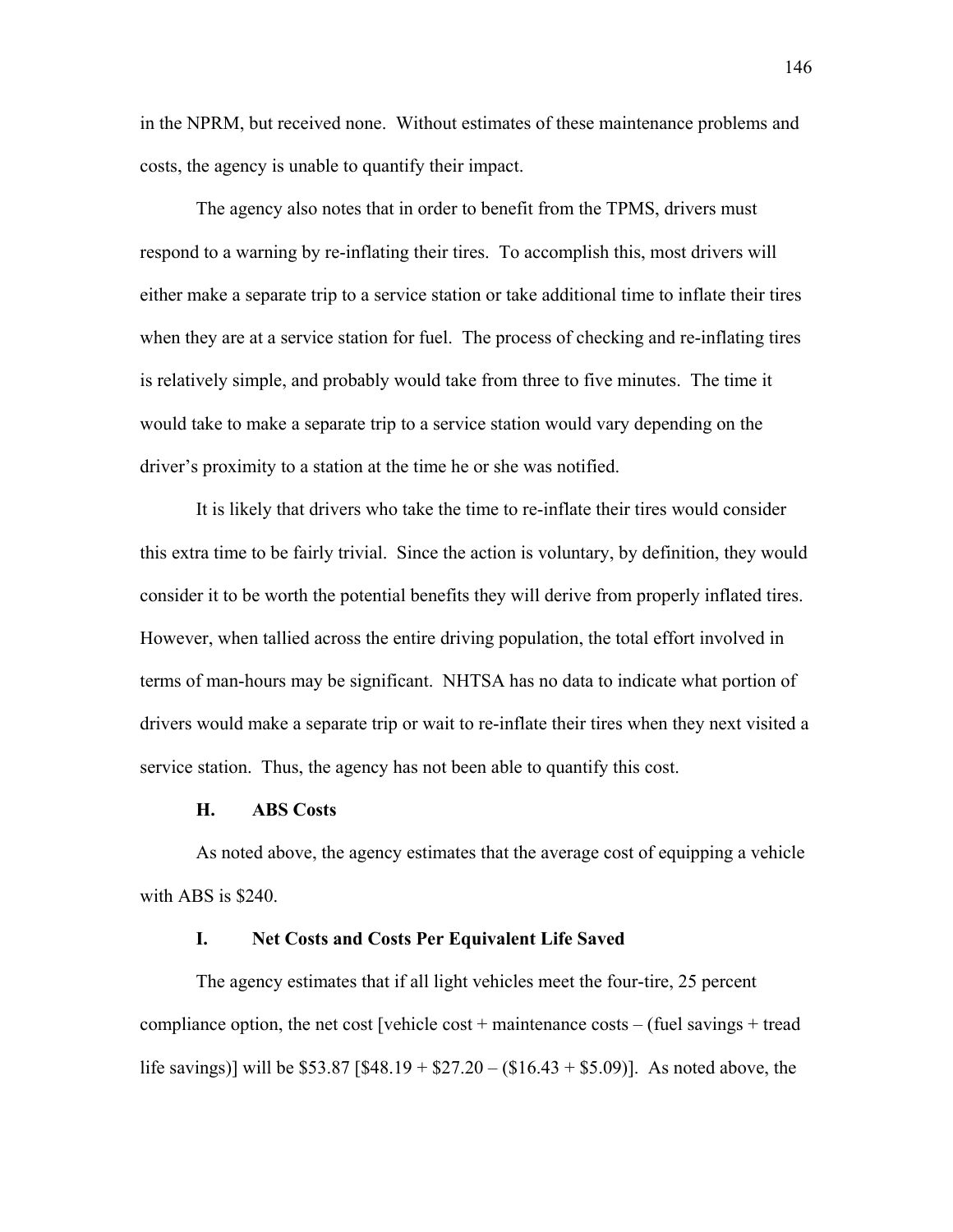in the NPRM, but received none. Without estimates of these maintenance problems and costs, the agency is unable to quantify their impact.

The agency also notes that in order to benefit from the TPMS, drivers must respond to a warning by re-inflating their tires. To accomplish this, most drivers will either make a separate trip to a service station or take additional time to inflate their tires when they are at a service station for fuel. The process of checking and re-inflating tires is relatively simple, and probably would take from three to five minutes. The time it would take to make a separate trip to a service station would vary depending on the driver's proximity to a station at the time he or she was notified.

It is likely that drivers who take the time to re-inflate their tires would consider this extra time to be fairly trivial. Since the action is voluntary, by definition, they would consider it to be worth the potential benefits they will derive from properly inflated tires. However, when tallied across the entire driving population, the total effort involved in terms of man-hours may be significant. NHTSA has no data to indicate what portion of drivers would make a separate trip or wait to re-inflate their tires when they next visited a service station. Thus, the agency has not been able to quantify this cost.

### H. ABS Costs

As noted above, the agency estimates that the average cost of equipping a vehicle with ABS is $240.

### I. Net Costs and Costs Per Equivalent Life Saved

The agency estimates that if all light vehicles meet the four-tire, 25 percent compliance option, the net cost [vehicle cost + maintenance costs – (fuel savings + tread life savings)] will be $53.87 [$48.19 + $27.20 – ($16.43 + $5.09)]. As noted above, the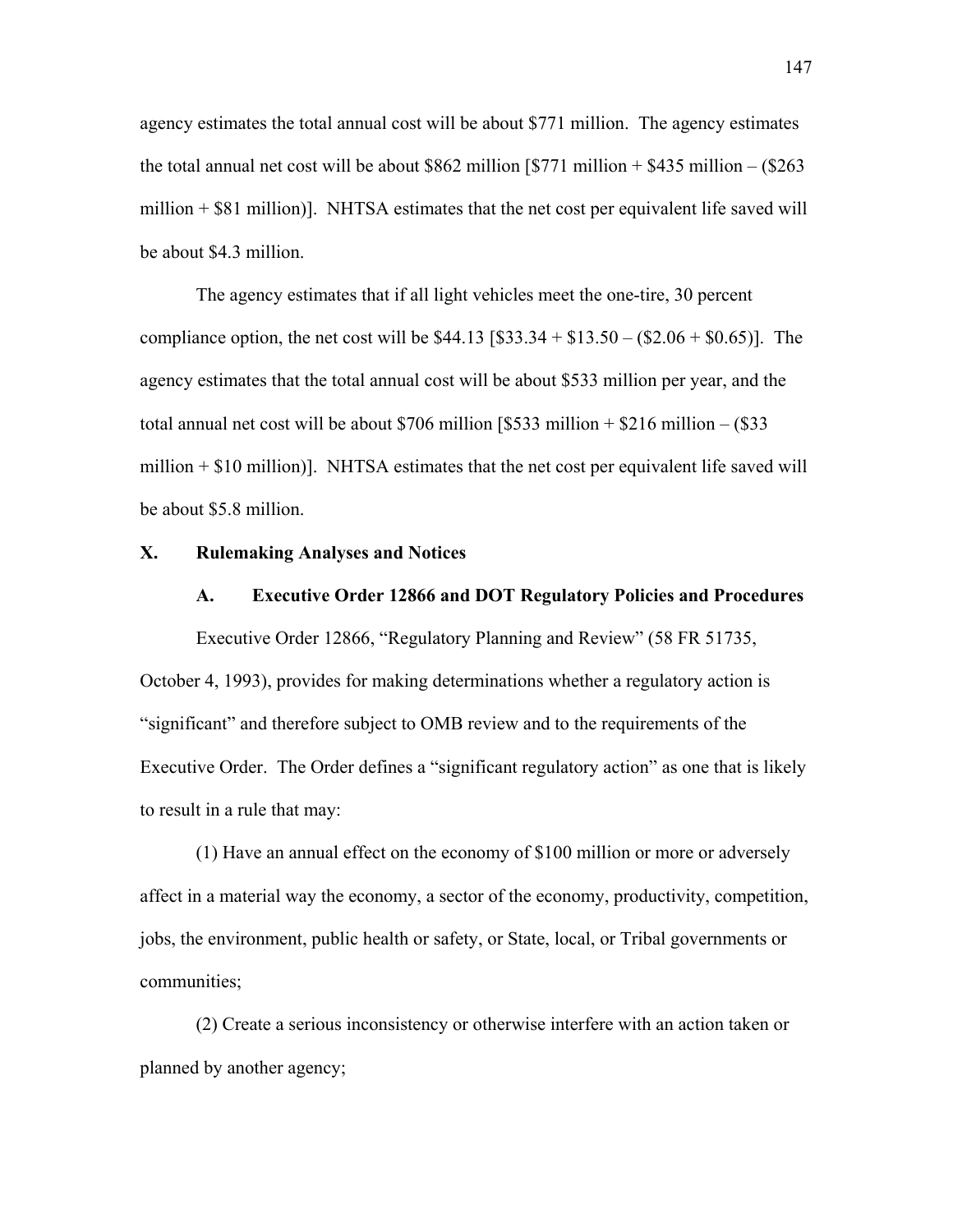agency estimates the total annual cost will be about $771 million. The agency estimates the total annual net cost will be about $862 million [$771 million + $435 million – ($263 million + $81 million)]. NHTSA estimates that the net cost per equivalent life saved will be about $4.3 million.

The agency estimates that if all light vehicles meet the one-tire, 30 percent compliance option, the net cost will be $44.13 [$33.34 + $13.50 – ($2.06 + $0.65)]. The agency estimates that the total annual cost will be about $533 million per year, and the total annual net cost will be about $706 million [$533 million + $216 million – ($33 million + $10 million)]. NHTSA estimates that the net cost per equivalent life saved will be about $5.8 million.

## X. Rulemaking Analyses and Notices

### A. Executive Order 12866 and DOT Regulatory Policies and Procedures

Executive Order 12866, "Regulatory Planning and Review" (58 FR 51735, October 4, 1993), provides for making determinations whether a regulatory action is "significant" and therefore subject to OMB review and to the requirements of the Executive Order. The Order defines a "significant regulatory action" as one that is likely to result in a rule that may:

(1) Have an annual effect on the economy of $100 million or more or adversely affect in a material way the economy, a sector of the economy, productivity, competition, jobs, the environment, public health or safety, or State, local, or Tribal governments or communities;

(2) Create a serious inconsistency or otherwise interfere with an action taken or planned by another agency;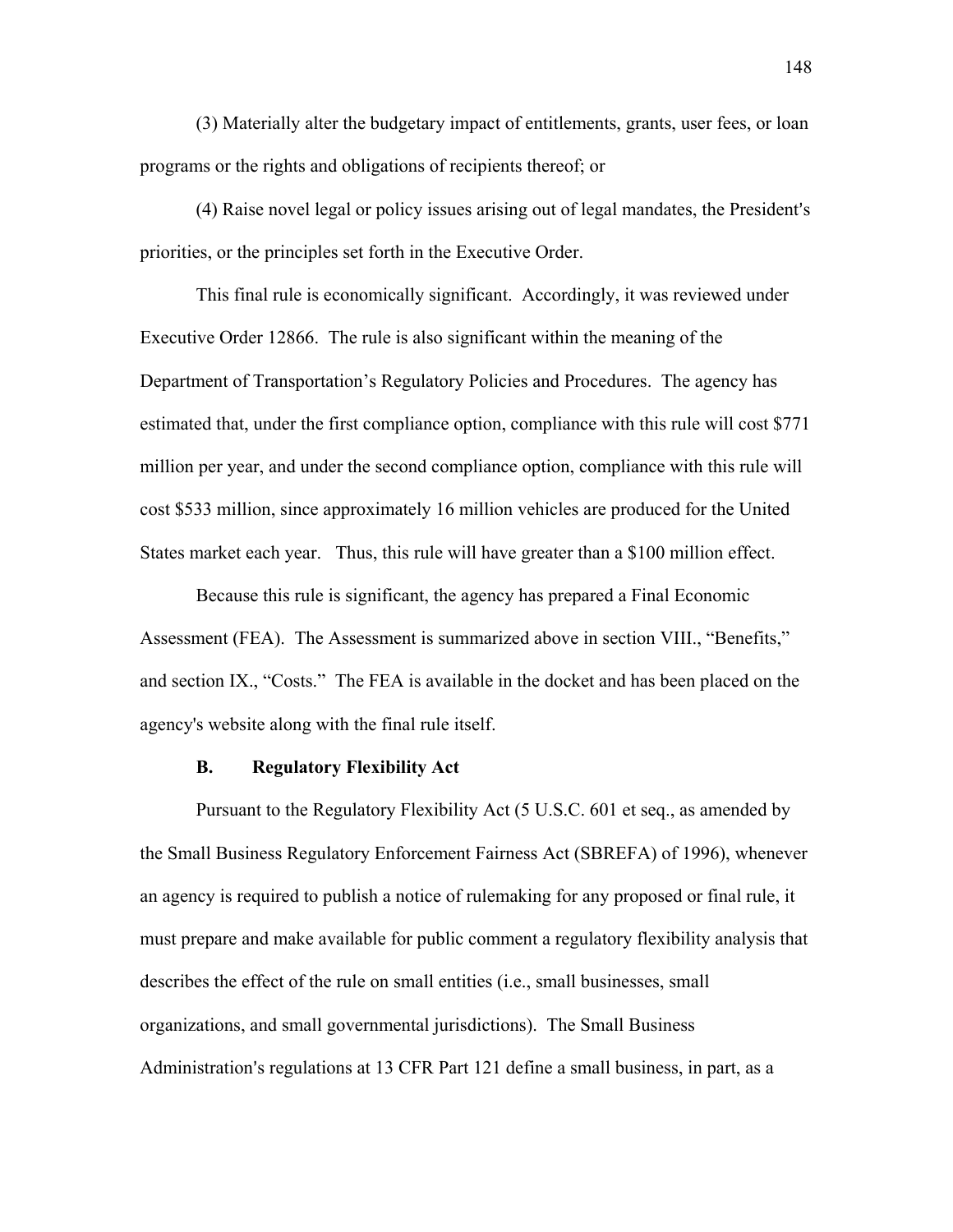(3) Materially alter the budgetary impact of entitlements, grants, user fees, or loan programs or the rights and obligations of recipients thereof; or

(4) Raise novel legal or policy issues arising out of legal mandates, the President's priorities, or the principles set forth in the Executive Order.

This final rule is economically significant. Accordingly, it was reviewed under Executive Order 12866. The rule is also significant within the meaning of the Department of Transportation's Regulatory Policies and Procedures. The agency has estimated that, under the first compliance option, compliance with this rule will cost $771 million per year, and under the second compliance option, compliance with this rule will cost $533 million, since approximately 16 million vehicles are produced for the United States market each year. Thus, this rule will have greater than a $100 million effect.

Because this rule is significant, the agency has prepared a Final Economic Assessment (FEA). The Assessment is summarized above in section VIII., "Benefits," and section IX., "Costs." The FEA is available in the docket and has been placed on the agency's website along with the final rule itself.

### B. Regulatory Flexibility Act

Pursuant to the Regulatory Flexibility Act (5 U.S.C. 601 et seq., as amended by the Small Business Regulatory Enforcement Fairness Act (SBREFA) of 1996), whenever an agency is required to publish a notice of rulemaking for any proposed or final rule, it must prepare and make available for public comment a regulatory flexibility analysis that describes the effect of the rule on small entities (i.e., small businesses, small organizations, and small governmental jurisdictions). The Small Business Administration's regulations at 13 CFR Part 121 define a small business, in part, as a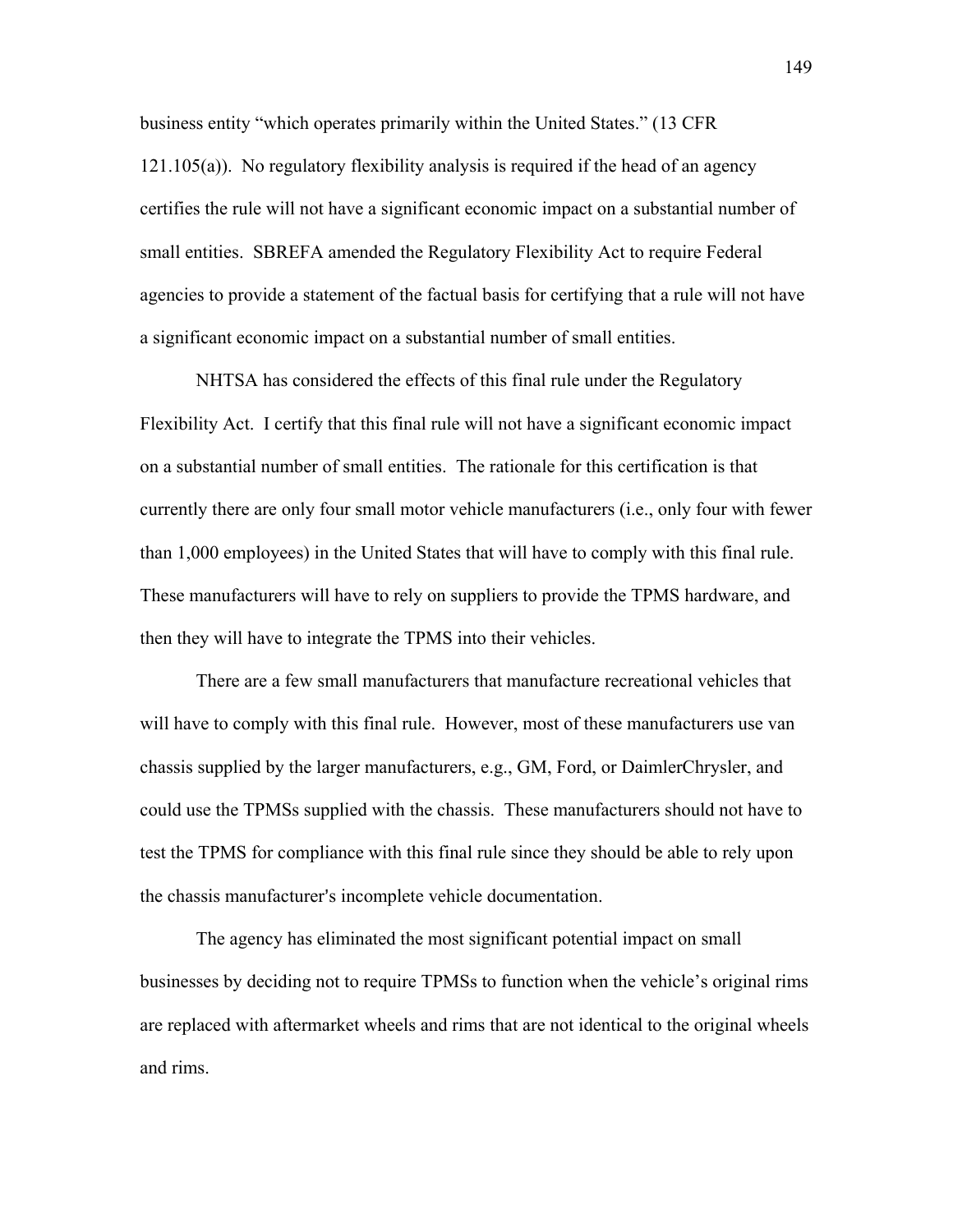business entity "which operates primarily within the United States." (13 CFR 121.105(a)). No regulatory flexibility analysis is required if the head of an agency certifies the rule will not have a significant economic impact on a substantial number of small entities. SBREFA amended the Regulatory Flexibility Act to require Federal agencies to provide a statement of the factual basis for certifying that a rule will not have a significant economic impact on a substantial number of small entities.

NHTSA has considered the effects of this final rule under the Regulatory Flexibility Act. I certify that this final rule will not have a significant economic impact on a substantial number of small entities. The rationale for this certification is that currently there are only four small motor vehicle manufacturers (i.e., only four with fewer than 1,000 employees) in the United States that will have to comply with this final rule. These manufacturers will have to rely on suppliers to provide the TPMS hardware, and then they will have to integrate the TPMS into their vehicles.

There are a few small manufacturers that manufacture recreational vehicles that will have to comply with this final rule. However, most of these manufacturers use van chassis supplied by the larger manufacturers, e.g., GM, Ford, or DaimlerChrysler, and could use the TPMSs supplied with the chassis. These manufacturers should not have to test the TPMS for compliance with this final rule since they should be able to rely upon the chassis manufacturer's incomplete vehicle documentation.

The agency has eliminated the most significant potential impact on small businesses by deciding not to require TPMSs to function when the vehicle's original rims are replaced with aftermarket wheels and rims that are not identical to the original wheels and rims.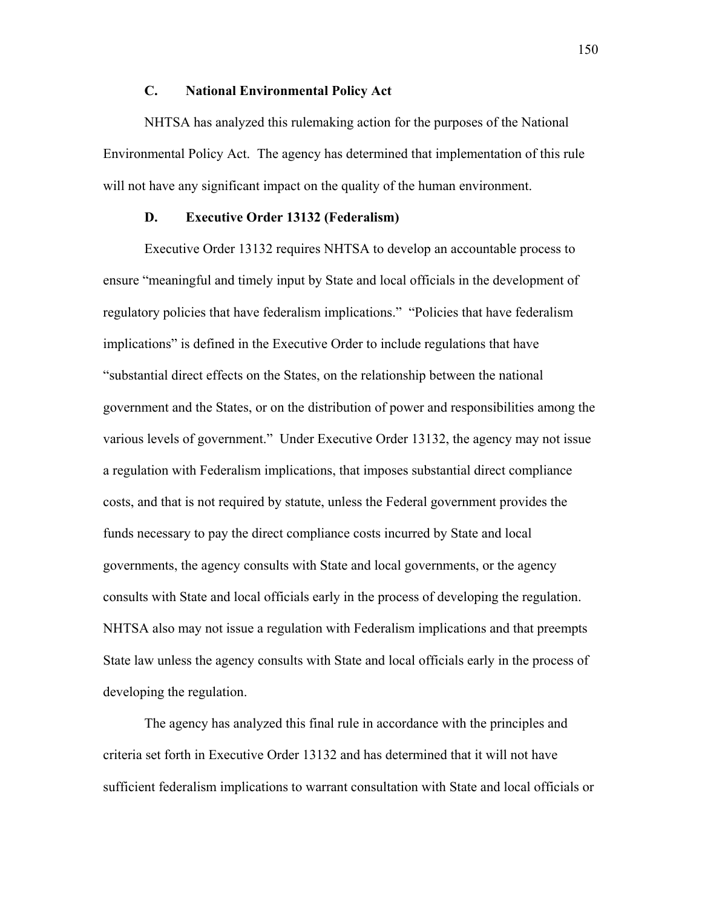### C. National Environmental Policy Act

NHTSA has analyzed this rulemaking action for the purposes of the National Environmental Policy Act. The agency has determined that implementation of this rule will not have any significant impact on the quality of the human environment.

### D. Executive Order 13132 (Federalism)

Executive Order 13132 requires NHTSA to develop an accountable process to ensure "meaningful and timely input by State and local officials in the development of regulatory policies that have federalism implications." "Policies that have federalism implications" is defined in the Executive Order to include regulations that have "substantial direct effects on the States, on the relationship between the national government and the States, or on the distribution of power and responsibilities among the various levels of government." Under Executive Order 13132, the agency may not issue a regulation with Federalism implications, that imposes substantial direct compliance costs, and that is not required by statute, unless the Federal government provides the funds necessary to pay the direct compliance costs incurred by State and local governments, the agency consults with State and local governments, or the agency consults with State and local officials early in the process of developing the regulation. NHTSA also may not issue a regulation with Federalism implications and that preempts State law unless the agency consults with State and local officials early in the process of developing the regulation.

The agency has analyzed this final rule in accordance with the principles and criteria set forth in Executive Order 13132 and has determined that it will not have sufficient federalism implications to warrant consultation with State and local officials or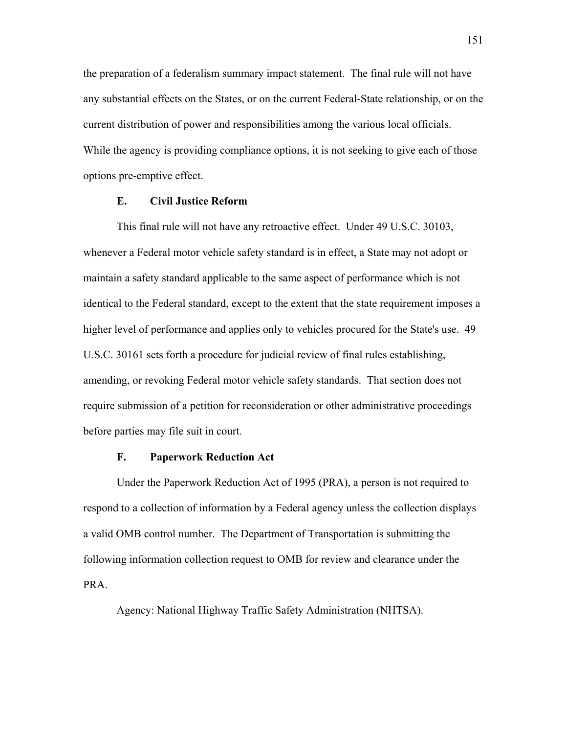the preparation of a federalism summary impact statement. The final rule will not have any substantial effects on the States, or on the current Federal-State relationship, or on the current distribution of power and responsibilities among the various local officials. While the agency is providing compliance options, it is not seeking to give each of those options pre-emptive effect.

### E. Civil Justice Reform

This final rule will not have any retroactive effect. Under 49 U.S.C. 30103, whenever a Federal motor vehicle safety standard is in effect, a State may not adopt or maintain a safety standard applicable to the same aspect of performance which is not identical to the Federal standard, except to the extent that the state requirement imposes a higher level of performance and applies only to vehicles procured for the State's use. 49 U.S.C. 30161 sets forth a procedure for judicial review of final rules establishing, amending, or revoking Federal motor vehicle safety standards. That section does not require submission of a petition for reconsideration or other administrative proceedings before parties may file suit in court.

### F. Paperwork Reduction Act

Under the Paperwork Reduction Act of 1995 (PRA), a person is not required to respond to a collection of information by a Federal agency unless the collection displays a valid OMB control number. The Department of Transportation is submitting the following information collection request to OMB for review and clearance under the PRA.

Agency: National Highway Traffic Safety Administration (NHTSA).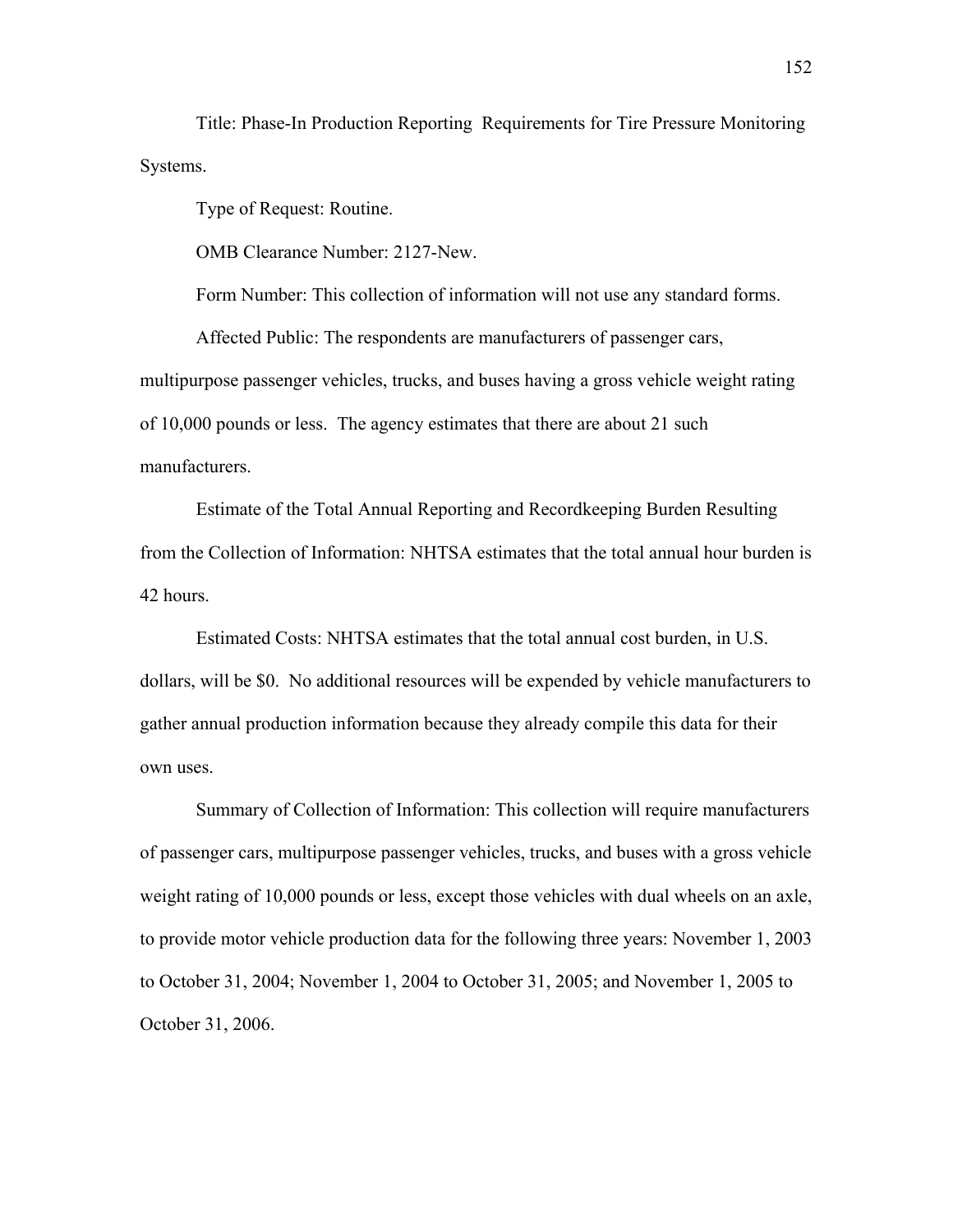Title: Phase-In Production Reporting Requirements for Tire Pressure Monitoring Systems.

Type of Request: Routine.

OMB Clearance Number: 2127-New.

Form Number: This collection of information will not use any standard forms.

Affected Public: The respondents are manufacturers of passenger cars, multipurpose passenger vehicles, trucks, and buses having a gross vehicle weight rating of 10,000 pounds or less. The agency estimates that there are about 21 such manufacturers.

Estimate of the Total Annual Reporting and Recordkeeping Burden Resulting from the Collection of Information: NHTSA estimates that the total annual hour burden is 42 hours.

Estimated Costs: NHTSA estimates that the total annual cost burden, in U.S. dollars, will be $0. No additional resources will be expended by vehicle manufacturers to gather annual production information because they already compile this data for their own uses.

Summary of Collection of Information: This collection will require manufacturers of passenger cars, multipurpose passenger vehicles, trucks, and buses with a gross vehicle weight rating of 10,000 pounds or less, except those vehicles with dual wheels on an axle, to provide motor vehicle production data for the following three years: November 1, 2003 to October 31, 2004; November 1, 2004 to October 31, 2005; and November 1, 2005 to October 31, 2006.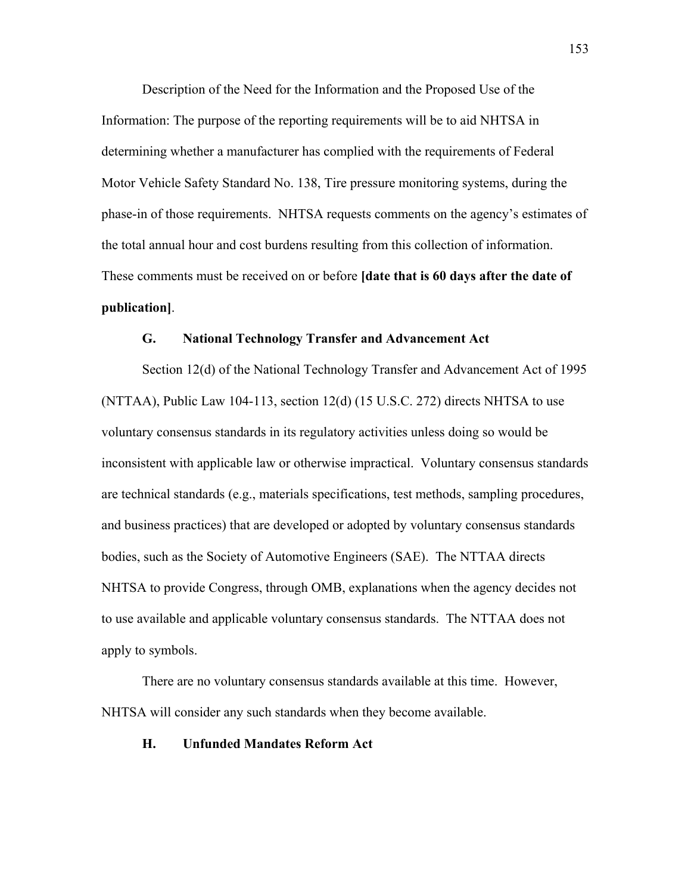Description of the Need for the Information and the Proposed Use of the Information: The purpose of the reporting requirements will be to aid NHTSA in determining whether a manufacturer has complied with the requirements of Federal Motor Vehicle Safety Standard No. 138, Tire pressure monitoring systems, during the phase-in of those requirements. NHTSA requests comments on the agency's estimates of the total annual hour and cost burdens resulting from this collection of information. These comments must be received on or before **[date that is 60 days after the date of publication]**.

### G. National Technology Transfer and Advancement Act

Section 12(d) of the National Technology Transfer and Advancement Act of 1995 (NTTAA), Public Law 104-113, section 12(d) (15 U.S.C. 272) directs NHTSA to use voluntary consensus standards in its regulatory activities unless doing so would be inconsistent with applicable law or otherwise impractical. Voluntary consensus standards are technical standards (e.g., materials specifications, test methods, sampling procedures, and business practices) that are developed or adopted by voluntary consensus standards bodies, such as the Society of Automotive Engineers (SAE). The NTTAA directs NHTSA to provide Congress, through OMB, explanations when the agency decides not to use available and applicable voluntary consensus standards. The NTTAA does not apply to symbols.

There are no voluntary consensus standards available at this time. However, NHTSA will consider any such standards when they become available.

### H. Unfunded Mandates Reform Act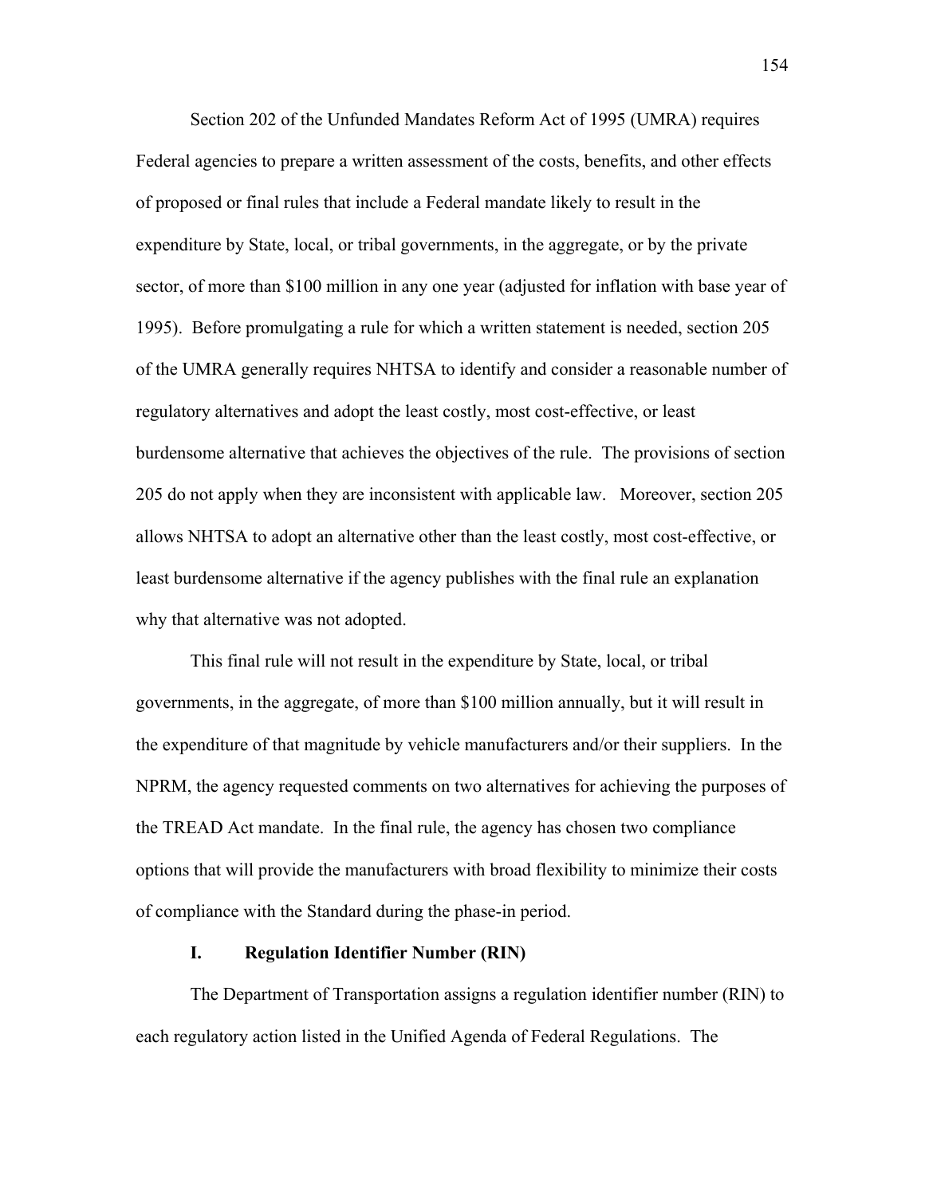Section 202 of the Unfunded Mandates Reform Act of 1995 (UMRA) requires Federal agencies to prepare a written assessment of the costs, benefits, and other effects of proposed or final rules that include a Federal mandate likely to result in the expenditure by State, local, or tribal governments, in the aggregate, or by the private sector, of more than \$100 million in any one year (adjusted for inflation with base year of 1995). Before promulgating a rule for which a written statement is needed, section 205 of the UMRA generally requires NHTSA to identify and consider a reasonable number of regulatory alternatives and adopt the least costly, most cost-effective, or least burdensome alternative that achieves the objectives of the rule. The provisions of section 205 do not apply when they are inconsistent with applicable law. Moreover, section 205 allows NHTSA to adopt an alternative other than the least costly, most cost-effective, or least burdensome alternative if the agency publishes with the final rule an explanation why that alternative was not adopted.

This final rule will not result in the expenditure by State, local, or tribal governments, in the aggregate, of more than \$100 million annually, but it will result in the expenditure of that magnitude by vehicle manufacturers and/or their suppliers. In the NPRM, the agency requested comments on two alternatives for achieving the purposes of the TREAD Act mandate. In the final rule, the agency has chosen two compliance options that will provide the manufacturers with broad flexibility to minimize their costs of compliance with the Standard during the phase-in period.

## I. Regulation Identifier Number (RIN)

The Department of Transportation assigns a regulation identifier number (RIN) to each regulatory action listed in the Unified Agenda of Federal Regulations. The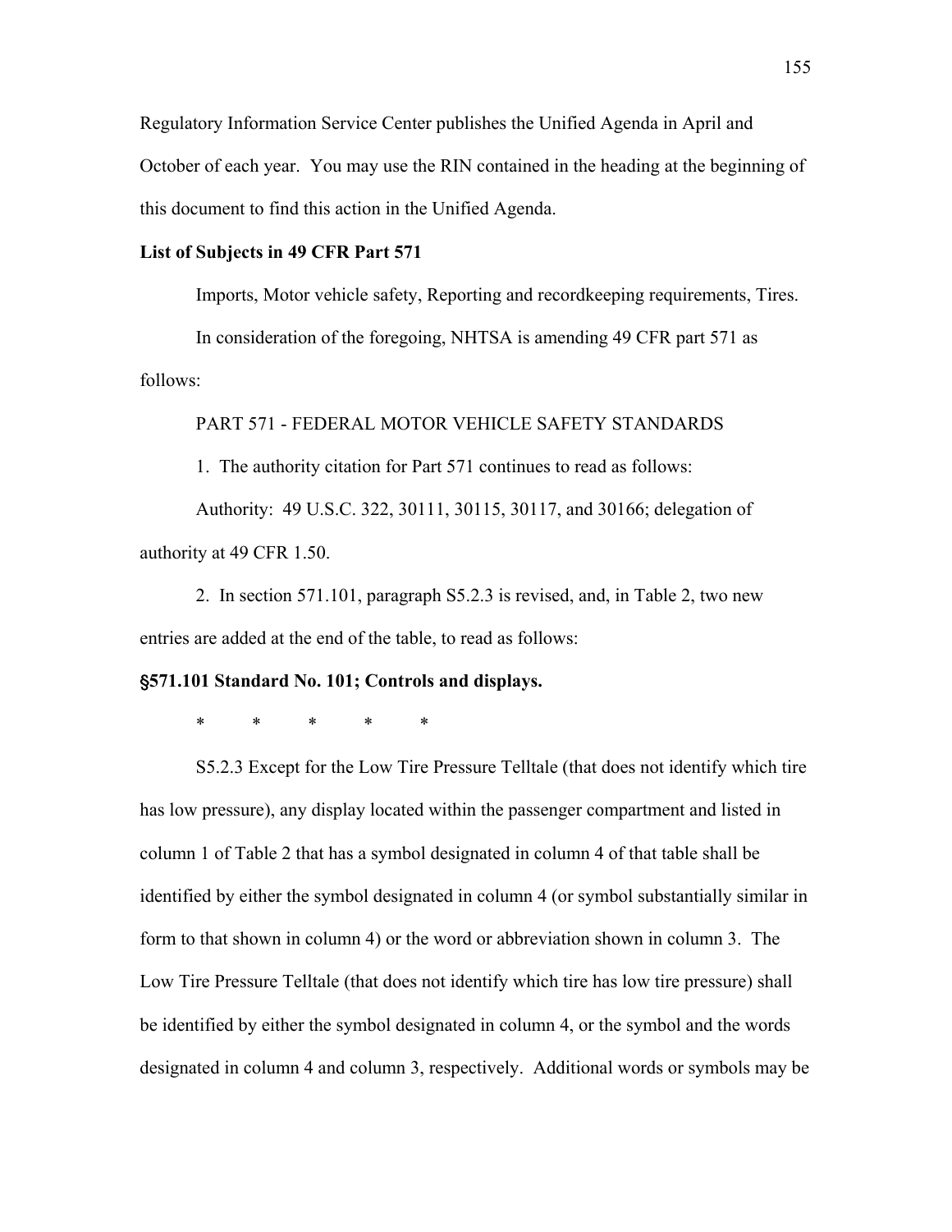Regulatory Information Service Center publishes the Unified Agenda in April and October of each year. You may use the RIN contained in the heading at the beginning of this document to find this action in the Unified Agenda.

**List of Subjects in 49 CFR Part 571**

Imports, Motor vehicle safety, Reporting and recordkeeping requirements, Tires.

In consideration of the foregoing, NHTSA is amending 49 CFR part 571 as follows:

PART 571 - FEDERAL MOTOR VEHICLE SAFETY STANDARDS

1. The authority citation for Part 571 continues to read as follows:

Authority: 49 U.S.C. 322, 30111, 30115, 30117, and 30166; delegation of authority at 49 CFR 1.50.

2. In section 571.101, paragraph S5.2.3 is revised, and, in Table 2, two new entries are added at the end of the table, to read as follows:

**§571.101 Standard No. 101; Controls and displays.**

\*  \*  \*  \*  \*

S5.2.3 Except for the Low Tire Pressure Telltale (that does not identify which tire has low pressure), any display located within the passenger compartment and listed in column 1 of Table 2 that has a symbol designated in column 4 of that table shall be identified by either the symbol designated in column 4 (or symbol substantially similar in form to that shown in column 4) or the word or abbreviation shown in column 3. The Low Tire Pressure Telltale (that does not identify which tire has low tire pressure) shall be identified by either the symbol designated in column 4, or the symbol and the words designated in column 4 and column 3, respectively. Additional words or symbols may be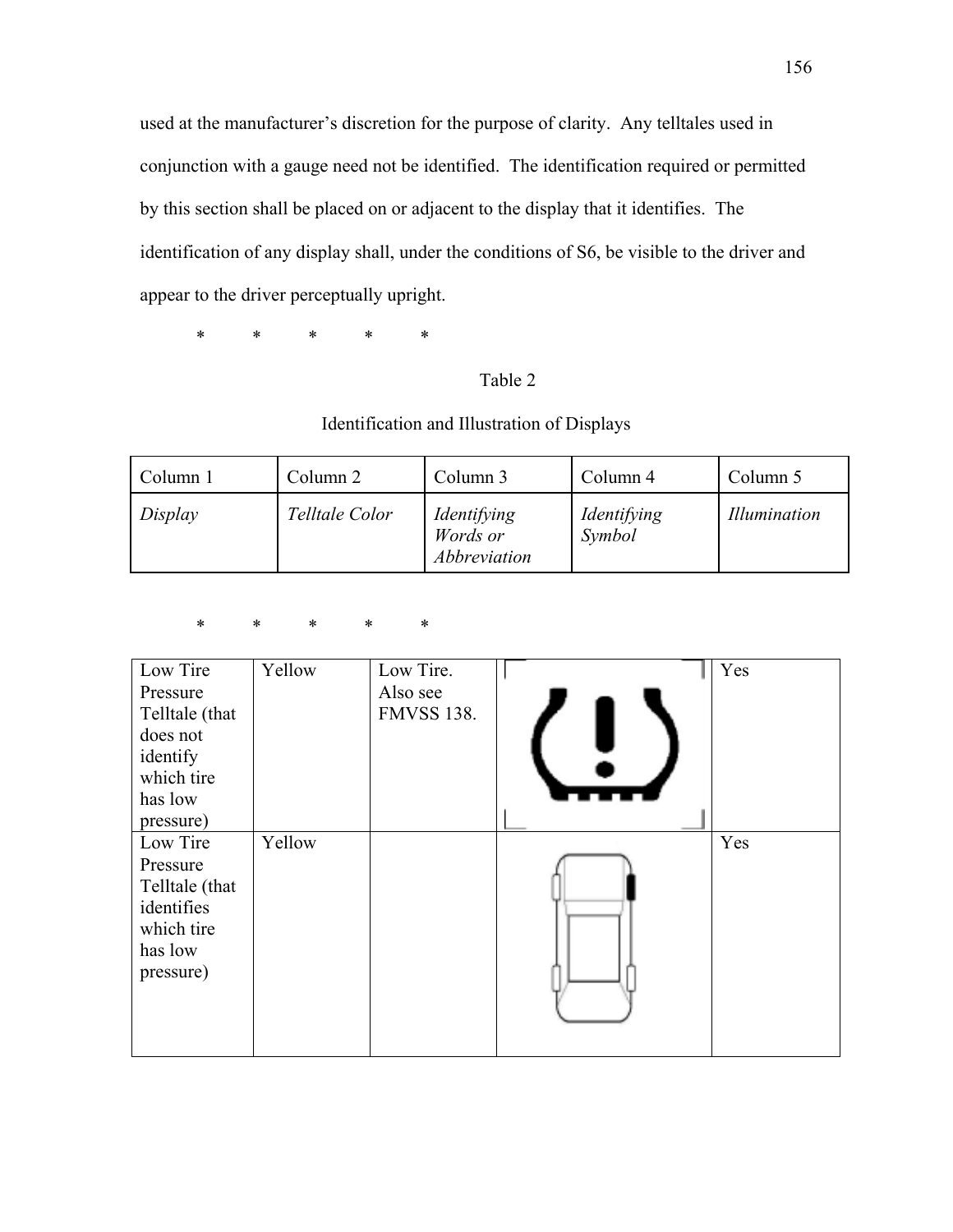used at the manufacturer's discretion for the purpose of clarity. Any telltales used in conjunction with a gauge need not be identified. The identification required or permitted by this section shall be placed on or adjacent to the display that it identifies. The identification of any display shall, under the conditions of S6, be visible to the driver and appear to the driver perceptually upright.

\* \* \* \* \*

Table 2

Identification and Illustration of Displays

| Column 1 | Column 2 | Column 3 | Column 4 | Column 5 |
| --- | --- | --- | --- | --- |
| *Display* | *Telltale Color* | *Identifying Words or Abbreviation* | *Identifying Symbol* | *Illumination* |

\* \* \* \* \*

| | | | | |
| --- | --- | --- | --- | --- |
| Low Tire Pressure Telltale (that does not identify which tire has low pressure) | Yellow | Low Tire. Also see FMVSS 138. | | Yes |
| Low Tire Pressure Telltale (that identifies which tire has low pressure) | Yellow | | | Yes |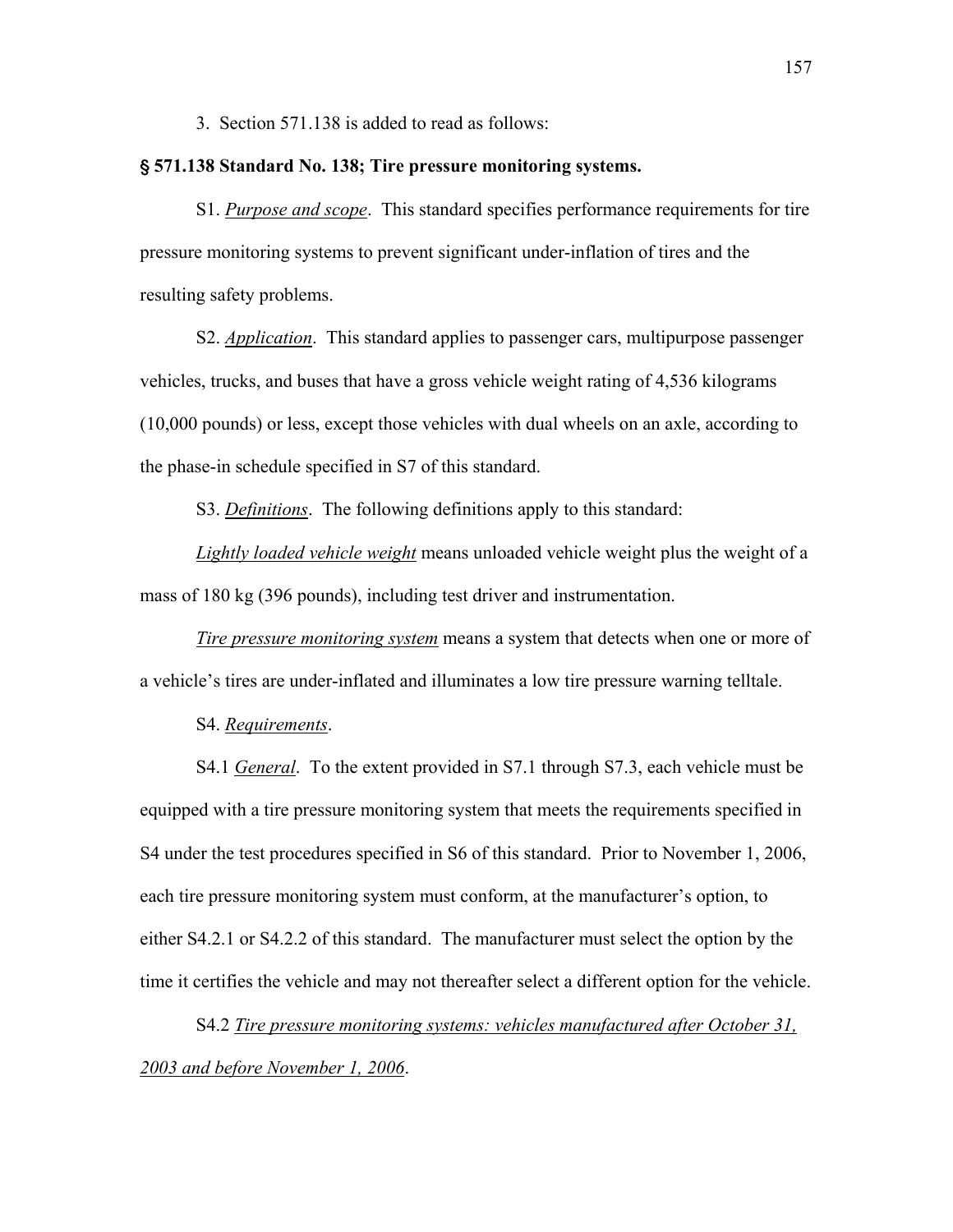3. Section 571.138 is added to read as follows:

**§ 571.138 Standard No. 138; Tire pressure monitoring systems.**

S1. *Purpose and scope*. This standard specifies performance requirements for tire pressure monitoring systems to prevent significant under-inflation of tires and the resulting safety problems.

S2. *Application*. This standard applies to passenger cars, multipurpose passenger vehicles, trucks, and buses that have a gross vehicle weight rating of 4,536 kilograms (10,000 pounds) or less, except those vehicles with dual wheels on an axle, according to the phase-in schedule specified in S7 of this standard.

S3. *Definitions*. The following definitions apply to this standard:

*Lightly loaded vehicle weight* means unloaded vehicle weight plus the weight of a mass of 180 kg (396 pounds), including test driver and instrumentation.

*Tire pressure monitoring system* means a system that detects when one or more of a vehicle's tires are under-inflated and illuminates a low tire pressure warning telltale.

S4. *Requirements*.

S4.1 *General*. To the extent provided in S7.1 through S7.3, each vehicle must be equipped with a tire pressure monitoring system that meets the requirements specified in S4 under the test procedures specified in S6 of this standard. Prior to November 1, 2006, each tire pressure monitoring system must conform, at the manufacturer's option, to either S4.2.1 or S4.2.2 of this standard. The manufacturer must select the option by the time it certifies the vehicle and may not thereafter select a different option for the vehicle.

S4.2 *Tire pressure monitoring systems: vehicles manufactured after October 31, 2003 and before November 1, 2006*.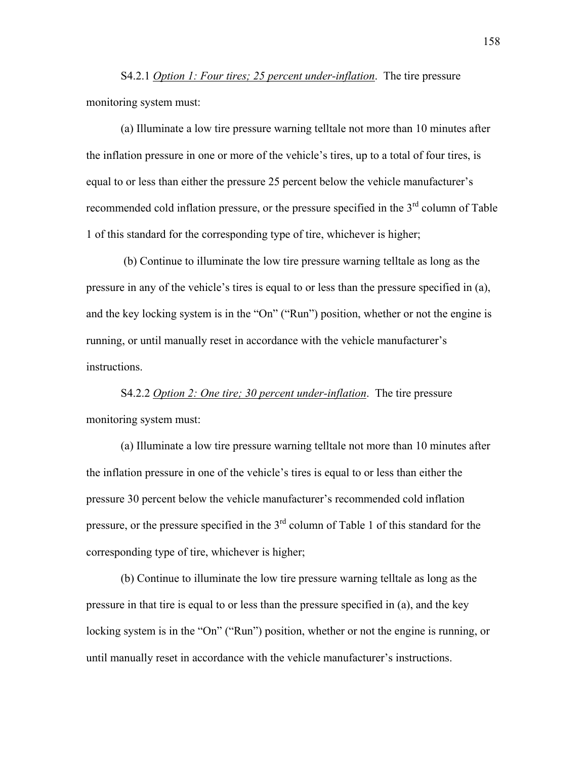S4.2.1 _Option 1: Four tires; 25 percent under-inflation_. The tire pressure monitoring system must:

(a) Illuminate a low tire pressure warning telltale not more than 10 minutes after the inflation pressure in one or more of the vehicle's tires, up to a total of four tires, is equal to or less than either the pressure 25 percent below the vehicle manufacturer's recommended cold inflation pressure, or the pressure specified in the 3rd column of Table 1 of this standard for the corresponding type of tire, whichever is higher;

(b) Continue to illuminate the low tire pressure warning telltale as long as the pressure in any of the vehicle's tires is equal to or less than the pressure specified in (a), and the key locking system is in the "On" ("Run") position, whether or not the engine is running, or until manually reset in accordance with the vehicle manufacturer's instructions.

S4.2.2 _Option 2: One tire; 30 percent under-inflation_. The tire pressure monitoring system must:

(a) Illuminate a low tire pressure warning telltale not more than 10 minutes after the inflation pressure in one of the vehicle's tires is equal to or less than either the pressure 30 percent below the vehicle manufacturer's recommended cold inflation pressure, or the pressure specified in the 3rd column of Table 1 of this standard for the corresponding type of tire, whichever is higher;

(b) Continue to illuminate the low tire pressure warning telltale as long as the pressure in that tire is equal to or less than the pressure specified in (a), and the key locking system is in the "On" ("Run") position, whether or not the engine is running, or until manually reset in accordance with the vehicle manufacturer's instructions.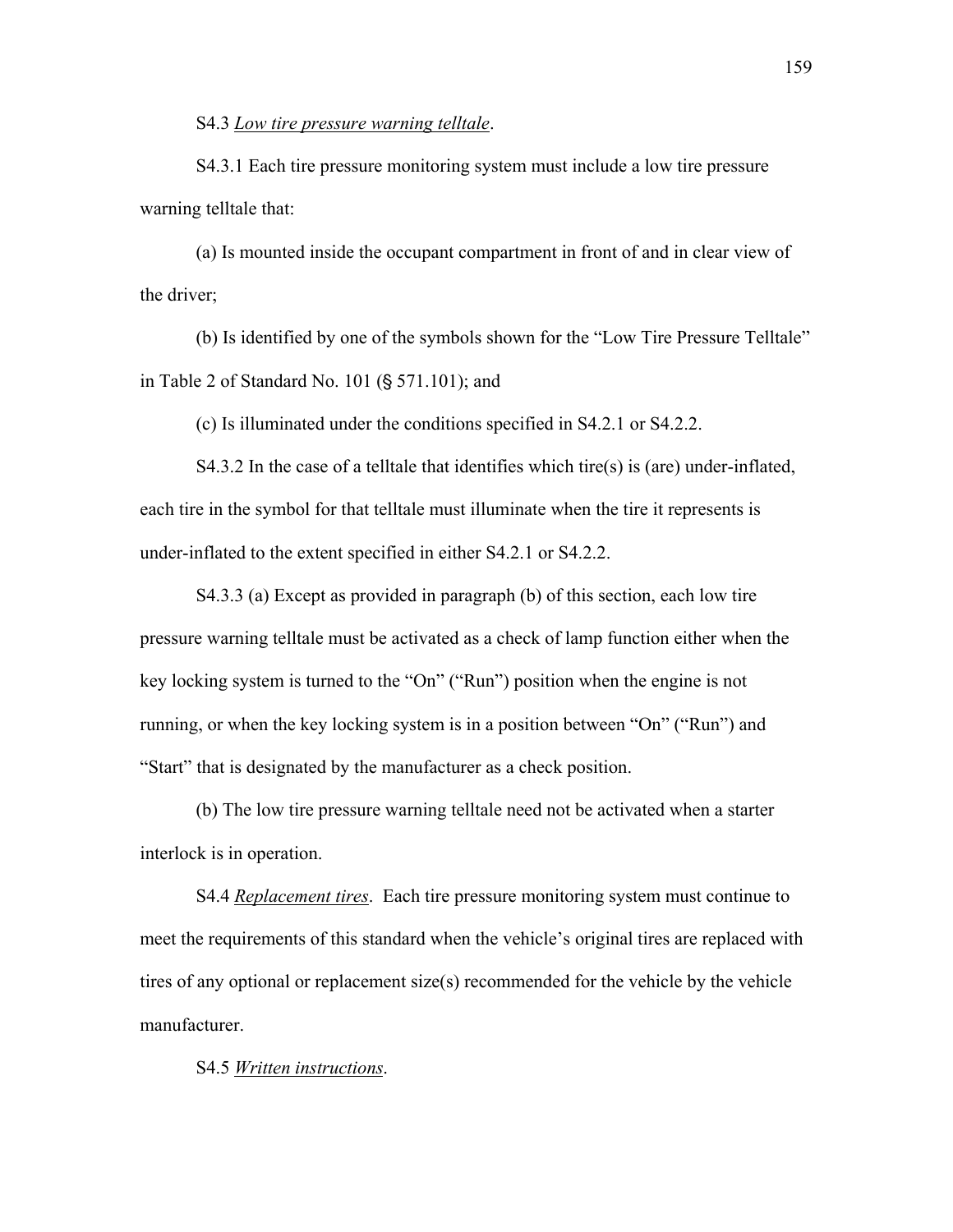S4.3 *Low tire pressure warning telltale*.

S4.3.1 Each tire pressure monitoring system must include a low tire pressure warning telltale that:

(a) Is mounted inside the occupant compartment in front of and in clear view of the driver;

(b) Is identified by one of the symbols shown for the "Low Tire Pressure Telltale" in Table 2 of Standard No. 101 (§ 571.101); and

(c) Is illuminated under the conditions specified in S4.2.1 or S4.2.2.

S4.3.2 In the case of a telltale that identifies which tire(s) is (are) under-inflated, each tire in the symbol for that telltale must illuminate when the tire it represents is under-inflated to the extent specified in either S4.2.1 or S4.2.2.

S4.3.3 (a) Except as provided in paragraph (b) of this section, each low tire pressure warning telltale must be activated as a check of lamp function either when the key locking system is turned to the "On" ("Run") position when the engine is not running, or when the key locking system is in a position between "On" ("Run") and "Start" that is designated by the manufacturer as a check position.

(b) The low tire pressure warning telltale need not be activated when a starter interlock is in operation.

S4.4 *Replacement tires*. Each tire pressure monitoring system must continue to meet the requirements of this standard when the vehicle's original tires are replaced with tires of any optional or replacement size(s) recommended for the vehicle by the vehicle manufacturer.

S4.5 *Written instructions*.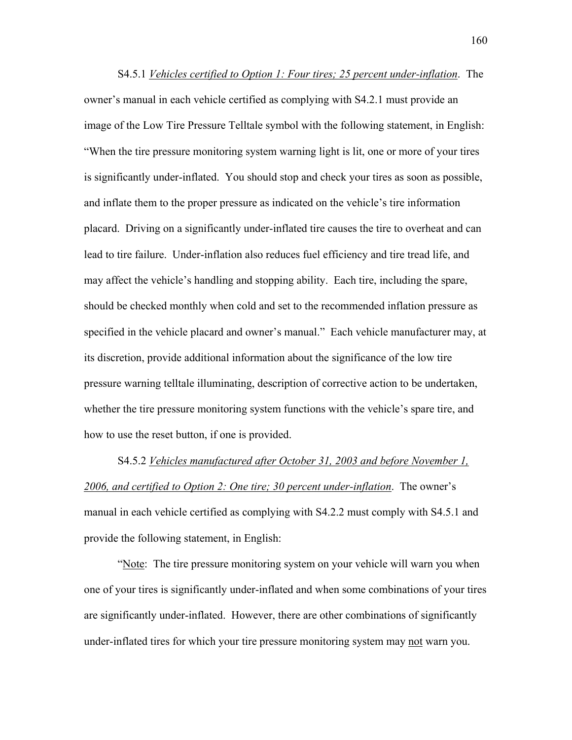S4.5.1 *Vehicles certified to Option 1: Four tires; 25 percent under-inflation*. The owner's manual in each vehicle certified as complying with S4.2.1 must provide an image of the Low Tire Pressure Telltale symbol with the following statement, in English: "When the tire pressure monitoring system warning light is lit, one or more of your tires is significantly under-inflated. You should stop and check your tires as soon as possible, and inflate them to the proper pressure as indicated on the vehicle's tire information placard. Driving on a significantly under-inflated tire causes the tire to overheat and can lead to tire failure. Under-inflation also reduces fuel efficiency and tire tread life, and may affect the vehicle's handling and stopping ability. Each tire, including the spare, should be checked monthly when cold and set to the recommended inflation pressure as specified in the vehicle placard and owner's manual." Each vehicle manufacturer may, at its discretion, provide additional information about the significance of the low tire pressure warning telltale illuminating, description of corrective action to be undertaken, whether the tire pressure monitoring system functions with the vehicle's spare tire, and how to use the reset button, if one is provided.

S4.5.2 *Vehicles manufactured after October 31, 2003 and before November 1, 2006, and certified to Option 2: One tire; 30 percent under-inflation*. The owner's manual in each vehicle certified as complying with S4.2.2 must comply with S4.5.1 and provide the following statement, in English:

"Note: The tire pressure monitoring system on your vehicle will warn you when one of your tires is significantly under-inflated and when some combinations of your tires are significantly under-inflated. However, there are other combinations of significantly under-inflated tires for which your tire pressure monitoring system may not warn you.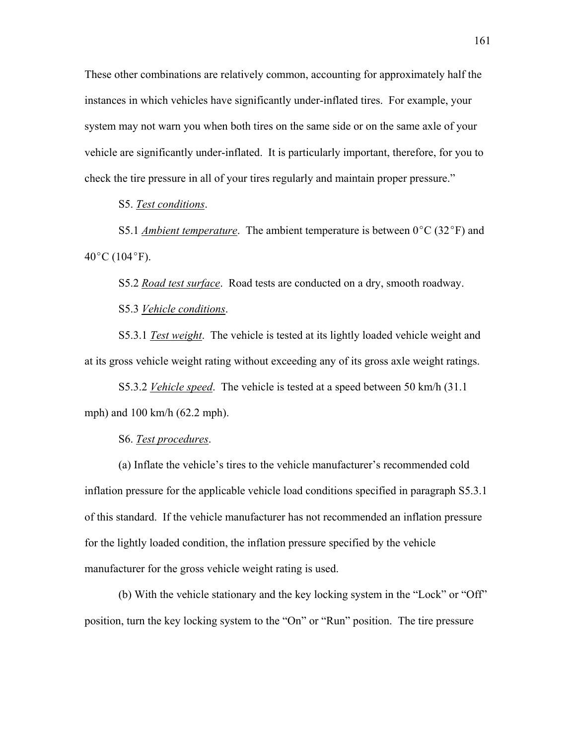These other combinations are relatively common, accounting for approximately half the instances in which vehicles have significantly under-inflated tires. For example, your system may not warn you when both tires on the same side or on the same axle of your vehicle are significantly under-inflated. It is particularly important, therefore, for you to check the tire pressure in all of your tires regularly and maintain proper pressure."

S5. *Test conditions*.

S5.1 *Ambient temperature*. The ambient temperature is between 0°C (32°F) and 40°C (104°F).

S5.2 *Road test surface*. Road tests are conducted on a dry, smooth roadway.

S5.3 *Vehicle conditions*.

S5.3.1 *Test weight*. The vehicle is tested at its lightly loaded vehicle weight and at its gross vehicle weight rating without exceeding any of its gross axle weight ratings.

S5.3.2 *Vehicle speed*. The vehicle is tested at a speed between 50 km/h (31.1 mph) and 100 km/h (62.2 mph).

S6. *Test procedures*.

(a) Inflate the vehicle's tires to the vehicle manufacturer's recommended cold inflation pressure for the applicable vehicle load conditions specified in paragraph S5.3.1 of this standard. If the vehicle manufacturer has not recommended an inflation pressure for the lightly loaded condition, the inflation pressure specified by the vehicle manufacturer for the gross vehicle weight rating is used.

(b) With the vehicle stationary and the key locking system in the "Lock" or "Off" position, turn the key locking system to the "On" or "Run" position. The tire pressure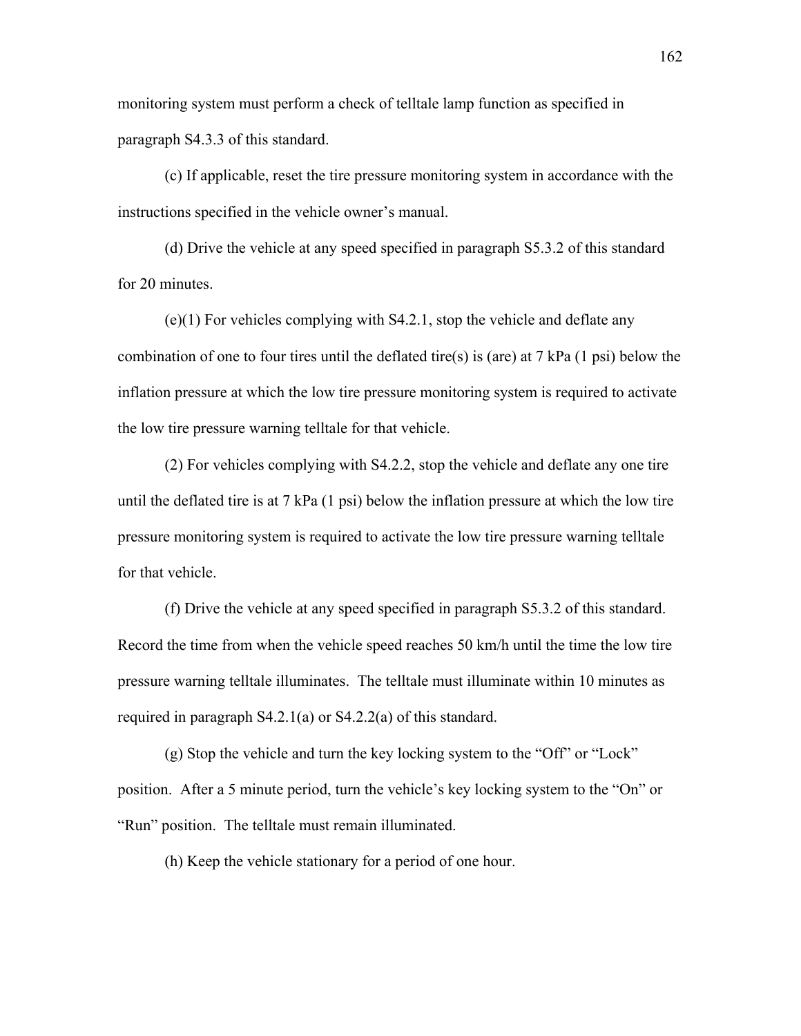monitoring system must perform a check of telltale lamp function as specified in paragraph S4.3.3 of this standard.

(c) If applicable, reset the tire pressure monitoring system in accordance with the instructions specified in the vehicle owner's manual.

(d) Drive the vehicle at any speed specified in paragraph S5.3.2 of this standard for 20 minutes.

(e)(1) For vehicles complying with S4.2.1, stop the vehicle and deflate any combination of one to four tires until the deflated tire(s) is (are) at 7 kPa (1 psi) below the inflation pressure at which the low tire pressure monitoring system is required to activate the low tire pressure warning telltale for that vehicle.

(2) For vehicles complying with S4.2.2, stop the vehicle and deflate any one tire until the deflated tire is at 7 kPa (1 psi) below the inflation pressure at which the low tire pressure monitoring system is required to activate the low tire pressure warning telltale for that vehicle.

(f) Drive the vehicle at any speed specified in paragraph S5.3.2 of this standard. Record the time from when the vehicle speed reaches 50 km/h until the time the low tire pressure warning telltale illuminates. The telltale must illuminate within 10 minutes as required in paragraph S4.2.1(a) or S4.2.2(a) of this standard.

(g) Stop the vehicle and turn the key locking system to the "Off" or "Lock" position. After a 5 minute period, turn the vehicle's key locking system to the "On" or "Run" position. The telltale must remain illuminated.

(h) Keep the vehicle stationary for a period of one hour.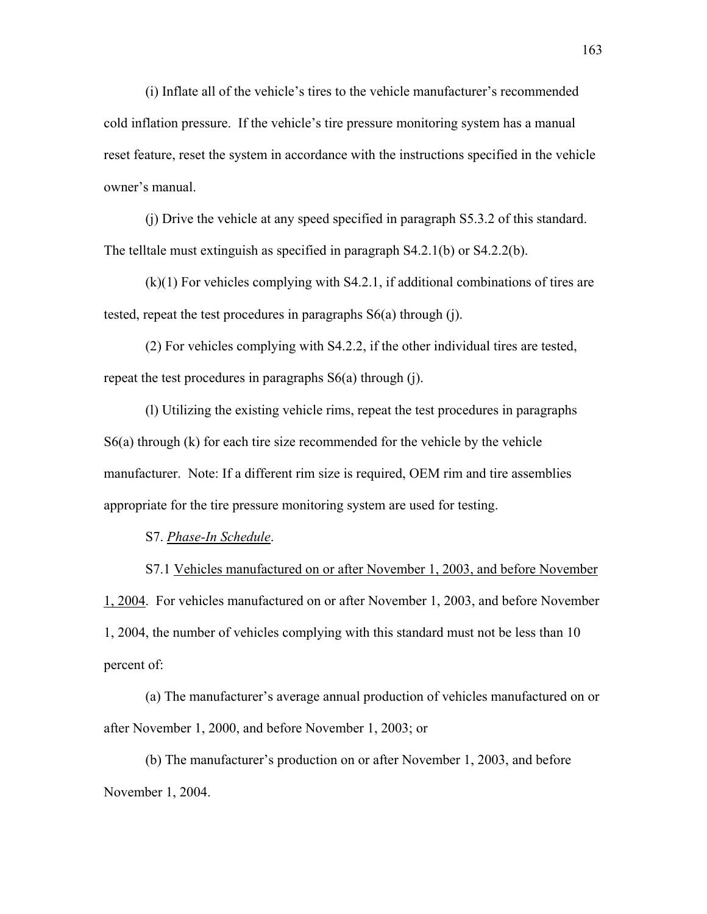(i) Inflate all of the vehicle's tires to the vehicle manufacturer's recommended cold inflation pressure. If the vehicle's tire pressure monitoring system has a manual reset feature, reset the system in accordance with the instructions specified in the vehicle owner's manual.

(j) Drive the vehicle at any speed specified in paragraph S5.3.2 of this standard. The telltale must extinguish as specified in paragraph S4.2.1(b) or S4.2.2(b).

(k)(1) For vehicles complying with S4.2.1, if additional combinations of tires are tested, repeat the test procedures in paragraphs S6(a) through (j).

(2) For vehicles complying with S4.2.2, if the other individual tires are tested, repeat the test procedures in paragraphs S6(a) through (j).

(l) Utilizing the existing vehicle rims, repeat the test procedures in paragraphs S6(a) through (k) for each tire size recommended for the vehicle by the vehicle manufacturer. Note: If a different rim size is required, OEM rim and tire assemblies appropriate for the tire pressure monitoring system are used for testing.

S7. *Phase-In Schedule*.

S7.1 Vehicles manufactured on or after November 1, 2003, and before November 1, 2004. For vehicles manufactured on or after November 1, 2003, and before November 1, 2004, the number of vehicles complying with this standard must not be less than 10 percent of:

(a) The manufacturer's average annual production of vehicles manufactured on or after November 1, 2000, and before November 1, 2003; or

(b) The manufacturer's production on or after November 1, 2003, and before November 1, 2004.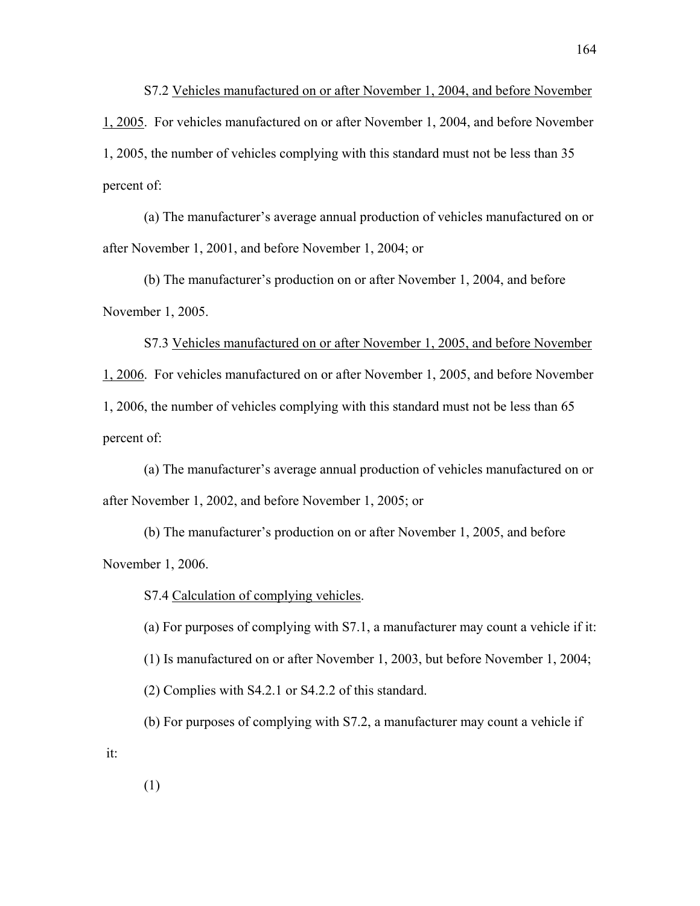S7.2 Vehicles manufactured on or after November 1, 2004, and before November 1, 2005. For vehicles manufactured on or after November 1, 2004, and before November 1, 2005, the number of vehicles complying with this standard must not be less than 35 percent of:

(a) The manufacturer's average annual production of vehicles manufactured on or after November 1, 2001, and before November 1, 2004; or

(b) The manufacturer's production on or after November 1, 2004, and before November 1, 2005.

S7.3 Vehicles manufactured on or after November 1, 2005, and before November 1, 2006. For vehicles manufactured on or after November 1, 2005, and before November 1, 2006, the number of vehicles complying with this standard must not be less than 65 percent of:

(a) The manufacturer's average annual production of vehicles manufactured on or after November 1, 2002, and before November 1, 2005; or

(b) The manufacturer's production on or after November 1, 2005, and before November 1, 2006.

S7.4 Calculation of complying vehicles.

(a) For purposes of complying with S7.1, a manufacturer may count a vehicle if it:

(1) Is manufactured on or after November 1, 2003, but before November 1, 2004;

(2) Complies with S4.2.1 or S4.2.2 of this standard.

(b) For purposes of complying with S7.2, a manufacturer may count a vehicle if it:

(1)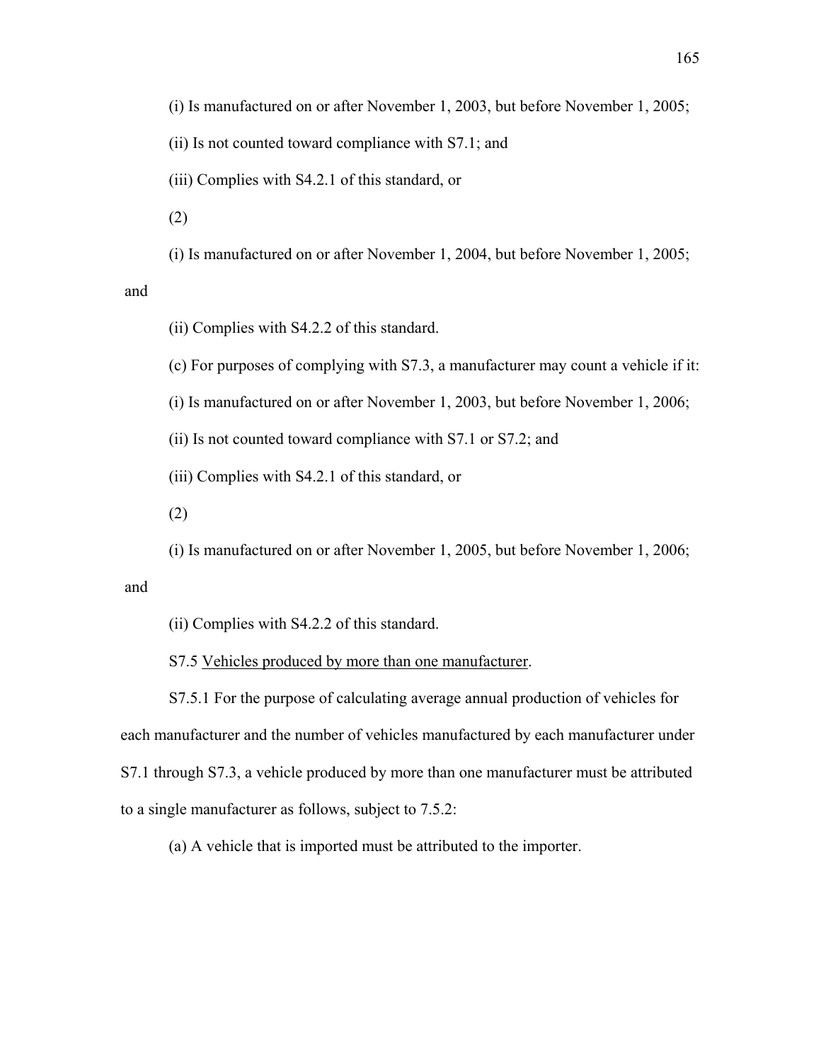(i) Is manufactured on or after November 1, 2003, but before November 1, 2005;

(ii) Is not counted toward compliance with S7.1; and

(iii) Complies with S4.2.1 of this standard, or

(2)

(i) Is manufactured on or after November 1, 2004, but before November 1, 2005; and

(ii) Complies with S4.2.2 of this standard.

(c) For purposes of complying with S7.3, a manufacturer may count a vehicle if it:

(i) Is manufactured on or after November 1, 2003, but before November 1, 2006;

(ii) Is not counted toward compliance with S7.1 or S7.2; and

(iii) Complies with S4.2.1 of this standard, or

(2)

(i) Is manufactured on or after November 1, 2005, but before November 1, 2006; and

(ii) Complies with S4.2.2 of this standard.

S7.5 Vehicles produced by more than one manufacturer.

S7.5.1 For the purpose of calculating average annual production of vehicles for each manufacturer and the number of vehicles manufactured by each manufacturer under S7.1 through S7.3, a vehicle produced by more than one manufacturer must be attributed to a single manufacturer as follows, subject to 7.5.2:

(a) A vehicle that is imported must be attributed to the importer.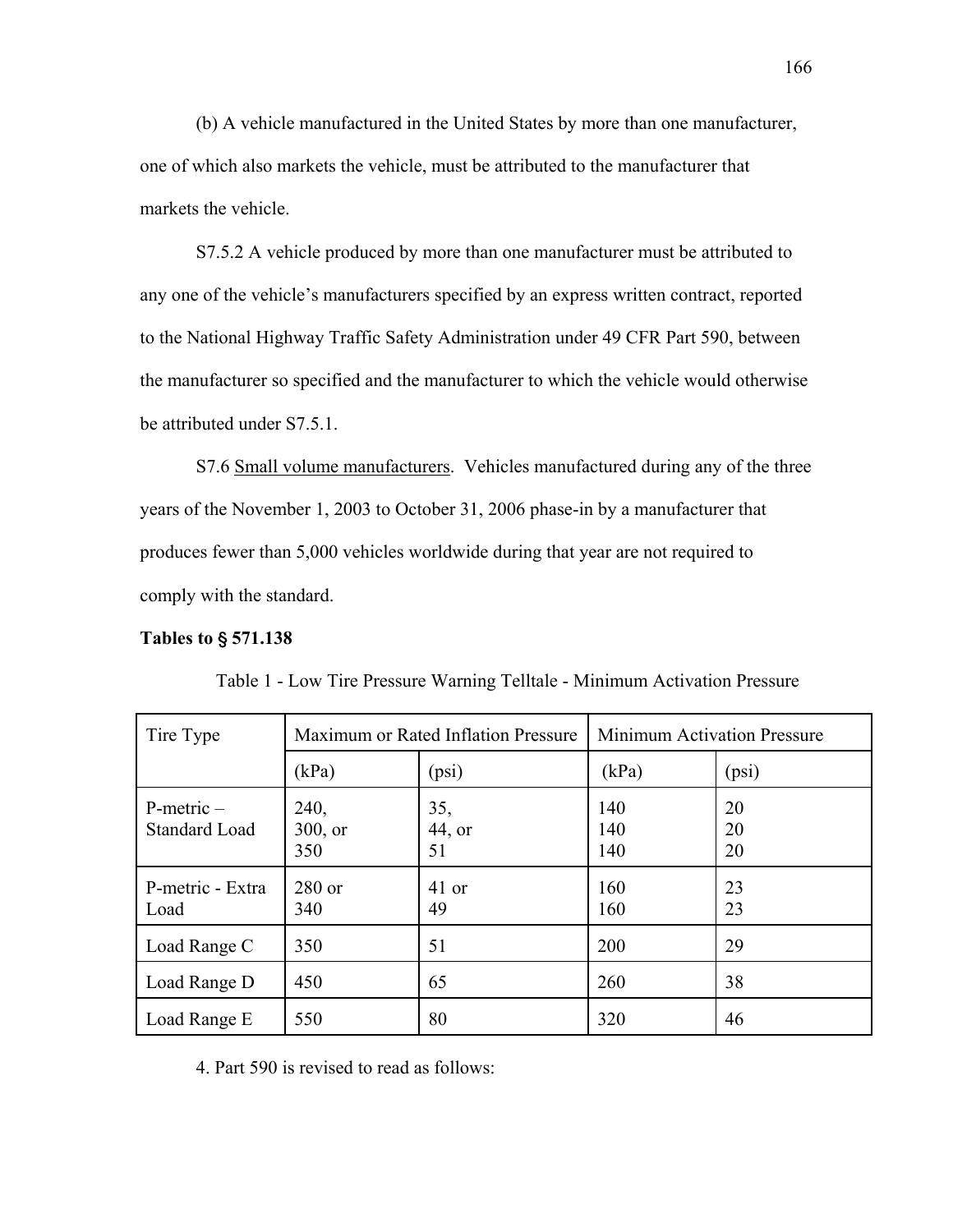(b) A vehicle manufactured in the United States by more than one manufacturer, one of which also markets the vehicle, must be attributed to the manufacturer that markets the vehicle.

S7.5.2 A vehicle produced by more than one manufacturer must be attributed to any one of the vehicle's manufacturers specified by an express written contract, reported to the National Highway Traffic Safety Administration under 49 CFR Part 590, between the manufacturer so specified and the manufacturer to which the vehicle would otherwise be attributed under S7.5.1.

S7.6 Small volume manufacturers. Vehicles manufactured during any of the three years of the November 1, 2003 to October 31, 2006 phase-in by a manufacturer that produces fewer than 5,000 vehicles worldwide during that year are not required to comply with the standard.

**Tables to § 571.138**

Table 1 - Low Tire Pressure Warning Telltale - Minimum Activation Pressure

| Tire Type | Maximum or Rated Inflation Pressure | | Minimum Activation Pressure | |
|---|---|---|---|---|
| | (kPa) | (psi) | (kPa) | (psi) |
| P-metric – Standard Load | 240, 300, or 350 | 35, 44, or 51 | 140 140 140 | 20 20 20 |
| P-metric - Extra Load | 280 or 340 | 41 or 49 | 160 160 | 23 23 |
| Load Range C | 350 | 51 | 200 | 29 |
| Load Range D | 450 | 65 | 260 | 38 |
| Load Range E | 550 | 80 | 320 | 46 |

4. Part 590 is revised to read as follows: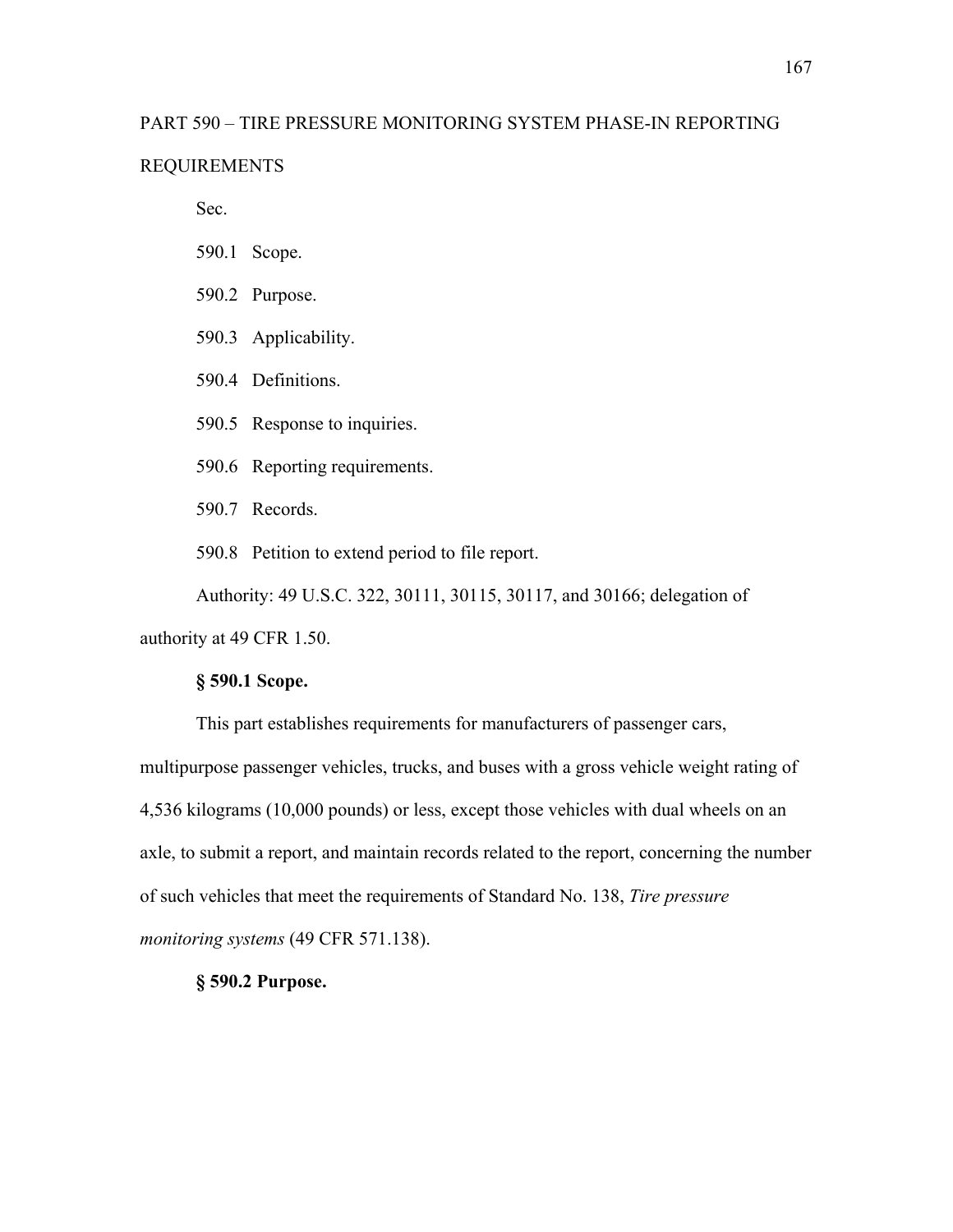# PART 590 – TIRE PRESSURE MONITORING SYSTEM PHASE-IN REPORTING REQUIREMENTS

Sec.

590.1 Scope.

590.2 Purpose.

590.3 Applicability.

590.4 Definitions.

590.5 Response to inquiries.

590.6 Reporting requirements.

590.7 Records.

590.8 Petition to extend period to file report.

Authority: 49 U.S.C. 322, 30111, 30115, 30117, and 30166; delegation of authority at 49 CFR 1.50.

**§ 590.1 Scope.**

This part establishes requirements for manufacturers of passenger cars, multipurpose passenger vehicles, trucks, and buses with a gross vehicle weight rating of 4,536 kilograms (10,000 pounds) or less, except those vehicles with dual wheels on an axle, to submit a report, and maintain records related to the report, concerning the number of such vehicles that meet the requirements of Standard No. 138, *Tire pressure monitoring systems* (49 CFR 571.138).

**§ 590.2 Purpose.**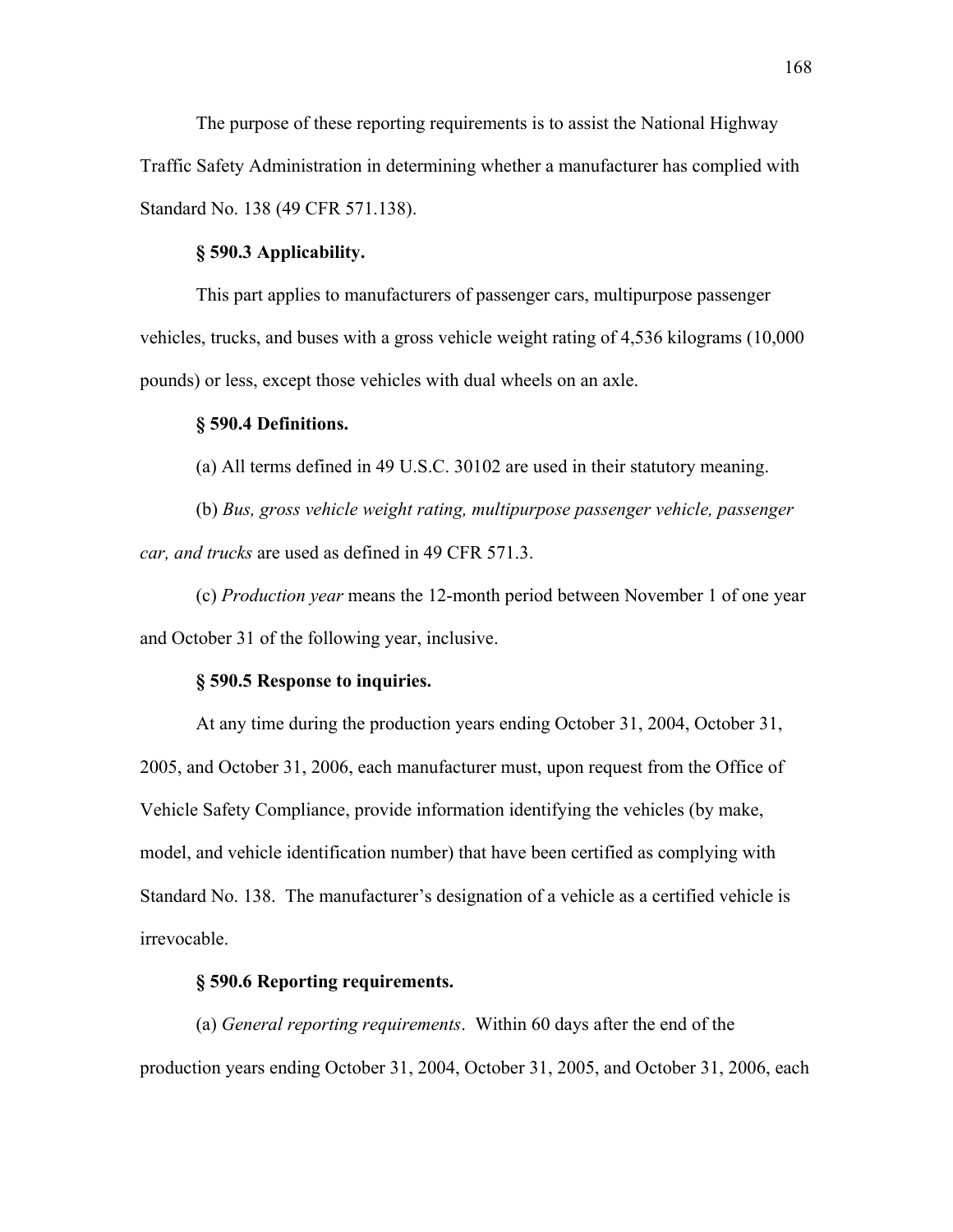The purpose of these reporting requirements is to assist the National Highway Traffic Safety Administration in determining whether a manufacturer has complied with Standard No. 138 (49 CFR 571.138).

### § 590.3 Applicability.

This part applies to manufacturers of passenger cars, multipurpose passenger vehicles, trucks, and buses with a gross vehicle weight rating of 4,536 kilograms (10,000 pounds) or less, except those vehicles with dual wheels on an axle.

### § 590.4 Definitions.

(a) All terms defined in 49 U.S.C. 30102 are used in their statutory meaning.

(b) *Bus, gross vehicle weight rating, multipurpose passenger vehicle, passenger car, and trucks* are used as defined in 49 CFR 571.3.

(c) *Production year* means the 12-month period between November 1 of one year and October 31 of the following year, inclusive.

### § 590.5 Response to inquiries.

At any time during the production years ending October 31, 2004, October 31, 2005, and October 31, 2006, each manufacturer must, upon request from the Office of Vehicle Safety Compliance, provide information identifying the vehicles (by make, model, and vehicle identification number) that have been certified as complying with Standard No. 138. The manufacturer's designation of a vehicle as a certified vehicle is irrevocable.

### § 590.6 Reporting requirements.

(a) *General reporting requirements*. Within 60 days after the end of the production years ending October 31, 2004, October 31, 2005, and October 31, 2006, each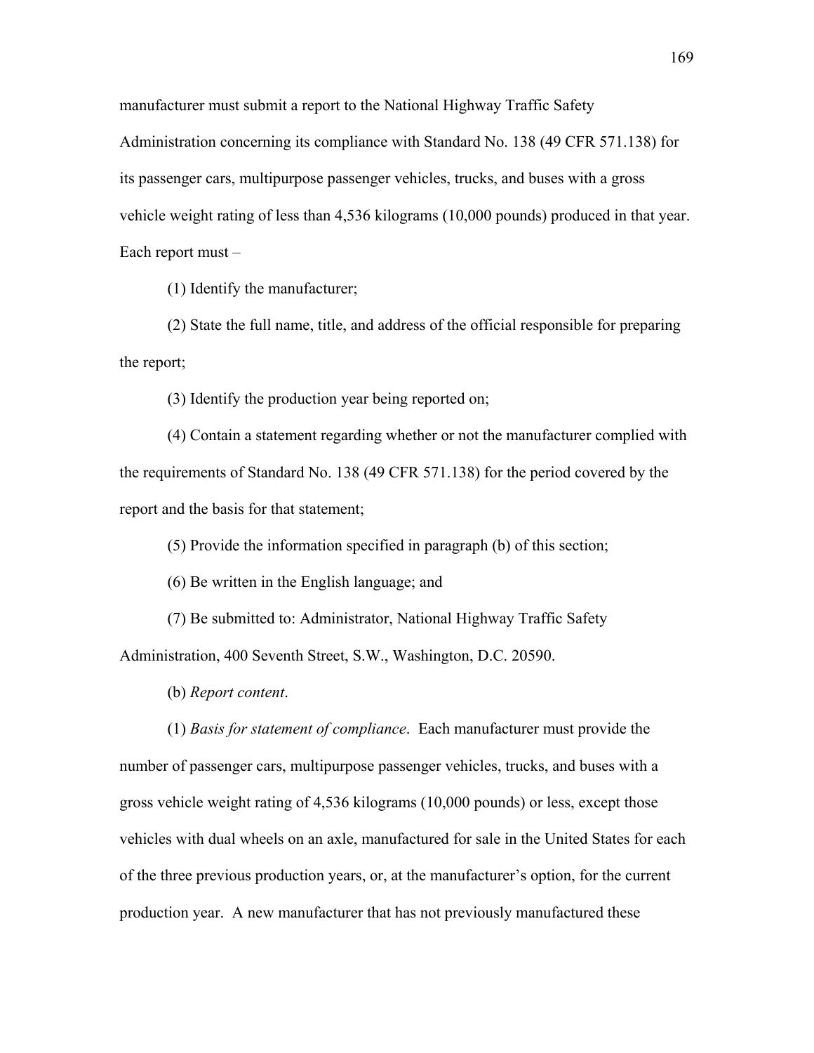manufacturer must submit a report to the National Highway Traffic Safety Administration concerning its compliance with Standard No. 138 (49 CFR 571.138) for its passenger cars, multipurpose passenger vehicles, trucks, and buses with a gross vehicle weight rating of less than 4,536 kilograms (10,000 pounds) produced in that year. Each report must –

(1) Identify the manufacturer;

(2) State the full name, title, and address of the official responsible for preparing the report;

(3) Identify the production year being reported on;

(4) Contain a statement regarding whether or not the manufacturer complied with the requirements of Standard No. 138 (49 CFR 571.138) for the period covered by the report and the basis for that statement;

(5) Provide the information specified in paragraph (b) of this section;

(6) Be written in the English language; and

(7) Be submitted to: Administrator, National Highway Traffic Safety Administration, 400 Seventh Street, S.W., Washington, D.C. 20590.

(b) *Report content*.

(1) *Basis for statement of compliance*. Each manufacturer must provide the number of passenger cars, multipurpose passenger vehicles, trucks, and buses with a gross vehicle weight rating of 4,536 kilograms (10,000 pounds) or less, except those vehicles with dual wheels on an axle, manufactured for sale in the United States for each of the three previous production years, or, at the manufacturer's option, for the current production year. A new manufacturer that has not previously manufactured these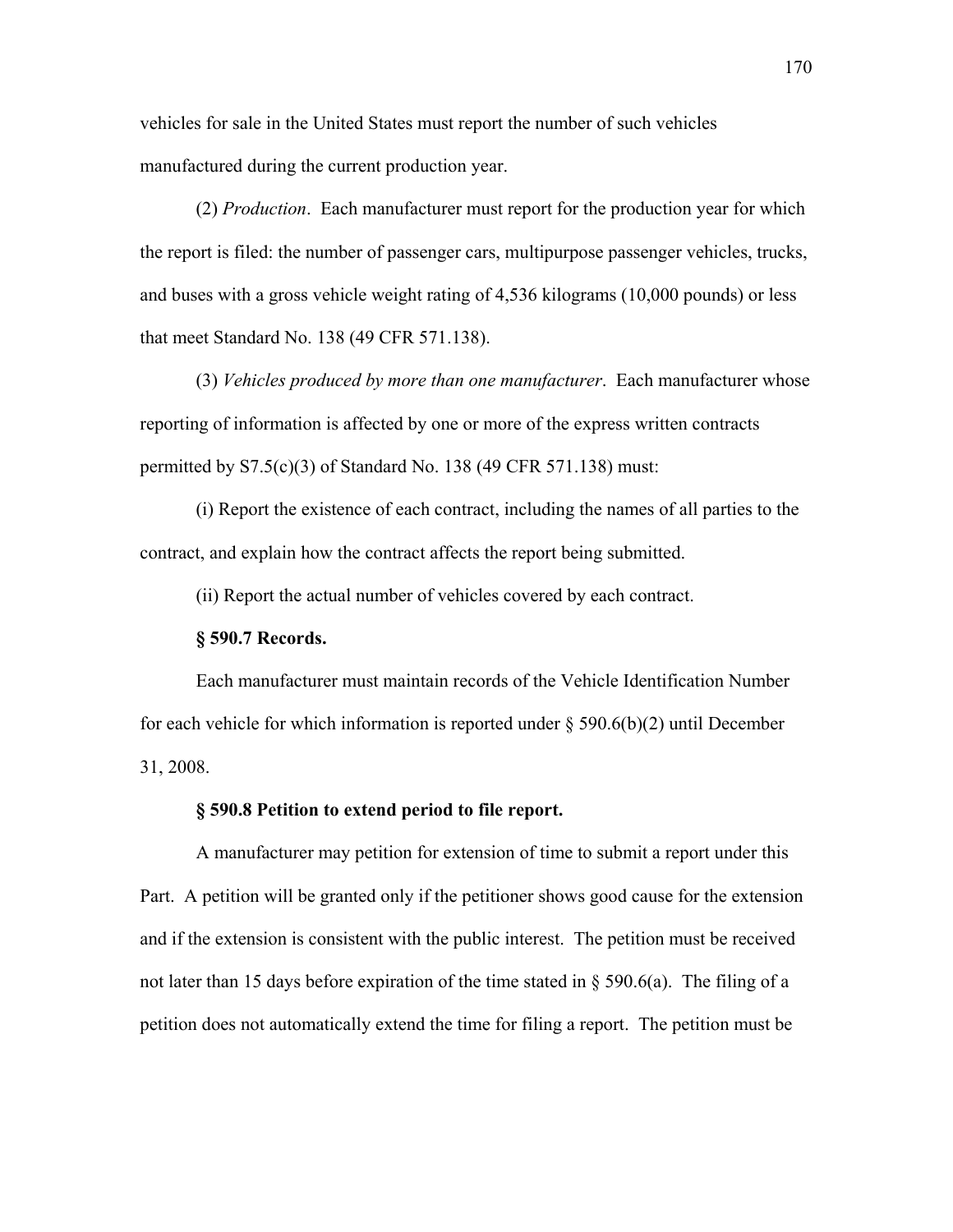vehicles for sale in the United States must report the number of such vehicles manufactured during the current production year.

(2) *Production*. Each manufacturer must report for the production year for which the report is filed: the number of passenger cars, multipurpose passenger vehicles, trucks, and buses with a gross vehicle weight rating of 4,536 kilograms (10,000 pounds) or less that meet Standard No. 138 (49 CFR 571.138).

(3) *Vehicles produced by more than one manufacturer*. Each manufacturer whose reporting of information is affected by one or more of the express written contracts permitted by S7.5(c)(3) of Standard No. 138 (49 CFR 571.138) must:

(i) Report the existence of each contract, including the names of all parties to the contract, and explain how the contract affects the report being submitted.

(ii) Report the actual number of vehicles covered by each contract.

**§ 590.7 Records.**

Each manufacturer must maintain records of the Vehicle Identification Number for each vehicle for which information is reported under § 590.6(b)(2) until December 31, 2008.

**§ 590.8 Petition to extend period to file report.**

A manufacturer may petition for extension of time to submit a report under this Part. A petition will be granted only if the petitioner shows good cause for the extension and if the extension is consistent with the public interest. The petition must be received not later than 15 days before expiration of the time stated in § 590.6(a). The filing of a petition does not automatically extend the time for filing a report. The petition must be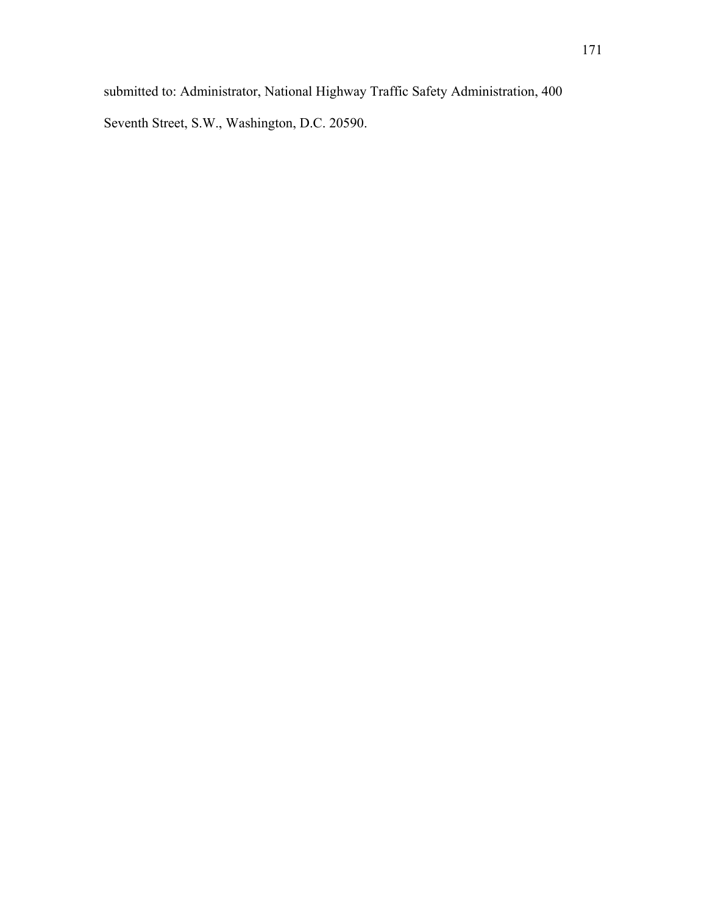submitted to: Administrator, National Highway Traffic Safety Administration, 400 Seventh Street, S.W., Washington, D.C. 20590.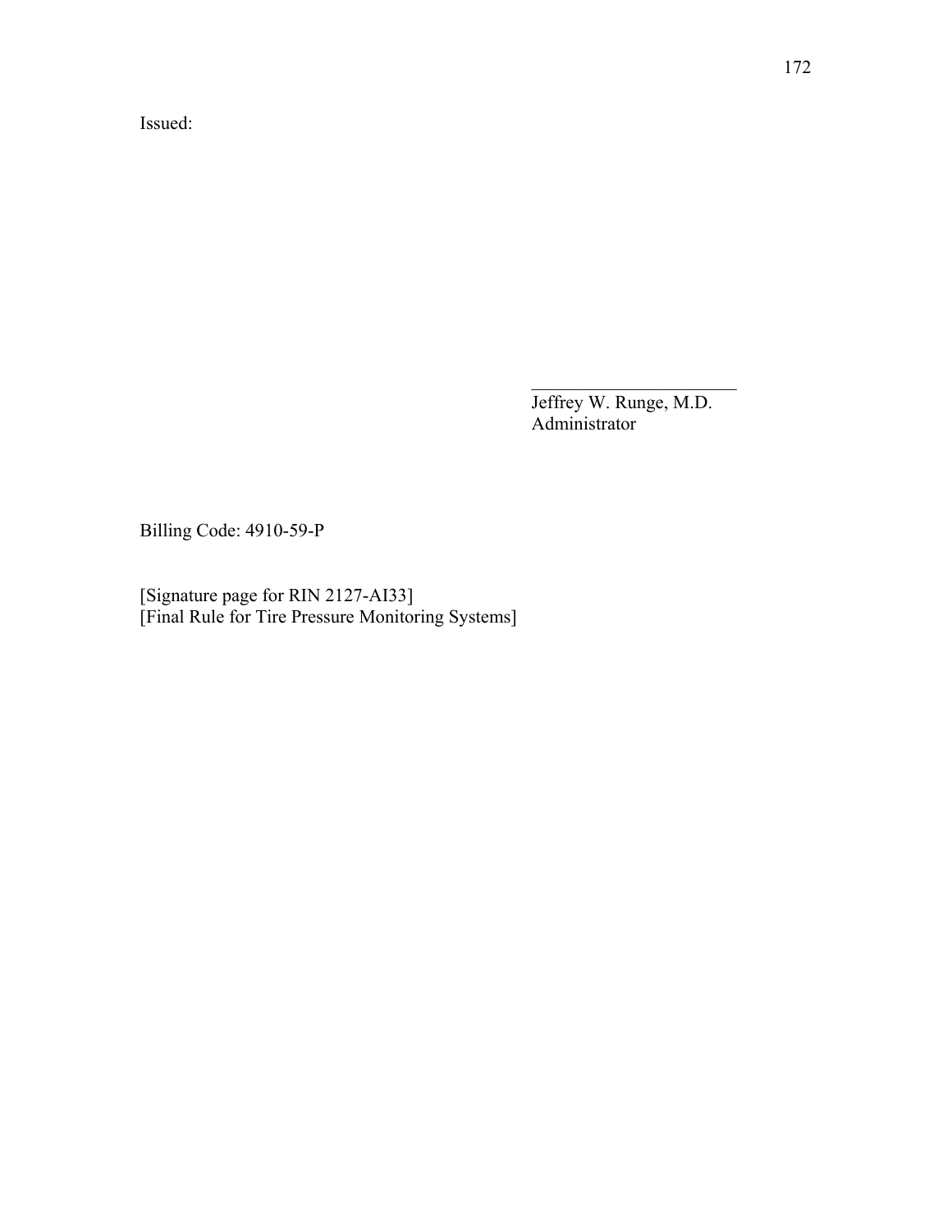Issued:

\_\_\_\_\_\_\_\_\_\_\_\_\_\_\_\_\_\_\_\_\_\_\_\_

Jeffrey W. Runge, M.D.
Administrator

Billing Code: 4910-59-P

[Signature page for RIN 2127-AI33]
[Final Rule for Tire Pressure Monitoring Systems]